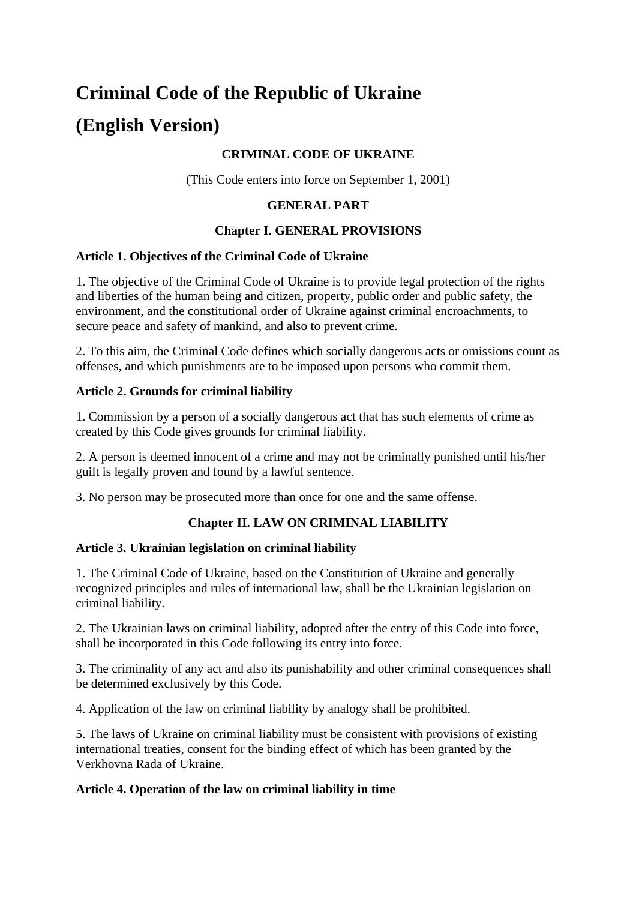# Criminal Code of the Republic of Ukraine

# (English Version)

### CRIMINAL CODE OF UKRAINE

(This Code enters into force on September 1, 2001)

### GENERAL PART

### Chapter I. GENERAL PROVISIONS

**Article 1. Objectives of the Criminal Code of Ukraine**

1. The objective of the Criminal Code of Ukraine is to provide legal protection of the rights and liberties of the human being and citizen, property, public order and public safety, the environment, and the constitutional order of Ukraine against criminal encroachments, to secure peace and safety of mankind, and also to prevent crime.

2. To this aim, the Criminal Code defines which socially dangerous acts or omissions count as offenses, and which punishments are to be imposed upon persons who commit them.

**Article 2. Grounds for criminal liability**

1. Commission by a person of a socially dangerous act that has such elements of crime as created by this Code gives grounds for criminal liability.

2. A person is deemed innocent of a crime and may not be criminally punished until his/her guilt is legally proven and found by a lawful sentence.

3. No person may be prosecuted more than once for one and the same offense.

### Chapter II. LAW ON CRIMINAL LIABILITY

**Article 3. Ukrainian legislation on criminal liability**

1. The Criminal Code of Ukraine, based on the Constitution of Ukraine and generally recognized principles and rules of international law, shall be the Ukrainian legislation on criminal liability.

2. The Ukrainian laws on criminal liability, adopted after the entry of this Code into force, shall be incorporated in this Code following its entry into force.

3. The criminality of any act and also its punishability and other criminal consequences shall be determined exclusively by this Code.

4. Application of the law on criminal liability by analogy shall be prohibited.

5. The laws of Ukraine on criminal liability must be consistent with provisions of existing international treaties, consent for the binding effect of which has been granted by the Verkhovna Rada of Ukraine.

**Article 4. Operation of the law on criminal liability in time**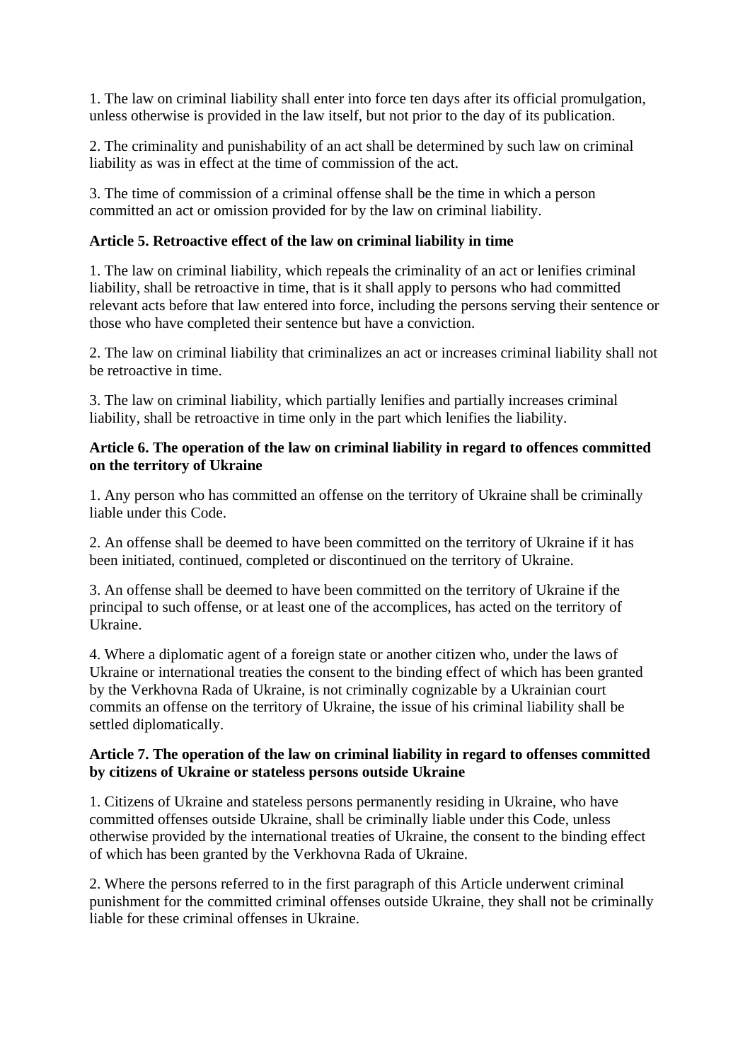1. The law on criminal liability shall enter into force ten days after its official promulgation, unless otherwise is provided in the law itself, but not prior to the day of its publication.

2. The criminality and punishability of an act shall be determined by such law on criminal liability as was in effect at the time of commission of the act.

3. The time of commission of a criminal offense shall be the time in which a person committed an act or omission provided for by the law on criminal liability.

**Article 5. Retroactive effect of the law on criminal liability in time**

1. The law on criminal liability, which repeals the criminality of an act or lenifies criminal liability, shall be retroactive in time, that is it shall apply to persons who had committed relevant acts before that law entered into force, including the persons serving their sentence or those who have completed their sentence but have a conviction.

2. The law on criminal liability that criminalizes an act or increases criminal liability shall not be retroactive in time.

3. The law on criminal liability, which partially lenifies and partially increases criminal liability, shall be retroactive in time only in the part which lenifies the liability.

**Article 6. The operation of the law on criminal liability in regard to offences committed on the territory of Ukraine**

1. Any person who has committed an offense on the territory of Ukraine shall be criminally liable under this Code.

2. An offense shall be deemed to have been committed on the territory of Ukraine if it has been initiated, continued, completed or discontinued on the territory of Ukraine.

3. An offense shall be deemed to have been committed on the territory of Ukraine if the principal to such offense, or at least one of the accomplices, has acted on the territory of Ukraine.

4. Where a diplomatic agent of a foreign state or another citizen who, under the laws of Ukraine or international treaties the consent to the binding effect of which has been granted by the Verkhovna Rada of Ukraine, is not criminally cognizable by a Ukrainian court commits an offense on the territory of Ukraine, the issue of his criminal liability shall be settled diplomatically.

**Article 7. The operation of the law on criminal liability in regard to offenses committed by citizens of Ukraine or stateless persons outside Ukraine**

1. Citizens of Ukraine and stateless persons permanently residing in Ukraine, who have committed offenses outside Ukraine, shall be criminally liable under this Code, unless otherwise provided by the international treaties of Ukraine, the consent to the binding effect of which has been granted by the Verkhovna Rada of Ukraine.

2. Where the persons referred to in the first paragraph of this Article underwent criminal punishment for the committed criminal offenses outside Ukraine, they shall not be criminally liable for these criminal offenses in Ukraine.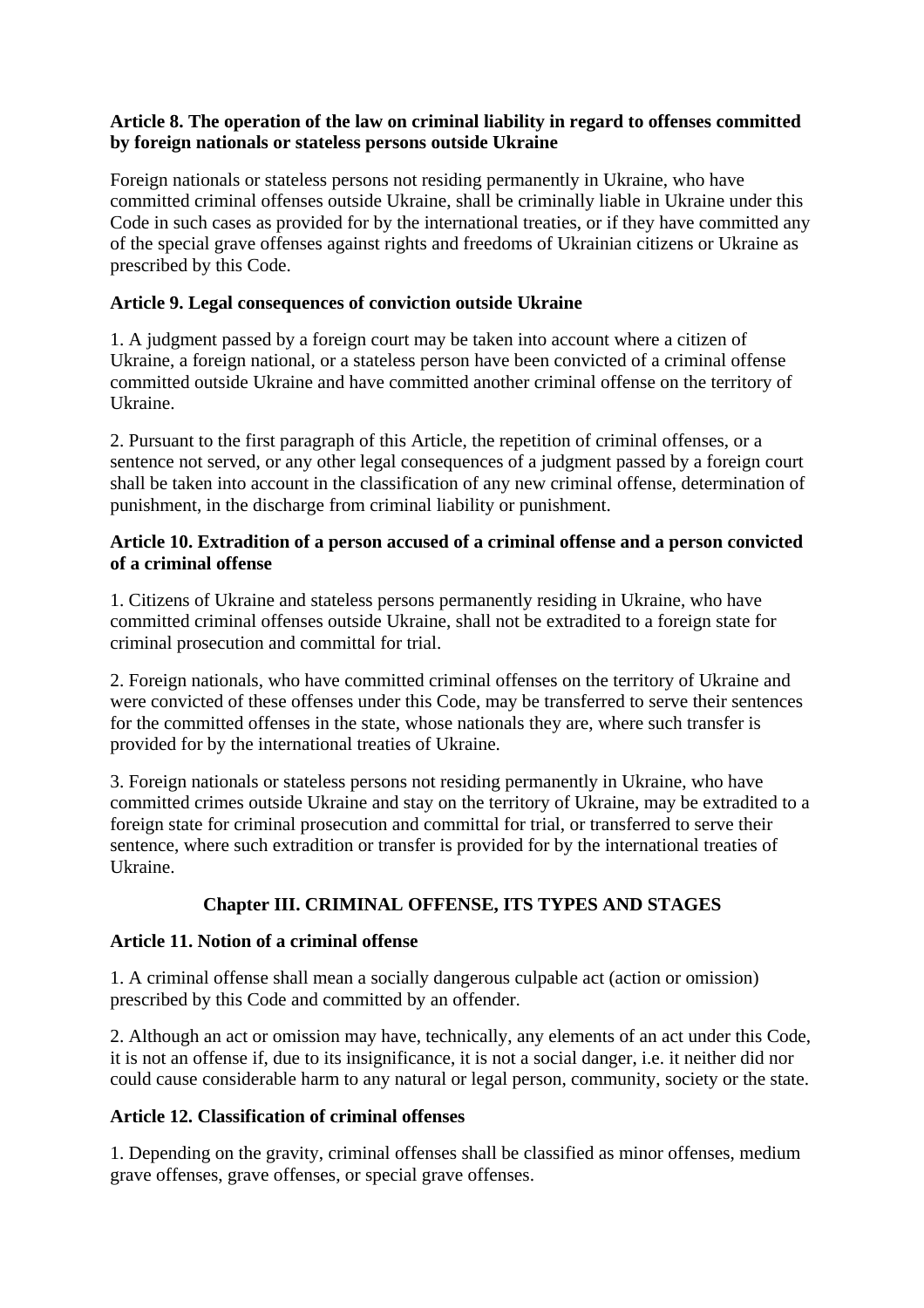**Article 8. The operation of the law on criminal liability in regard to offenses committed by foreign nationals or stateless persons outside Ukraine**

Foreign nationals or stateless persons not residing permanently in Ukraine, who have committed criminal offenses outside Ukraine, shall be criminally liable in Ukraine under this Code in such cases as provided for by the international treaties, or if they have committed any of the special grave offenses against rights and freedoms of Ukrainian citizens or Ukraine as prescribed by this Code.

**Article 9. Legal consequences of conviction outside Ukraine**

1. A judgment passed by a foreign court may be taken into account where a citizen of Ukraine, a foreign national, or a stateless person have been convicted of a criminal offense committed outside Ukraine and have committed another criminal offense on the territory of Ukraine.

2. Pursuant to the first paragraph of this Article, the repetition of criminal offenses, or a sentence not served, or any other legal consequences of a judgment passed by a foreign court shall be taken into account in the classification of any new criminal offense, determination of punishment, in the discharge from criminal liability or punishment.

**Article 10. Extradition of a person accused of a criminal offense and a person convicted of a criminal offense**

1. Citizens of Ukraine and stateless persons permanently residing in Ukraine, who have committed criminal offenses outside Ukraine, shall not be extradited to a foreign state for criminal prosecution and committal for trial.

2. Foreign nationals, who have committed criminal offenses on the territory of Ukraine and were convicted of these offenses under this Code, may be transferred to serve their sentences for the committed offenses in the state, whose nationals they are, where such transfer is provided for by the international treaties of Ukraine.

3. Foreign nationals or stateless persons not residing permanently in Ukraine, who have committed crimes outside Ukraine and stay on the territory of Ukraine, may be extradited to a foreign state for criminal prosecution and committal for trial, or transferred to serve their sentence, where such extradition or transfer is provided for by the international treaties of Ukraine.

## Chapter III. CRIMINAL OFFENSE, ITS TYPES AND STAGES

**Article 11. Notion of a criminal offense**

1. A criminal offense shall mean a socially dangerous culpable act (action or omission) prescribed by this Code and committed by an offender.

2. Although an act or omission may have, technically, any elements of an act under this Code, it is not an offense if, due to its insignificance, it is not a social danger, i.e. it neither did nor could cause considerable harm to any natural or legal person, community, society or the state.

**Article 12. Classification of criminal offenses**

1. Depending on the gravity, criminal offenses shall be classified as minor offenses, medium grave offenses, grave offenses, or special grave offenses.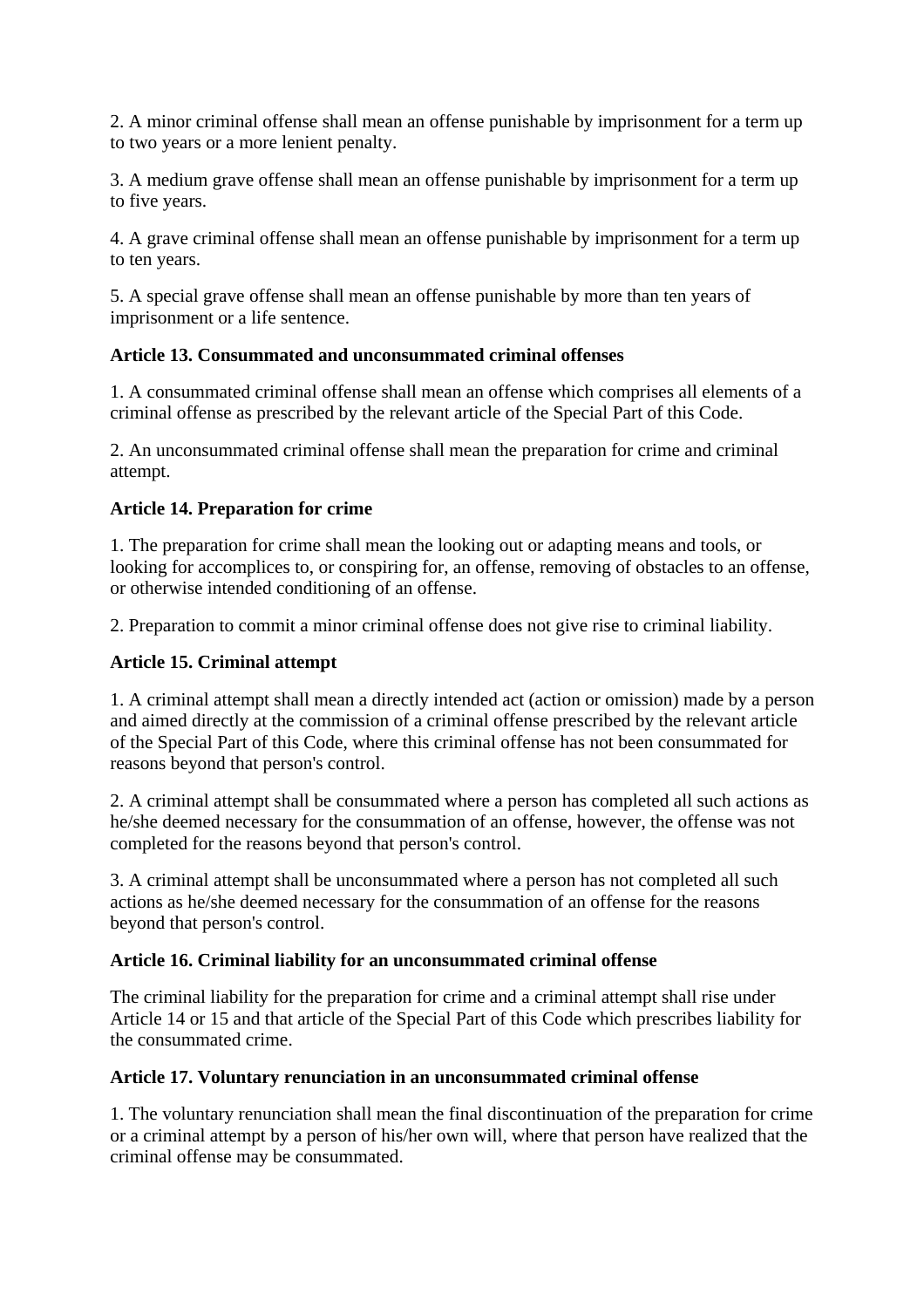2. A minor criminal offense shall mean an offense punishable by imprisonment for a term up to two years or a more lenient penalty.

3. A medium grave offense shall mean an offense punishable by imprisonment for a term up to five years.

4. A grave criminal offense shall mean an offense punishable by imprisonment for a term up to ten years.

5. A special grave offense shall mean an offense punishable by more than ten years of imprisonment or a life sentence.

**Article 13. Consummated and unconsummated criminal offenses**

1. A consummated criminal offense shall mean an offense which comprises all elements of a criminal offense as prescribed by the relevant article of the Special Part of this Code.

2. An unconsummated criminal offense shall mean the preparation for crime and criminal attempt.

**Article 14. Preparation for crime**

1. The preparation for crime shall mean the looking out or adapting means and tools, or looking for accomplices to, or conspiring for, an offense, removing of obstacles to an offense, or otherwise intended conditioning of an offense.

2. Preparation to commit a minor criminal offense does not give rise to criminal liability.

**Article 15. Criminal attempt**

1. A criminal attempt shall mean a directly intended act (action or omission) made by a person and aimed directly at the commission of a criminal offense prescribed by the relevant article of the Special Part of this Code, where this criminal offense has not been consummated for reasons beyond that person's control.

2. A criminal attempt shall be consummated where a person has completed all such actions as he/she deemed necessary for the consummation of an offense, however, the offense was not completed for the reasons beyond that person's control.

3. A criminal attempt shall be unconsummated where a person has not completed all such actions as he/she deemed necessary for the consummation of an offense for the reasons beyond that person's control.

**Article 16. Criminal liability for an unconsummated criminal offense**

The criminal liability for the preparation for crime and a criminal attempt shall rise under Article 14 or 15 and that article of the Special Part of this Code which prescribes liability for the consummated crime.

**Article 17. Voluntary renunciation in an unconsummated criminal offense**

1. The voluntary renunciation shall mean the final discontinuation of the preparation for crime or a criminal attempt by a person of his/her own will, where that person have realized that the criminal offense may be consummated.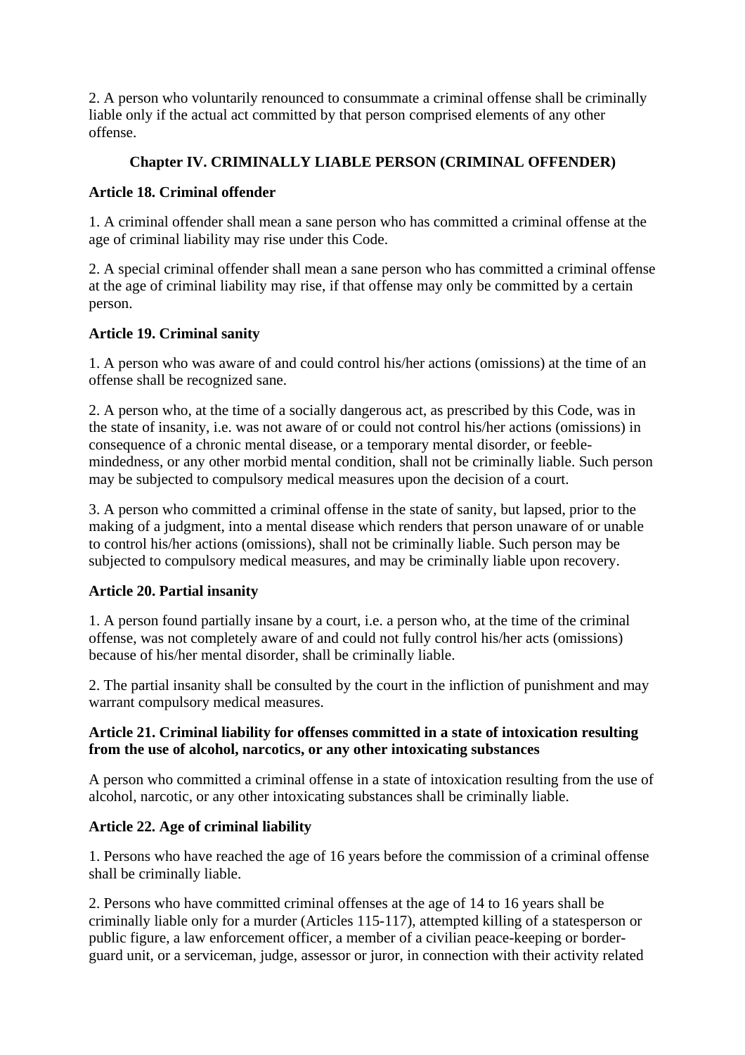2. A person who voluntarily renounced to consummate a criminal offense shall be criminally liable only if the actual act committed by that person comprised elements of any other offense.

## Chapter IV. CRIMINALLY LIABLE PERSON (CRIMINAL OFFENDER)

### Article 18. Criminal offender

1. A criminal offender shall mean a sane person who has committed a criminal offense at the age of criminal liability may rise under this Code.

2. A special criminal offender shall mean a sane person who has committed a criminal offense at the age of criminal liability may rise, if that offense may only be committed by a certain person.

### Article 19. Criminal sanity

1. A person who was aware of and could control his/her actions (omissions) at the time of an offense shall be recognized sane.

2. A person who, at the time of a socially dangerous act, as prescribed by this Code, was in the state of insanity, i.e. was not aware of or could not control his/her actions (omissions) in consequence of a chronic mental disease, or a temporary mental disorder, or feeble-mindedness, or any other morbid mental condition, shall not be criminally liable. Such person may be subjected to compulsory medical measures upon the decision of a court.

3. A person who committed a criminal offense in the state of sanity, but lapsed, prior to the making of a judgment, into a mental disease which renders that person unaware of or unable to control his/her actions (omissions), shall not be criminally liable. Such person may be subjected to compulsory medical measures, and may be criminally liable upon recovery.

### Article 20. Partial insanity

1. A person found partially insane by a court, i.e. a person who, at the time of the criminal offense, was not completely aware of and could not fully control his/her acts (omissions) because of his/her mental disorder, shall be criminally liable.

2. The partial insanity shall be consulted by the court in the infliction of punishment and may warrant compulsory medical measures.

### Article 21. Criminal liability for offenses committed in a state of intoxication resulting from the use of alcohol, narcotics, or any other intoxicating substances

A person who committed a criminal offense in a state of intoxication resulting from the use of alcohol, narcotic, or any other intoxicating substances shall be criminally liable.

### Article 22. Age of criminal liability

1. Persons who have reached the age of 16 years before the commission of a criminal offense shall be criminally liable.

2. Persons who have committed criminal offenses at the age of 14 to 16 years shall be criminally liable only for a murder (Articles 115-117), attempted killing of a statesperson or public figure, a law enforcement officer, a member of a civilian peace-keeping or border-guard unit, or a serviceman, judge, assessor or juror, in connection with their activity related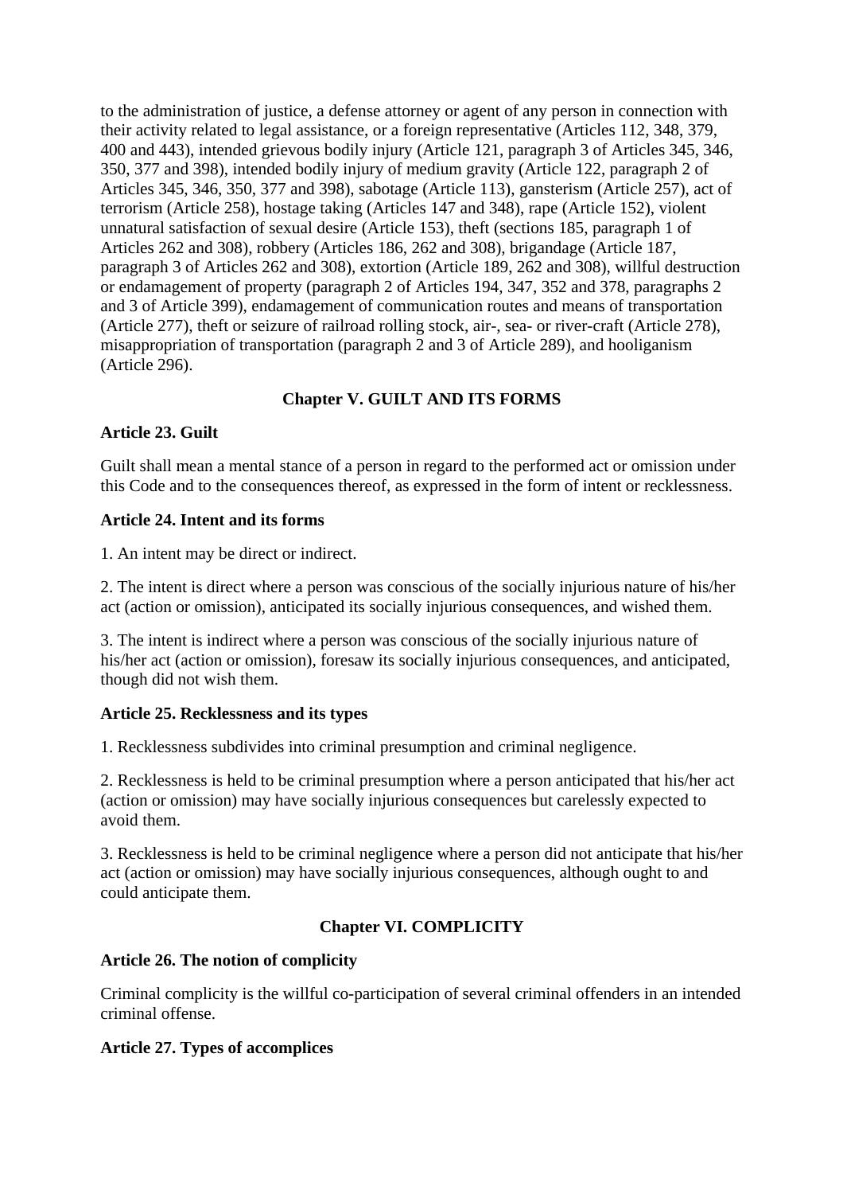to the administration of justice, a defense attorney or agent of any person in connection with their activity related to legal assistance, or a foreign representative (Articles 112, 348, 379, 400 and 443), intended grievous bodily injury (Article 121, paragraph 3 of Articles 345, 346, 350, 377 and 398), intended bodily injury of medium gravity (Article 122, paragraph 2 of Articles 345, 346, 350, 377 and 398), sabotage (Article 113), gansterism (Article 257), act of terrorism (Article 258), hostage taking (Articles 147 and 348), rape (Article 152), violent unnatural satisfaction of sexual desire (Article 153), theft (sections 185, paragraph 1 of Articles 262 and 308), robbery (Articles 186, 262 and 308), brigandage (Article 187, paragraph 3 of Articles 262 and 308), extortion (Article 189, 262 and 308), willful destruction or endamagement of property (paragraph 2 of Articles 194, 347, 352 and 378, paragraphs 2 and 3 of Article 399), endamagement of communication routes and means of transportation (Article 277), theft or seizure of railroad rolling stock, air-, sea- or river-craft (Article 278), misappropriation of transportation (paragraph 2 and 3 of Article 289), and hooliganism (Article 296).

## Chapter V. GUILT AND ITS FORMS

### Article 23. Guilt

Guilt shall mean a mental stance of a person in regard to the performed act or omission under this Code and to the consequences thereof, as expressed in the form of intent or recklessness.

### Article 24. Intent and its forms

1. An intent may be direct or indirect.

2. The intent is direct where a person was conscious of the socially injurious nature of his/her act (action or omission), anticipated its socially injurious consequences, and wished them.

3. The intent is indirect where a person was conscious of the socially injurious nature of his/her act (action or omission), foresaw its socially injurious consequences, and anticipated, though did not wish them.

### Article 25. Recklessness and its types

1. Recklessness subdivides into criminal presumption and criminal negligence.

2. Recklessness is held to be criminal presumption where a person anticipated that his/her act (action or omission) may have socially injurious consequences but carelessly expected to avoid them.

3. Recklessness is held to be criminal negligence where a person did not anticipate that his/her act (action or omission) may have socially injurious consequences, although ought to and could anticipate them.

## Chapter VI. COMPLICITY

### Article 26. The notion of complicity

Criminal complicity is the willful co-participation of several criminal offenders in an intended criminal offense.

### Article 27. Types of accomplices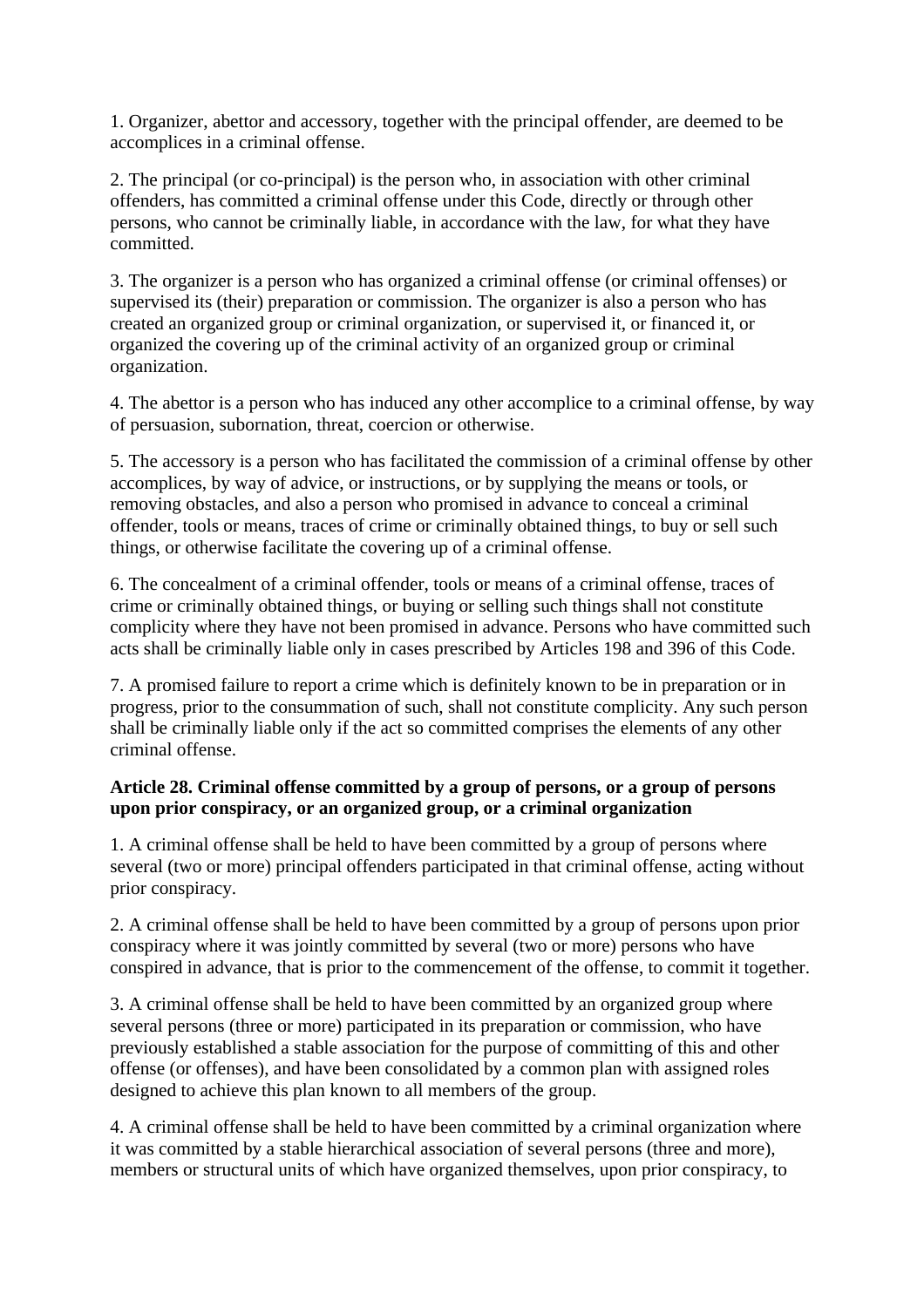1. Organizer, abettor and accessory, together with the principal offender, are deemed to be accomplices in a criminal offense.

2. The principal (or co-principal) is the person who, in association with other criminal offenders, has committed a criminal offense under this Code, directly or through other persons, who cannot be criminally liable, in accordance with the law, for what they have committed.

3. The organizer is a person who has organized a criminal offense (or criminal offenses) or supervised its (their) preparation or commission. The organizer is also a person who has created an organized group or criminal organization, or supervised it, or financed it, or organized the covering up of the criminal activity of an organized group or criminal organization.

4. The abettor is a person who has induced any other accomplice to a criminal offense, by way of persuasion, subornation, threat, coercion or otherwise.

5. The accessory is a person who has facilitated the commission of a criminal offense by other accomplices, by way of advice, or instructions, or by supplying the means or tools, or removing obstacles, and also a person who promised in advance to conceal a criminal offender, tools or means, traces of crime or criminally obtained things, to buy or sell such things, or otherwise facilitate the covering up of a criminal offense.

6. The concealment of a criminal offender, tools or means of a criminal offense, traces of crime or criminally obtained things, or buying or selling such things shall not constitute complicity where they have not been promised in advance. Persons who have committed such acts shall be criminally liable only in cases prescribed by Articles 198 and 396 of this Code.

7. A promised failure to report a crime which is definitely known to be in preparation or in progress, prior to the consummation of such, shall not constitute complicity. Any such person shall be criminally liable only if the act so committed comprises the elements of any other criminal offense.

**Article 28. Criminal offense committed by a group of persons, or a group of persons upon prior conspiracy, or an organized group, or a criminal organization**

1. A criminal offense shall be held to have been committed by a group of persons where several (two or more) principal offenders participated in that criminal offense, acting without prior conspiracy.

2. A criminal offense shall be held to have been committed by a group of persons upon prior conspiracy where it was jointly committed by several (two or more) persons who have conspired in advance, that is prior to the commencement of the offense, to commit it together.

3. A criminal offense shall be held to have been committed by an organized group where several persons (three or more) participated in its preparation or commission, who have previously established a stable association for the purpose of committing of this and other offense (or offenses), and have been consolidated by a common plan with assigned roles designed to achieve this plan known to all members of the group.

4. A criminal offense shall be held to have been committed by a criminal organization where it was committed by a stable hierarchical association of several persons (three and more), members or structural units of which have organized themselves, upon prior conspiracy, to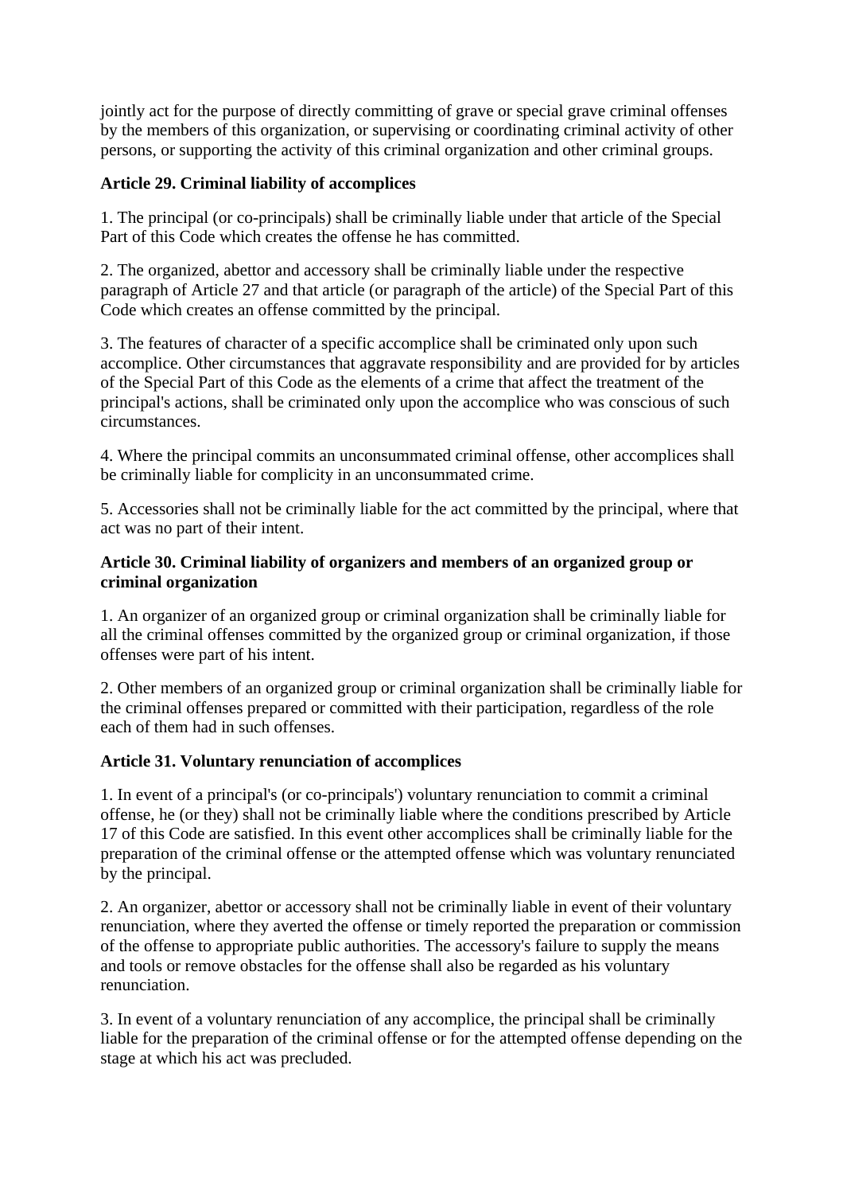jointly act for the purpose of directly committing of grave or special grave criminal offenses by the members of this organization, or supervising or coordinating criminal activity of other persons, or supporting the activity of this criminal organization and other criminal groups.

**Article 29. Criminal liability of accomplices**

1. The principal (or co-principals) shall be criminally liable under that article of the Special Part of this Code which creates the offense he has committed.

2. The organized, abettor and accessory shall be criminally liable under the respective paragraph of Article 27 and that article (or paragraph of the article) of the Special Part of this Code which creates an offense committed by the principal.

3. The features of character of a specific accomplice shall be criminated only upon such accomplice. Other circumstances that aggravate responsibility and are provided for by articles of the Special Part of this Code as the elements of a crime that affect the treatment of the principal's actions, shall be criminated only upon the accomplice who was conscious of such circumstances.

4. Where the principal commits an unconsummated criminal offense, other accomplices shall be criminally liable for complicity in an unconsummated crime.

5. Accessories shall not be criminally liable for the act committed by the principal, where that act was no part of their intent.

**Article 30. Criminal liability of organizers and members of an organized group or criminal organization**

1. An organizer of an organized group or criminal organization shall be criminally liable for all the criminal offenses committed by the organized group or criminal organization, if those offenses were part of his intent.

2. Other members of an organized group or criminal organization shall be criminally liable for the criminal offenses prepared or committed with their participation, regardless of the role each of them had in such offenses.

**Article 31. Voluntary renunciation of accomplices**

1. In event of a principal's (or co-principals') voluntary renunciation to commit a criminal offense, he (or they) shall not be criminally liable where the conditions prescribed by Article 17 of this Code are satisfied. In this event other accomplices shall be criminally liable for the preparation of the criminal offense or the attempted offense which was voluntary renunciated by the principal.

2. An organizer, abettor or accessory shall not be criminally liable in event of their voluntary renunciation, where they averted the offense or timely reported the preparation or commission of the offense to appropriate public authorities. The accessory's failure to supply the means and tools or remove obstacles for the offense shall also be regarded as his voluntary renunciation.

3. In event of a voluntary renunciation of any accomplice, the principal shall be criminally liable for the preparation of the criminal offense or for the attempted offense depending on the stage at which his act was precluded.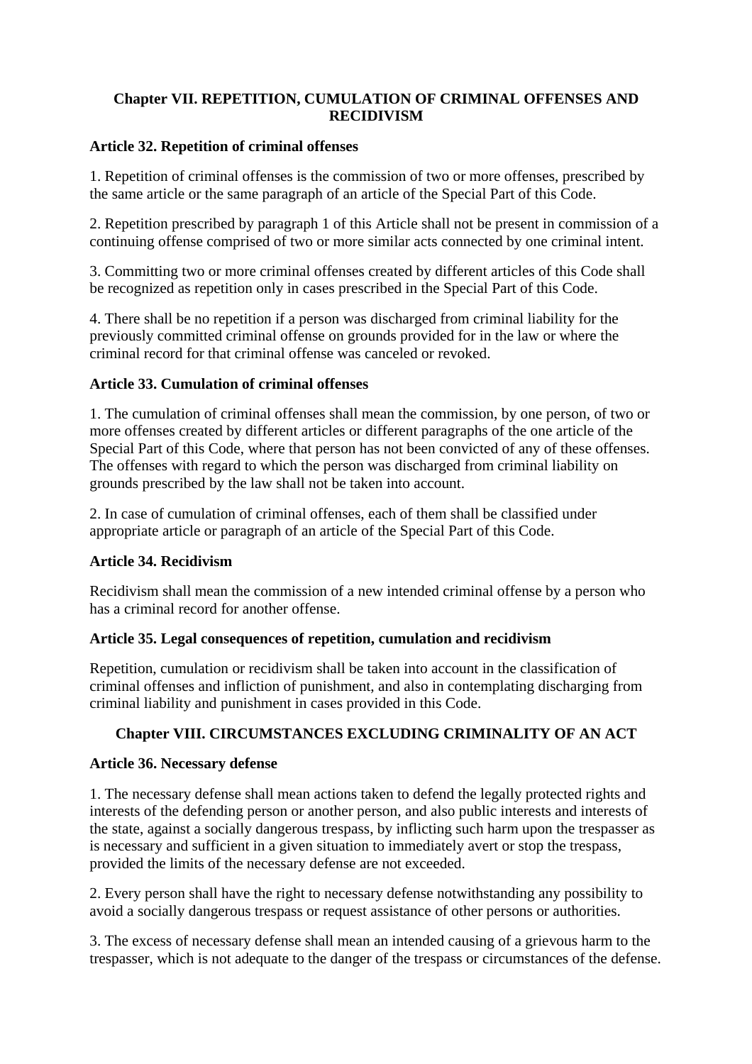## Chapter VII. REPETITION, CUMULATION OF CRIMINAL OFFENSES AND RECIDIVISM

### Article 32. Repetition of criminal offenses

1. Repetition of criminal offenses is the commission of two or more offenses, prescribed by the same article or the same paragraph of an article of the Special Part of this Code.

2. Repetition prescribed by paragraph 1 of this Article shall not be present in commission of a continuing offense comprised of two or more similar acts connected by one criminal intent.

3. Committing two or more criminal offenses created by different articles of this Code shall be recognized as repetition only in cases prescribed in the Special Part of this Code.

4. There shall be no repetition if a person was discharged from criminal liability for the previously committed criminal offense on grounds provided for in the law or where the criminal record for that criminal offense was canceled or revoked.

### Article 33. Cumulation of criminal offenses

1. The cumulation of criminal offenses shall mean the commission, by one person, of two or more offenses created by different articles or different paragraphs of the one article of the Special Part of this Code, where that person has not been convicted of any of these offenses. The offenses with regard to which the person was discharged from criminal liability on grounds prescribed by the law shall not be taken into account.

2. In case of cumulation of criminal offenses, each of them shall be classified under appropriate article or paragraph of an article of the Special Part of this Code.

### Article 34. Recidivism

Recidivism shall mean the commission of a new intended criminal offense by a person who has a criminal record for another offense.

### Article 35. Legal consequences of repetition, cumulation and recidivism

Repetition, cumulation or recidivism shall be taken into account in the classification of criminal offenses and infliction of punishment, and also in contemplating discharging from criminal liability and punishment in cases provided in this Code.

## Chapter VIII. CIRCUMSTANCES EXCLUDING CRIMINALITY OF AN ACT

### Article 36. Necessary defense

1. The necessary defense shall mean actions taken to defend the legally protected rights and interests of the defending person or another person, and also public interests and interests of the state, against a socially dangerous trespass, by inflicting such harm upon the trespasser as is necessary and sufficient in a given situation to immediately avert or stop the trespass, provided the limits of the necessary defense are not exceeded.

2. Every person shall have the right to necessary defense notwithstanding any possibility to avoid a socially dangerous trespass or request assistance of other persons or authorities.

3. The excess of necessary defense shall mean an intended causing of a grievous harm to the trespasser, which is not adequate to the danger of the trespass or circumstances of the defense.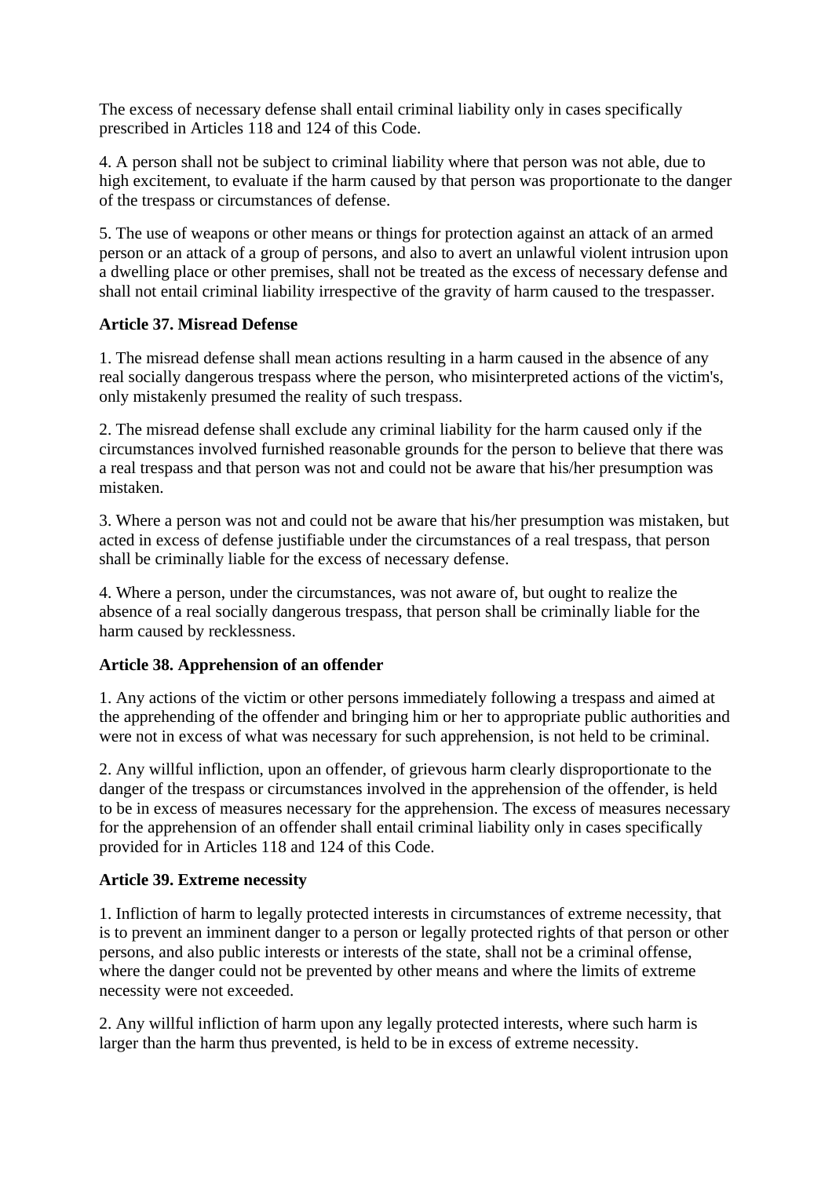The excess of necessary defense shall entail criminal liability only in cases specifically prescribed in Articles 118 and 124 of this Code.

4. A person shall not be subject to criminal liability where that person was not able, due to high excitement, to evaluate if the harm caused by that person was proportionate to the danger of the trespass or circumstances of defense.

5. The use of weapons or other means or things for protection against an attack of an armed person or an attack of a group of persons, and also to avert an unlawful violent intrusion upon a dwelling place or other premises, shall not be treated as the excess of necessary defense and shall not entail criminal liability irrespective of the gravity of harm caused to the trespasser.

**Article 37. Misread Defense**

1. The misread defense shall mean actions resulting in a harm caused in the absence of any real socially dangerous trespass where the person, who misinterpreted actions of the victim's, only mistakenly presumed the reality of such trespass.

2. The misread defense shall exclude any criminal liability for the harm caused only if the circumstances involved furnished reasonable grounds for the person to believe that there was a real trespass and that person was not and could not be aware that his/her presumption was mistaken.

3. Where a person was not and could not be aware that his/her presumption was mistaken, but acted in excess of defense justifiable under the circumstances of a real trespass, that person shall be criminally liable for the excess of necessary defense.

4. Where a person, under the circumstances, was not aware of, but ought to realize the absence of a real socially dangerous trespass, that person shall be criminally liable for the harm caused by recklessness.

**Article 38. Apprehension of an offender**

1. Any actions of the victim or other persons immediately following a trespass and aimed at the apprehending of the offender and bringing him or her to appropriate public authorities and were not in excess of what was necessary for such apprehension, is not held to be criminal.

2. Any willful infliction, upon an offender, of grievous harm clearly disproportionate to the danger of the trespass or circumstances involved in the apprehension of the offender, is held to be in excess of measures necessary for the apprehension. The excess of measures necessary for the apprehension of an offender shall entail criminal liability only in cases specifically provided for in Articles 118 and 124 of this Code.

**Article 39. Extreme necessity**

1. Infliction of harm to legally protected interests in circumstances of extreme necessity, that is to prevent an imminent danger to a person or legally protected rights of that person or other persons, and also public interests or interests of the state, shall not be a criminal offense, where the danger could not be prevented by other means and where the limits of extreme necessity were not exceeded.

2. Any willful infliction of harm upon any legally protected interests, where such harm is larger than the harm thus prevented, is held to be in excess of extreme necessity.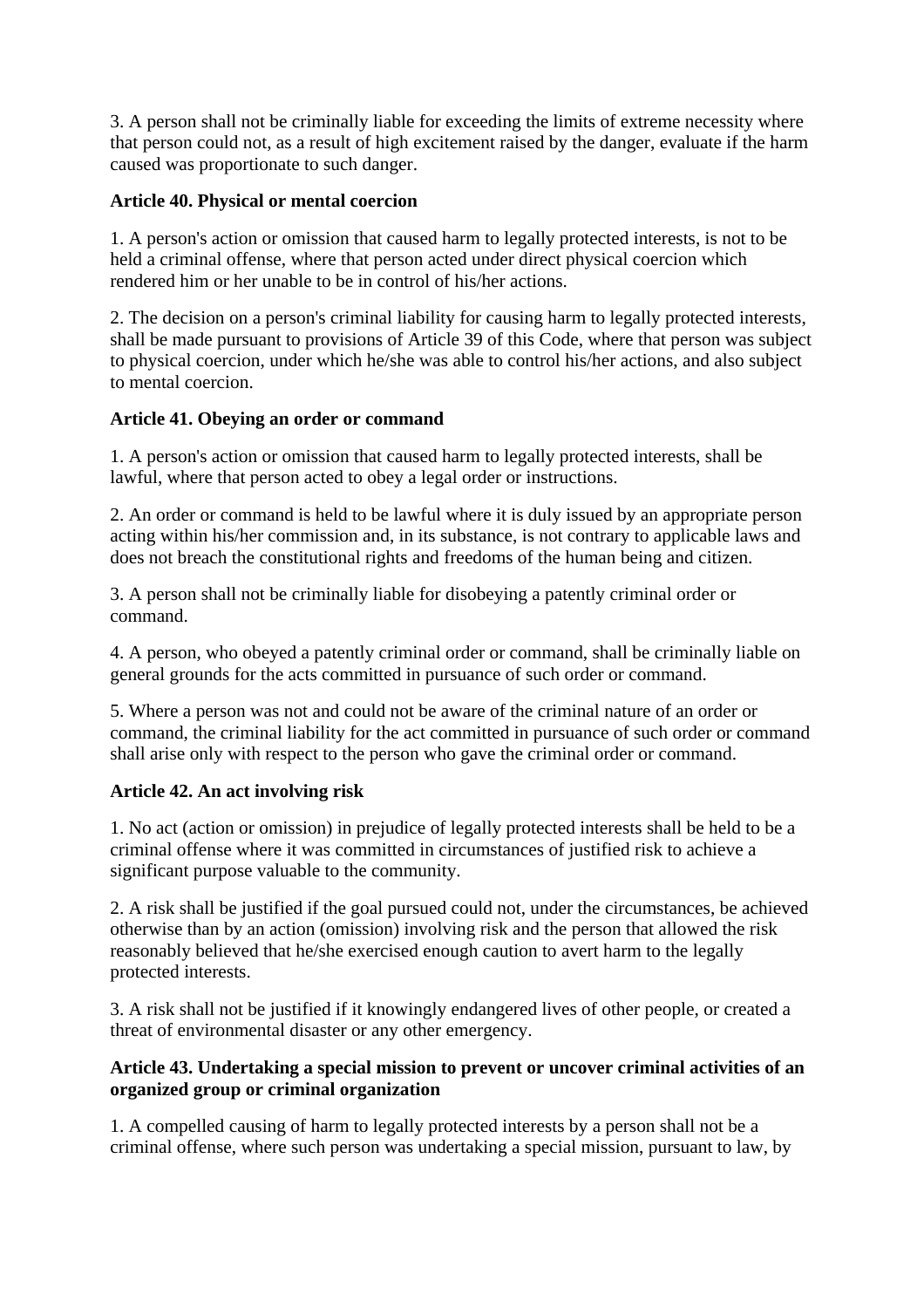3. A person shall not be criminally liable for exceeding the limits of extreme necessity where that person could not, as a result of high excitement raised by the danger, evaluate if the harm caused was proportionate to such danger.

**Article 40. Physical or mental coercion**

1. A person's action or omission that caused harm to legally protected interests, is not to be held a criminal offense, where that person acted under direct physical coercion which rendered him or her unable to be in control of his/her actions.

2. The decision on a person's criminal liability for causing harm to legally protected interests, shall be made pursuant to provisions of Article 39 of this Code, where that person was subject to physical coercion, under which he/she was able to control his/her actions, and also subject to mental coercion.

**Article 41. Obeying an order or command**

1. A person's action or omission that caused harm to legally protected interests, shall be lawful, where that person acted to obey a legal order or instructions.

2. An order or command is held to be lawful where it is duly issued by an appropriate person acting within his/her commission and, in its substance, is not contrary to applicable laws and does not breach the constitutional rights and freedoms of the human being and citizen.

3. A person shall not be criminally liable for disobeying a patently criminal order or command.

4. A person, who obeyed a patently criminal order or command, shall be criminally liable on general grounds for the acts committed in pursuance of such order or command.

5. Where a person was not and could not be aware of the criminal nature of an order or command, the criminal liability for the act committed in pursuance of such order or command shall arise only with respect to the person who gave the criminal order or command.

**Article 42. An act involving risk**

1. No act (action or omission) in prejudice of legally protected interests shall be held to be a criminal offense where it was committed in circumstances of justified risk to achieve a significant purpose valuable to the community.

2. A risk shall be justified if the goal pursued could not, under the circumstances, be achieved otherwise than by an action (omission) involving risk and the person that allowed the risk reasonably believed that he/she exercised enough caution to avert harm to the legally protected interests.

3. A risk shall not be justified if it knowingly endangered lives of other people, or created a threat of environmental disaster or any other emergency.

**Article 43. Undertaking a special mission to prevent or uncover criminal activities of an organized group or criminal organization**

1. A compelled causing of harm to legally protected interests by a person shall not be a criminal offense, where such person was undertaking a special mission, pursuant to law, by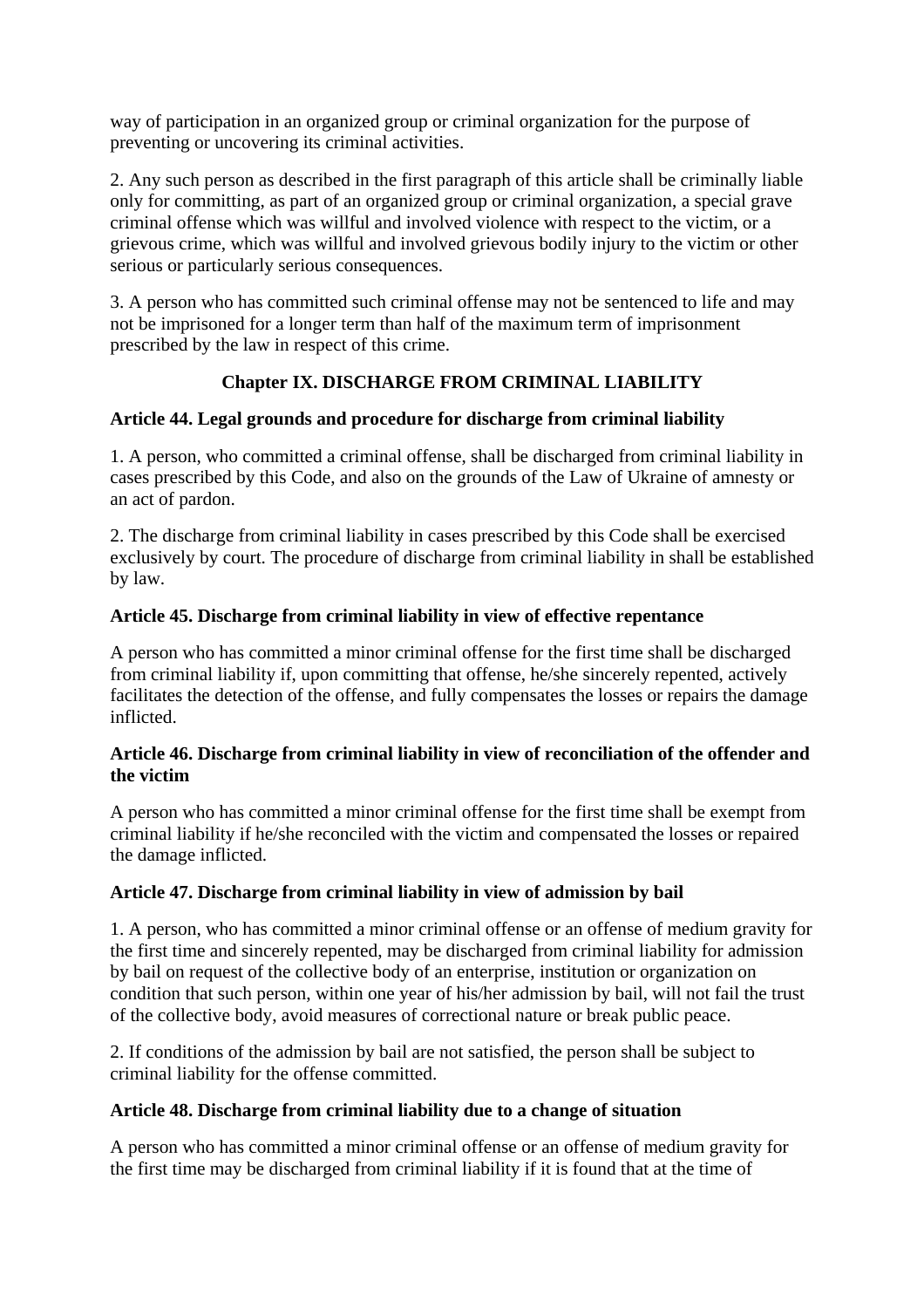way of participation in an organized group or criminal organization for the purpose of preventing or uncovering its criminal activities.

2. Any such person as described in the first paragraph of this article shall be criminally liable only for committing, as part of an organized group or criminal organization, a special grave criminal offense which was willful and involved violence with respect to the victim, or a grievous crime, which was willful and involved grievous bodily injury to the victim or other serious or particularly serious consequences.

3. A person who has committed such criminal offense may not be sentenced to life and may not be imprisoned for a longer term than half of the maximum term of imprisonment prescribed by the law in respect of this crime.

## Chapter IX. DISCHARGE FROM CRIMINAL LIABILITY

### Article 44. Legal grounds and procedure for discharge from criminal liability

1. A person, who committed a criminal offense, shall be discharged from criminal liability in cases prescribed by this Code, and also on the grounds of the Law of Ukraine of amnesty or an act of pardon.

2. The discharge from criminal liability in cases prescribed by this Code shall be exercised exclusively by court. The procedure of discharge from criminal liability in shall be established by law.

### Article 45. Discharge from criminal liability in view of effective repentance

A person who has committed a minor criminal offense for the first time shall be discharged from criminal liability if, upon committing that offense, he/she sincerely repented, actively facilitates the detection of the offense, and fully compensates the losses or repairs the damage inflicted.

### Article 46. Discharge from criminal liability in view of reconciliation of the offender and the victim

A person who has committed a minor criminal offense for the first time shall be exempt from criminal liability if he/she reconciled with the victim and compensated the losses or repaired the damage inflicted.

### Article 47. Discharge from criminal liability in view of admission by bail

1. A person, who has committed a minor criminal offense or an offense of medium gravity for the first time and sincerely repented, may be discharged from criminal liability for admission by bail on request of the collective body of an enterprise, institution or organization on condition that such person, within one year of his/her admission by bail, will not fail the trust of the collective body, avoid measures of correctional nature or break public peace.

2. If conditions of the admission by bail are not satisfied, the person shall be subject to criminal liability for the offense committed.

### Article 48. Discharge from criminal liability due to a change of situation

A person who has committed a minor criminal offense or an offense of medium gravity for the first time may be discharged from criminal liability if it is found that at the time of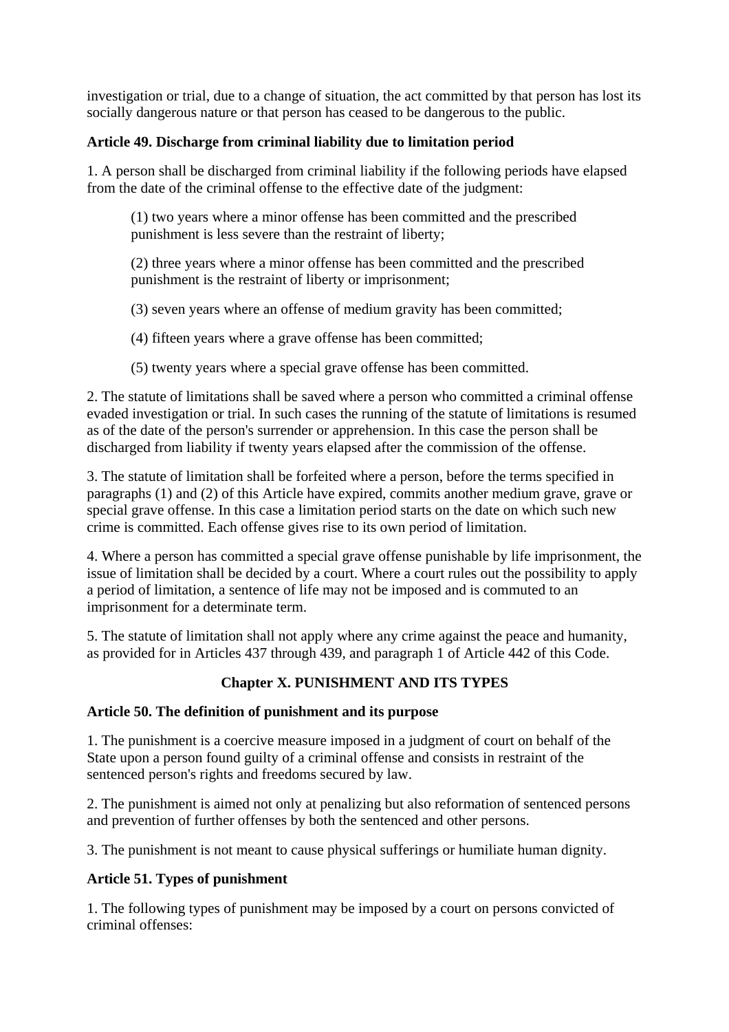investigation or trial, due to a change of situation, the act committed by that person has lost its socially dangerous nature or that person has ceased to be dangerous to the public.

**Article 49. Discharge from criminal liability due to limitation period**

1. A person shall be discharged from criminal liability if the following periods have elapsed from the date of the criminal offense to the effective date of the judgment:

   (1) two years where a minor offense has been committed and the prescribed punishment is less severe than the restraint of liberty;

   (2) three years where a minor offense has been committed and the prescribed punishment is the restraint of liberty or imprisonment;

   (3) seven years where an offense of medium gravity has been committed;

   (4) fifteen years where a grave offense has been committed;

   (5) twenty years where a special grave offense has been committed.

2. The statute of limitations shall be saved where a person who committed a criminal offense evaded investigation or trial. In such cases the running of the statute of limitations is resumed as of the date of the person's surrender or apprehension. In this case the person shall be discharged from liability if twenty years elapsed after the commission of the offense.

3. The statute of limitation shall be forfeited where a person, before the terms specified in paragraphs (1) and (2) of this Article have expired, commits another medium grave, grave or special grave offense. In this case a limitation period starts on the date on which such new crime is committed. Each offense gives rise to its own period of limitation.

4. Where a person has committed a special grave offense punishable by life imprisonment, the issue of limitation shall be decided by a court. Where a court rules out the possibility to apply a period of limitation, a sentence of life may not be imposed and is commuted to an imprisonment for a determinate term.

5. The statute of limitation shall not apply where any crime against the peace and humanity, as provided for in Articles 437 through 439, and paragraph 1 of Article 442 of this Code.

## Chapter X. PUNISHMENT AND ITS TYPES

**Article 50. The definition of punishment and its purpose**

1. The punishment is a coercive measure imposed in a judgment of court on behalf of the State upon a person found guilty of a criminal offense and consists in restraint of the sentenced person's rights and freedoms secured by law.

2. The punishment is aimed not only at penalizing but also reformation of sentenced persons and prevention of further offenses by both the sentenced and other persons.

3. The punishment is not meant to cause physical sufferings or humiliate human dignity.

**Article 51. Types of punishment**

1. The following types of punishment may be imposed by a court on persons convicted of criminal offenses: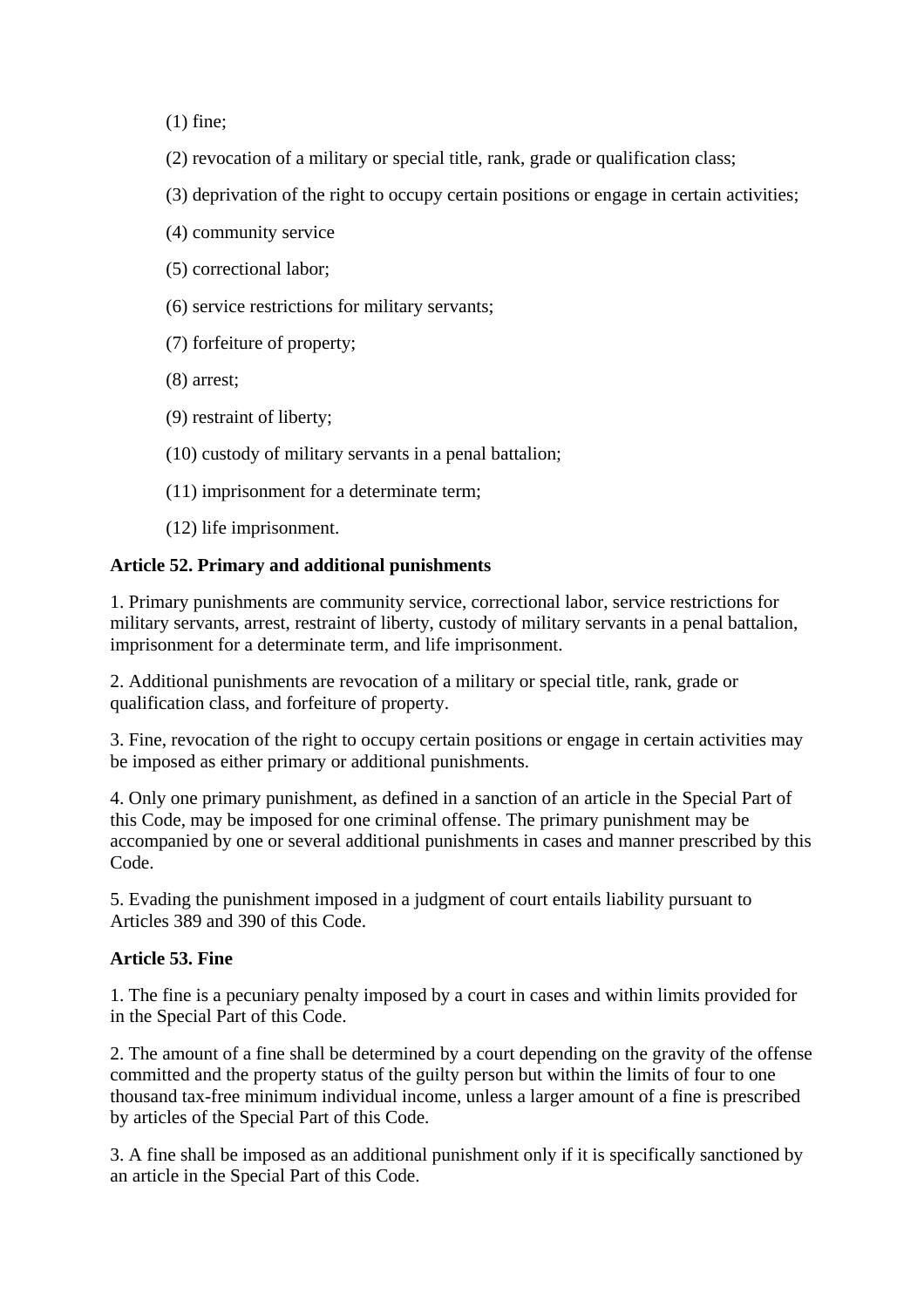(1) fine;

(2) revocation of a military or special title, rank, grade or qualification class;

(3) deprivation of the right to occupy certain positions or engage in certain activities;

(4) community service

(5) correctional labor;

(6) service restrictions for military servants;

(7) forfeiture of property;

(8) arrest;

(9) restraint of liberty;

(10) custody of military servants in a penal battalion;

(11) imprisonment for a determinate term;

(12) life imprisonment.

**Article 52. Primary and additional punishments**

1. Primary punishments are community service, correctional labor, service restrictions for military servants, arrest, restraint of liberty, custody of military servants in a penal battalion, imprisonment for a determinate term, and life imprisonment.

2. Additional punishments are revocation of a military or special title, rank, grade or qualification class, and forfeiture of property.

3. Fine, revocation of the right to occupy certain positions or engage in certain activities may be imposed as either primary or additional punishments.

4. Only one primary punishment, as defined in a sanction of an article in the Special Part of this Code, may be imposed for one criminal offense. The primary punishment may be accompanied by one or several additional punishments in cases and manner prescribed by this Code.

5. Evading the punishment imposed in a judgment of court entails liability pursuant to Articles 389 and 390 of this Code.

**Article 53. Fine**

1. The fine is a pecuniary penalty imposed by a court in cases and within limits provided for in the Special Part of this Code.

2. The amount of a fine shall be determined by a court depending on the gravity of the offense committed and the property status of the guilty person but within the limits of four to one thousand tax-free minimum individual income, unless a larger amount of a fine is prescribed by articles of the Special Part of this Code.

3. A fine shall be imposed as an additional punishment only if it is specifically sanctioned by an article in the Special Part of this Code.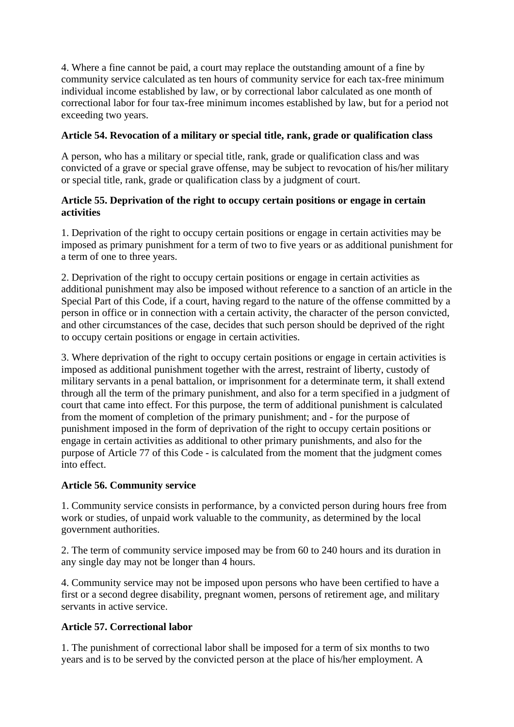4. Where a fine cannot be paid, a court may replace the outstanding amount of a fine by community service calculated as ten hours of community service for each tax-free minimum individual income established by law, or by correctional labor calculated as one month of correctional labor for four tax-free minimum incomes established by law, but for a period not exceeding two years.

**Article 54. Revocation of a military or special title, rank, grade or qualification class**

A person, who has a military or special title, rank, grade or qualification class and was convicted of a grave or special grave offense, may be subject to revocation of his/her military or special title, rank, grade or qualification class by a judgment of court.

**Article 55. Deprivation of the right to occupy certain positions or engage in certain activities**

1. Deprivation of the right to occupy certain positions or engage in certain activities may be imposed as primary punishment for a term of two to five years or as additional punishment for a term of one to three years.

2. Deprivation of the right to occupy certain positions or engage in certain activities as additional punishment may also be imposed without reference to a sanction of an article in the Special Part of this Code, if a court, having regard to the nature of the offense committed by a person in office or in connection with a certain activity, the character of the person convicted, and other circumstances of the case, decides that such person should be deprived of the right to occupy certain positions or engage in certain activities.

3. Where deprivation of the right to occupy certain positions or engage in certain activities is imposed as additional punishment together with the arrest, restraint of liberty, custody of military servants in a penal battalion, or imprisonment for a determinate term, it shall extend through all the term of the primary punishment, and also for a term specified in a judgment of court that came into effect. For this purpose, the term of additional punishment is calculated from the moment of completion of the primary punishment; and - for the purpose of punishment imposed in the form of deprivation of the right to occupy certain positions or engage in certain activities as additional to other primary punishments, and also for the purpose of Article 77 of this Code - is calculated from the moment that the judgment comes into effect.

**Article 56. Community service**

1. Community service consists in performance, by a convicted person during hours free from work or studies, of unpaid work valuable to the community, as determined by the local government authorities.

2. The term of community service imposed may be from 60 to 240 hours and its duration in any single day may not be longer than 4 hours.

4. Community service may not be imposed upon persons who have been certified to have a first or a second degree disability, pregnant women, persons of retirement age, and military servants in active service.

**Article 57. Correctional labor**

1. The punishment of correctional labor shall be imposed for a term of six months to two years and is to be served by the convicted person at the place of his/her employment. A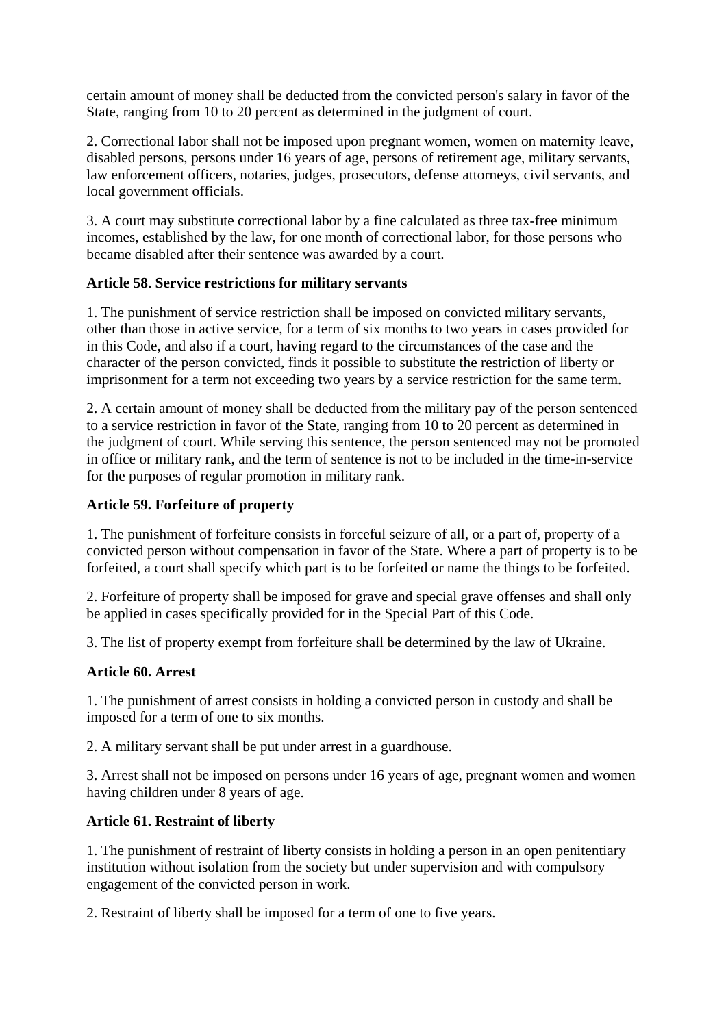certain amount of money shall be deducted from the convicted person's salary in favor of the State, ranging from 10 to 20 percent as determined in the judgment of court.

2. Correctional labor shall not be imposed upon pregnant women, women on maternity leave, disabled persons, persons under 16 years of age, persons of retirement age, military servants, law enforcement officers, notaries, judges, prosecutors, defense attorneys, civil servants, and local government officials.

3. A court may substitute correctional labor by a fine calculated as three tax-free minimum incomes, established by the law, for one month of correctional labor, for those persons who became disabled after their sentence was awarded by a court.

**Article 58. Service restrictions for military servants**

1. The punishment of service restriction shall be imposed on convicted military servants, other than those in active service, for a term of six months to two years in cases provided for in this Code, and also if a court, having regard to the circumstances of the case and the character of the person convicted, finds it possible to substitute the restriction of liberty or imprisonment for a term not exceeding two years by a service restriction for the same term.

2. A certain amount of money shall be deducted from the military pay of the person sentenced to a service restriction in favor of the State, ranging from 10 to 20 percent as determined in the judgment of court. While serving this sentence, the person sentenced may not be promoted in office or military rank, and the term of sentence is not to be included in the time-in-service for the purposes of regular promotion in military rank.

**Article 59. Forfeiture of property**

1. The punishment of forfeiture consists in forceful seizure of all, or a part of, property of a convicted person without compensation in favor of the State. Where a part of property is to be forfeited, a court shall specify which part is to be forfeited or name the things to be forfeited.

2. Forfeiture of property shall be imposed for grave and special grave offenses and shall only be applied in cases specifically provided for in the Special Part of this Code.

3. The list of property exempt from forfeiture shall be determined by the law of Ukraine.

**Article 60. Arrest**

1. The punishment of arrest consists in holding a convicted person in custody and shall be imposed for a term of one to six months.

2. A military servant shall be put under arrest in a guardhouse.

3. Arrest shall not be imposed on persons under 16 years of age, pregnant women and women having children under 8 years of age.

**Article 61. Restraint of liberty**

1. The punishment of restraint of liberty consists in holding a person in an open penitentiary institution without isolation from the society but under supervision and with compulsory engagement of the convicted person in work.

2. Restraint of liberty shall be imposed for a term of one to five years.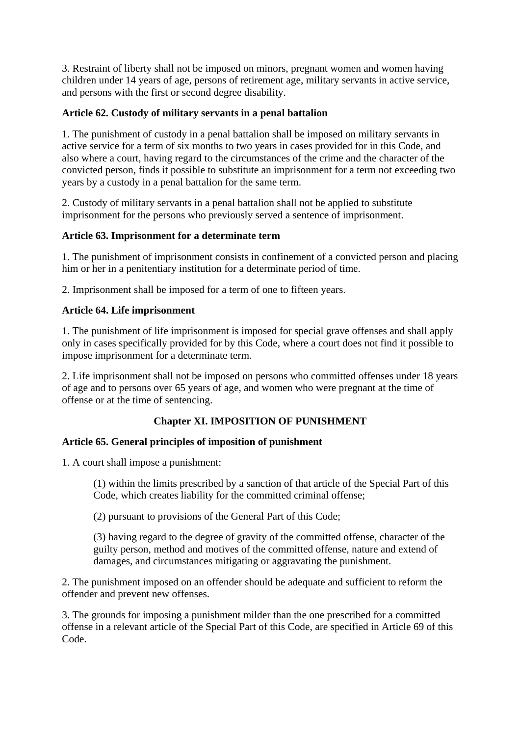3. Restraint of liberty shall not be imposed on minors, pregnant women and women having children under 14 years of age, persons of retirement age, military servants in active service, and persons with the first or second degree disability.

**Article 62. Custody of military servants in a penal battalion**

1. The punishment of custody in a penal battalion shall be imposed on military servants in active service for a term of six months to two years in cases provided for in this Code, and also where a court, having regard to the circumstances of the crime and the character of the convicted person, finds it possible to substitute an imprisonment for a term not exceeding two years by a custody in a penal battalion for the same term.

2. Custody of military servants in a penal battalion shall not be applied to substitute imprisonment for the persons who previously served a sentence of imprisonment.

**Article 63. Imprisonment for a determinate term**

1. The punishment of imprisonment consists in confinement of a convicted person and placing him or her in a penitentiary institution for a determinate period of time.

2. Imprisonment shall be imposed for a term of one to fifteen years.

**Article 64. Life imprisonment**

1. The punishment of life imprisonment is imposed for special grave offenses and shall apply only in cases specifically provided for by this Code, where a court does not find it possible to impose imprisonment for a determinate term.

2. Life imprisonment shall not be imposed on persons who committed offenses under 18 years of age and to persons over 65 years of age, and women who were pregnant at the time of offense or at the time of sentencing.

## Chapter XI. IMPOSITION OF PUNISHMENT

**Article 65. General principles of imposition of punishment**

1. A court shall impose a punishment:

(1) within the limits prescribed by a sanction of that article of the Special Part of this Code, which creates liability for the committed criminal offense;

(2) pursuant to provisions of the General Part of this Code;

(3) having regard to the degree of gravity of the committed offense, character of the guilty person, method and motives of the committed offense, nature and extend of damages, and circumstances mitigating or aggravating the punishment.

2. The punishment imposed on an offender should be adequate and sufficient to reform the offender and prevent new offenses.

3. The grounds for imposing a punishment milder than the one prescribed for a committed offense in a relevant article of the Special Part of this Code, are specified in Article 69 of this Code.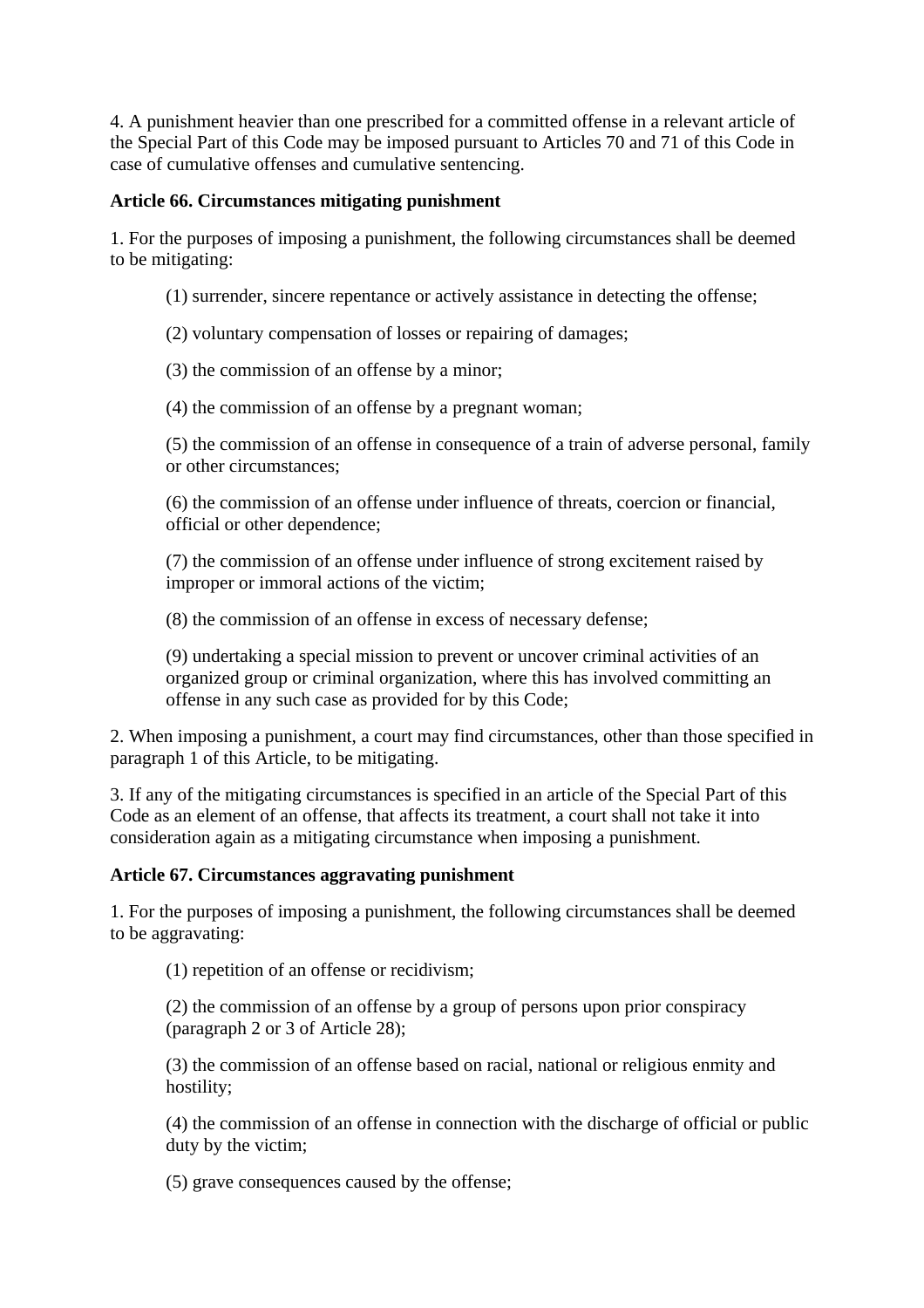4. A punishment heavier than one prescribed for a committed offense in a relevant article of the Special Part of this Code may be imposed pursuant to Articles 70 and 71 of this Code in case of cumulative offenses and cumulative sentencing.

**Article 66. Circumstances mitigating punishment**

1. For the purposes of imposing a punishment, the following circumstances shall be deemed to be mitigating:

   (1) surrender, sincere repentance or actively assistance in detecting the offense;

   (2) voluntary compensation of losses or repairing of damages;

   (3) the commission of an offense by a minor;

   (4) the commission of an offense by a pregnant woman;

   (5) the commission of an offense in consequence of a train of adverse personal, family or other circumstances;

   (6) the commission of an offense under influence of threats, coercion or financial, official or other dependence;

   (7) the commission of an offense under influence of strong excitement raised by improper or immoral actions of the victim;

   (8) the commission of an offense in excess of necessary defense;

   (9) undertaking a special mission to prevent or uncover criminal activities of an organized group or criminal organization, where this has involved committing an offense in any such case as provided for by this Code;

2. When imposing a punishment, a court may find circumstances, other than those specified in paragraph 1 of this Article, to be mitigating.

3. If any of the mitigating circumstances is specified in an article of the Special Part of this Code as an element of an offense, that affects its treatment, a court shall not take it into consideration again as a mitigating circumstance when imposing a punishment.

**Article 67. Circumstances aggravating punishment**

1. For the purposes of imposing a punishment, the following circumstances shall be deemed to be aggravating:

   (1) repetition of an offense or recidivism;

   (2) the commission of an offense by a group of persons upon prior conspiracy (paragraph 2 or 3 of Article 28);

   (3) the commission of an offense based on racial, national or religious enmity and hostility;

   (4) the commission of an offense in connection with the discharge of official or public duty by the victim;

   (5) grave consequences caused by the offense;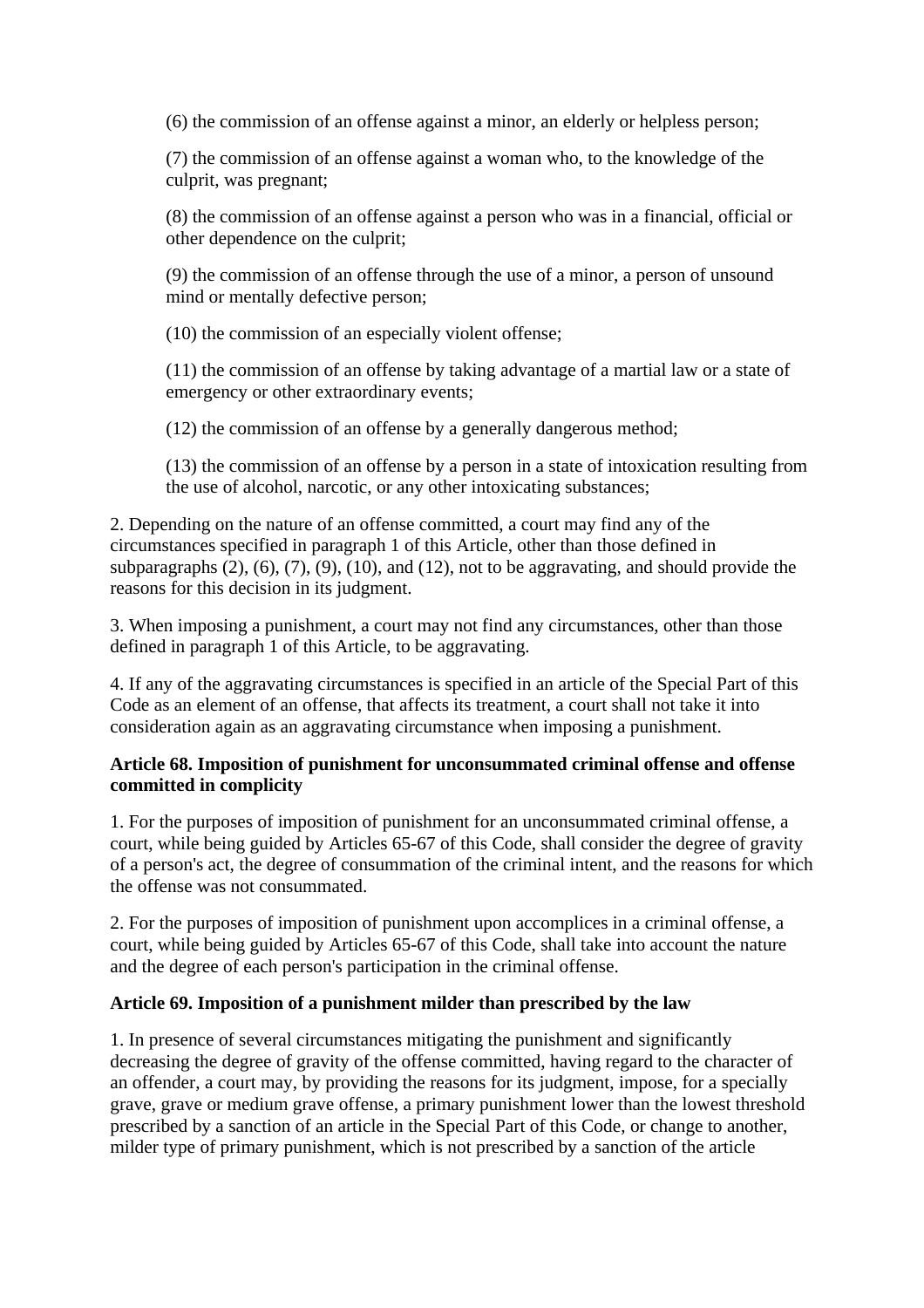(6) the commission of an offense against a minor, an elderly or helpless person;

(7) the commission of an offense against a woman who, to the knowledge of the culprit, was pregnant;

(8) the commission of an offense against a person who was in a financial, official or other dependence on the culprit;

(9) the commission of an offense through the use of a minor, a person of unsound mind or mentally defective person;

(10) the commission of an especially violent offense;

(11) the commission of an offense by taking advantage of a martial law or a state of emergency or other extraordinary events;

(12) the commission of an offense by a generally dangerous method;

(13) the commission of an offense by a person in a state of intoxication resulting from the use of alcohol, narcotic, or any other intoxicating substances;

2. Depending on the nature of an offense committed, a court may find any of the circumstances specified in paragraph 1 of this Article, other than those defined in subparagraphs (2), (6), (7), (9), (10), and (12), not to be aggravating, and should provide the reasons for this decision in its judgment.

3. When imposing a punishment, a court may not find any circumstances, other than those defined in paragraph 1 of this Article, to be aggravating.

4. If any of the aggravating circumstances is specified in an article of the Special Part of this Code as an element of an offense, that affects its treatment, a court shall not take it into consideration again as an aggravating circumstance when imposing a punishment.

**Article 68. Imposition of punishment for unconsummated criminal offense and offense committed in complicity**

1. For the purposes of imposition of punishment for an unconsummated criminal offense, a court, while being guided by Articles 65-67 of this Code, shall consider the degree of gravity of a person's act, the degree of consummation of the criminal intent, and the reasons for which the offense was not consummated.

2. For the purposes of imposition of punishment upon accomplices in a criminal offense, a court, while being guided by Articles 65-67 of this Code, shall take into account the nature and the degree of each person's participation in the criminal offense.

**Article 69. Imposition of a punishment milder than prescribed by the law**

1. In presence of several circumstances mitigating the punishment and significantly decreasing the degree of gravity of the offense committed, having regard to the character of an offender, a court may, by providing the reasons for its judgment, impose, for a specially grave, grave or medium grave offense, a primary punishment lower than the lowest threshold prescribed by a sanction of an article in the Special Part of this Code, or change to another, milder type of primary punishment, which is not prescribed by a sanction of the article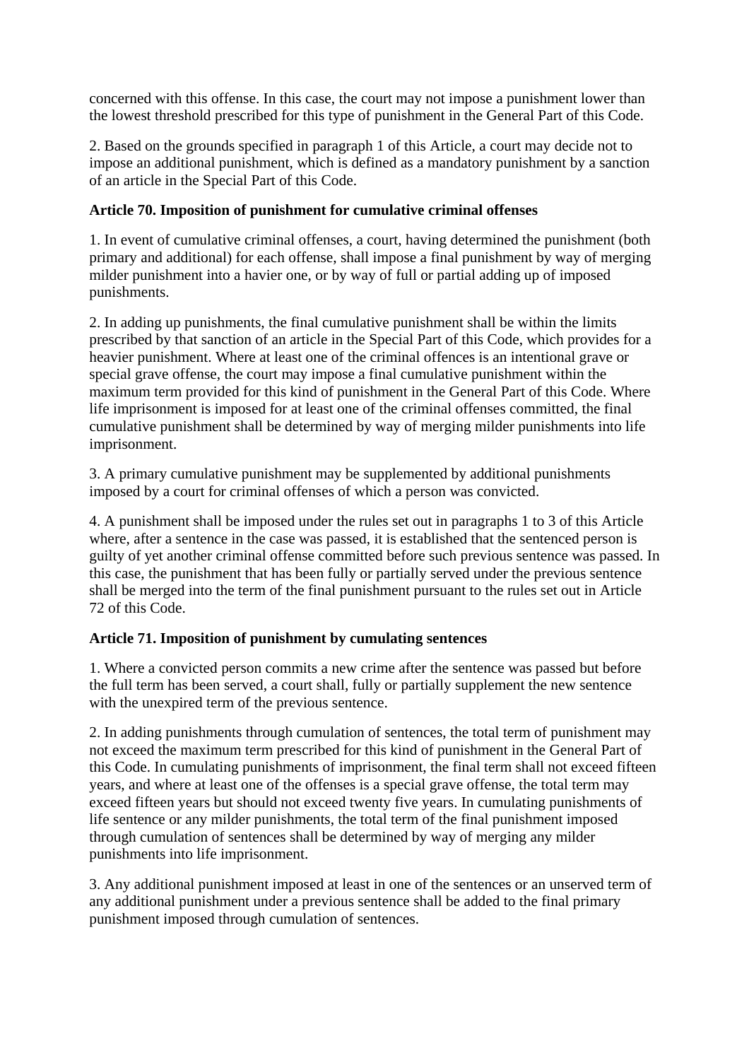concerned with this offense. In this case, the court may not impose a punishment lower than the lowest threshold prescribed for this type of punishment in the General Part of this Code.

2. Based on the grounds specified in paragraph 1 of this Article, a court may decide not to impose an additional punishment, which is defined as a mandatory punishment by a sanction of an article in the Special Part of this Code.

**Article 70. Imposition of punishment for cumulative criminal offenses**

1. In event of cumulative criminal offenses, a court, having determined the punishment (both primary and additional) for each offense, shall impose a final punishment by way of merging milder punishment into a havier one, or by way of full or partial adding up of imposed punishments.

2. In adding up punishments, the final cumulative punishment shall be within the limits prescribed by that sanction of an article in the Special Part of this Code, which provides for a heavier punishment. Where at least one of the criminal offences is an intentional grave or special grave offense, the court may impose a final cumulative punishment within the maximum term provided for this kind of punishment in the General Part of this Code. Where life imprisonment is imposed for at least one of the criminal offenses committed, the final cumulative punishment shall be determined by way of merging milder punishments into life imprisonment.

3. A primary cumulative punishment may be supplemented by additional punishments imposed by a court for criminal offenses of which a person was convicted.

4. A punishment shall be imposed under the rules set out in paragraphs 1 to 3 of this Article where, after a sentence in the case was passed, it is established that the sentenced person is guilty of yet another criminal offense committed before such previous sentence was passed. In this case, the punishment that has been fully or partially served under the previous sentence shall be merged into the term of the final punishment pursuant to the rules set out in Article 72 of this Code.

**Article 71. Imposition of punishment by cumulating sentences**

1. Where a convicted person commits a new crime after the sentence was passed but before the full term has been served, a court shall, fully or partially supplement the new sentence with the unexpired term of the previous sentence.

2. In adding punishments through cumulation of sentences, the total term of punishment may not exceed the maximum term prescribed for this kind of punishment in the General Part of this Code. In cumulating punishments of imprisonment, the final term shall not exceed fifteen years, and where at least one of the offenses is a special grave offense, the total term may exceed fifteen years but should not exceed twenty five years. In cumulating punishments of life sentence or any milder punishments, the total term of the final punishment imposed through cumulation of sentences shall be determined by way of merging any milder punishments into life imprisonment.

3. Any additional punishment imposed at least in one of the sentences or an unserved term of any additional punishment under a previous sentence shall be added to the final primary punishment imposed through cumulation of sentences.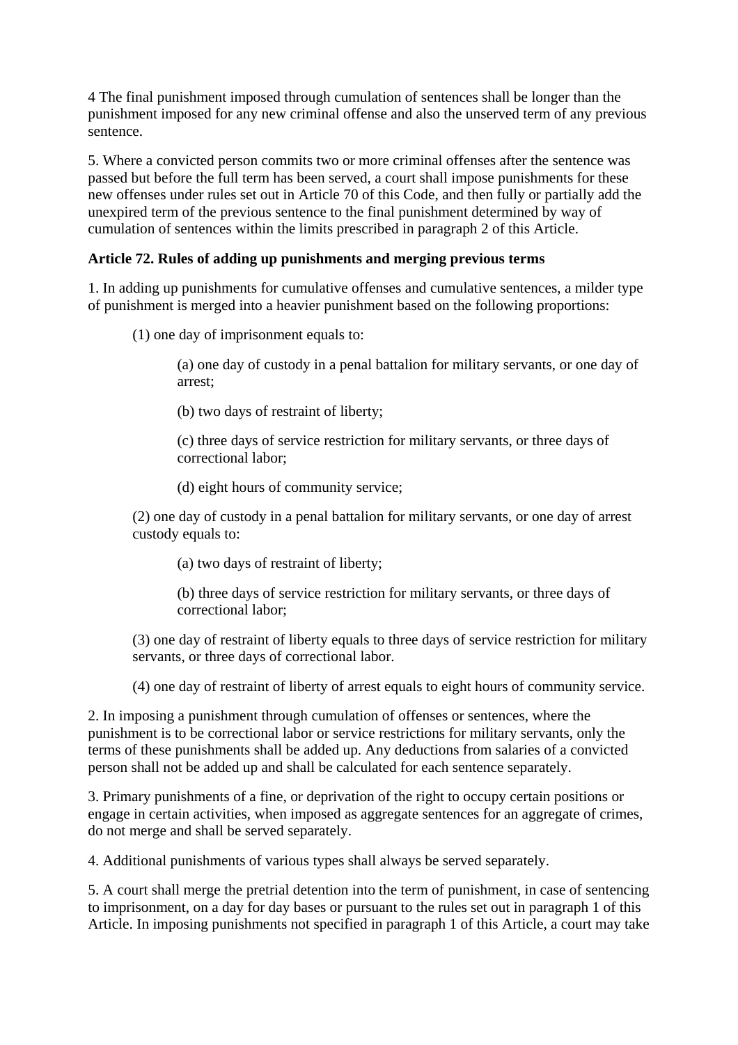4 The final punishment imposed through cumulation of sentences shall be longer than the punishment imposed for any new criminal offense and also the unserved term of any previous sentence.

5. Where a convicted person commits two or more criminal offenses after the sentence was passed but before the full term has been served, a court shall impose punishments for these new offenses under rules set out in Article 70 of this Code, and then fully or partially add the unexpired term of the previous sentence to the final punishment determined by way of cumulation of sentences within the limits prescribed in paragraph 2 of this Article.

**Article 72. Rules of adding up punishments and merging previous terms**

1. In adding up punishments for cumulative offenses and cumulative sentences, a milder type of punishment is merged into a heavier punishment based on the following proportions:

   (1) one day of imprisonment equals to:

      (a) one day of custody in a penal battalion for military servants, or one day of arrest;

      (b) two days of restraint of liberty;

      (c) three days of service restriction for military servants, or three days of correctional labor;

      (d) eight hours of community service;

   (2) one day of custody in a penal battalion for military servants, or one day of arrest custody equals to:

      (a) two days of restraint of liberty;

      (b) three days of service restriction for military servants, or three days of correctional labor;

   (3) one day of restraint of liberty equals to three days of service restriction for military servants, or three days of correctional labor.

   (4) one day of restraint of liberty of arrest equals to eight hours of community service.

2. In imposing a punishment through cumulation of offenses or sentences, where the punishment is to be correctional labor or service restrictions for military servants, only the terms of these punishments shall be added up. Any deductions from salaries of a convicted person shall not be added up and shall be calculated for each sentence separately.

3. Primary punishments of a fine, or deprivation of the right to occupy certain positions or engage in certain activities, when imposed as aggregate sentences for an aggregate of crimes, do not merge and shall be served separately.

4. Additional punishments of various types shall always be served separately.

5. A court shall merge the pretrial detention into the term of punishment, in case of sentencing to imprisonment, on a day for day bases or pursuant to the rules set out in paragraph 1 of this Article. In imposing punishments not specified in paragraph 1 of this Article, a court may take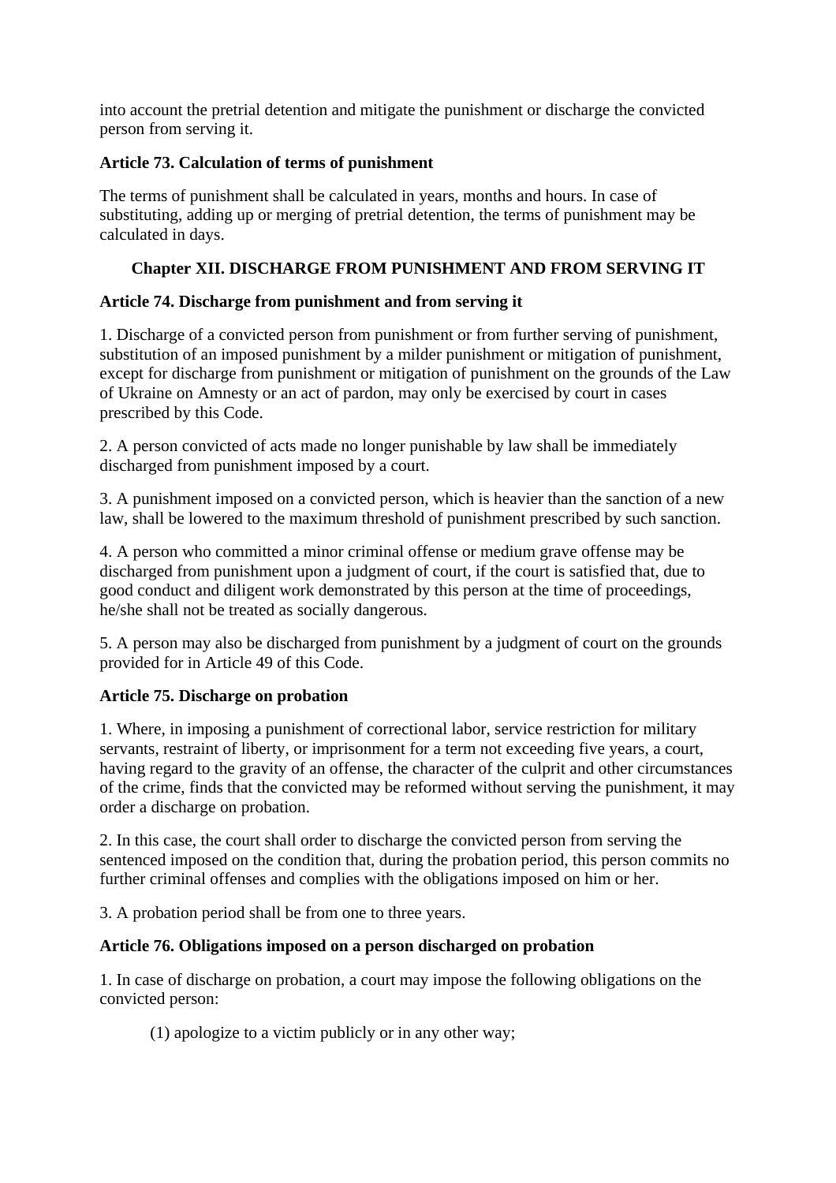into account the pretrial detention and mitigate the punishment or discharge the convicted person from serving it.

**Article 73. Calculation of terms of punishment**

The terms of punishment shall be calculated in years, months and hours. In case of substituting, adding up or merging of pretrial detention, the terms of punishment may be calculated in days.

## Chapter XII. DISCHARGE FROM PUNISHMENT AND FROM SERVING IT

**Article 74. Discharge from punishment and from serving it**

1. Discharge of a convicted person from punishment or from further serving of punishment, substitution of an imposed punishment by a milder punishment or mitigation of punishment, except for discharge from punishment or mitigation of punishment on the grounds of the Law of Ukraine on Amnesty or an act of pardon, may only be exercised by court in cases prescribed by this Code.

2. A person convicted of acts made no longer punishable by law shall be immediately discharged from punishment imposed by a court.

3. A punishment imposed on a convicted person, which is heavier than the sanction of a new law, shall be lowered to the maximum threshold of punishment prescribed by such sanction.

4. A person who committed a minor criminal offense or medium grave offense may be discharged from punishment upon a judgment of court, if the court is satisfied that, due to good conduct and diligent work demonstrated by this person at the time of proceedings, he/she shall not be treated as socially dangerous.

5. A person may also be discharged from punishment by a judgment of court on the grounds provided for in Article 49 of this Code.

**Article 75. Discharge on probation**

1. Where, in imposing a punishment of correctional labor, service restriction for military servants, restraint of liberty, or imprisonment for a term not exceeding five years, a court, having regard to the gravity of an offense, the character of the culprit and other circumstances of the crime, finds that the convicted may be reformed without serving the punishment, it may order a discharge on probation.

2. In this case, the court shall order to discharge the convicted person from serving the sentenced imposed on the condition that, during the probation period, this person commits no further criminal offenses and complies with the obligations imposed on him or her.

3. A probation period shall be from one to three years.

**Article 76. Obligations imposed on a person discharged on probation**

1. In case of discharge on probation, a court may impose the following obligations on the convicted person:

(1) apologize to a victim publicly or in any other way;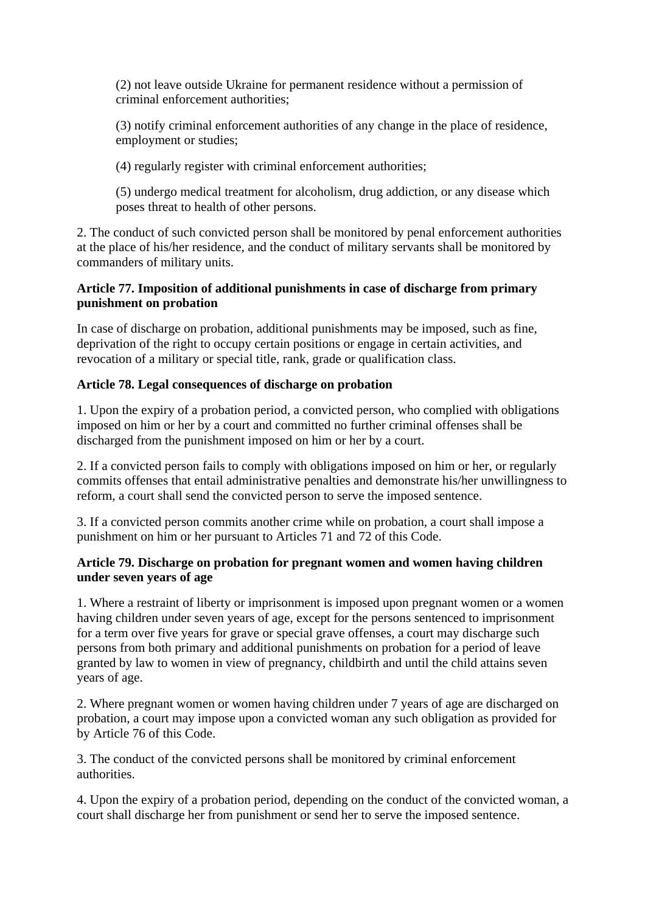(2) not leave outside Ukraine for permanent residence without a permission of criminal enforcement authorities;

(3) notify criminal enforcement authorities of any change in the place of residence, employment or studies;

(4) regularly register with criminal enforcement authorities;

(5) undergo medical treatment for alcoholism, drug addiction, or any disease which poses threat to health of other persons.

2. The conduct of such convicted person shall be monitored by penal enforcement authorities at the place of his/her residence, and the conduct of military servants shall be monitored by commanders of military units.

**Article 77. Imposition of additional punishments in case of discharge from primary punishment on probation**

In case of discharge on probation, additional punishments may be imposed, such as fine, deprivation of the right to occupy certain positions or engage in certain activities, and revocation of a military or special title, rank, grade or qualification class.

**Article 78. Legal consequences of discharge on probation**

1. Upon the expiry of a probation period, a convicted person, who complied with obligations imposed on him or her by a court and committed no further criminal offenses shall be discharged from the punishment imposed on him or her by a court.

2. If a convicted person fails to comply with obligations imposed on him or her, or regularly commits offenses that entail administrative penalties and demonstrate his/her unwillingness to reform, a court shall send the convicted person to serve the imposed sentence.

3. If a convicted person commits another crime while on probation, a court shall impose a punishment on him or her pursuant to Articles 71 and 72 of this Code.

**Article 79. Discharge on probation for pregnant women and women having children under seven years of age**

1. Where a restraint of liberty or imprisonment is imposed upon pregnant women or a women having children under seven years of age, except for the persons sentenced to imprisonment for a term over five years for grave or special grave offenses, a court may discharge such persons from both primary and additional punishments on probation for a period of leave granted by law to women in view of pregnancy, childbirth and until the child attains seven years of age.

2. Where pregnant women or women having children under 7 years of age are discharged on probation, a court may impose upon a convicted woman any such obligation as provided for by Article 76 of this Code.

3. The conduct of the convicted persons shall be monitored by criminal enforcement authorities.

4. Upon the expiry of a probation period, depending on the conduct of the convicted woman, a court shall discharge her from punishment or send her to serve the imposed sentence.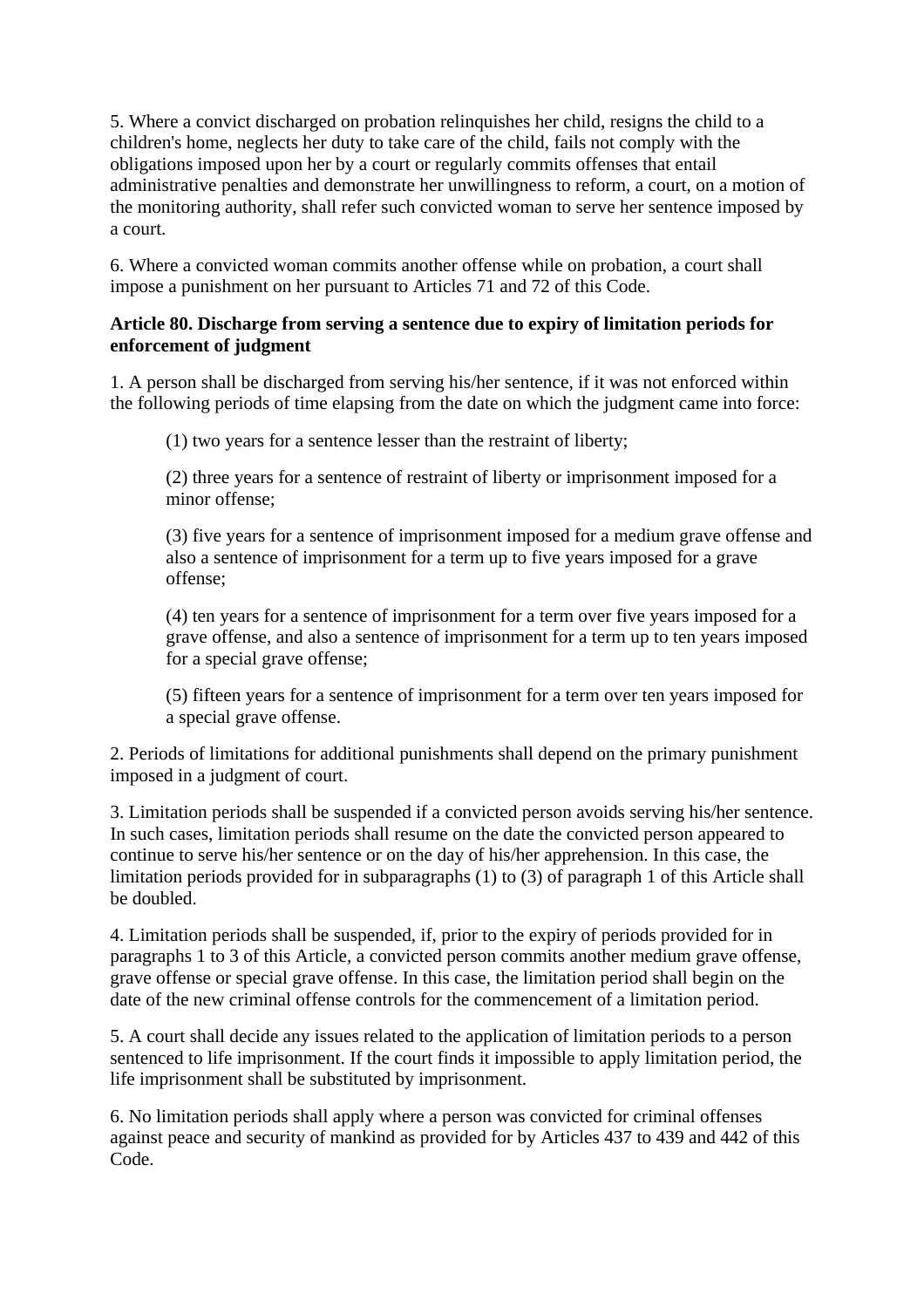5. Where a convict discharged on probation relinquishes her child, resigns the child to a children's home, neglects her duty to take care of the child, fails not comply with the obligations imposed upon her by a court or regularly commits offenses that entail administrative penalties and demonstrate her unwillingness to reform, a court, on a motion of the monitoring authority, shall refer such convicted woman to serve her sentence imposed by a court.

6. Where a convicted woman commits another offense while on probation, a court shall impose a punishment on her pursuant to Articles 71 and 72 of this Code.

**Article 80. Discharge from serving a sentence due to expiry of limitation periods for enforcement of judgment**

1. A person shall be discharged from serving his/her sentence, if it was not enforced within the following periods of time elapsing from the date on which the judgment came into force:

(1) two years for a sentence lesser than the restraint of liberty;

(2) three years for a sentence of restraint of liberty or imprisonment imposed for a minor offense;

(3) five years for a sentence of imprisonment imposed for a medium grave offense and also a sentence of imprisonment for a term up to five years imposed for a grave offense;

(4) ten years for a sentence of imprisonment for a term over five years imposed for a grave offense, and also a sentence of imprisonment for a term up to ten years imposed for a special grave offense;

(5) fifteen years for a sentence of imprisonment for a term over ten years imposed for a special grave offense.

2. Periods of limitations for additional punishments shall depend on the primary punishment imposed in a judgment of court.

3. Limitation periods shall be suspended if a convicted person avoids serving his/her sentence. In such cases, limitation periods shall resume on the date the convicted person appeared to continue to serve his/her sentence or on the day of his/her apprehension. In this case, the limitation periods provided for in subparagraphs (1) to (3) of paragraph 1 of this Article shall be doubled.

4. Limitation periods shall be suspended, if, prior to the expiry of periods provided for in paragraphs 1 to 3 of this Article, a convicted person commits another medium grave offense, grave offense or special grave offense. In this case, the limitation period shall begin on the date of the new criminal offense controls for the commencement of a limitation period.

5. A court shall decide any issues related to the application of limitation periods to a person sentenced to life imprisonment. If the court finds it impossible to apply limitation period, the life imprisonment shall be substituted by imprisonment.

6. No limitation periods shall apply where a person was convicted for criminal offenses against peace and security of mankind as provided for by Articles 437 to 439 and 442 of this Code.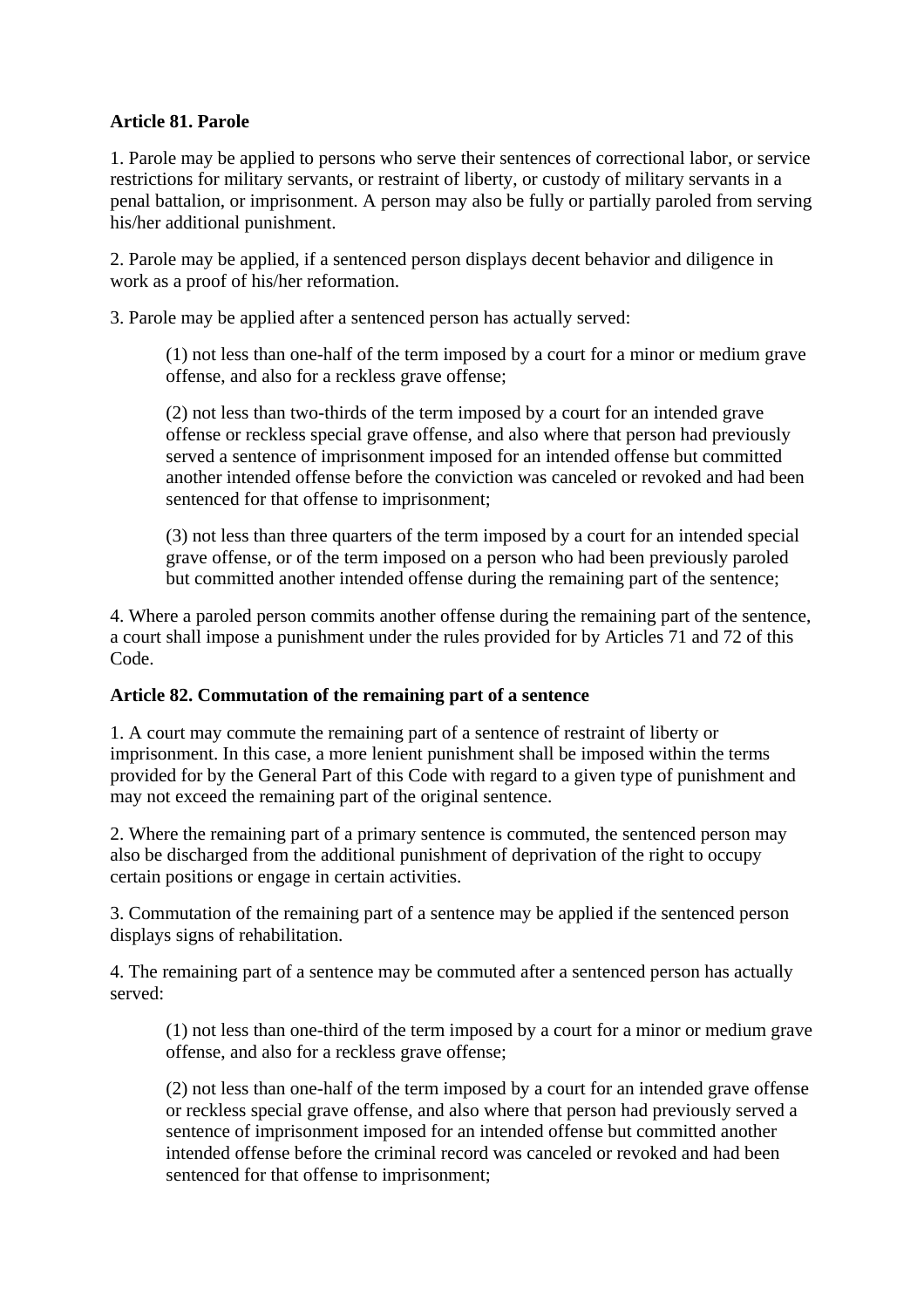**Article 81. Parole**

1. Parole may be applied to persons who serve their sentences of correctional labor, or service restrictions for military servants, or restraint of liberty, or custody of military servants in a penal battalion, or imprisonment. A person may also be fully or partially paroled from serving his/her additional punishment.

2. Parole may be applied, if a sentenced person displays decent behavior and diligence in work as a proof of his/her reformation.

3. Parole may be applied after a sentenced person has actually served:

> (1) not less than one-half of the term imposed by a court for a minor or medium grave offense, and also for a reckless grave offense;
>
> (2) not less than two-thirds of the term imposed by a court for an intended grave offense or reckless special grave offense, and also where that person had previously served a sentence of imprisonment imposed for an intended offense but committed another intended offense before the conviction was canceled or revoked and had been sentenced for that offense to imprisonment;
>
> (3) not less than three quarters of the term imposed by a court for an intended special grave offense, or of the term imposed on a person who had been previously paroled but committed another intended offense during the remaining part of the sentence;

4. Where a paroled person commits another offense during the remaining part of the sentence, a court shall impose a punishment under the rules provided for by Articles 71 and 72 of this Code.

**Article 82. Commutation of the remaining part of a sentence**

1. A court may commute the remaining part of a sentence of restraint of liberty or imprisonment. In this case, a more lenient punishment shall be imposed within the terms provided for by the General Part of this Code with regard to a given type of punishment and may not exceed the remaining part of the original sentence.

2. Where the remaining part of a primary sentence is commuted, the sentenced person may also be discharged from the additional punishment of deprivation of the right to occupy certain positions or engage in certain activities.

3. Commutation of the remaining part of a sentence may be applied if the sentenced person displays signs of rehabilitation.

4. The remaining part of a sentence may be commuted after a sentenced person has actually served:

> (1) not less than one-third of the term imposed by a court for a minor or medium grave offense, and also for a reckless grave offense;
>
> (2) not less than one-half of the term imposed by a court for an intended grave offense or reckless special grave offense, and also where that person had previously served a sentence of imprisonment imposed for an intended offense but committed another intended offense before the criminal record was canceled or revoked and had been sentenced for that offense to imprisonment;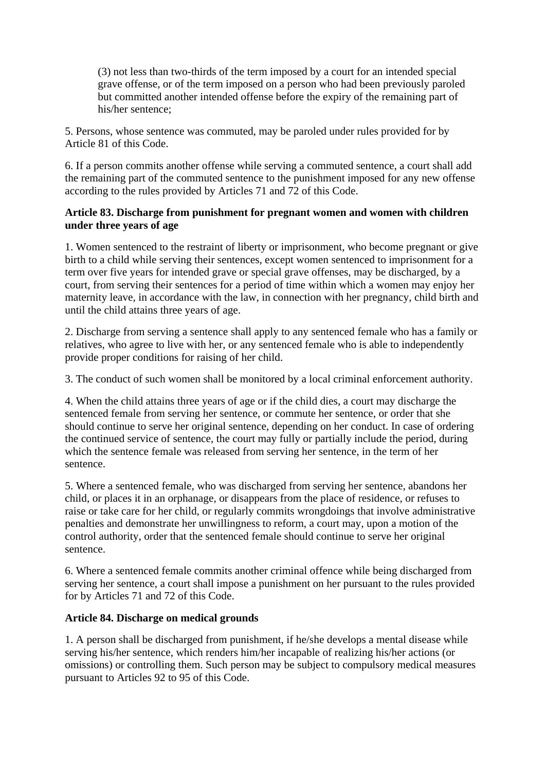(3) not less than two-thirds of the term imposed by a court for an intended special grave offense, or of the term imposed on a person who had been previously paroled but committed another intended offense before the expiry of the remaining part of his/her sentence;

5. Persons, whose sentence was commuted, may be paroled under rules provided for by Article 81 of this Code.

6. If a person commits another offense while serving a commuted sentence, a court shall add the remaining part of the commuted sentence to the punishment imposed for any new offense according to the rules provided by Articles 71 and 72 of this Code.

**Article 83. Discharge from punishment for pregnant women and women with children under three years of age**

1. Women sentenced to the restraint of liberty or imprisonment, who become pregnant or give birth to a child while serving their sentences, except women sentenced to imprisonment for a term over five years for intended grave or special grave offenses, may be discharged, by a court, from serving their sentences for a period of time within which a women may enjoy her maternity leave, in accordance with the law, in connection with her pregnancy, child birth and until the child attains three years of age.

2. Discharge from serving a sentence shall apply to any sentenced female who has a family or relatives, who agree to live with her, or any sentenced female who is able to independently provide proper conditions for raising of her child.

3. The conduct of such women shall be monitored by a local criminal enforcement authority.

4. When the child attains three years of age or if the child dies, a court may discharge the sentenced female from serving her sentence, or commute her sentence, or order that she should continue to serve her original sentence, depending on her conduct. In case of ordering the continued service of sentence, the court may fully or partially include the period, during which the sentence female was released from serving her sentence, in the term of her sentence.

5. Where a sentenced female, who was discharged from serving her sentence, abandons her child, or places it in an orphanage, or disappears from the place of residence, or refuses to raise or take care for her child, or regularly commits wrongdoings that involve administrative penalties and demonstrate her unwillingness to reform, a court may, upon a motion of the control authority, order that the sentenced female should continue to serve her original sentence.

6. Where a sentenced female commits another criminal offence while being discharged from serving her sentence, a court shall impose a punishment on her pursuant to the rules provided for by Articles 71 and 72 of this Code.

**Article 84. Discharge on medical grounds**

1. A person shall be discharged from punishment, if he/she develops a mental disease while serving his/her sentence, which renders him/her incapable of realizing his/her actions (or omissions) or controlling them. Such person may be subject to compulsory medical measures pursuant to Articles 92 to 95 of this Code.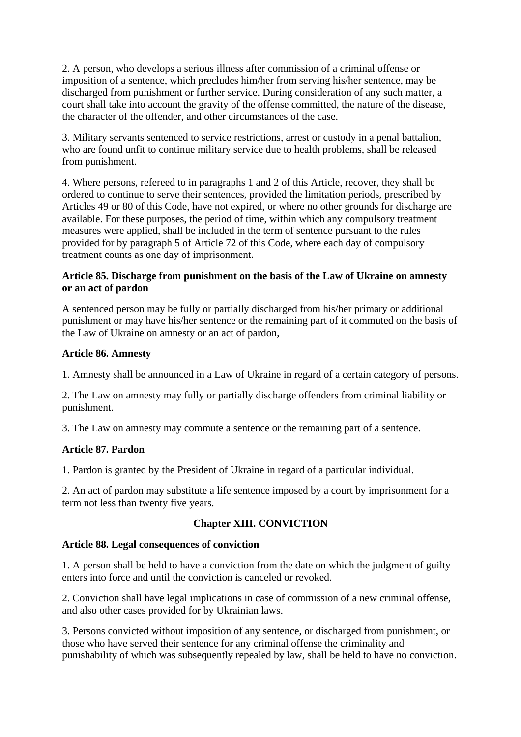2. A person, who develops a serious illness after commission of a criminal offense or imposition of a sentence, which precludes him/her from serving his/her sentence, may be discharged from punishment or further service. During consideration of any such matter, a court shall take into account the gravity of the offense committed, the nature of the disease, the character of the offender, and other circumstances of the case.

3. Military servants sentenced to service restrictions, arrest or custody in a penal battalion, who are found unfit to continue military service due to health problems, shall be released from punishment.

4. Where persons, refereed to in paragraphs 1 and 2 of this Article, recover, they shall be ordered to continue to serve their sentences, provided the limitation periods, prescribed by Articles 49 or 80 of this Code, have not expired, or where no other grounds for discharge are available. For these purposes, the period of time, within which any compulsory treatment measures were applied, shall be included in the term of sentence pursuant to the rules provided for by paragraph 5 of Article 72 of this Code, where each day of compulsory treatment counts as one day of imprisonment.

**Article 85. Discharge from punishment on the basis of the Law of Ukraine on amnesty or an act of pardon**

A sentenced person may be fully or partially discharged from his/her primary or additional punishment or may have his/her sentence or the remaining part of it commuted on the basis of the Law of Ukraine on amnesty or an act of pardon,

**Article 86. Amnesty**

1. Amnesty shall be announced in a Law of Ukraine in regard of a certain category of persons.

2. The Law on amnesty may fully or partially discharge offenders from criminal liability or punishment.

3. The Law on amnesty may commute a sentence or the remaining part of a sentence.

**Article 87. Pardon**

1. Pardon is granted by the President of Ukraine in regard of a particular individual.

2. An act of pardon may substitute a life sentence imposed by a court by imprisonment for a term not less than twenty five years.

## Chapter XIII. CONVICTION

**Article 88. Legal consequences of conviction**

1. A person shall be held to have a conviction from the date on which the judgment of guilty enters into force and until the conviction is canceled or revoked.

2. Conviction shall have legal implications in case of commission of a new criminal offense, and also other cases provided for by Ukrainian laws.

3. Persons convicted without imposition of any sentence, or discharged from punishment, or those who have served their sentence for any criminal offense the criminality and punishability of which was subsequently repealed by law, shall be held to have no conviction.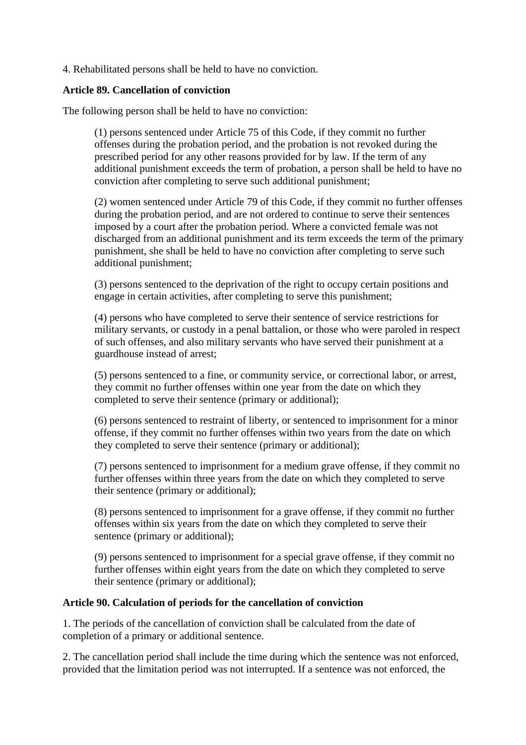4. Rehabilitated persons shall be held to have no conviction.

**Article 89. Cancellation of conviction**

The following person shall be held to have no conviction:

(1) persons sentenced under Article 75 of this Code, if they commit no further offenses during the probation period, and the probation is not revoked during the prescribed period for any other reasons provided for by law. If the term of any additional punishment exceeds the term of probation, a person shall be held to have no conviction after completing to serve such additional punishment;

(2) women sentenced under Article 79 of this Code, if they commit no further offenses during the probation period, and are not ordered to continue to serve their sentences imposed by a court after the probation period. Where a convicted female was not discharged from an additional punishment and its term exceeds the term of the primary punishment, she shall be held to have no conviction after completing to serve such additional punishment;

(3) persons sentenced to the deprivation of the right to occupy certain positions and engage in certain activities, after completing to serve this punishment;

(4) persons who have completed to serve their sentence of service restrictions for military servants, or custody in a penal battalion, or those who were paroled in respect of such offenses, and also military servants who have served their punishment at a guardhouse instead of arrest;

(5) persons sentenced to a fine, or community service, or correctional labor, or arrest, they commit no further offenses within one year from the date on which they completed to serve their sentence (primary or additional);

(6) persons sentenced to restraint of liberty, or sentenced to imprisonment for a minor offense, if they commit no further offenses within two years from the date on which they completed to serve their sentence (primary or additional);

(7) persons sentenced to imprisonment for a medium grave offense, if they commit no further offenses within three years from the date on which they completed to serve their sentence (primary or additional);

(8) persons sentenced to imprisonment for a grave offense, if they commit no further offenses within six years from the date on which they completed to serve their sentence (primary or additional);

(9) persons sentenced to imprisonment for a special grave offense, if they commit no further offenses within eight years from the date on which they completed to serve their sentence (primary or additional);

**Article 90. Calculation of periods for the cancellation of conviction**

1. The periods of the cancellation of conviction shall be calculated from the date of completion of a primary or additional sentence.

2. The cancellation period shall include the time during which the sentence was not enforced, provided that the limitation period was not interrupted. If a sentence was not enforced, the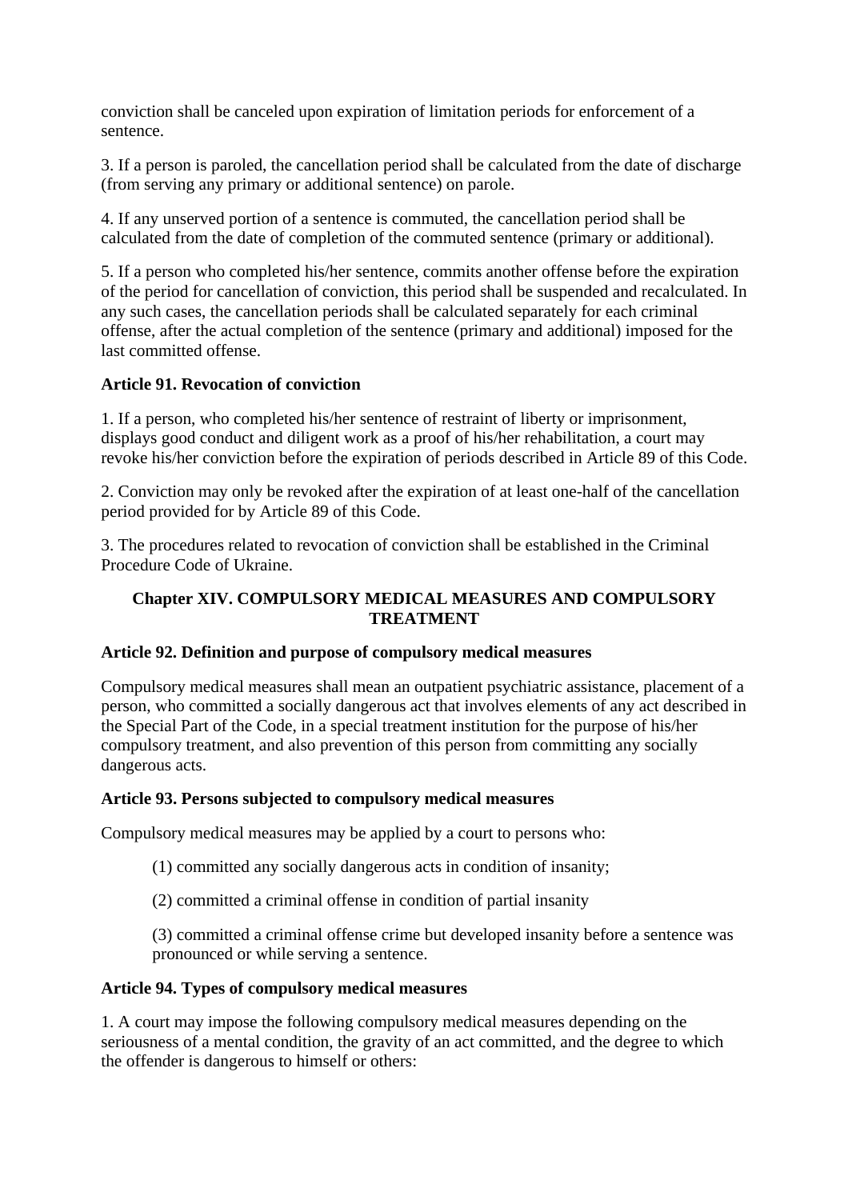conviction shall be canceled upon expiration of limitation periods for enforcement of a sentence.

3. If a person is paroled, the cancellation period shall be calculated from the date of discharge (from serving any primary or additional sentence) on parole.

4. If any unserved portion of a sentence is commuted, the cancellation period shall be calculated from the date of completion of the commuted sentence (primary or additional).

5. If a person who completed his/her sentence, commits another offense before the expiration of the period for cancellation of conviction, this period shall be suspended and recalculated. In any such cases, the cancellation periods shall be calculated separately for each criminal offense, after the actual completion of the sentence (primary and additional) imposed for the last committed offense.

**Article 91. Revocation of conviction**

1. If a person, who completed his/her sentence of restraint of liberty or imprisonment, displays good conduct and diligent work as a proof of his/her rehabilitation, a court may revoke his/her conviction before the expiration of periods described in Article 89 of this Code.

2. Conviction may only be revoked after the expiration of at least one-half of the cancellation period provided for by Article 89 of this Code.

3. The procedures related to revocation of conviction shall be established in the Criminal Procedure Code of Ukraine.

## Chapter XIV. COMPULSORY MEDICAL MEASURES AND COMPULSORY TREATMENT

**Article 92. Definition and purpose of compulsory medical measures**

Compulsory medical measures shall mean an outpatient psychiatric assistance, placement of a person, who committed a socially dangerous act that involves elements of any act described in the Special Part of the Code, in a special treatment institution for the purpose of his/her compulsory treatment, and also prevention of this person from committing any socially dangerous acts.

**Article 93. Persons subjected to compulsory medical measures**

Compulsory medical measures may be applied by a court to persons who:

(1) committed any socially dangerous acts in condition of insanity;

(2) committed a criminal offense in condition of partial insanity

(3) committed a criminal offense crime but developed insanity before a sentence was pronounced or while serving a sentence.

**Article 94. Types of compulsory medical measures**

1. A court may impose the following compulsory medical measures depending on the seriousness of a mental condition, the gravity of an act committed, and the degree to which the offender is dangerous to himself or others: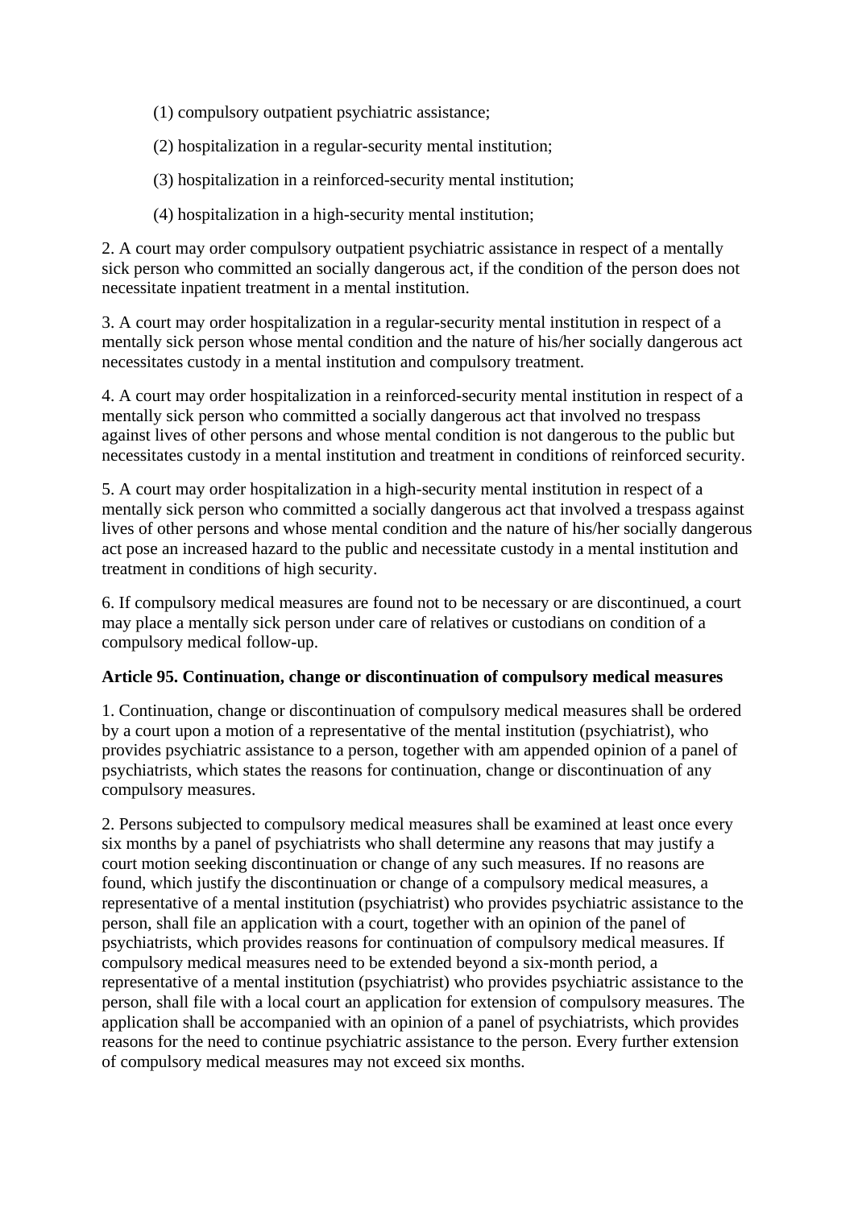(1) compulsory outpatient psychiatric assistance;

(2) hospitalization in a regular-security mental institution;

(3) hospitalization in a reinforced-security mental institution;

(4) hospitalization in a high-security mental institution;

2. A court may order compulsory outpatient psychiatric assistance in respect of a mentally sick person who committed an socially dangerous act, if the condition of the person does not necessitate inpatient treatment in a mental institution.

3. A court may order hospitalization in a regular-security mental institution in respect of a mentally sick person whose mental condition and the nature of his/her socially dangerous act necessitates custody in a mental institution and compulsory treatment.

4. A court may order hospitalization in a reinforced-security mental institution in respect of a mentally sick person who committed a socially dangerous act that involved no trespass against lives of other persons and whose mental condition is not dangerous to the public but necessitates custody in a mental institution and treatment in conditions of reinforced security.

5. A court may order hospitalization in a high-security mental institution in respect of a mentally sick person who committed a socially dangerous act that involved a trespass against lives of other persons and whose mental condition and the nature of his/her socially dangerous act pose an increased hazard to the public and necessitate custody in a mental institution and treatment in conditions of high security.

6. If compulsory medical measures are found not to be necessary or are discontinued, a court may place a mentally sick person under care of relatives or custodians on condition of a compulsory medical follow-up.

**Article 95. Continuation, change or discontinuation of compulsory medical measures**

1. Continuation, change or discontinuation of compulsory medical measures shall be ordered by a court upon a motion of a representative of the mental institution (psychiatrist), who provides psychiatric assistance to a person, together with am appended opinion of a panel of psychiatrists, which states the reasons for continuation, change or discontinuation of any compulsory measures.

2. Persons subjected to compulsory medical measures shall be examined at least once every six months by a panel of psychiatrists who shall determine any reasons that may justify a court motion seeking discontinuation or change of any such measures. If no reasons are found, which justify the discontinuation or change of a compulsory medical measures, a representative of a mental institution (psychiatrist) who provides psychiatric assistance to the person, shall file an application with a court, together with an opinion of the panel of psychiatrists, which provides reasons for continuation of compulsory medical measures. If compulsory medical measures need to be extended beyond a six-month period, a representative of a mental institution (psychiatrist) who provides psychiatric assistance to the person, shall file with a local court an application for extension of compulsory measures. The application shall be accompanied with an opinion of a panel of psychiatrists, which provides reasons for the need to continue psychiatric assistance to the person. Every further extension of compulsory medical measures may not exceed six months.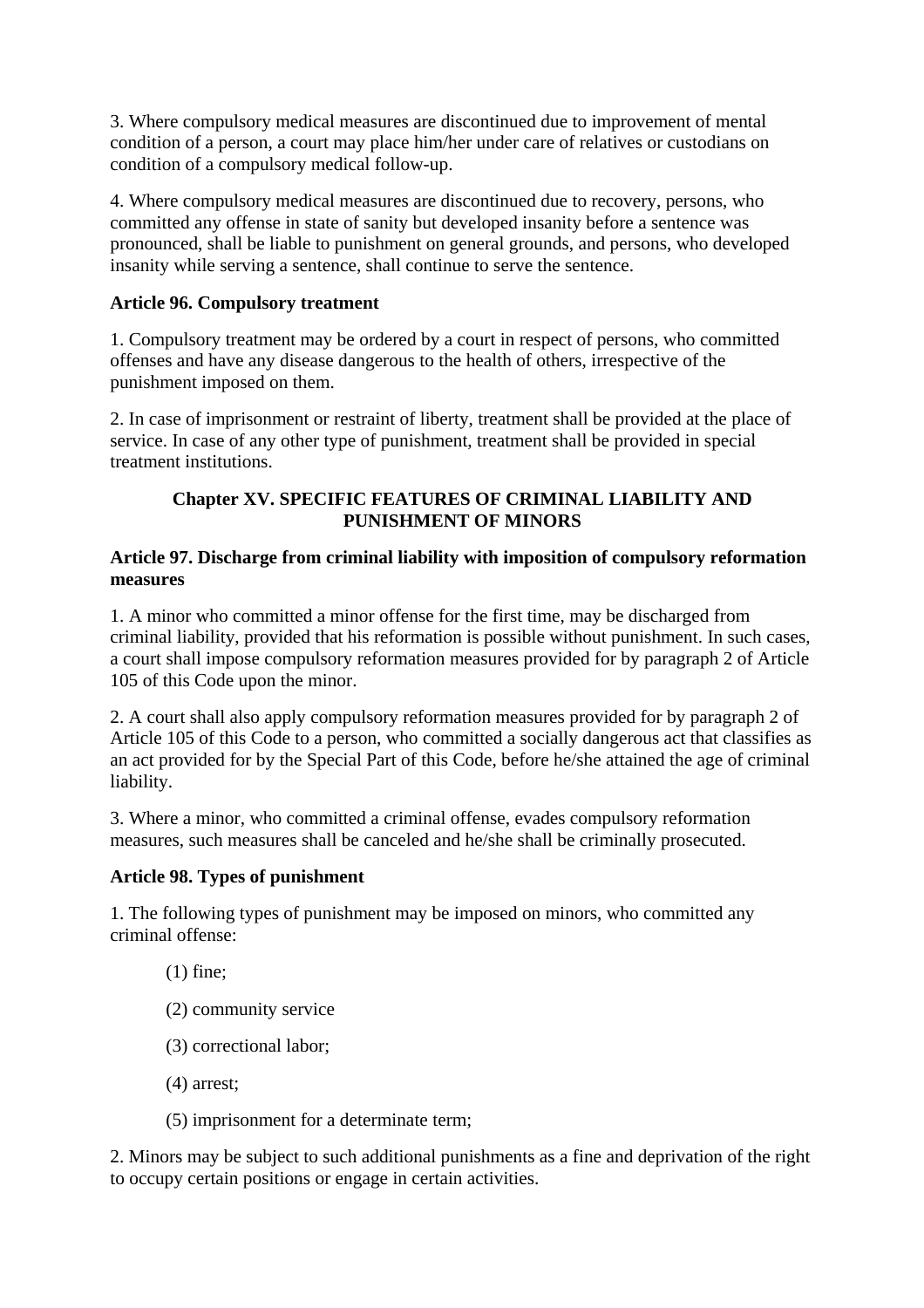3. Where compulsory medical measures are discontinued due to improvement of mental condition of a person, a court may place him/her under care of relatives or custodians on condition of a compulsory medical follow-up.

4. Where compulsory medical measures are discontinued due to recovery, persons, who committed any offense in state of sanity but developed insanity before a sentence was pronounced, shall be liable to punishment on general grounds, and persons, who developed insanity while serving a sentence, shall continue to serve the sentence.

**Article 96. Compulsory treatment**

1. Compulsory treatment may be ordered by a court in respect of persons, who committed offenses and have any disease dangerous to the health of others, irrespective of the punishment imposed on them.

2. In case of imprisonment or restraint of liberty, treatment shall be provided at the place of service. In case of any other type of punishment, treatment shall be provided in special treatment institutions.

## Chapter XV. SPECIFIC FEATURES OF CRIMINAL LIABILITY AND PUNISHMENT OF MINORS

**Article 97. Discharge from criminal liability with imposition of compulsory reformation measures**

1. A minor who committed a minor offense for the first time, may be discharged from criminal liability, provided that his reformation is possible without punishment. In such cases, a court shall impose compulsory reformation measures provided for by paragraph 2 of Article 105 of this Code upon the minor.

2. A court shall also apply compulsory reformation measures provided for by paragraph 2 of Article 105 of this Code to a person, who committed a socially dangerous act that classifies as an act provided for by the Special Part of this Code, before he/she attained the age of criminal liability.

3. Where a minor, who committed a criminal offense, evades compulsory reformation measures, such measures shall be canceled and he/she shall be criminally prosecuted.

**Article 98. Types of punishment**

1. The following types of punishment may be imposed on minors, who committed any criminal offense:

(1) fine;

(2) community service

(3) correctional labor;

(4) arrest;

(5) imprisonment for a determinate term;

2. Minors may be subject to such additional punishments as a fine and deprivation of the right to occupy certain positions or engage in certain activities.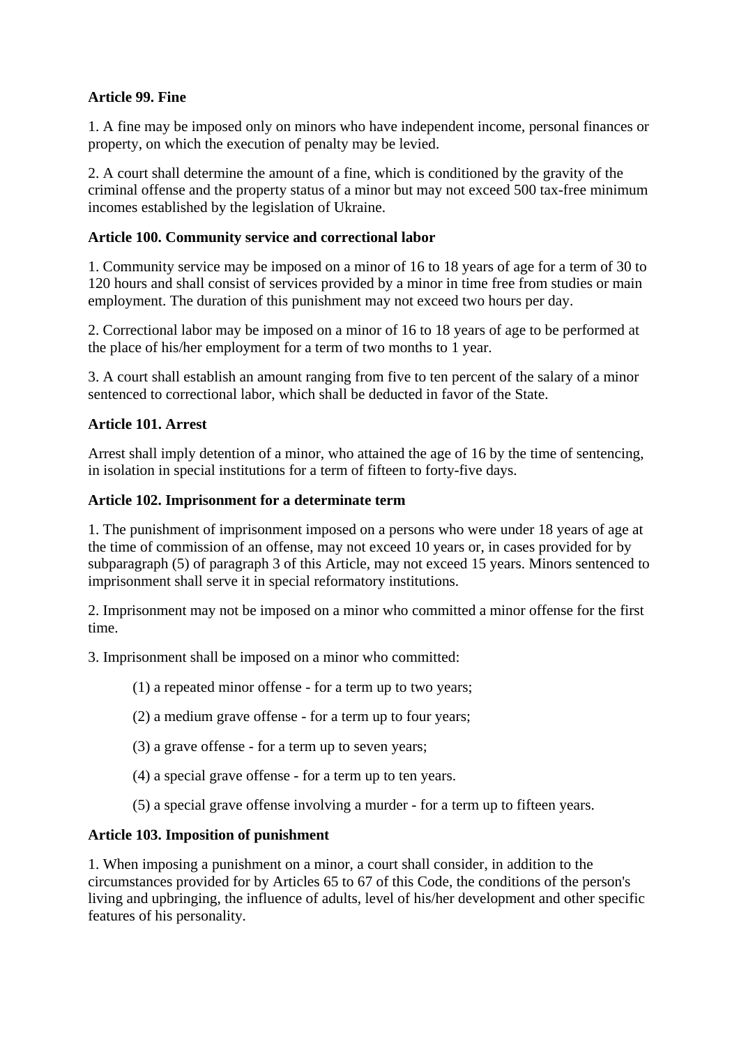**Article 99. Fine**

1. A fine may be imposed only on minors who have independent income, personal finances or property, on which the execution of penalty may be levied.

2. A court shall determine the amount of a fine, which is conditioned by the gravity of the criminal offense and the property status of a minor but may not exceed 500 tax-free minimum incomes established by the legislation of Ukraine.

**Article 100. Community service and correctional labor**

1. Community service may be imposed on a minor of 16 to 18 years of age for a term of 30 to 120 hours and shall consist of services provided by a minor in time free from studies or main employment. The duration of this punishment may not exceed two hours per day.

2. Correctional labor may be imposed on a minor of 16 to 18 years of age to be performed at the place of his/her employment for a term of two months to 1 year.

3. A court shall establish an amount ranging from five to ten percent of the salary of a minor sentenced to correctional labor, which shall be deducted in favor of the State.

**Article 101. Arrest**

Arrest shall imply detention of a minor, who attained the age of 16 by the time of sentencing, in isolation in special institutions for a term of fifteen to forty-five days.

**Article 102. Imprisonment for a determinate term**

1. The punishment of imprisonment imposed on a persons who were under 18 years of age at the time of commission of an offense, may not exceed 10 years or, in cases provided for by subparagraph (5) of paragraph 3 of this Article, may not exceed 15 years. Minors sentenced to imprisonment shall serve it in special reformatory institutions.

2. Imprisonment may not be imposed on a minor who committed a minor offense for the first time.

3. Imprisonment shall be imposed on a minor who committed:

(1) a repeated minor offense - for a term up to two years;

(2) a medium grave offense - for a term up to four years;

(3) a grave offense - for a term up to seven years;

(4) a special grave offense - for a term up to ten years.

(5) a special grave offense involving a murder - for a term up to fifteen years.

**Article 103. Imposition of punishment**

1. When imposing a punishment on a minor, a court shall consider, in addition to the circumstances provided for by Articles 65 to 67 of this Code, the conditions of the person's living and upbringing, the influence of adults, level of his/her development and other specific features of his personality.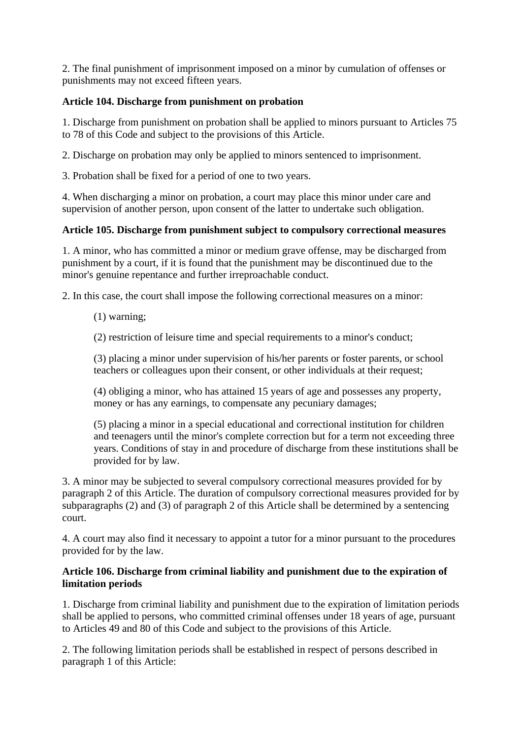2. The final punishment of imprisonment imposed on a minor by cumulation of offenses or punishments may not exceed fifteen years.

**Article 104. Discharge from punishment on probation**

1. Discharge from punishment on probation shall be applied to minors pursuant to Articles 75 to 78 of this Code and subject to the provisions of this Article.

2. Discharge on probation may only be applied to minors sentenced to imprisonment.

3. Probation shall be fixed for a period of one to two years.

4. When discharging a minor on probation, a court may place this minor under care and supervision of another person, upon consent of the latter to undertake such obligation.

**Article 105. Discharge from punishment subject to compulsory correctional measures**

1. A minor, who has committed a minor or medium grave offense, may be discharged from punishment by a court, if it is found that the punishment may be discontinued due to the minor's genuine repentance and further irreproachable conduct.

2. In this case, the court shall impose the following correctional measures on a minor:

(1) warning;

(2) restriction of leisure time and special requirements to a minor's conduct;

(3) placing a minor under supervision of his/her parents or foster parents, or school teachers or colleagues upon their consent, or other individuals at their request;

(4) obliging a minor, who has attained 15 years of age and possesses any property, money or has any earnings, to compensate any pecuniary damages;

(5) placing a minor in a special educational and correctional institution for children and teenagers until the minor's complete correction but for a term not exceeding three years. Conditions of stay in and procedure of discharge from these institutions shall be provided for by law.

3. A minor may be subjected to several compulsory correctional measures provided for by paragraph 2 of this Article. The duration of compulsory correctional measures provided for by subparagraphs (2) and (3) of paragraph 2 of this Article shall be determined by a sentencing court.

4. A court may also find it necessary to appoint a tutor for a minor pursuant to the procedures provided for by the law.

**Article 106. Discharge from criminal liability and punishment due to the expiration of limitation periods**

1. Discharge from criminal liability and punishment due to the expiration of limitation periods shall be applied to persons, who committed criminal offenses under 18 years of age, pursuant to Articles 49 and 80 of this Code and subject to the provisions of this Article.

2. The following limitation periods shall be established in respect of persons described in paragraph 1 of this Article: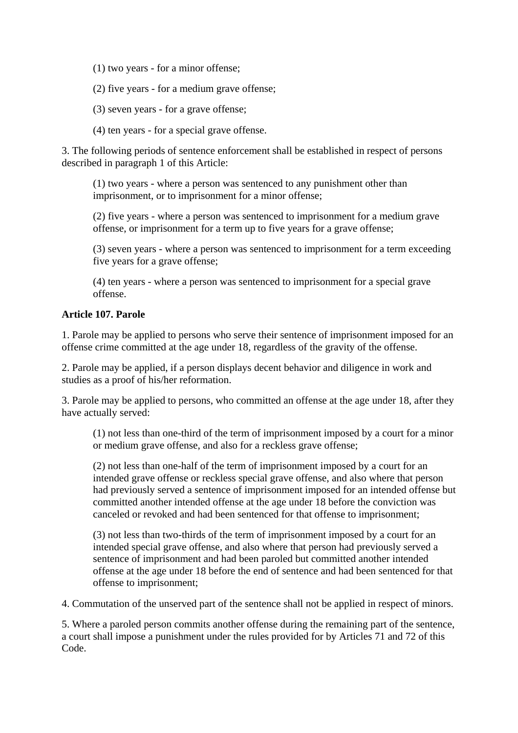(1) two years - for a minor offense;

(2) five years - for a medium grave offense;

(3) seven years - for a grave offense;

(4) ten years - for a special grave offense.

3. The following periods of sentence enforcement shall be established in respect of persons described in paragraph 1 of this Article:

(1) two years - where a person was sentenced to any punishment other than imprisonment, or to imprisonment for a minor offense;

(2) five years - where a person was sentenced to imprisonment for a medium grave offense, or imprisonment for a term up to five years for a grave offense;

(3) seven years - where a person was sentenced to imprisonment for a term exceeding five years for a grave offense;

(4) ten years - where a person was sentenced to imprisonment for a special grave offense.

**Article 107. Parole**

1. Parole may be applied to persons who serve their sentence of imprisonment imposed for an offense crime committed at the age under 18, regardless of the gravity of the offense.

2. Parole may be applied, if a person displays decent behavior and diligence in work and studies as a proof of his/her reformation.

3. Parole may be applied to persons, who committed an offense at the age under 18, after they have actually served:

(1) not less than one-third of the term of imprisonment imposed by a court for a minor or medium grave offense, and also for a reckless grave offense;

(2) not less than one-half of the term of imprisonment imposed by a court for an intended grave offense or reckless special grave offense, and also where that person had previously served a sentence of imprisonment imposed for an intended offense but committed another intended offense at the age under 18 before the conviction was canceled or revoked and had been sentenced for that offense to imprisonment;

(3) not less than two-thirds of the term of imprisonment imposed by a court for an intended special grave offense, and also where that person had previously served a sentence of imprisonment and had been paroled but committed another intended offense at the age under 18 before the end of sentence and had been sentenced for that offense to imprisonment;

4. Commutation of the unserved part of the sentence shall not be applied in respect of minors.

5. Where a paroled person commits another offense during the remaining part of the sentence, a court shall impose a punishment under the rules provided for by Articles 71 and 72 of this Code.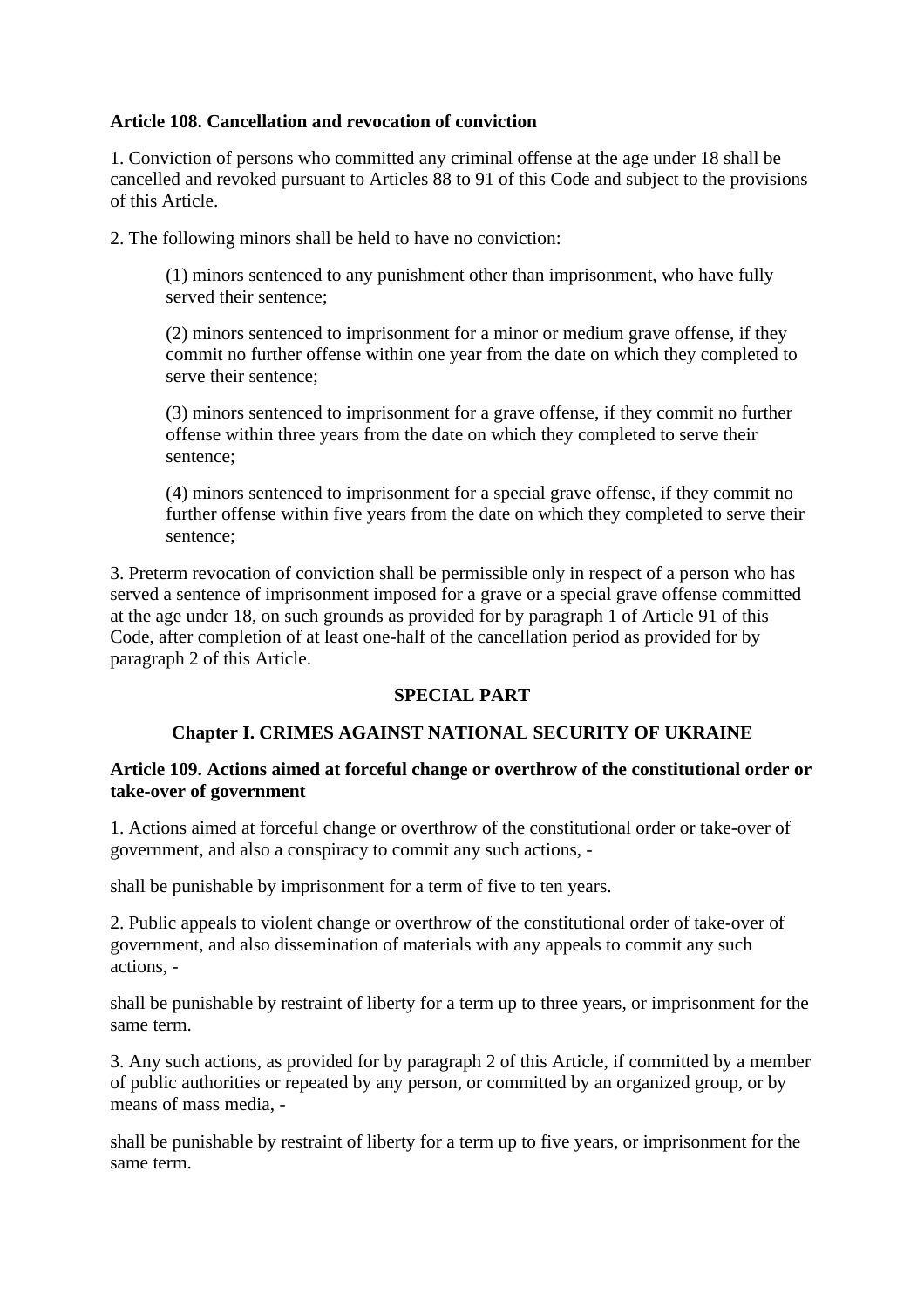**Article 108. Cancellation and revocation of conviction**

1. Conviction of persons who committed any criminal offense at the age under 18 shall be cancelled and revoked pursuant to Articles 88 to 91 of this Code and subject to the provisions of this Article.

2. The following minors shall be held to have no conviction:

> (1) minors sentenced to any punishment other than imprisonment, who have fully served their sentence;
>
> (2) minors sentenced to imprisonment for a minor or medium grave offense, if they commit no further offense within one year from the date on which they completed to serve their sentence;
>
> (3) minors sentenced to imprisonment for a grave offense, if they commit no further offense within three years from the date on which they completed to serve their sentence;
>
> (4) minors sentenced to imprisonment for a special grave offense, if they commit no further offense within five years from the date on which they completed to serve their sentence;

3. Preterm revocation of conviction shall be permissible only in respect of a person who has served a sentence of imprisonment imposed for a grave or a special grave offense committed at the age under 18, on such grounds as provided for by paragraph 1 of Article 91 of this Code, after completion of at least one-half of the cancellation period as provided for by paragraph 2 of this Article.

## SPECIAL PART

## Chapter I. CRIMES AGAINST NATIONAL SECURITY OF UKRAINE

**Article 109. Actions aimed at forceful change or overthrow of the constitutional order or take-over of government**

1. Actions aimed at forceful change or overthrow of the constitutional order or take-over of government, and also a conspiracy to commit any such actions, -

shall be punishable by imprisonment for a term of five to ten years.

2. Public appeals to violent change or overthrow of the constitutional order of take-over of government, and also dissemination of materials with any appeals to commit any such actions, -

shall be punishable by restraint of liberty for a term up to three years, or imprisonment for the same term.

3. Any such actions, as provided for by paragraph 2 of this Article, if committed by a member of public authorities or repeated by any person, or committed by an organized group, or by means of mass media, -

shall be punishable by restraint of liberty for a term up to five years, or imprisonment for the same term.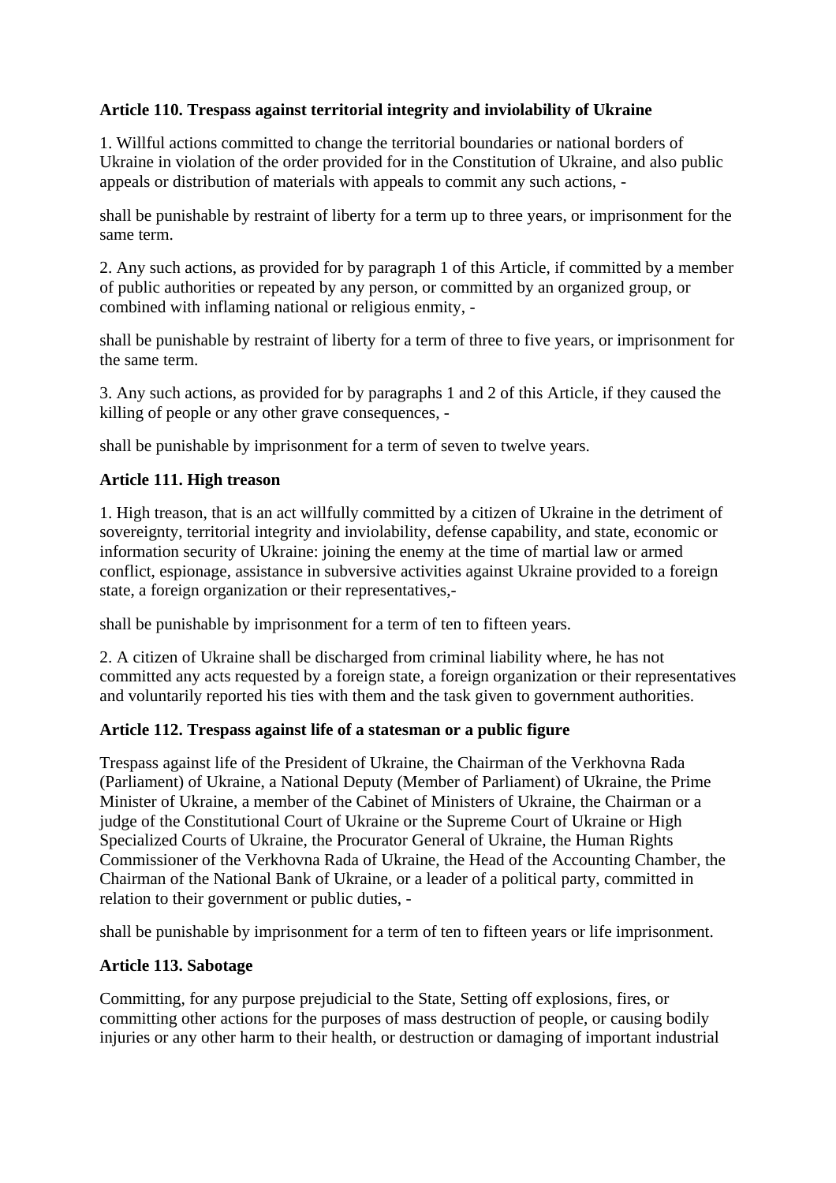**Article 110. Trespass against territorial integrity and inviolability of Ukraine**

1. Willful actions committed to change the territorial boundaries or national borders of Ukraine in violation of the order provided for in the Constitution of Ukraine, and also public appeals or distribution of materials with appeals to commit any such actions, -

shall be punishable by restraint of liberty for a term up to three years, or imprisonment for the same term.

2. Any such actions, as provided for by paragraph 1 of this Article, if committed by a member of public authorities or repeated by any person, or committed by an organized group, or combined with inflaming national or religious enmity, -

shall be punishable by restraint of liberty for a term of three to five years, or imprisonment for the same term.

3. Any such actions, as provided for by paragraphs 1 and 2 of this Article, if they caused the killing of people or any other grave consequences, -

shall be punishable by imprisonment for a term of seven to twelve years.

**Article 111. High treason**

1. High treason, that is an act willfully committed by a citizen of Ukraine in the detriment of sovereignty, territorial integrity and inviolability, defense capability, and state, economic or information security of Ukraine: joining the enemy at the time of martial law or armed conflict, espionage, assistance in subversive activities against Ukraine provided to a foreign state, a foreign organization or their representatives,-

shall be punishable by imprisonment for a term of ten to fifteen years.

2. A citizen of Ukraine shall be discharged from criminal liability where, he has not committed any acts requested by a foreign state, a foreign organization or their representatives and voluntarily reported his ties with them and the task given to government authorities.

**Article 112. Trespass against life of a statesman or a public figure**

Trespass against life of the President of Ukraine, the Chairman of the Verkhovna Rada (Parliament) of Ukraine, a National Deputy (Member of Parliament) of Ukraine, the Prime Minister of Ukraine, a member of the Cabinet of Ministers of Ukraine, the Chairman or a judge of the Constitutional Court of Ukraine or the Supreme Court of Ukraine or High Specialized Courts of Ukraine, the Procurator General of Ukraine, the Human Rights Commissioner of the Verkhovna Rada of Ukraine, the Head of the Accounting Chamber, the Chairman of the National Bank of Ukraine, or a leader of a political party, committed in relation to their government or public duties, -

shall be punishable by imprisonment for a term of ten to fifteen years or life imprisonment.

**Article 113. Sabotage**

Committing, for any purpose prejudicial to the State, Setting off explosions, fires, or committing other actions for the purposes of mass destruction of people, or causing bodily injuries or any other harm to their health, or destruction or damaging of important industrial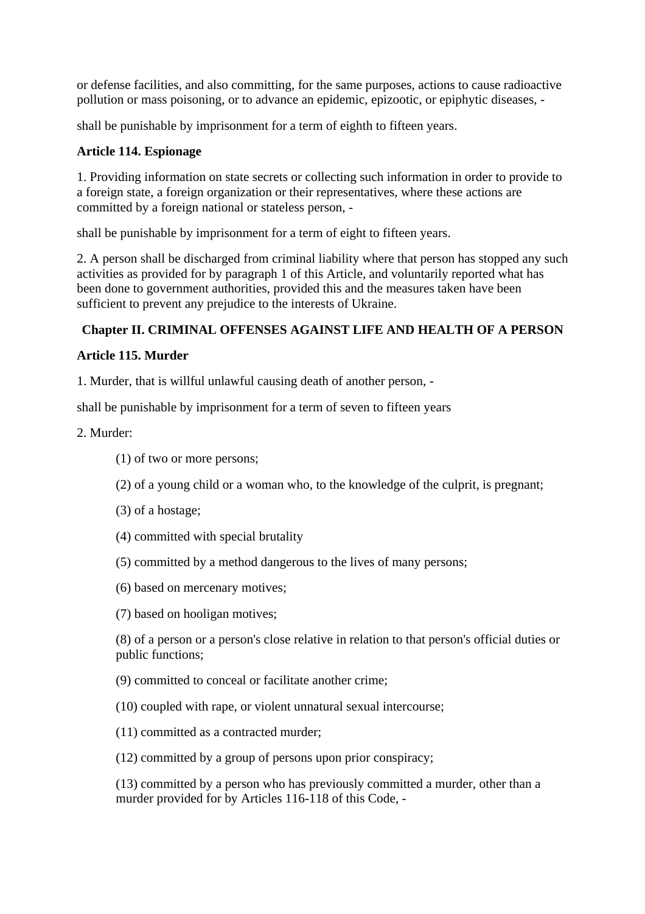or defense facilities, and also committing, for the same purposes, actions to cause radioactive pollution or mass poisoning, or to advance an epidemic, epizootic, or epiphytic diseases, -

shall be punishable by imprisonment for a term of eighth to fifteen years.

**Article 114. Espionage**

1. Providing information on state secrets or collecting such information in order to provide to a foreign state, a foreign organization or their representatives, where these actions are committed by a foreign national or stateless person, -

shall be punishable by imprisonment for a term of eight to fifteen years.

2. A person shall be discharged from criminal liability where that person has stopped any such activities as provided for by paragraph 1 of this Article, and voluntarily reported what has been done to government authorities, provided this and the measures taken have been sufficient to prevent any prejudice to the interests of Ukraine.

## Chapter II. CRIMINAL OFFENSES AGAINST LIFE AND HEALTH OF A PERSON

**Article 115. Murder**

1. Murder, that is willful unlawful causing death of another person, -

shall be punishable by imprisonment for a term of seven to fifteen years

2. Murder:

(1) of two or more persons;

(2) of a young child or a woman who, to the knowledge of the culprit, is pregnant;

(3) of a hostage;

(4) committed with special brutality

(5) committed by a method dangerous to the lives of many persons;

(6) based on mercenary motives;

(7) based on hooligan motives;

(8) of a person or a person's close relative in relation to that person's official duties or public functions;

(9) committed to conceal or facilitate another crime;

(10) coupled with rape, or violent unnatural sexual intercourse;

(11) committed as a contracted murder;

(12) committed by a group of persons upon prior conspiracy;

(13) committed by a person who has previously committed a murder, other than a murder provided for by Articles 116-118 of this Code, -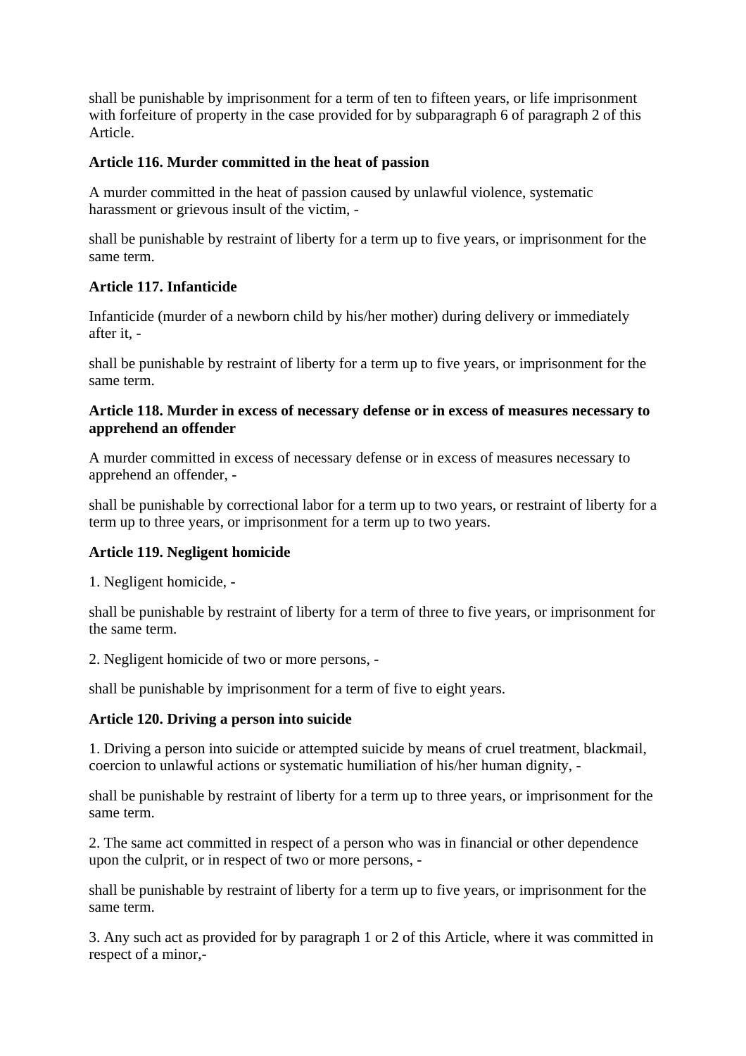shall be punishable by imprisonment for a term of ten to fifteen years, or life imprisonment with forfeiture of property in the case provided for by subparagraph 6 of paragraph 2 of this Article.

**Article 116. Murder committed in the heat of passion**

A murder committed in the heat of passion caused by unlawful violence, systematic harassment or grievous insult of the victim, -

shall be punishable by restraint of liberty for a term up to five years, or imprisonment for the same term.

**Article 117. Infanticide**

Infanticide (murder of a newborn child by his/her mother) during delivery or immediately after it, -

shall be punishable by restraint of liberty for a term up to five years, or imprisonment for the same term.

**Article 118. Murder in excess of necessary defense or in excess of measures necessary to apprehend an offender**

A murder committed in excess of necessary defense or in excess of measures necessary to apprehend an offender, -

shall be punishable by correctional labor for a term up to two years, or restraint of liberty for a term up to three years, or imprisonment for a term up to two years.

**Article 119. Negligent homicide**

1. Negligent homicide, -

shall be punishable by restraint of liberty for a term of three to five years, or imprisonment for the same term.

2. Negligent homicide of two or more persons, -

shall be punishable by imprisonment for a term of five to eight years.

**Article 120. Driving a person into suicide**

1. Driving a person into suicide or attempted suicide by means of cruel treatment, blackmail, coercion to unlawful actions or systematic humiliation of his/her human dignity, -

shall be punishable by restraint of liberty for a term up to three years, or imprisonment for the same term.

2. The same act committed in respect of a person who was in financial or other dependence upon the culprit, or in respect of two or more persons, -

shall be punishable by restraint of liberty for a term up to five years, or imprisonment for the same term.

3. Any such act as provided for by paragraph 1 or 2 of this Article, where it was committed in respect of a minor,-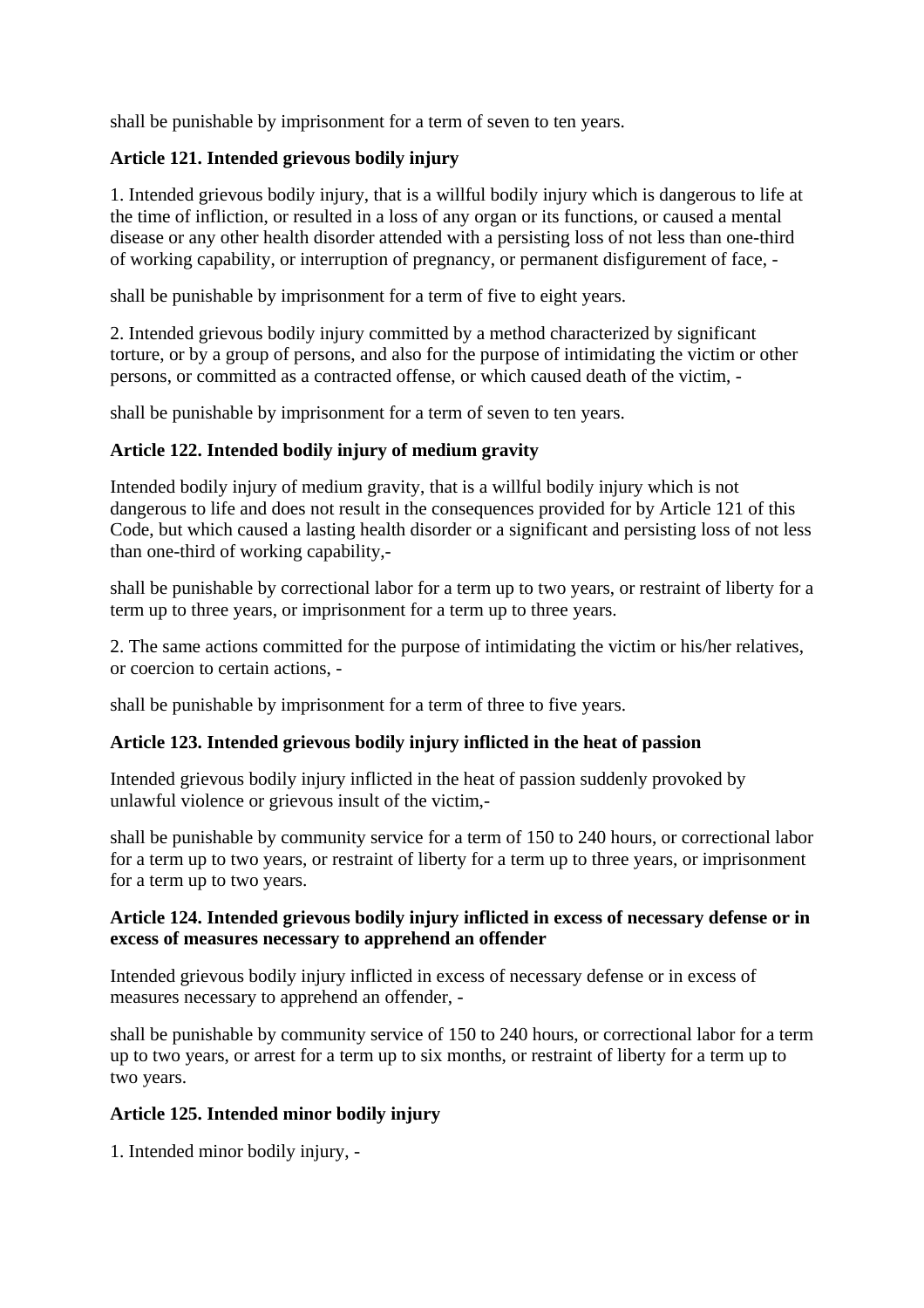shall be punishable by imprisonment for a term of seven to ten years.

### Article 121. Intended grievous bodily injury

1. Intended grievous bodily injury, that is a willful bodily injury which is dangerous to life at the time of infliction, or resulted in a loss of any organ or its functions, or caused a mental disease or any other health disorder attended with a persisting loss of not less than one-third of working capability, or interruption of pregnancy, or permanent disfigurement of face, -

shall be punishable by imprisonment for a term of five to eight years.

2. Intended grievous bodily injury committed by a method characterized by significant torture, or by a group of persons, and also for the purpose of intimidating the victim or other persons, or committed as a contracted offense, or which caused death of the victim, -

shall be punishable by imprisonment for a term of seven to ten years.

### Article 122. Intended bodily injury of medium gravity

Intended bodily injury of medium gravity, that is a willful bodily injury which is not dangerous to life and does not result in the consequences provided for by Article 121 of this Code, but which caused a lasting health disorder or a significant and persisting loss of not less than one-third of working capability,-

shall be punishable by correctional labor for a term up to two years, or restraint of liberty for a term up to three years, or imprisonment for a term up to three years.

2. The same actions committed for the purpose of intimidating the victim or his/her relatives, or coercion to certain actions, -

shall be punishable by imprisonment for a term of three to five years.

### Article 123. Intended grievous bodily injury inflicted in the heat of passion

Intended grievous bodily injury inflicted in the heat of passion suddenly provoked by unlawful violence or grievous insult of the victim,-

shall be punishable by community service for a term of 150 to 240 hours, or correctional labor for a term up to two years, or restraint of liberty for a term up to three years, or imprisonment for a term up to two years.

### Article 124. Intended grievous bodily injury inflicted in excess of necessary defense or in excess of measures necessary to apprehend an offender

Intended grievous bodily injury inflicted in excess of necessary defense or in excess of measures necessary to apprehend an offender, -

shall be punishable by community service of 150 to 240 hours, or correctional labor for a term up to two years, or arrest for a term up to six months, or restraint of liberty for a term up to two years.

### Article 125. Intended minor bodily injury

1. Intended minor bodily injury, -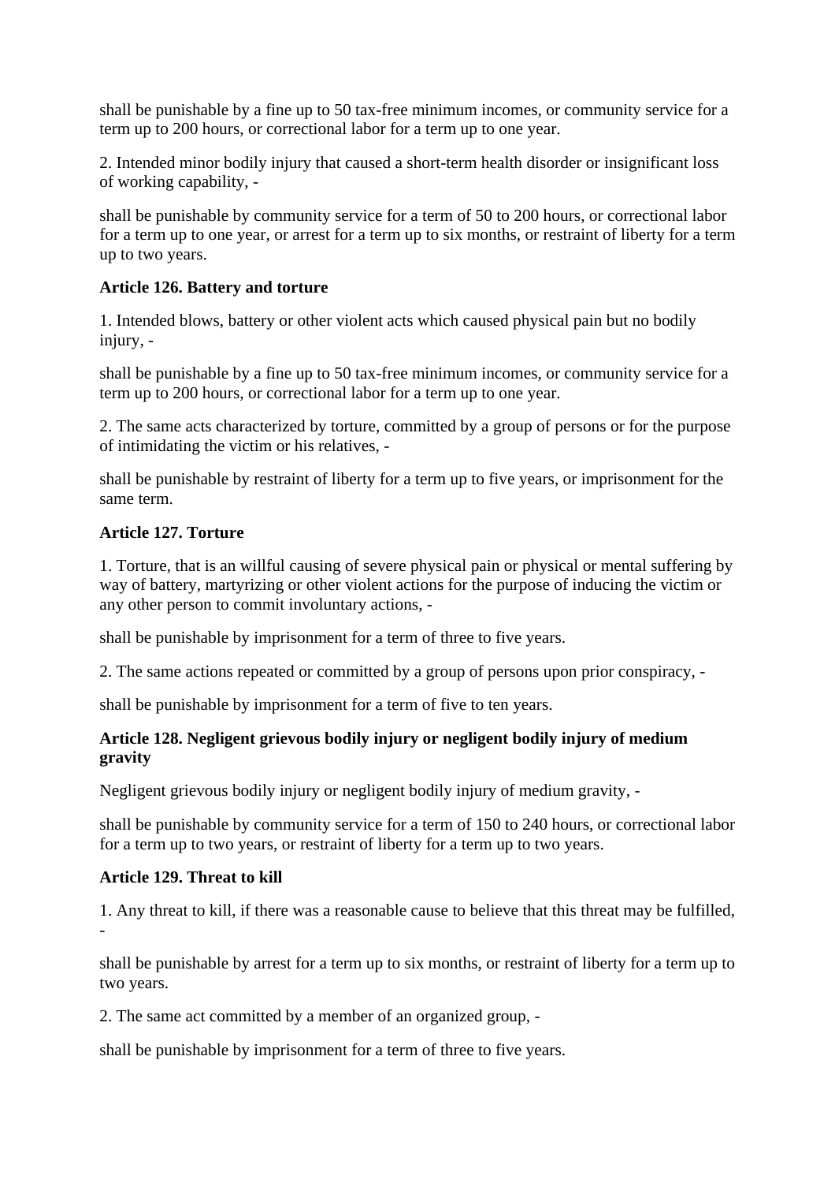shall be punishable by a fine up to 50 tax-free minimum incomes, or community service for a term up to 200 hours, or correctional labor for a term up to one year.

2. Intended minor bodily injury that caused a short-term health disorder or insignificant loss of working capability, -

shall be punishable by community service for a term of 50 to 200 hours, or correctional labor for a term up to one year, or arrest for a term up to six months, or restraint of liberty for a term up to two years.

**Article 126. Battery and torture**

1. Intended blows, battery or other violent acts which caused physical pain but no bodily injury, -

shall be punishable by a fine up to 50 tax-free minimum incomes, or community service for a term up to 200 hours, or correctional labor for a term up to one year.

2. The same acts characterized by torture, committed by a group of persons or for the purpose of intimidating the victim or his relatives, -

shall be punishable by restraint of liberty for a term up to five years, or imprisonment for the same term.

**Article 127. Torture**

1. Torture, that is an willful causing of severe physical pain or physical or mental suffering by way of battery, martyrizing or other violent actions for the purpose of inducing the victim or any other person to commit involuntary actions, -

shall be punishable by imprisonment for a term of three to five years.

2. The same actions repeated or committed by a group of persons upon prior conspiracy, -

shall be punishable by imprisonment for a term of five to ten years.

**Article 128. Negligent grievous bodily injury or negligent bodily injury of medium gravity**

Negligent grievous bodily injury or negligent bodily injury of medium gravity, -

shall be punishable by community service for a term of 150 to 240 hours, or correctional labor for a term up to two years, or restraint of liberty for a term up to two years.

**Article 129. Threat to kill**

1. Any threat to kill, if there was a reasonable cause to believe that this threat may be fulfilled, -

shall be punishable by arrest for a term up to six months, or restraint of liberty for a term up to two years.

2. The same act committed by a member of an organized group, -

shall be punishable by imprisonment for a term of three to five years.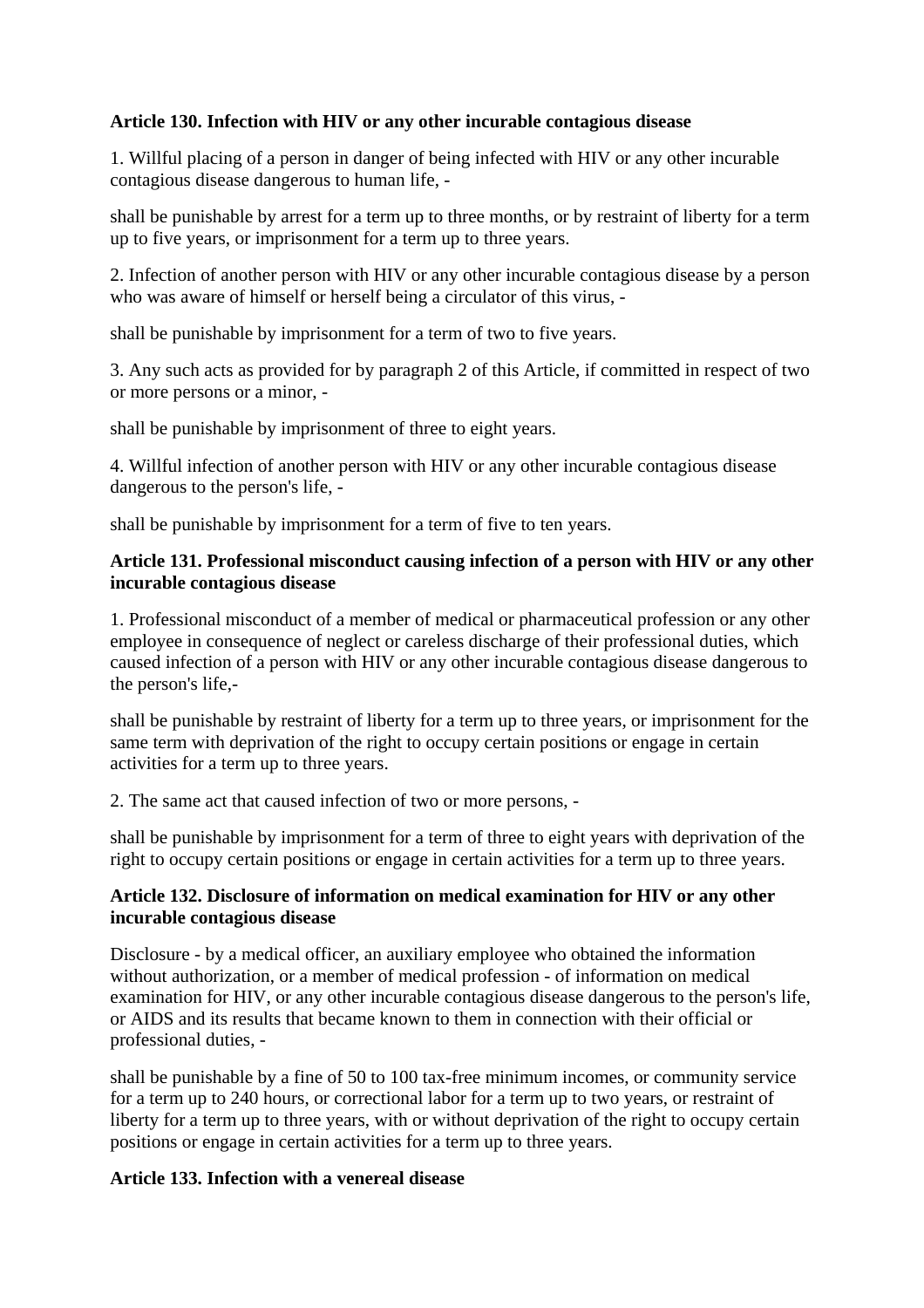**Article 130. Infection with HIV or any other incurable contagious disease**

1. Willful placing of a person in danger of being infected with HIV or any other incurable contagious disease dangerous to human life, -

shall be punishable by arrest for a term up to three months, or by restraint of liberty for a term up to five years, or imprisonment for a term up to three years.

2. Infection of another person with HIV or any other incurable contagious disease by a person who was aware of himself or herself being a circulator of this virus, -

shall be punishable by imprisonment for a term of two to five years.

3. Any such acts as provided for by paragraph 2 of this Article, if committed in respect of two or more persons or a minor, -

shall be punishable by imprisonment of three to eight years.

4. Willful infection of another person with HIV or any other incurable contagious disease dangerous to the person's life, -

shall be punishable by imprisonment for a term of five to ten years.

**Article 131. Professional misconduct causing infection of a person with HIV or any other incurable contagious disease**

1. Professional misconduct of a member of medical or pharmaceutical profession or any other employee in consequence of neglect or careless discharge of their professional duties, which caused infection of a person with HIV or any other incurable contagious disease dangerous to the person's life,-

shall be punishable by restraint of liberty for a term up to three years, or imprisonment for the same term with deprivation of the right to occupy certain positions or engage in certain activities for a term up to three years.

2. The same act that caused infection of two or more persons, -

shall be punishable by imprisonment for a term of three to eight years with deprivation of the right to occupy certain positions or engage in certain activities for a term up to three years.

**Article 132. Disclosure of information on medical examination for HIV or any other incurable contagious disease**

Disclosure - by a medical officer, an auxiliary employee who obtained the information without authorization, or a member of medical profession - of information on medical examination for HIV, or any other incurable contagious disease dangerous to the person's life, or AIDS and its results that became known to them in connection with their official or professional duties, -

shall be punishable by a fine of 50 to 100 tax-free minimum incomes, or community service for a term up to 240 hours, or correctional labor for a term up to two years, or restraint of liberty for a term up to three years, with or without deprivation of the right to occupy certain positions or engage in certain activities for a term up to three years.

**Article 133. Infection with a venereal disease**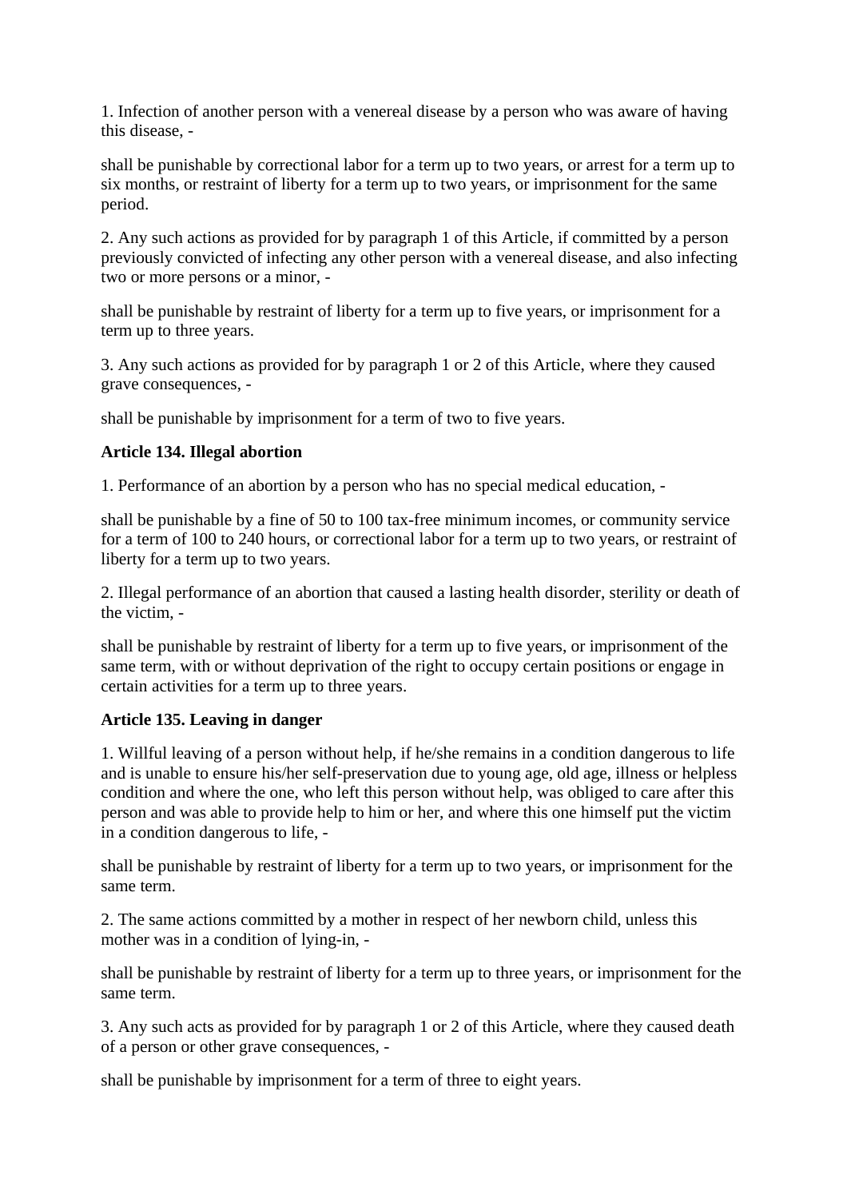1. Infection of another person with a venereal disease by a person who was aware of having this disease, -

shall be punishable by correctional labor for a term up to two years, or arrest for a term up to six months, or restraint of liberty for a term up to two years, or imprisonment for the same period.

2. Any such actions as provided for by paragraph 1 of this Article, if committed by a person previously convicted of infecting any other person with a venereal disease, and also infecting two or more persons or a minor, -

shall be punishable by restraint of liberty for a term up to five years, or imprisonment for a term up to three years.

3. Any such actions as provided for by paragraph 1 or 2 of this Article, where they caused grave consequences, -

shall be punishable by imprisonment for a term of two to five years.

**Article 134. Illegal abortion**

1. Performance of an abortion by a person who has no special medical education, -

shall be punishable by a fine of 50 to 100 tax-free minimum incomes, or community service for a term of 100 to 240 hours, or correctional labor for a term up to two years, or restraint of liberty for a term up to two years.

2. Illegal performance of an abortion that caused a lasting health disorder, sterility or death of the victim, -

shall be punishable by restraint of liberty for a term up to five years, or imprisonment of the same term, with or without deprivation of the right to occupy certain positions or engage in certain activities for a term up to three years.

**Article 135. Leaving in danger**

1. Willful leaving of a person without help, if he/she remains in a condition dangerous to life and is unable to ensure his/her self-preservation due to young age, old age, illness or helpless condition and where the one, who left this person without help, was obliged to care after this person and was able to provide help to him or her, and where this one himself put the victim in a condition dangerous to life, -

shall be punishable by restraint of liberty for a term up to two years, or imprisonment for the same term.

2. The same actions committed by a mother in respect of her newborn child, unless this mother was in a condition of lying-in, -

shall be punishable by restraint of liberty for a term up to three years, or imprisonment for the same term.

3. Any such acts as provided for by paragraph 1 or 2 of this Article, where they caused death of a person or other grave consequences, -

shall be punishable by imprisonment for a term of three to eight years.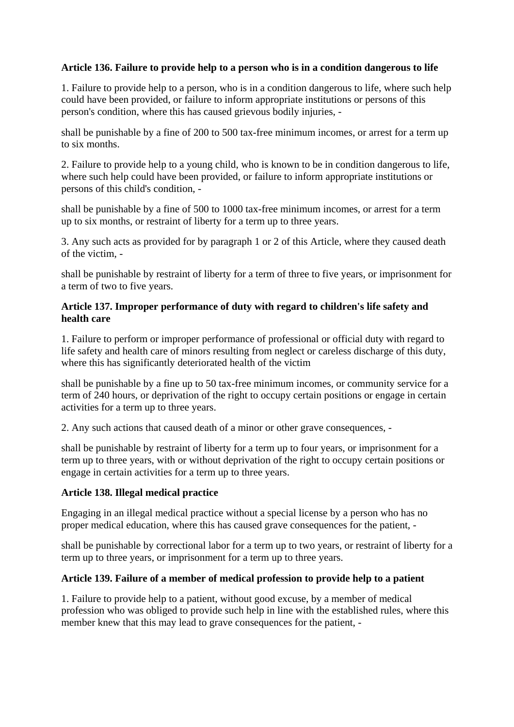**Article 136. Failure to provide help to a person who is in a condition dangerous to life**

1. Failure to provide help to a person, who is in a condition dangerous to life, where such help could have been provided, or failure to inform appropriate institutions or persons of this person's condition, where this has caused grievous bodily injuries, -

shall be punishable by a fine of 200 to 500 tax-free minimum incomes, or arrest for a term up to six months.

2. Failure to provide help to a young child, who is known to be in condition dangerous to life, where such help could have been provided, or failure to inform appropriate institutions or persons of this child's condition, -

shall be punishable by a fine of 500 to 1000 tax-free minimum incomes, or arrest for a term up to six months, or restraint of liberty for a term up to three years.

3. Any such acts as provided for by paragraph 1 or 2 of this Article, where they caused death of the victim, -

shall be punishable by restraint of liberty for a term of three to five years, or imprisonment for a term of two to five years.

**Article 137. Improper performance of duty with regard to children's life safety and health care**

1. Failure to perform or improper performance of professional or official duty with regard to life safety and health care of minors resulting from neglect or careless discharge of this duty, where this has significantly deteriorated health of the victim

shall be punishable by a fine up to 50 tax-free minimum incomes, or community service for a term of 240 hours, or deprivation of the right to occupy certain positions or engage in certain activities for a term up to three years.

2. Any such actions that caused death of a minor or other grave consequences, -

shall be punishable by restraint of liberty for a term up to four years, or imprisonment for a term up to three years, with or without deprivation of the right to occupy certain positions or engage in certain activities for a term up to three years.

**Article 138. Illegal medical practice**

Engaging in an illegal medical practice without a special license by a person who has no proper medical education, where this has caused grave consequences for the patient, -

shall be punishable by correctional labor for a term up to two years, or restraint of liberty for a term up to three years, or imprisonment for a term up to three years.

**Article 139. Failure of a member of medical profession to provide help to a patient**

1. Failure to provide help to a patient, without good excuse, by a member of medical profession who was obliged to provide such help in line with the established rules, where this member knew that this may lead to grave consequences for the patient, -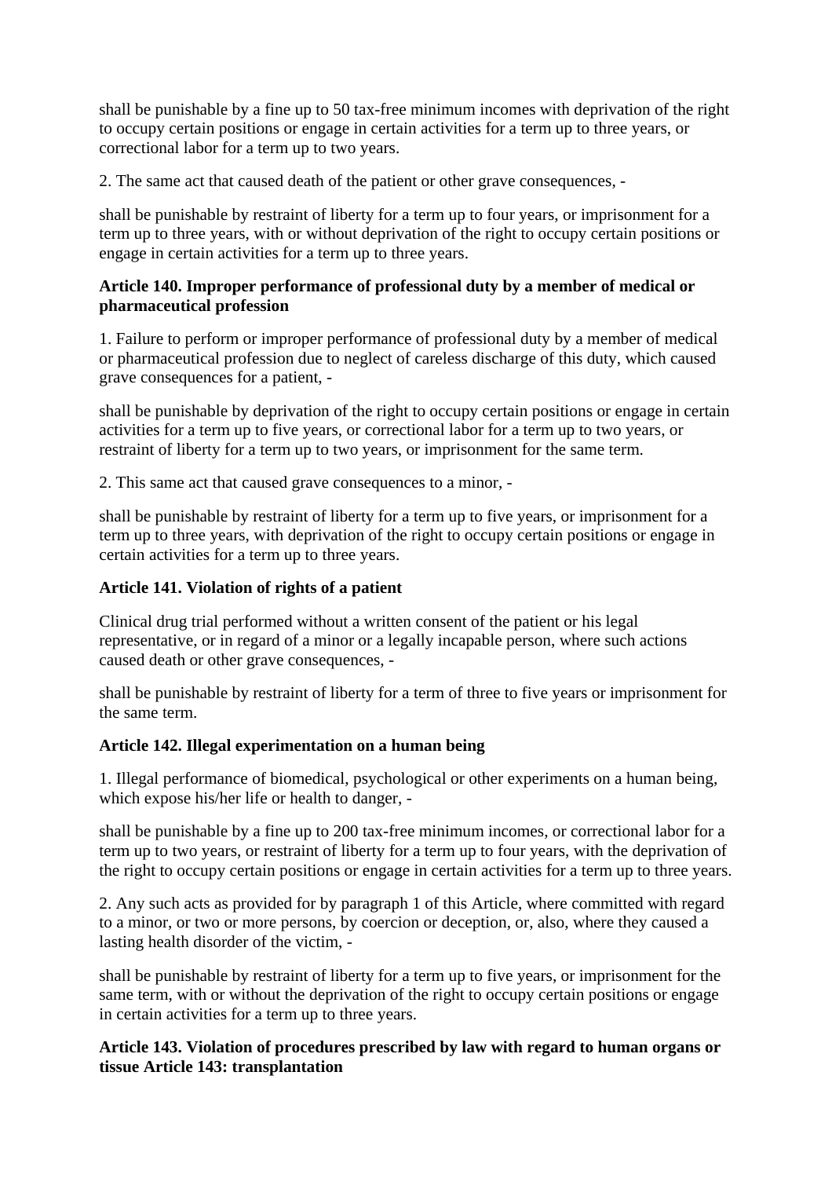shall be punishable by a fine up to 50 tax-free minimum incomes with deprivation of the right to occupy certain positions or engage in certain activities for a term up to three years, or correctional labor for a term up to two years.

2. The same act that caused death of the patient or other grave consequences, -

shall be punishable by restraint of liberty for a term up to four years, or imprisonment for a term up to three years, with or without deprivation of the right to occupy certain positions or engage in certain activities for a term up to three years.

**Article 140. Improper performance of professional duty by a member of medical or pharmaceutical profession**

1. Failure to perform or improper performance of professional duty by a member of medical or pharmaceutical profession due to neglect of careless discharge of this duty, which caused grave consequences for a patient, -

shall be punishable by deprivation of the right to occupy certain positions or engage in certain activities for a term up to five years, or correctional labor for a term up to two years, or restraint of liberty for a term up to two years, or imprisonment for the same term.

2. This same act that caused grave consequences to a minor, -

shall be punishable by restraint of liberty for a term up to five years, or imprisonment for a term up to three years, with deprivation of the right to occupy certain positions or engage in certain activities for a term up to three years.

**Article 141. Violation of rights of a patient**

Clinical drug trial performed without a written consent of the patient or his legal representative, or in regard of a minor or a legally incapable person, where such actions caused death or other grave consequences, -

shall be punishable by restraint of liberty for a term of three to five years or imprisonment for the same term.

**Article 142. Illegal experimentation on a human being**

1. Illegal performance of biomedical, psychological or other experiments on a human being, which expose his/her life or health to danger, -

shall be punishable by a fine up to 200 tax-free minimum incomes, or correctional labor for a term up to two years, or restraint of liberty for a term up to four years, with the deprivation of the right to occupy certain positions or engage in certain activities for a term up to three years.

2. Any such acts as provided for by paragraph 1 of this Article, where committed with regard to a minor, or two or more persons, by coercion or deception, or, also, where they caused a lasting health disorder of the victim, -

shall be punishable by restraint of liberty for a term up to five years, or imprisonment for the same term, with or without the deprivation of the right to occupy certain positions or engage in certain activities for a term up to three years.

**Article 143. Violation of procedures prescribed by law with regard to human organs or tissue Article 143: transplantation**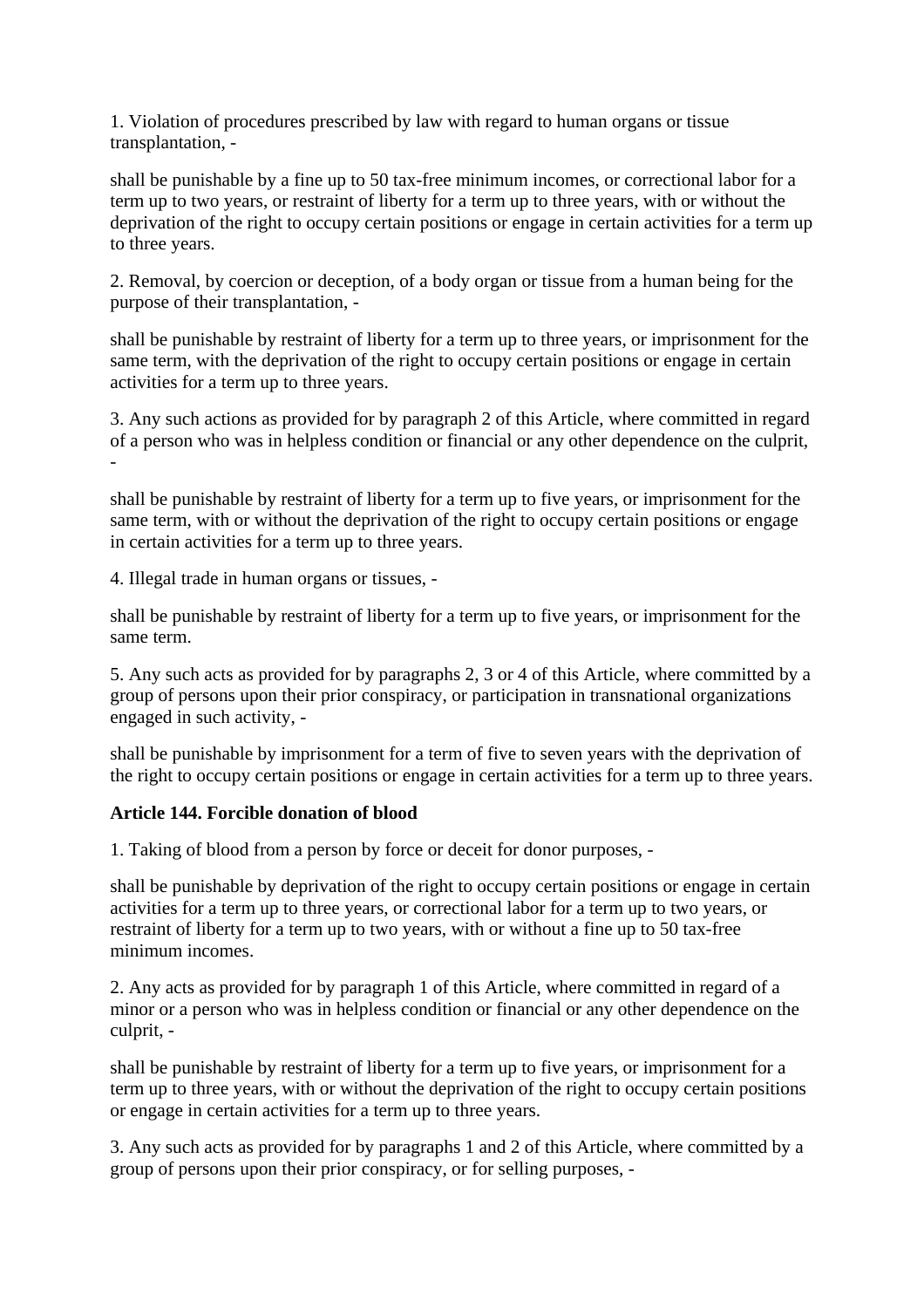1. Violation of procedures prescribed by law with regard to human organs or tissue transplantation, -

shall be punishable by a fine up to 50 tax-free minimum incomes, or correctional labor for a term up to two years, or restraint of liberty for a term up to three years, with or without the deprivation of the right to occupy certain positions or engage in certain activities for a term up to three years.

2. Removal, by coercion or deception, of a body organ or tissue from a human being for the purpose of their transplantation, -

shall be punishable by restraint of liberty for a term up to three years, or imprisonment for the same term, with the deprivation of the right to occupy certain positions or engage in certain activities for a term up to three years.

3. Any such actions as provided for by paragraph 2 of this Article, where committed in regard of a person who was in helpless condition or financial or any other dependence on the culprit, -

shall be punishable by restraint of liberty for a term up to five years, or imprisonment for the same term, with or without the deprivation of the right to occupy certain positions or engage in certain activities for a term up to three years.

4. Illegal trade in human organs or tissues, -

shall be punishable by restraint of liberty for a term up to five years, or imprisonment for the same term.

5. Any such acts as provided for by paragraphs 2, 3 or 4 of this Article, where committed by a group of persons upon their prior conspiracy, or participation in transnational organizations engaged in such activity, -

shall be punishable by imprisonment for a term of five to seven years with the deprivation of the right to occupy certain positions or engage in certain activities for a term up to three years.

**Article 144. Forcible donation of blood**

1. Taking of blood from a person by force or deceit for donor purposes, -

shall be punishable by deprivation of the right to occupy certain positions or engage in certain activities for a term up to three years, or correctional labor for a term up to two years, or restraint of liberty for a term up to two years, with or without a fine up to 50 tax-free minimum incomes.

2. Any acts as provided for by paragraph 1 of this Article, where committed in regard of a minor or a person who was in helpless condition or financial or any other dependence on the culprit, -

shall be punishable by restraint of liberty for a term up to five years, or imprisonment for a term up to three years, with or without the deprivation of the right to occupy certain positions or engage in certain activities for a term up to three years.

3. Any such acts as provided for by paragraphs 1 and 2 of this Article, where committed by a group of persons upon their prior conspiracy, or for selling purposes, -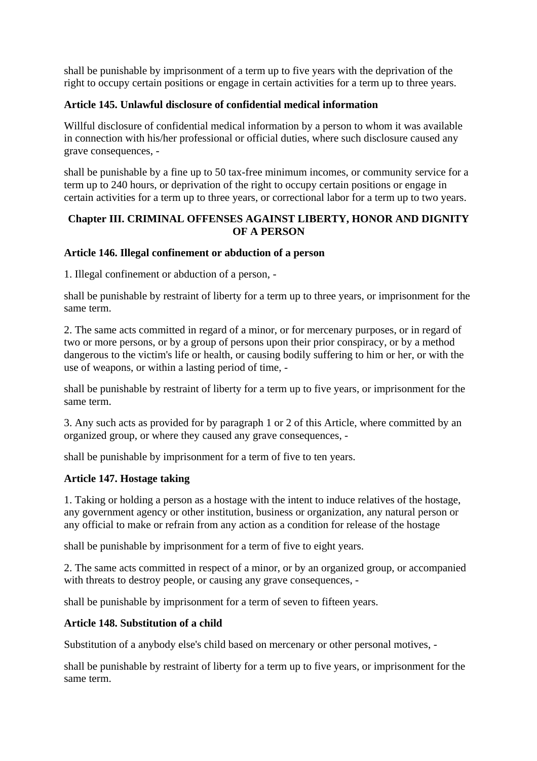shall be punishable by imprisonment of a term up to five years with the deprivation of the right to occupy certain positions or engage in certain activities for a term up to three years.

**Article 145. Unlawful disclosure of confidential medical information**

Willful disclosure of confidential medical information by a person to whom it was available in connection with his/her professional or official duties, where such disclosure caused any grave consequences, -

shall be punishable by a fine up to 50 tax-free minimum incomes, or community service for a term up to 240 hours, or deprivation of the right to occupy certain positions or engage in certain activities for a term up to three years, or correctional labor for a term up to two years.

## Chapter III. CRIMINAL OFFENSES AGAINST LIBERTY, HONOR AND DIGNITY OF A PERSON

**Article 146. Illegal confinement or abduction of a person**

1. Illegal confinement or abduction of a person, -

shall be punishable by restraint of liberty for a term up to three years, or imprisonment for the same term.

2. The same acts committed in regard of a minor, or for mercenary purposes, or in regard of two or more persons, or by a group of persons upon their prior conspiracy, or by a method dangerous to the victim's life or health, or causing bodily suffering to him or her, or with the use of weapons, or within a lasting period of time, -

shall be punishable by restraint of liberty for a term up to five years, or imprisonment for the same term.

3. Any such acts as provided for by paragraph 1 or 2 of this Article, where committed by an organized group, or where they caused any grave consequences, -

shall be punishable by imprisonment for a term of five to ten years.

**Article 147. Hostage taking**

1. Taking or holding a person as a hostage with the intent to induce relatives of the hostage, any government agency or other institution, business or organization, any natural person or any official to make or refrain from any action as a condition for release of the hostage

shall be punishable by imprisonment for a term of five to eight years.

2. The same acts committed in respect of a minor, or by an organized group, or accompanied with threats to destroy people, or causing any grave consequences, -

shall be punishable by imprisonment for a term of seven to fifteen years.

**Article 148. Substitution of a child**

Substitution of a anybody else's child based on mercenary or other personal motives, -

shall be punishable by restraint of liberty for a term up to five years, or imprisonment for the same term.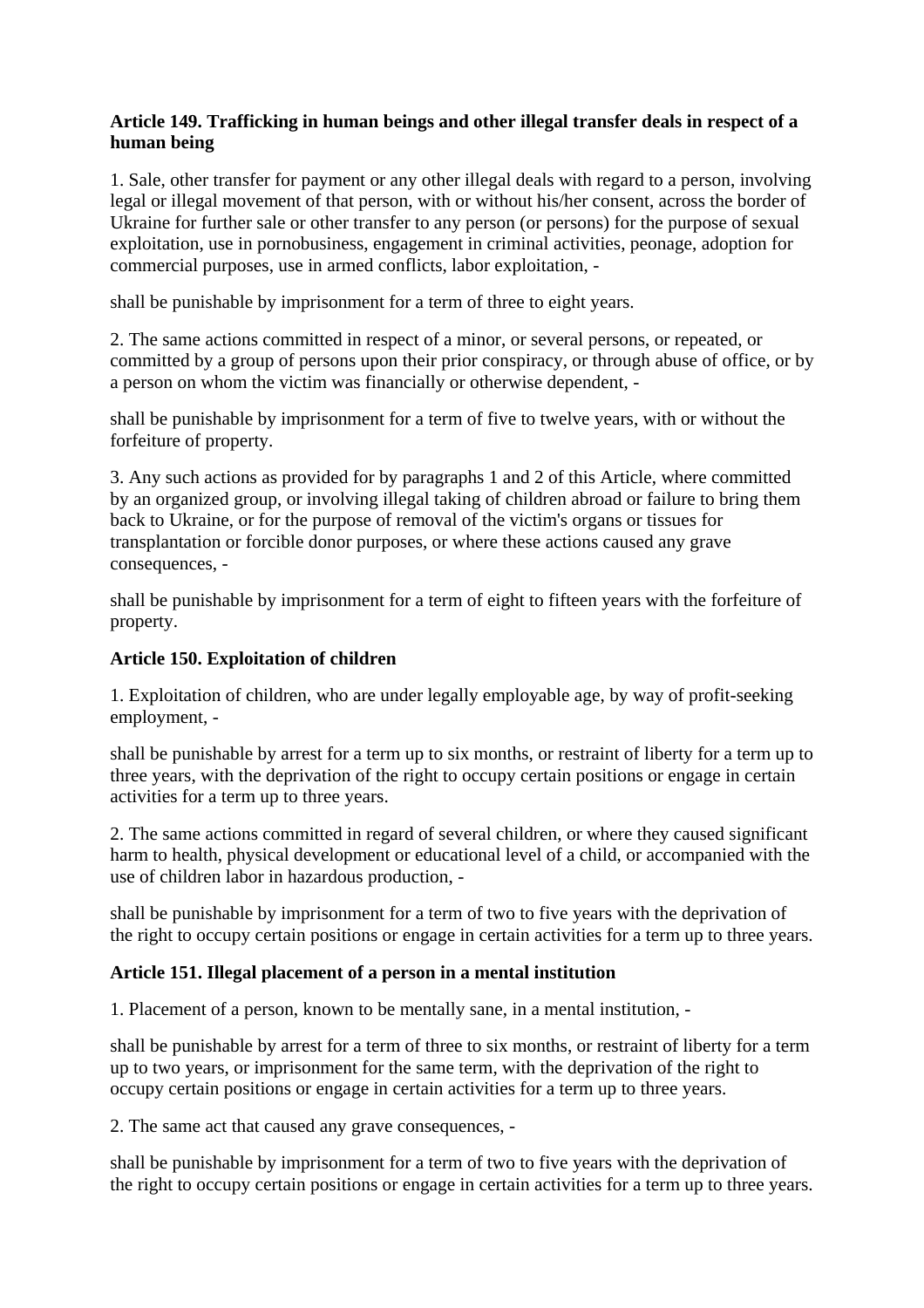**Article 149. Trafficking in human beings and other illegal transfer deals in respect of a human being**

1. Sale, other transfer for payment or any other illegal deals with regard to a person, involving legal or illegal movement of that person, with or without his/her consent, across the border of Ukraine for further sale or other transfer to any person (or persons) for the purpose of sexual exploitation, use in pornobusiness, engagement in criminal activities, peonage, adoption for commercial purposes, use in armed conflicts, labor exploitation, -

shall be punishable by imprisonment for a term of three to eight years.

2. The same actions committed in respect of a minor, or several persons, or repeated, or committed by a group of persons upon their prior conspiracy, or through abuse of office, or by a person on whom the victim was financially or otherwise dependent, -

shall be punishable by imprisonment for a term of five to twelve years, with or without the forfeiture of property.

3. Any such actions as provided for by paragraphs 1 and 2 of this Article, where committed by an organized group, or involving illegal taking of children abroad or failure to bring them back to Ukraine, or for the purpose of removal of the victim's organs or tissues for transplantation or forcible donor purposes, or where these actions caused any grave consequences, -

shall be punishable by imprisonment for a term of eight to fifteen years with the forfeiture of property.

**Article 150. Exploitation of children**

1. Exploitation of children, who are under legally employable age, by way of profit-seeking employment, -

shall be punishable by arrest for a term up to six months, or restraint of liberty for a term up to three years, with the deprivation of the right to occupy certain positions or engage in certain activities for a term up to three years.

2. The same actions committed in regard of several children, or where they caused significant harm to health, physical development or educational level of a child, or accompanied with the use of children labor in hazardous production, -

shall be punishable by imprisonment for a term of two to five years with the deprivation of the right to occupy certain positions or engage in certain activities for a term up to three years.

**Article 151. Illegal placement of a person in a mental institution**

1. Placement of a person, known to be mentally sane, in a mental institution, -

shall be punishable by arrest for a term of three to six months, or restraint of liberty for a term up to two years, or imprisonment for the same term, with the deprivation of the right to occupy certain positions or engage in certain activities for a term up to three years.

2. The same act that caused any grave consequences, -

shall be punishable by imprisonment for a term of two to five years with the deprivation of the right to occupy certain positions or engage in certain activities for a term up to three years.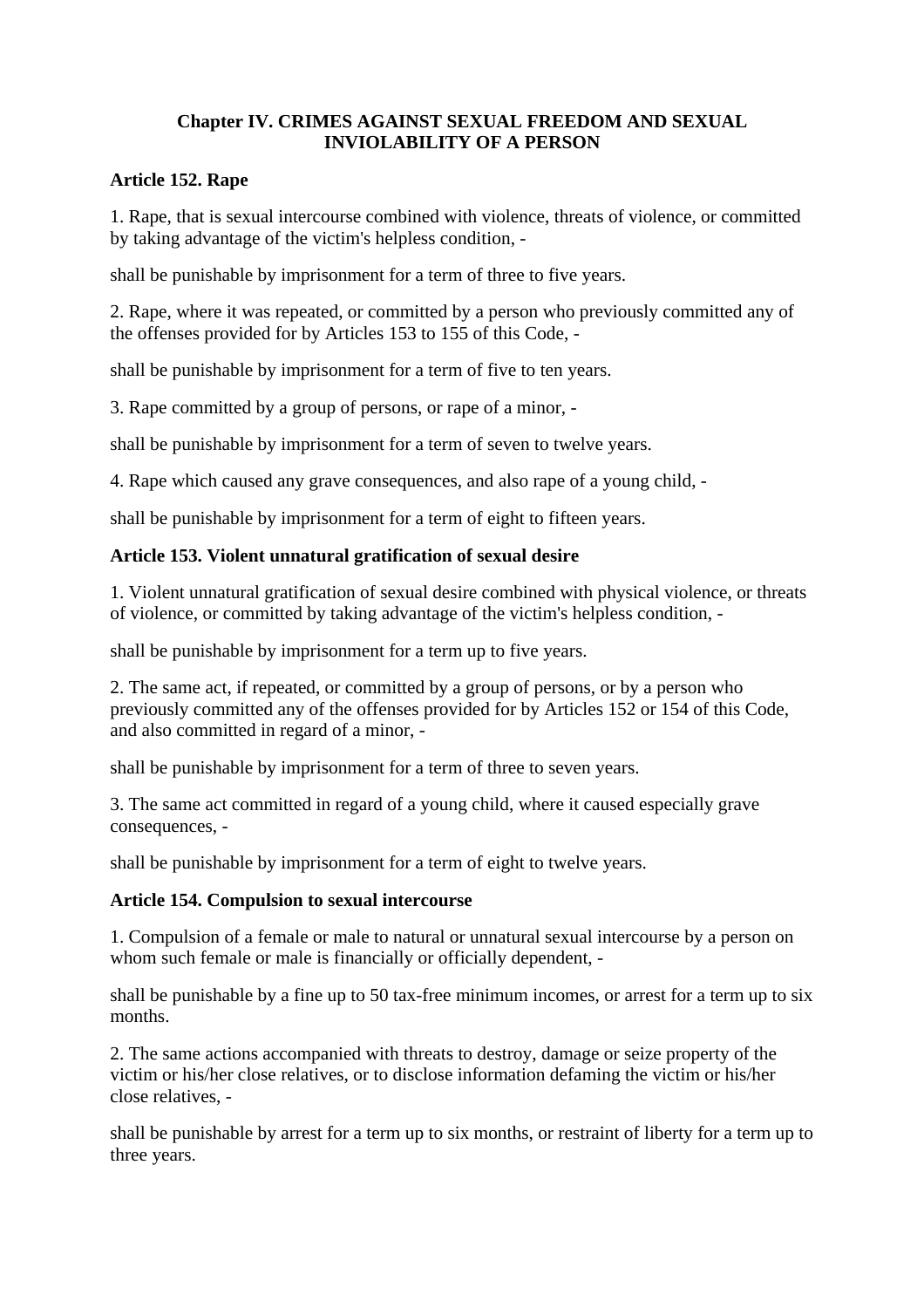## Chapter IV. CRIMES AGAINST SEXUAL FREEDOM AND SEXUAL INVIOLABILITY OF A PERSON

### Article 152. Rape

1. Rape, that is sexual intercourse combined with violence, threats of violence, or committed by taking advantage of the victim's helpless condition, -

shall be punishable by imprisonment for a term of three to five years.

2. Rape, where it was repeated, or committed by a person who previously committed any of the offenses provided for by Articles 153 to 155 of this Code, -

shall be punishable by imprisonment for a term of five to ten years.

3. Rape committed by a group of persons, or rape of a minor, -

shall be punishable by imprisonment for a term of seven to twelve years.

4. Rape which caused any grave consequences, and also rape of a young child, -

shall be punishable by imprisonment for a term of eight to fifteen years.

### Article 153. Violent unnatural gratification of sexual desire

1. Violent unnatural gratification of sexual desire combined with physical violence, or threats of violence, or committed by taking advantage of the victim's helpless condition, -

shall be punishable by imprisonment for a term up to five years.

2. The same act, if repeated, or committed by a group of persons, or by a person who previously committed any of the offenses provided for by Articles 152 or 154 of this Code, and also committed in regard of a minor, -

shall be punishable by imprisonment for a term of three to seven years.

3. The same act committed in regard of a young child, where it caused especially grave consequences, -

shall be punishable by imprisonment for a term of eight to twelve years.

### Article 154. Compulsion to sexual intercourse

1. Compulsion of a female or male to natural or unnatural sexual intercourse by a person on whom such female or male is financially or officially dependent, -

shall be punishable by a fine up to 50 tax-free minimum incomes, or arrest for a term up to six months.

2. The same actions accompanied with threats to destroy, damage or seize property of the victim or his/her close relatives, or to disclose information defaming the victim or his/her close relatives, -

shall be punishable by arrest for a term up to six months, or restraint of liberty for a term up to three years.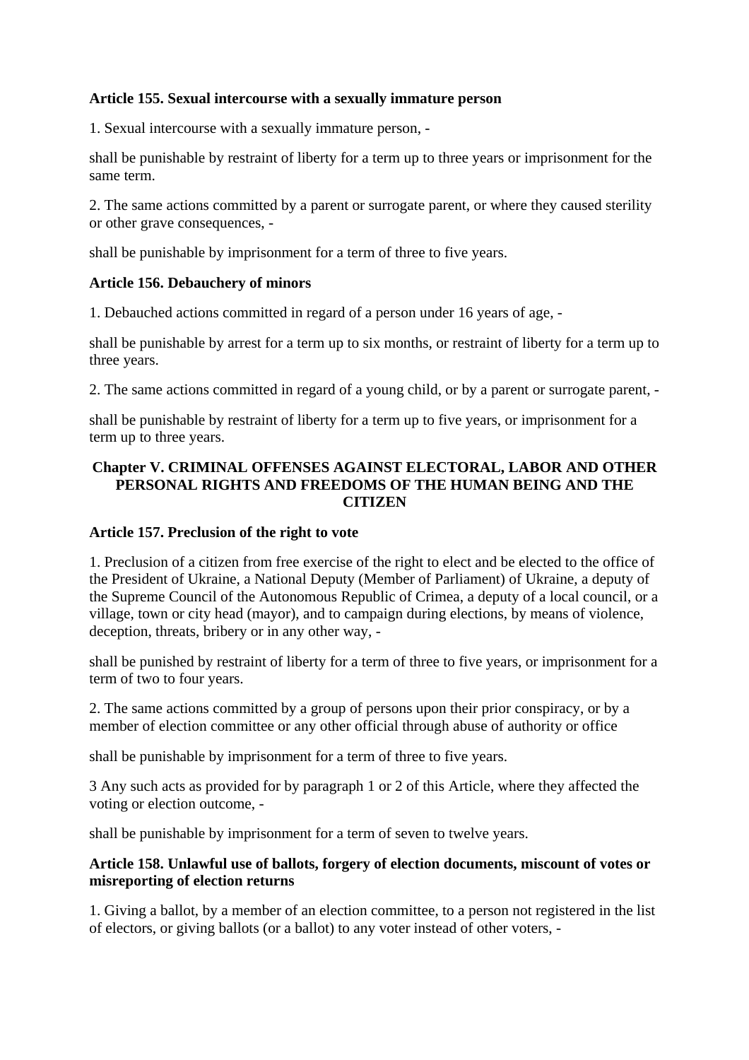**Article 155. Sexual intercourse with a sexually immature person**

1. Sexual intercourse with a sexually immature person, -

shall be punishable by restraint of liberty for a term up to three years or imprisonment for the same term.

2. The same actions committed by a parent or surrogate parent, or where they caused sterility or other grave consequences, -

shall be punishable by imprisonment for a term of three to five years.

**Article 156. Debauchery of minors**

1. Debauched actions committed in regard of a person under 16 years of age, -

shall be punishable by arrest for a term up to six months, or restraint of liberty for a term up to three years.

2. The same actions committed in regard of a young child, or by a parent or surrogate parent, -

shall be punishable by restraint of liberty for a term up to five years, or imprisonment for a term up to three years.

## Chapter V. CRIMINAL OFFENSES AGAINST ELECTORAL, LABOR AND OTHER PERSONAL RIGHTS AND FREEDOMS OF THE HUMAN BEING AND THE CITIZEN

**Article 157. Preclusion of the right to vote**

1. Preclusion of a citizen from free exercise of the right to elect and be elected to the office of the President of Ukraine, a National Deputy (Member of Parliament) of Ukraine, a deputy of the Supreme Council of the Autonomous Republic of Crimea, a deputy of a local council, or a village, town or city head (mayor), and to campaign during elections, by means of violence, deception, threats, bribery or in any other way, -

shall be punished by restraint of liberty for a term of three to five years, or imprisonment for a term of two to four years.

2. The same actions committed by a group of persons upon their prior conspiracy, or by a member of election committee or any other official through abuse of authority or office

shall be punishable by imprisonment for a term of three to five years.

3 Any such acts as provided for by paragraph 1 or 2 of this Article, where they affected the voting or election outcome, -

shall be punishable by imprisonment for a term of seven to twelve years.

**Article 158. Unlawful use of ballots, forgery of election documents, miscount of votes or misreporting of election returns**

1. Giving a ballot, by a member of an election committee, to a person not registered in the list of electors, or giving ballots (or a ballot) to any voter instead of other voters, -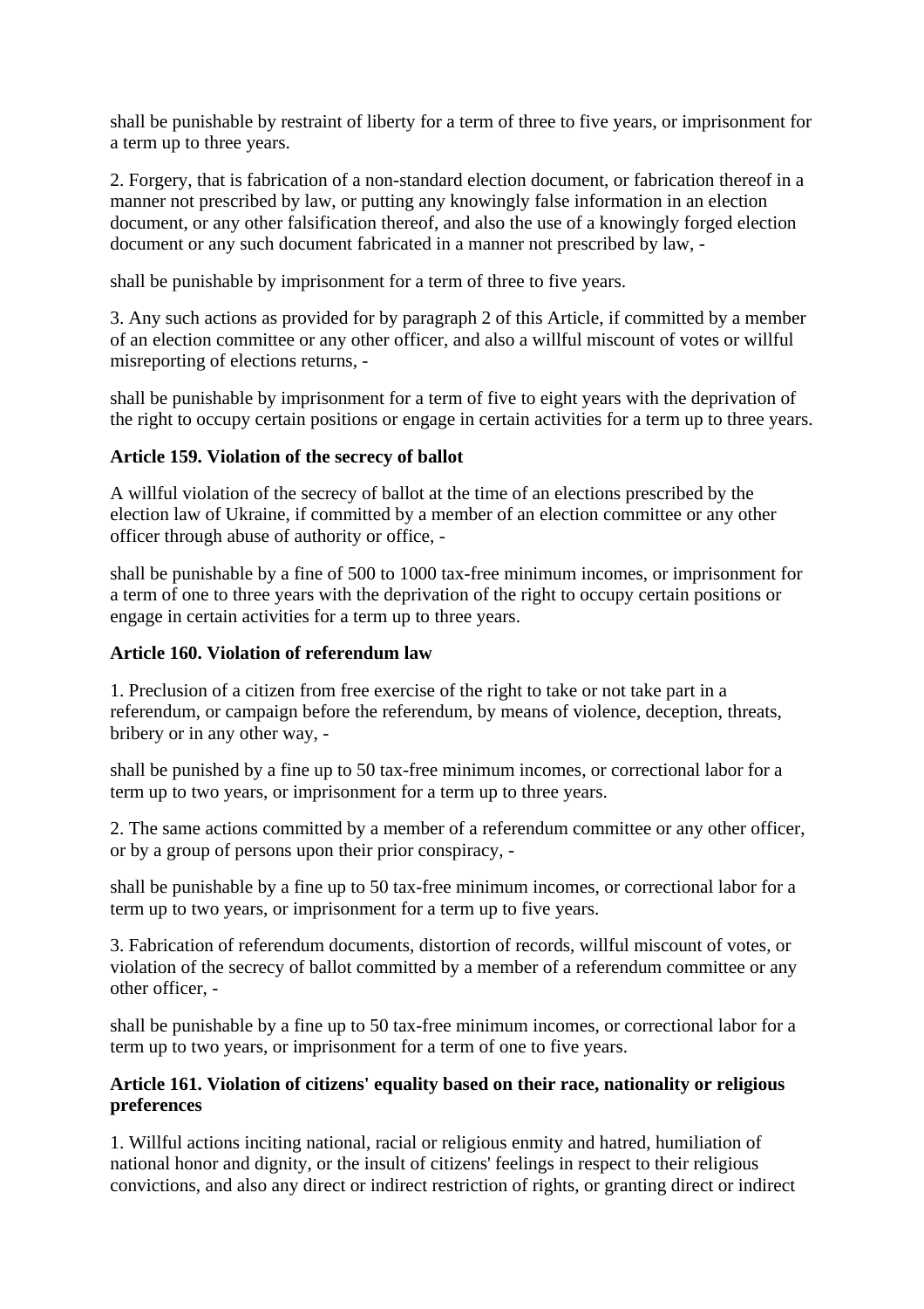shall be punishable by restraint of liberty for a term of three to five years, or imprisonment for a term up to three years.

2. Forgery, that is fabrication of a non-standard election document, or fabrication thereof in a manner not prescribed by law, or putting any knowingly false information in an election document, or any other falsification thereof, and also the use of a knowingly forged election document or any such document fabricated in a manner not prescribed by law, -

shall be punishable by imprisonment for a term of three to five years.

3. Any such actions as provided for by paragraph 2 of this Article, if committed by a member of an election committee or any other officer, and also a willful miscount of votes or willful misreporting of elections returns, -

shall be punishable by imprisonment for a term of five to eight years with the deprivation of the right to occupy certain positions or engage in certain activities for a term up to three years.

**Article 159. Violation of the secrecy of ballot**

A willful violation of the secrecy of ballot at the time of an elections prescribed by the election law of Ukraine, if committed by a member of an election committee or any other officer through abuse of authority or office, -

shall be punishable by a fine of 500 to 1000 tax-free minimum incomes, or imprisonment for a term of one to three years with the deprivation of the right to occupy certain positions or engage in certain activities for a term up to three years.

**Article 160. Violation of referendum law**

1. Preclusion of a citizen from free exercise of the right to take or not take part in a referendum, or campaign before the referendum, by means of violence, deception, threats, bribery or in any other way, -

shall be punished by a fine up to 50 tax-free minimum incomes, or correctional labor for a term up to two years, or imprisonment for a term up to three years.

2. The same actions committed by a member of a referendum committee or any other officer, or by a group of persons upon their prior conspiracy, -

shall be punishable by a fine up to 50 tax-free minimum incomes, or correctional labor for a term up to two years, or imprisonment for a term up to five years.

3. Fabrication of referendum documents, distortion of records, willful miscount of votes, or violation of the secrecy of ballot committed by a member of a referendum committee or any other officer, -

shall be punishable by a fine up to 50 tax-free minimum incomes, or correctional labor for a term up to two years, or imprisonment for a term of one to five years.

**Article 161. Violation of citizens' equality based on their race, nationality or religious preferences**

1. Willful actions inciting national, racial or religious enmity and hatred, humiliation of national honor and dignity, or the insult of citizens' feelings in respect to their religious convictions, and also any direct or indirect restriction of rights, or granting direct or indirect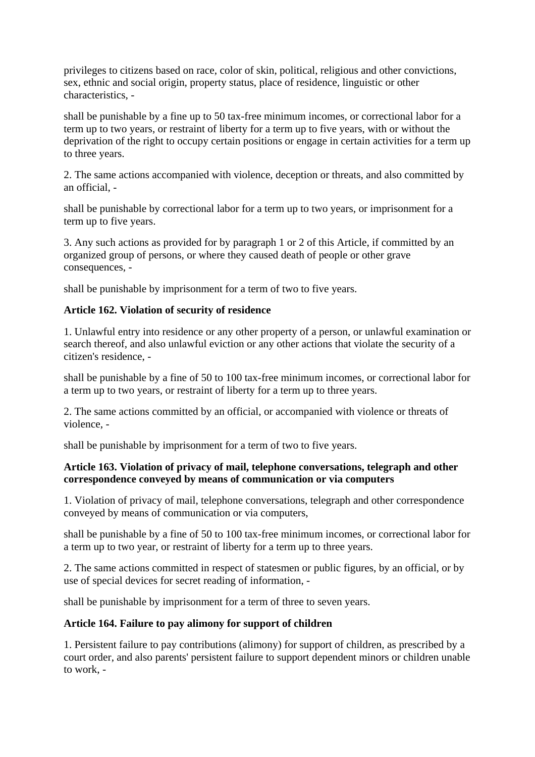privileges to citizens based on race, color of skin, political, religious and other convictions, sex, ethnic and social origin, property status, place of residence, linguistic or other characteristics, -

shall be punishable by a fine up to 50 tax-free minimum incomes, or correctional labor for a term up to two years, or restraint of liberty for a term up to five years, with or without the deprivation of the right to occupy certain positions or engage in certain activities for a term up to three years.

2. The same actions accompanied with violence, deception or threats, and also committed by an official, -

shall be punishable by correctional labor for a term up to two years, or imprisonment for a term up to five years.

3. Any such actions as provided for by paragraph 1 or 2 of this Article, if committed by an organized group of persons, or where they caused death of people or other grave consequences, -

shall be punishable by imprisonment for a term of two to five years.

**Article 162. Violation of security of residence**

1. Unlawful entry into residence or any other property of a person, or unlawful examination or search thereof, and also unlawful eviction or any other actions that violate the security of a citizen's residence, -

shall be punishable by a fine of 50 to 100 tax-free minimum incomes, or correctional labor for a term up to two years, or restraint of liberty for a term up to three years.

2. The same actions committed by an official, or accompanied with violence or threats of violence, -

shall be punishable by imprisonment for a term of two to five years.

**Article 163. Violation of privacy of mail, telephone conversations, telegraph and other correspondence conveyed by means of communication or via computers**

1. Violation of privacy of mail, telephone conversations, telegraph and other correspondence conveyed by means of communication or via computers,

shall be punishable by a fine of 50 to 100 tax-free minimum incomes, or correctional labor for a term up to two year, or restraint of liberty for a term up to three years.

2. The same actions committed in respect of statesmen or public figures, by an official, or by use of special devices for secret reading of information, -

shall be punishable by imprisonment for a term of three to seven years.

**Article 164. Failure to pay alimony for support of children**

1. Persistent failure to pay contributions (alimony) for support of children, as prescribed by a court order, and also parents' persistent failure to support dependent minors or children unable to work, -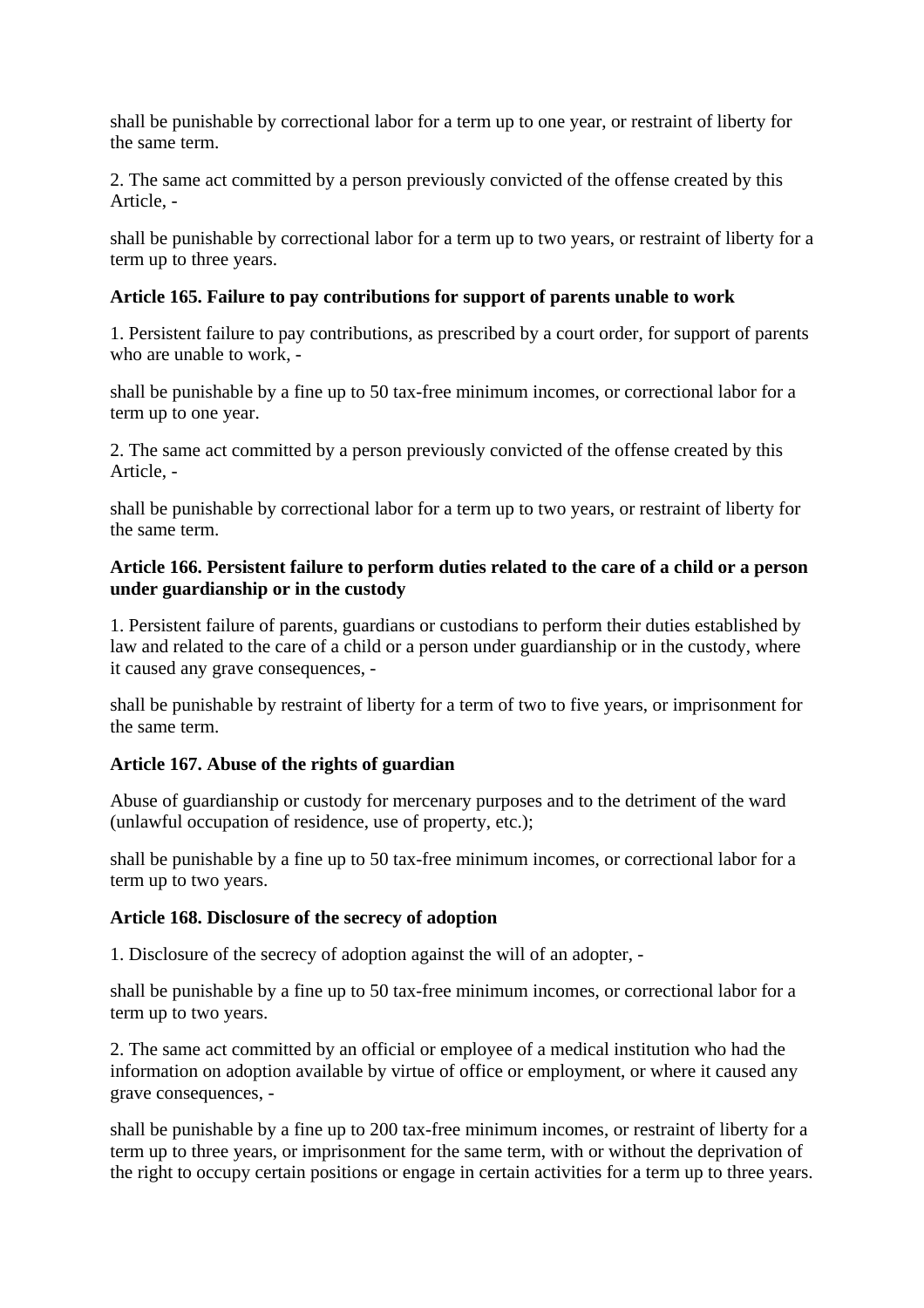shall be punishable by correctional labor for a term up to one year, or restraint of liberty for the same term.

2. The same act committed by a person previously convicted of the offense created by this Article, -

shall be punishable by correctional labor for a term up to two years, or restraint of liberty for a term up to three years.

**Article 165. Failure to pay contributions for support of parents unable to work**

1. Persistent failure to pay contributions, as prescribed by a court order, for support of parents who are unable to work, -

shall be punishable by a fine up to 50 tax-free minimum incomes, or correctional labor for a term up to one year.

2. The same act committed by a person previously convicted of the offense created by this Article, -

shall be punishable by correctional labor for a term up to two years, or restraint of liberty for the same term.

**Article 166. Persistent failure to perform duties related to the care of a child or a person under guardianship or in the custody**

1. Persistent failure of parents, guardians or custodians to perform their duties established by law and related to the care of a child or a person under guardianship or in the custody, where it caused any grave consequences, -

shall be punishable by restraint of liberty for a term of two to five years, or imprisonment for the same term.

**Article 167. Abuse of the rights of guardian**

Abuse of guardianship or custody for mercenary purposes and to the detriment of the ward (unlawful occupation of residence, use of property, etc.);

shall be punishable by a fine up to 50 tax-free minimum incomes, or correctional labor for a term up to two years.

**Article 168. Disclosure of the secrecy of adoption**

1. Disclosure of the secrecy of adoption against the will of an adopter, -

shall be punishable by a fine up to 50 tax-free minimum incomes, or correctional labor for a term up to two years.

2. The same act committed by an official or employee of a medical institution who had the information on adoption available by virtue of office or employment, or where it caused any grave consequences, -

shall be punishable by a fine up to 200 tax-free minimum incomes, or restraint of liberty for a term up to three years, or imprisonment for the same term, with or without the deprivation of the right to occupy certain positions or engage in certain activities for a term up to three years.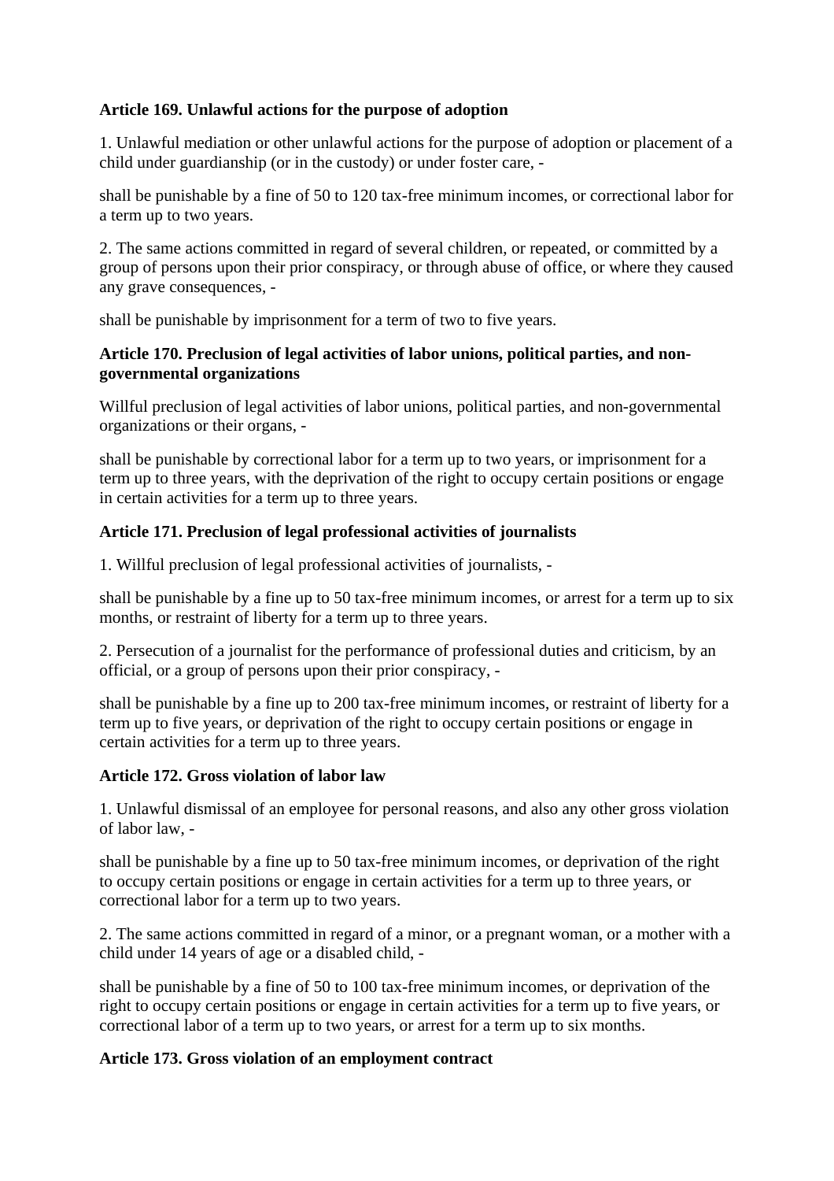**Article 169. Unlawful actions for the purpose of adoption**

1. Unlawful mediation or other unlawful actions for the purpose of adoption or placement of a child under guardianship (or in the custody) or under foster care, -

shall be punishable by a fine of 50 to 120 tax-free minimum incomes, or correctional labor for a term up to two years.

2. The same actions committed in regard of several children, or repeated, or committed by a group of persons upon their prior conspiracy, or through abuse of office, or where they caused any grave consequences, -

shall be punishable by imprisonment for a term of two to five years.

**Article 170. Preclusion of legal activities of labor unions, political parties, and non-governmental organizations**

Willful preclusion of legal activities of labor unions, political parties, and non-governmental organizations or their organs, -

shall be punishable by correctional labor for a term up to two years, or imprisonment for a term up to three years, with the deprivation of the right to occupy certain positions or engage in certain activities for a term up to three years.

**Article 171. Preclusion of legal professional activities of journalists**

1. Willful preclusion of legal professional activities of journalists, -

shall be punishable by a fine up to 50 tax-free minimum incomes, or arrest for a term up to six months, or restraint of liberty for a term up to three years.

2. Persecution of a journalist for the performance of professional duties and criticism, by an official, or a group of persons upon their prior conspiracy, -

shall be punishable by a fine up to 200 tax-free minimum incomes, or restraint of liberty for a term up to five years, or deprivation of the right to occupy certain positions or engage in certain activities for a term up to three years.

**Article 172. Gross violation of labor law**

1. Unlawful dismissal of an employee for personal reasons, and also any other gross violation of labor law, -

shall be punishable by a fine up to 50 tax-free minimum incomes, or deprivation of the right to occupy certain positions or engage in certain activities for a term up to three years, or correctional labor for a term up to two years.

2. The same actions committed in regard of a minor, or a pregnant woman, or a mother with a child under 14 years of age or a disabled child, -

shall be punishable by a fine of 50 to 100 tax-free minimum incomes, or deprivation of the right to occupy certain positions or engage in certain activities for a term up to five years, or correctional labor of a term up to two years, or arrest for a term up to six months.

**Article 173. Gross violation of an employment contract**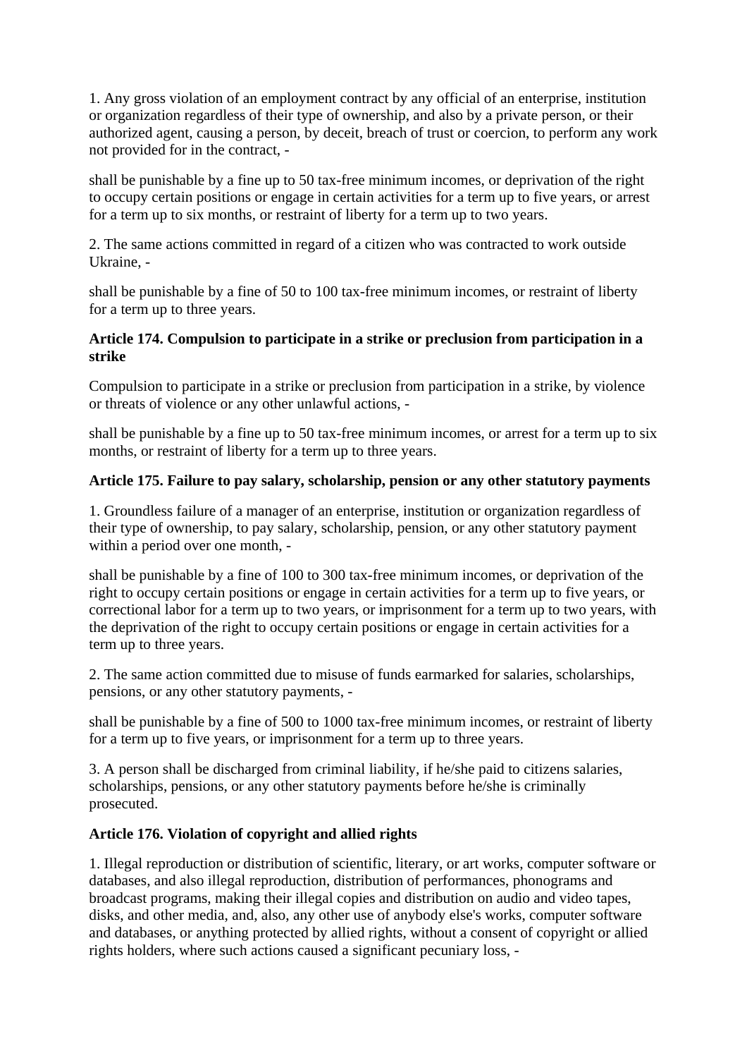1. Any gross violation of an employment contract by any official of an enterprise, institution or organization regardless of their type of ownership, and also by a private person, or their authorized agent, causing a person, by deceit, breach of trust or coercion, to perform any work not provided for in the contract, -

shall be punishable by a fine up to 50 tax-free minimum incomes, or deprivation of the right to occupy certain positions or engage in certain activities for a term up to five years, or arrest for a term up to six months, or restraint of liberty for a term up to two years.

2. The same actions committed in regard of a citizen who was contracted to work outside Ukraine, -

shall be punishable by a fine of 50 to 100 tax-free minimum incomes, or restraint of liberty for a term up to three years.

### Article 174. Compulsion to participate in a strike or preclusion from participation in a strike

Compulsion to participate in a strike or preclusion from participation in a strike, by violence or threats of violence or any other unlawful actions, -

shall be punishable by a fine up to 50 tax-free minimum incomes, or arrest for a term up to six months, or restraint of liberty for a term up to three years.

### Article 175. Failure to pay salary, scholarship, pension or any other statutory payments

1. Groundless failure of a manager of an enterprise, institution or organization regardless of their type of ownership, to pay salary, scholarship, pension, or any other statutory payment within a period over one month, -

shall be punishable by a fine of 100 to 300 tax-free minimum incomes, or deprivation of the right to occupy certain positions or engage in certain activities for a term up to five years, or correctional labor for a term up to two years, or imprisonment for a term up to two years, with the deprivation of the right to occupy certain positions or engage in certain activities for a term up to three years.

2. The same action committed due to misuse of funds earmarked for salaries, scholarships, pensions, or any other statutory payments, -

shall be punishable by a fine of 500 to 1000 tax-free minimum incomes, or restraint of liberty for a term up to five years, or imprisonment for a term up to three years.

3. A person shall be discharged from criminal liability, if he/she paid to citizens salaries, scholarships, pensions, or any other statutory payments before he/she is criminally prosecuted.

### Article 176. Violation of copyright and allied rights

1. Illegal reproduction or distribution of scientific, literary, or art works, computer software or databases, and also illegal reproduction, distribution of performances, phonograms and broadcast programs, making their illegal copies and distribution on audio and video tapes, disks, and other media, and, also, any other use of anybody else's works, computer software and databases, or anything protected by allied rights, without a consent of copyright or allied rights holders, where such actions caused a significant pecuniary loss, -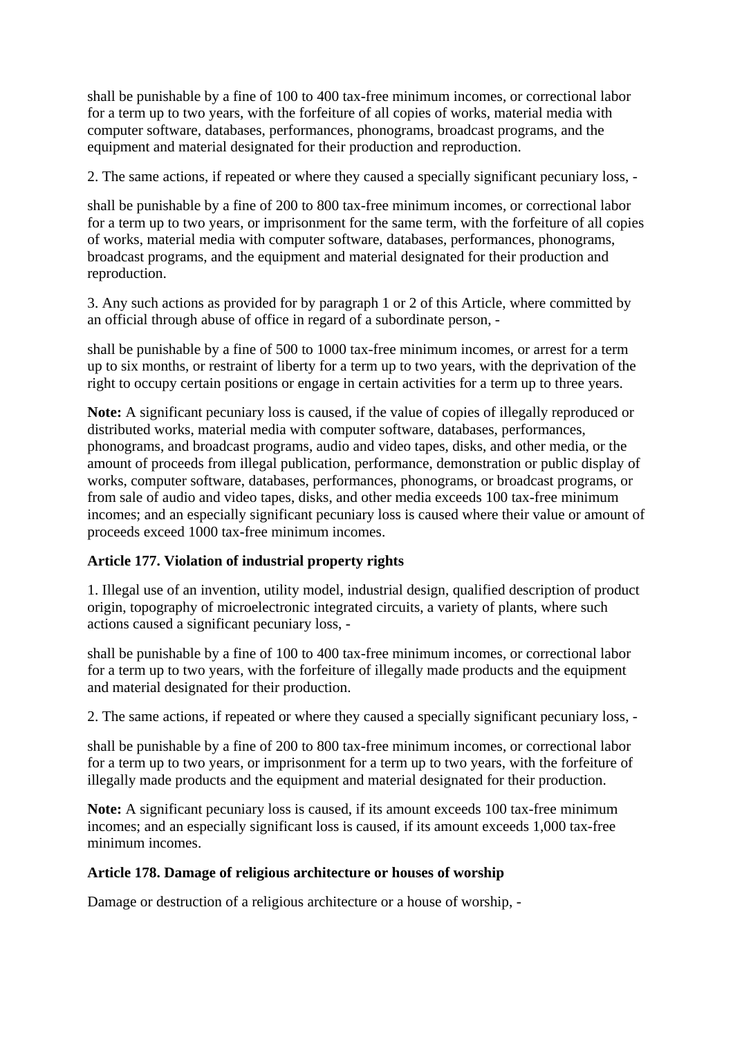shall be punishable by a fine of 100 to 400 tax-free minimum incomes, or correctional labor for a term up to two years, with the forfeiture of all copies of works, material media with computer software, databases, performances, phonograms, broadcast programs, and the equipment and material designated for their production and reproduction.

2. The same actions, if repeated or where they caused a specially significant pecuniary loss, -

shall be punishable by a fine of 200 to 800 tax-free minimum incomes, or correctional labor for a term up to two years, or imprisonment for the same term, with the forfeiture of all copies of works, material media with computer software, databases, performances, phonograms, broadcast programs, and the equipment and material designated for their production and reproduction.

3. Any such actions as provided for by paragraph 1 or 2 of this Article, where committed by an official through abuse of office in regard of a subordinate person, -

shall be punishable by a fine of 500 to 1000 tax-free minimum incomes, or arrest for a term up to six months, or restraint of liberty for a term up to two years, with the deprivation of the right to occupy certain positions or engage in certain activities for a term up to three years.

**Note:** A significant pecuniary loss is caused, if the value of copies of illegally reproduced or distributed works, material media with computer software, databases, performances, phonograms, and broadcast programs, audio and video tapes, disks, and other media, or the amount of proceeds from illegal publication, performance, demonstration or public display of works, computer software, databases, performances, phonograms, or broadcast programs, or from sale of audio and video tapes, disks, and other media exceeds 100 tax-free minimum incomes; and an especially significant pecuniary loss is caused where their value or amount of proceeds exceed 1000 tax-free minimum incomes.

**Article 177. Violation of industrial property rights**

1. Illegal use of an invention, utility model, industrial design, qualified description of product origin, topography of microelectronic integrated circuits, a variety of plants, where such actions caused a significant pecuniary loss, -

shall be punishable by a fine of 100 to 400 tax-free minimum incomes, or correctional labor for a term up to two years, with the forfeiture of illegally made products and the equipment and material designated for their production.

2. The same actions, if repeated or where they caused a specially significant pecuniary loss, -

shall be punishable by a fine of 200 to 800 tax-free minimum incomes, or correctional labor for a term up to two years, or imprisonment for a term up to two years, with the forfeiture of illegally made products and the equipment and material designated for their production.

**Note:** A significant pecuniary loss is caused, if its amount exceeds 100 tax-free minimum incomes; and an especially significant loss is caused, if its amount exceeds 1,000 tax-free minimum incomes.

**Article 178. Damage of religious architecture or houses of worship**

Damage or destruction of a religious architecture or a house of worship, -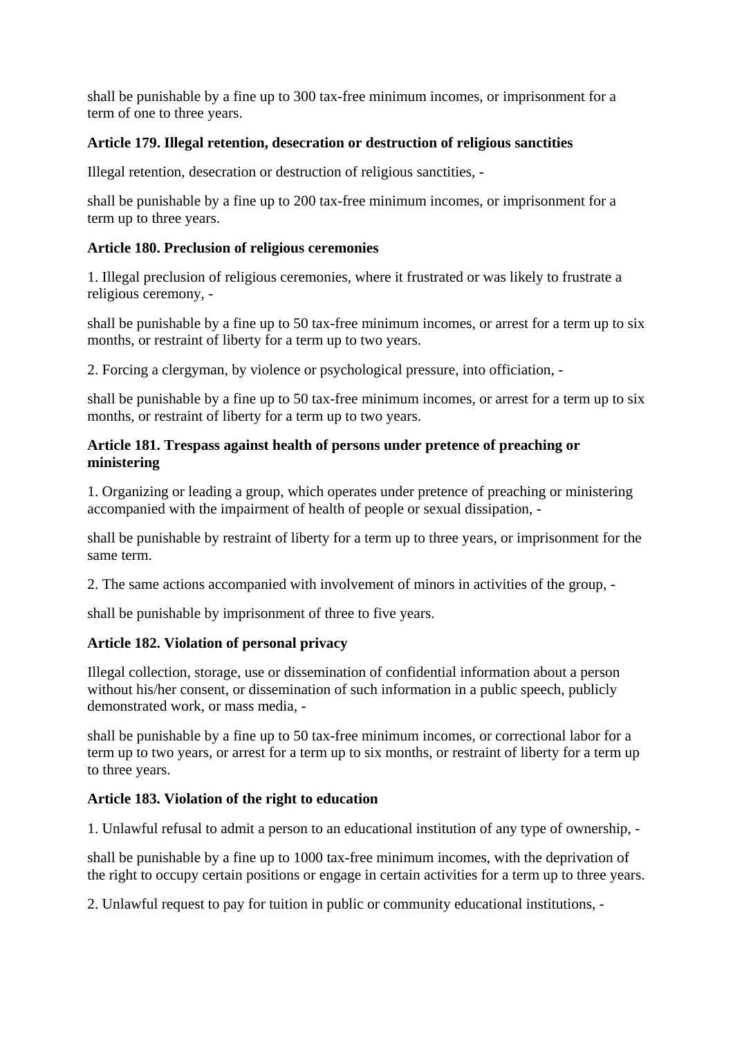shall be punishable by a fine up to 300 tax-free minimum incomes, or imprisonment for a term of one to three years.

**Article 179. Illegal retention, desecration or destruction of religious sanctities**

Illegal retention, desecration or destruction of religious sanctities, -

shall be punishable by a fine up to 200 tax-free minimum incomes, or imprisonment for a term up to three years.

**Article 180. Preclusion of religious ceremonies**

1. Illegal preclusion of religious ceremonies, where it frustrated or was likely to frustrate a religious ceremony, -

shall be punishable by a fine up to 50 tax-free minimum incomes, or arrest for a term up to six months, or restraint of liberty for a term up to two years.

2. Forcing a clergyman, by violence or psychological pressure, into officiation, -

shall be punishable by a fine up to 50 tax-free minimum incomes, or arrest for a term up to six months, or restraint of liberty for a term up to two years.

**Article 181. Trespass against health of persons under pretence of preaching or ministering**

1. Organizing or leading a group, which operates under pretence of preaching or ministering accompanied with the impairment of health of people or sexual dissipation, -

shall be punishable by restraint of liberty for a term up to three years, or imprisonment for the same term.

2. The same actions accompanied with involvement of minors in activities of the group, -

shall be punishable by imprisonment of three to five years.

**Article 182. Violation of personal privacy**

Illegal collection, storage, use or dissemination of confidential information about a person without his/her consent, or dissemination of such information in a public speech, publicly demonstrated work, or mass media, -

shall be punishable by a fine up to 50 tax-free minimum incomes, or correctional labor for a term up to two years, or arrest for a term up to six months, or restraint of liberty for a term up to three years.

**Article 183. Violation of the right to education**

1. Unlawful refusal to admit a person to an educational institution of any type of ownership, -

shall be punishable by a fine up to 1000 tax-free minimum incomes, with the deprivation of the right to occupy certain positions or engage in certain activities for a term up to three years.

2. Unlawful request to pay for tuition in public or community educational institutions, -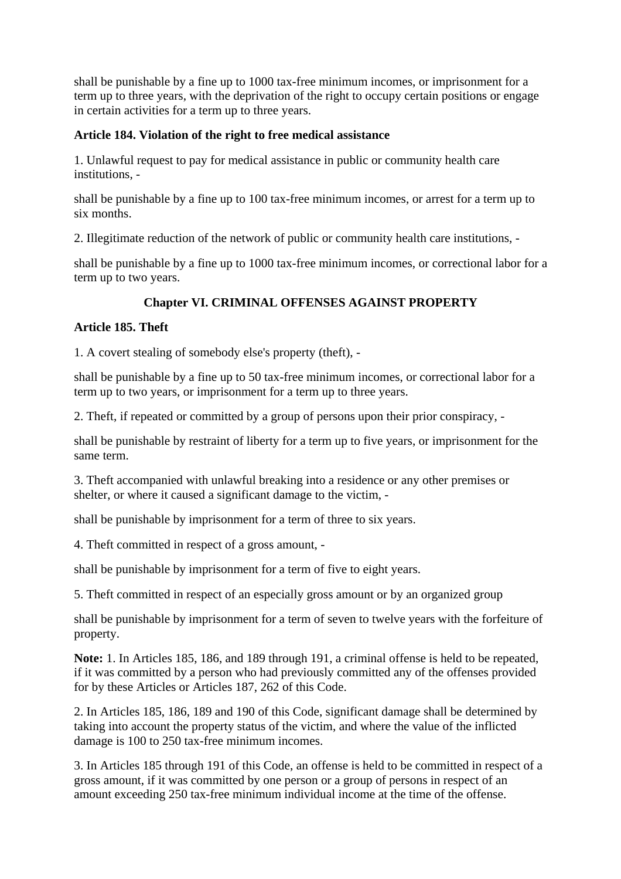shall be punishable by a fine up to 1000 tax-free minimum incomes, or imprisonment for a term up to three years, with the deprivation of the right to occupy certain positions or engage in certain activities for a term up to three years.

**Article 184. Violation of the right to free medical assistance**

1. Unlawful request to pay for medical assistance in public or community health care institutions, -

shall be punishable by a fine up to 100 tax-free minimum incomes, or arrest for a term up to six months.

2. Illegitimate reduction of the network of public or community health care institutions, -

shall be punishable by a fine up to 1000 tax-free minimum incomes, or correctional labor for a term up to two years.

## Chapter VI. CRIMINAL OFFENSES AGAINST PROPERTY

**Article 185. Theft**

1. A covert stealing of somebody else's property (theft), -

shall be punishable by a fine up to 50 tax-free minimum incomes, or correctional labor for a term up to two years, or imprisonment for a term up to three years.

2. Theft, if repeated or committed by a group of persons upon their prior conspiracy, -

shall be punishable by restraint of liberty for a term up to five years, or imprisonment for the same term.

3. Theft accompanied with unlawful breaking into a residence or any other premises or shelter, or where it caused a significant damage to the victim, -

shall be punishable by imprisonment for a term of three to six years.

4. Theft committed in respect of a gross amount, -

shall be punishable by imprisonment for a term of five to eight years.

5. Theft committed in respect of an especially gross amount or by an organized group

shall be punishable by imprisonment for a term of seven to twelve years with the forfeiture of property.

**Note:** 1. In Articles 185, 186, and 189 through 191, a criminal offense is held to be repeated, if it was committed by a person who had previously committed any of the offenses provided for by these Articles or Articles 187, 262 of this Code.

2. In Articles 185, 186, 189 and 190 of this Code, significant damage shall be determined by taking into account the property status of the victim, and where the value of the inflicted damage is 100 to 250 tax-free minimum incomes.

3. In Articles 185 through 191 of this Code, an offense is held to be committed in respect of a gross amount, if it was committed by one person or a group of persons in respect of an amount exceeding 250 tax-free minimum individual income at the time of the offense.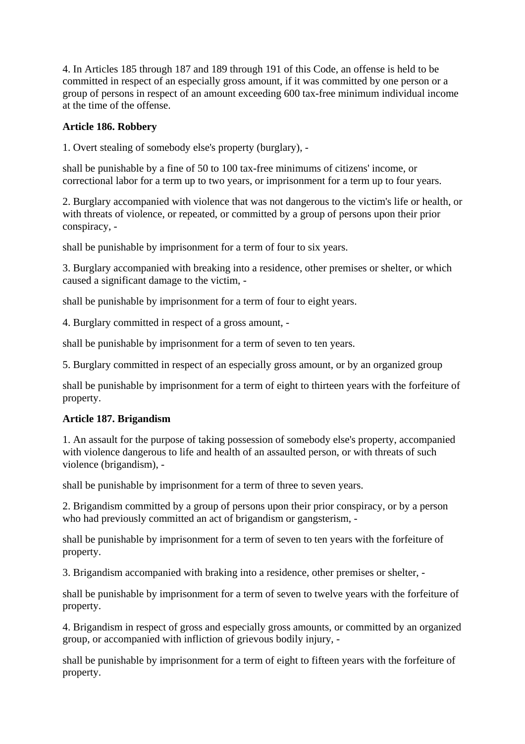4. In Articles 185 through 187 and 189 through 191 of this Code, an offense is held to be committed in respect of an especially gross amount, if it was committed by one person or a group of persons in respect of an amount exceeding 600 tax-free minimum individual income at the time of the offense.

**Article 186. Robbery**

1. Overt stealing of somebody else's property (burglary), -

shall be punishable by a fine of 50 to 100 tax-free minimums of citizens' income, or correctional labor for a term up to two years, or imprisonment for a term up to four years.

2. Burglary accompanied with violence that was not dangerous to the victim's life or health, or with threats of violence, or repeated, or committed by a group of persons upon their prior conspiracy, -

shall be punishable by imprisonment for a term of four to six years.

3. Burglary accompanied with breaking into a residence, other premises or shelter, or which caused a significant damage to the victim, -

shall be punishable by imprisonment for a term of four to eight years.

4. Burglary committed in respect of a gross amount, -

shall be punishable by imprisonment for a term of seven to ten years.

5. Burglary committed in respect of an especially gross amount, or by an organized group

shall be punishable by imprisonment for a term of eight to thirteen years with the forfeiture of property.

**Article 187. Brigandism**

1. An assault for the purpose of taking possession of somebody else's property, accompanied with violence dangerous to life and health of an assaulted person, or with threats of such violence (brigandism), -

shall be punishable by imprisonment for a term of three to seven years.

2. Brigandism committed by a group of persons upon their prior conspiracy, or by a person who had previously committed an act of brigandism or gangsterism, -

shall be punishable by imprisonment for a term of seven to ten years with the forfeiture of property.

3. Brigandism accompanied with braking into a residence, other premises or shelter, -

shall be punishable by imprisonment for a term of seven to twelve years with the forfeiture of property.

4. Brigandism in respect of gross and especially gross amounts, or committed by an organized group, or accompanied with infliction of grievous bodily injury, -

shall be punishable by imprisonment for a term of eight to fifteen years with the forfeiture of property.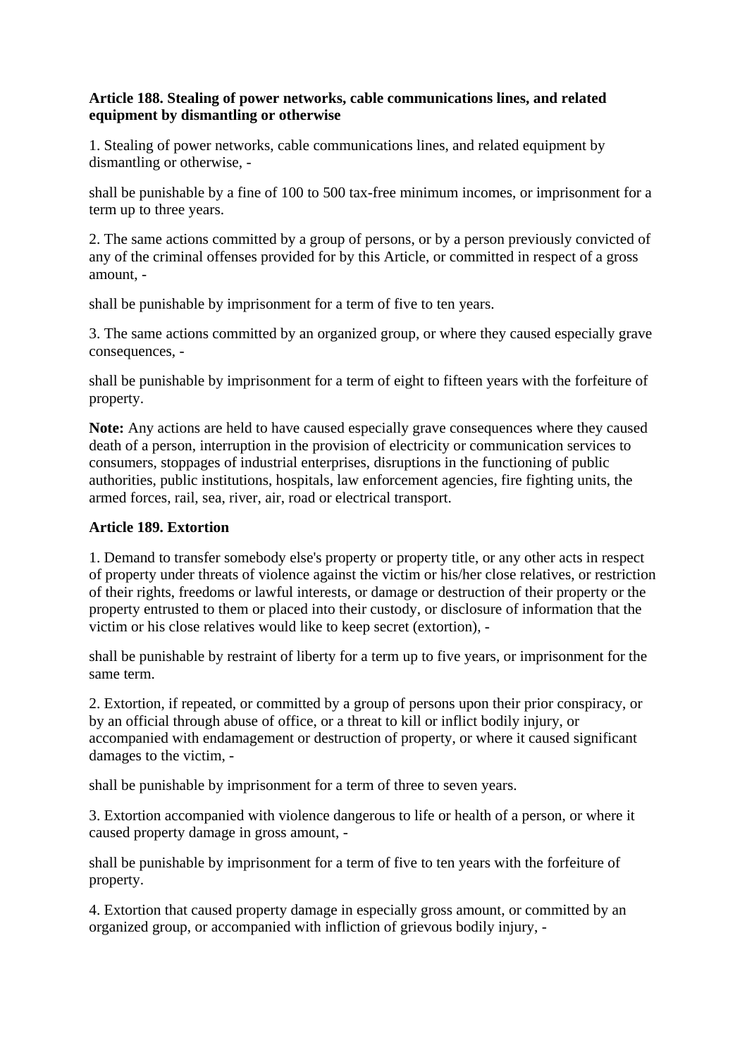**Article 188. Stealing of power networks, cable communications lines, and related equipment by dismantling or otherwise**

1. Stealing of power networks, cable communications lines, and related equipment by dismantling or otherwise, -

shall be punishable by a fine of 100 to 500 tax-free minimum incomes, or imprisonment for a term up to three years.

2. The same actions committed by a group of persons, or by a person previously convicted of any of the criminal offenses provided for by this Article, or committed in respect of a gross amount, -

shall be punishable by imprisonment for a term of five to ten years.

3. The same actions committed by an organized group, or where they caused especially grave consequences, -

shall be punishable by imprisonment for a term of eight to fifteen years with the forfeiture of property.

**Note:** Any actions are held to have caused especially grave consequences where they caused death of a person, interruption in the provision of electricity or communication services to consumers, stoppages of industrial enterprises, disruptions in the functioning of public authorities, public institutions, hospitals, law enforcement agencies, fire fighting units, the armed forces, rail, sea, river, air, road or electrical transport.

**Article 189. Extortion**

1. Demand to transfer somebody else's property or property title, or any other acts in respect of property under threats of violence against the victim or his/her close relatives, or restriction of their rights, freedoms or lawful interests, or damage or destruction of their property or the property entrusted to them or placed into their custody, or disclosure of information that the victim or his close relatives would like to keep secret (extortion), -

shall be punishable by restraint of liberty for a term up to five years, or imprisonment for the same term.

2. Extortion, if repeated, or committed by a group of persons upon their prior conspiracy, or by an official through abuse of office, or a threat to kill or inflict bodily injury, or accompanied with endamagement or destruction of property, or where it caused significant damages to the victim, -

shall be punishable by imprisonment for a term of three to seven years.

3. Extortion accompanied with violence dangerous to life or health of a person, or where it caused property damage in gross amount, -

shall be punishable by imprisonment for a term of five to ten years with the forfeiture of property.

4. Extortion that caused property damage in especially gross amount, or committed by an organized group, or accompanied with infliction of grievous bodily injury, -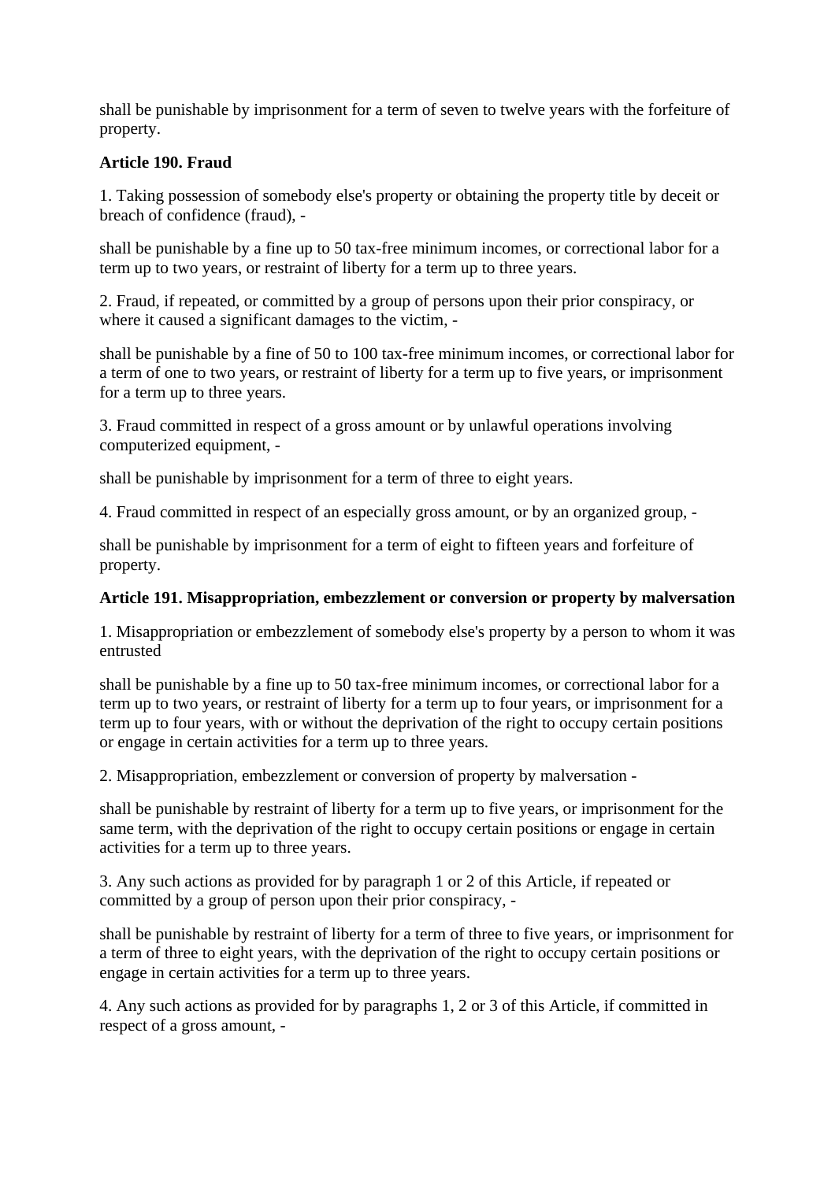shall be punishable by imprisonment for a term of seven to twelve years with the forfeiture of property.

**Article 190. Fraud**

1. Taking possession of somebody else's property or obtaining the property title by deceit or breach of confidence (fraud), -

shall be punishable by a fine up to 50 tax-free minimum incomes, or correctional labor for a term up to two years, or restraint of liberty for a term up to three years.

2. Fraud, if repeated, or committed by a group of persons upon their prior conspiracy, or where it caused a significant damages to the victim, -

shall be punishable by a fine of 50 to 100 tax-free minimum incomes, or correctional labor for a term of one to two years, or restraint of liberty for a term up to five years, or imprisonment for a term up to three years.

3. Fraud committed in respect of a gross amount or by unlawful operations involving computerized equipment, -

shall be punishable by imprisonment for a term of three to eight years.

4. Fraud committed in respect of an especially gross amount, or by an organized group, -

shall be punishable by imprisonment for a term of eight to fifteen years and forfeiture of property.

**Article 191. Misappropriation, embezzlement or conversion or property by malversation**

1. Misappropriation or embezzlement of somebody else's property by a person to whom it was entrusted

shall be punishable by a fine up to 50 tax-free minimum incomes, or correctional labor for a term up to two years, or restraint of liberty for a term up to four years, or imprisonment for a term up to four years, with or without the deprivation of the right to occupy certain positions or engage in certain activities for a term up to three years.

2. Misappropriation, embezzlement or conversion of property by malversation -

shall be punishable by restraint of liberty for a term up to five years, or imprisonment for the same term, with the deprivation of the right to occupy certain positions or engage in certain activities for a term up to three years.

3. Any such actions as provided for by paragraph 1 or 2 of this Article, if repeated or committed by a group of person upon their prior conspiracy, -

shall be punishable by restraint of liberty for a term of three to five years, or imprisonment for a term of three to eight years, with the deprivation of the right to occupy certain positions or engage in certain activities for a term up to three years.

4. Any such actions as provided for by paragraphs 1, 2 or 3 of this Article, if committed in respect of a gross amount, -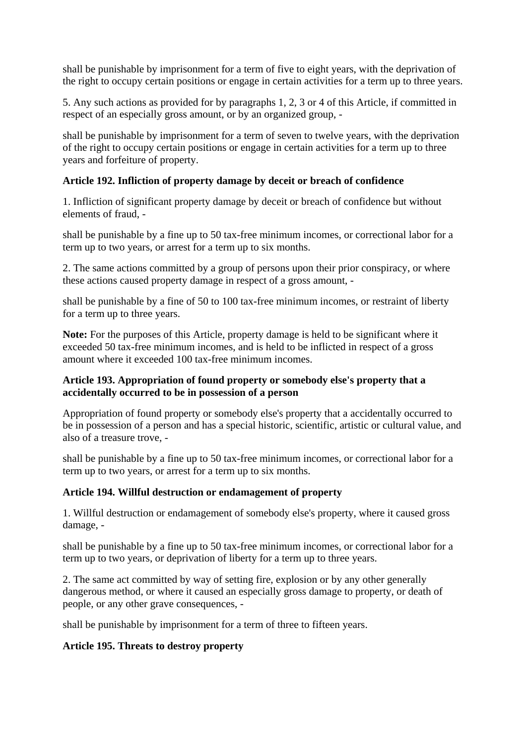shall be punishable by imprisonment for a term of five to eight years, with the deprivation of the right to occupy certain positions or engage in certain activities for a term up to three years.

5. Any such actions as provided for by paragraphs 1, 2, 3 or 4 of this Article, if committed in respect of an especially gross amount, or by an organized group, -

shall be punishable by imprisonment for a term of seven to twelve years, with the deprivation of the right to occupy certain positions or engage in certain activities for a term up to three years and forfeiture of property.

**Article 192. Infliction of property damage by deceit or breach of confidence**

1. Infliction of significant property damage by deceit or breach of confidence but without elements of fraud, -

shall be punishable by a fine up to 50 tax-free minimum incomes, or correctional labor for a term up to two years, or arrest for a term up to six months.

2. The same actions committed by a group of persons upon their prior conspiracy, or where these actions caused property damage in respect of a gross amount, -

shall be punishable by a fine of 50 to 100 tax-free minimum incomes, or restraint of liberty for a term up to three years.

**Note:** For the purposes of this Article, property damage is held to be significant where it exceeded 50 tax-free minimum incomes, and is held to be inflicted in respect of a gross amount where it exceeded 100 tax-free minimum incomes.

**Article 193. Appropriation of found property or somebody else's property that a accidentally occurred to be in possession of a person**

Appropriation of found property or somebody else's property that a accidentally occurred to be in possession of a person and has a special historic, scientific, artistic or cultural value, and also of a treasure trove, -

shall be punishable by a fine up to 50 tax-free minimum incomes, or correctional labor for a term up to two years, or arrest for a term up to six months.

**Article 194. Willful destruction or endamagement of property**

1. Willful destruction or endamagement of somebody else's property, where it caused gross damage, -

shall be punishable by a fine up to 50 tax-free minimum incomes, or correctional labor for a term up to two years, or deprivation of liberty for a term up to three years.

2. The same act committed by way of setting fire, explosion or by any other generally dangerous method, or where it caused an especially gross damage to property, or death of people, or any other grave consequences, -

shall be punishable by imprisonment for a term of three to fifteen years.

**Article 195. Threats to destroy property**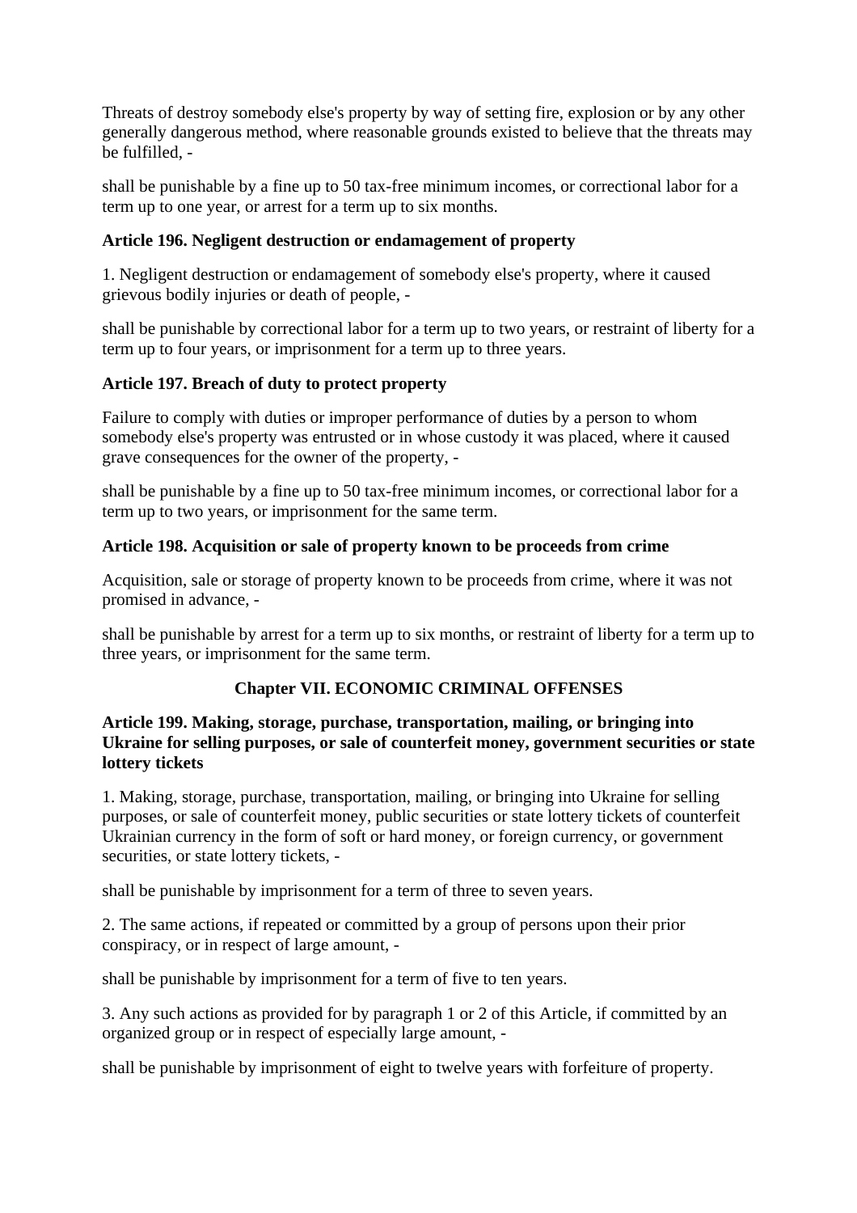Threats of destroy somebody else's property by way of setting fire, explosion or by any other generally dangerous method, where reasonable grounds existed to believe that the threats may be fulfilled, -

shall be punishable by a fine up to 50 tax-free minimum incomes, or correctional labor for a term up to one year, or arrest for a term up to six months.

### Article 196. Negligent destruction or endamagement of property

1. Negligent destruction or endamagement of somebody else's property, where it caused grievous bodily injuries or death of people, -

shall be punishable by correctional labor for a term up to two years, or restraint of liberty for a term up to four years, or imprisonment for a term up to three years.

### Article 197. Breach of duty to protect property

Failure to comply with duties or improper performance of duties by a person to whom somebody else's property was entrusted or in whose custody it was placed, where it caused grave consequences for the owner of the property, -

shall be punishable by a fine up to 50 tax-free minimum incomes, or correctional labor for a term up to two years, or imprisonment for the same term.

### Article 198. Acquisition or sale of property known to be proceeds from crime

Acquisition, sale or storage of property known to be proceeds from crime, where it was not promised in advance, -

shall be punishable by arrest for a term up to six months, or restraint of liberty for a term up to three years, or imprisonment for the same term.

## Chapter VII. ECONOMIC CRIMINAL OFFENSES

### Article 199. Making, storage, purchase, transportation, mailing, or bringing into Ukraine for selling purposes, or sale of counterfeit money, government securities or state lottery tickets

1. Making, storage, purchase, transportation, mailing, or bringing into Ukraine for selling purposes, or sale of counterfeit money, public securities or state lottery tickets of counterfeit Ukrainian currency in the form of soft or hard money, or foreign currency, or government securities, or state lottery tickets, -

shall be punishable by imprisonment for a term of three to seven years.

2. The same actions, if repeated or committed by a group of persons upon their prior conspiracy, or in respect of large amount, -

shall be punishable by imprisonment for a term of five to ten years.

3. Any such actions as provided for by paragraph 1 or 2 of this Article, if committed by an organized group or in respect of especially large amount, -

shall be punishable by imprisonment of eight to twelve years with forfeiture of property.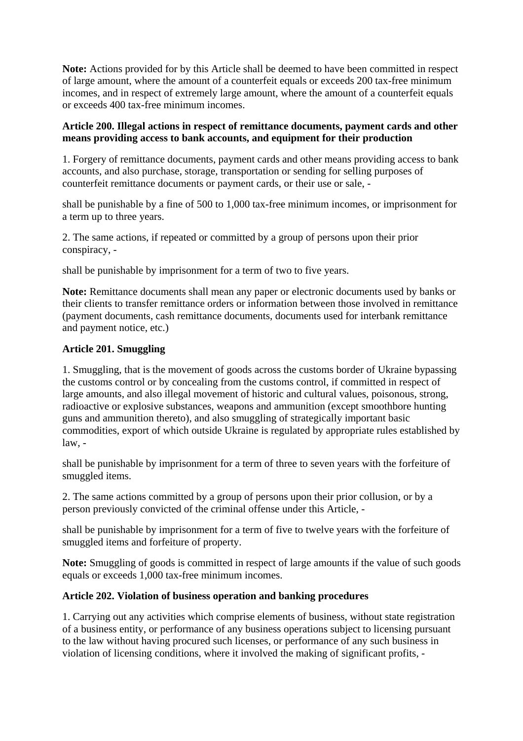**Note:** Actions provided for by this Article shall be deemed to have been committed in respect of large amount, where the amount of a counterfeit equals or exceeds 200 tax-free minimum incomes, and in respect of extremely large amount, where the amount of a counterfeit equals or exceeds 400 tax-free minimum incomes.

**Article 200. Illegal actions in respect of remittance documents, payment cards and other means providing access to bank accounts, and equipment for their production**

1. Forgery of remittance documents, payment cards and other means providing access to bank accounts, and also purchase, storage, transportation or sending for selling purposes of counterfeit remittance documents or payment cards, or their use or sale, -

shall be punishable by a fine of 500 to 1,000 tax-free minimum incomes, or imprisonment for a term up to three years.

2. The same actions, if repeated or committed by a group of persons upon their prior conspiracy, -

shall be punishable by imprisonment for a term of two to five years.

**Note:** Remittance documents shall mean any paper or electronic documents used by banks or their clients to transfer remittance orders or information between those involved in remittance (payment documents, cash remittance documents, documents used for interbank remittance and payment notice, etc.)

**Article 201. Smuggling**

1. Smuggling, that is the movement of goods across the customs border of Ukraine bypassing the customs control or by concealing from the customs control, if committed in respect of large amounts, and also illegal movement of historic and cultural values, poisonous, strong, radioactive or explosive substances, weapons and ammunition (except smoothbore hunting guns and ammunition thereto), and also smuggling of strategically important basic commodities, export of which outside Ukraine is regulated by appropriate rules established by law, -

shall be punishable by imprisonment for a term of three to seven years with the forfeiture of smuggled items.

2. The same actions committed by a group of persons upon their prior collusion, or by a person previously convicted of the criminal offense under this Article, -

shall be punishable by imprisonment for a term of five to twelve years with the forfeiture of smuggled items and forfeiture of property.

**Note:** Smuggling of goods is committed in respect of large amounts if the value of such goods equals or exceeds 1,000 tax-free minimum incomes.

**Article 202. Violation of business operation and banking procedures**

1. Carrying out any activities which comprise elements of business, without state registration of a business entity, or performance of any business operations subject to licensing pursuant to the law without having procured such licenses, or performance of any such business in violation of licensing conditions, where it involved the making of significant profits, -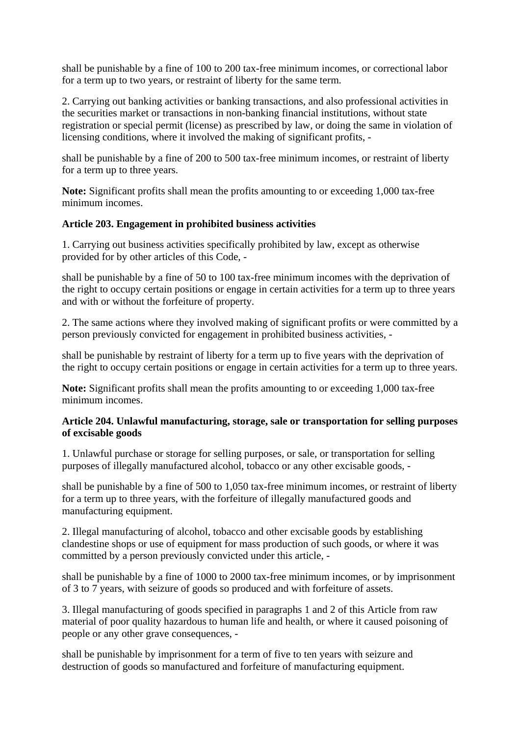shall be punishable by a fine of 100 to 200 tax-free minimum incomes, or correctional labor for a term up to two years, or restraint of liberty for the same term.

2. Carrying out banking activities or banking transactions, and also professional activities in the securities market or transactions in non-banking financial institutions, without state registration or special permit (license) as prescribed by law, or doing the same in violation of licensing conditions, where it involved the making of significant profits, -

shall be punishable by a fine of 200 to 500 tax-free minimum incomes, or restraint of liberty for a term up to three years.

**Note:** Significant profits shall mean the profits amounting to or exceeding 1,000 tax-free minimum incomes.

### Article 203. Engagement in prohibited business activities

1. Carrying out business activities specifically prohibited by law, except as otherwise provided for by other articles of this Code, -

shall be punishable by a fine of 50 to 100 tax-free minimum incomes with the deprivation of the right to occupy certain positions or engage in certain activities for a term up to three years and with or without the forfeiture of property.

2. The same actions where they involved making of significant profits or were committed by a person previously convicted for engagement in prohibited business activities, -

shall be punishable by restraint of liberty for a term up to five years with the deprivation of the right to occupy certain positions or engage in certain activities for a term up to three years.

**Note:** Significant profits shall mean the profits amounting to or exceeding 1,000 tax-free minimum incomes.

### Article 204. Unlawful manufacturing, storage, sale or transportation for selling purposes of excisable goods

1. Unlawful purchase or storage for selling purposes, or sale, or transportation for selling purposes of illegally manufactured alcohol, tobacco or any other excisable goods, -

shall be punishable by a fine of 500 to 1,050 tax-free minimum incomes, or restraint of liberty for a term up to three years, with the forfeiture of illegally manufactured goods and manufacturing equipment.

2. Illegal manufacturing of alcohol, tobacco and other excisable goods by establishing clandestine shops or use of equipment for mass production of such goods, or where it was committed by a person previously convicted under this article, -

shall be punishable by a fine of 1000 to 2000 tax-free minimum incomes, or by imprisonment of 3 to 7 years, with seizure of goods so produced and with forfeiture of assets.

3. Illegal manufacturing of goods specified in paragraphs 1 and 2 of this Article from raw material of poor quality hazardous to human life and health, or where it caused poisoning of people or any other grave consequences, -

shall be punishable by imprisonment for a term of five to ten years with seizure and destruction of goods so manufactured and forfeiture of manufacturing equipment.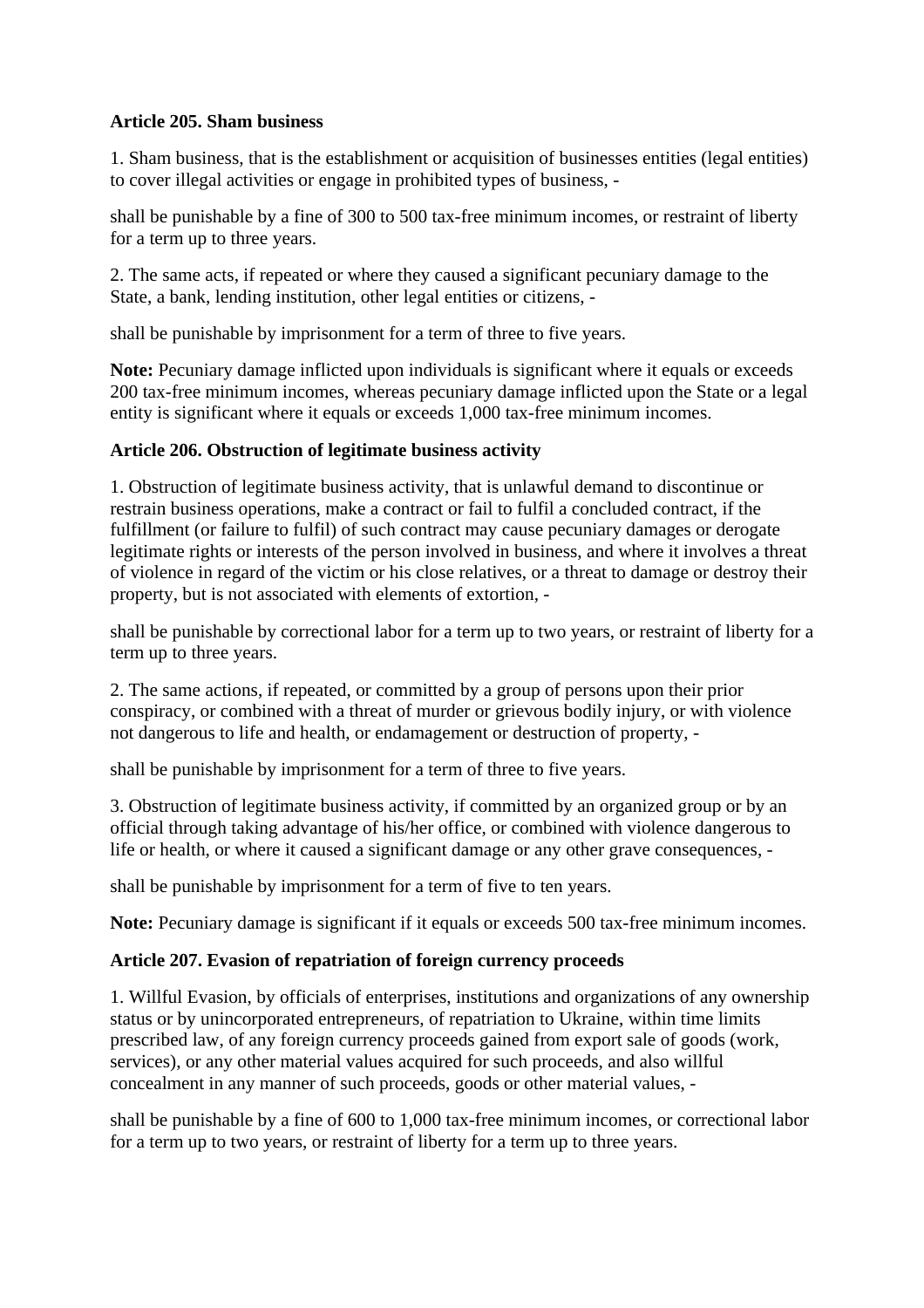**Article 205. Sham business**

1. Sham business, that is the establishment or acquisition of businesses entities (legal entities) to cover illegal activities or engage in prohibited types of business, -

shall be punishable by a fine of 300 to 500 tax-free minimum incomes, or restraint of liberty for a term up to three years.

2. The same acts, if repeated or where they caused a significant pecuniary damage to the State, a bank, lending institution, other legal entities or citizens, -

shall be punishable by imprisonment for a term of three to five years.

**Note:** Pecuniary damage inflicted upon individuals is significant where it equals or exceeds 200 tax-free minimum incomes, whereas pecuniary damage inflicted upon the State or a legal entity is significant where it equals or exceeds 1,000 tax-free minimum incomes.

**Article 206. Obstruction of legitimate business activity**

1. Obstruction of legitimate business activity, that is unlawful demand to discontinue or restrain business operations, make a contract or fail to fulfil a concluded contract, if the fulfillment (or failure to fulfil) of such contract may cause pecuniary damages or derogate legitimate rights or interests of the person involved in business, and where it involves a threat of violence in regard of the victim or his close relatives, or a threat to damage or destroy their property, but is not associated with elements of extortion, -

shall be punishable by correctional labor for a term up to two years, or restraint of liberty for a term up to three years.

2. The same actions, if repeated, or committed by a group of persons upon their prior conspiracy, or combined with a threat of murder or grievous bodily injury, or with violence not dangerous to life and health, or endamagement or destruction of property, -

shall be punishable by imprisonment for a term of three to five years.

3. Obstruction of legitimate business activity, if committed by an organized group or by an official through taking advantage of his/her office, or combined with violence dangerous to life or health, or where it caused a significant damage or any other grave consequences, -

shall be punishable by imprisonment for a term of five to ten years.

**Note:** Pecuniary damage is significant if it equals or exceeds 500 tax-free minimum incomes.

**Article 207. Evasion of repatriation of foreign currency proceeds**

1. Willful Evasion, by officials of enterprises, institutions and organizations of any ownership status or by unincorporated entrepreneurs, of repatriation to Ukraine, within time limits prescribed law, of any foreign currency proceeds gained from export sale of goods (work, services), or any other material values acquired for such proceeds, and also willful concealment in any manner of such proceeds, goods or other material values, -

shall be punishable by a fine of 600 to 1,000 tax-free minimum incomes, or correctional labor for a term up to two years, or restraint of liberty for a term up to three years.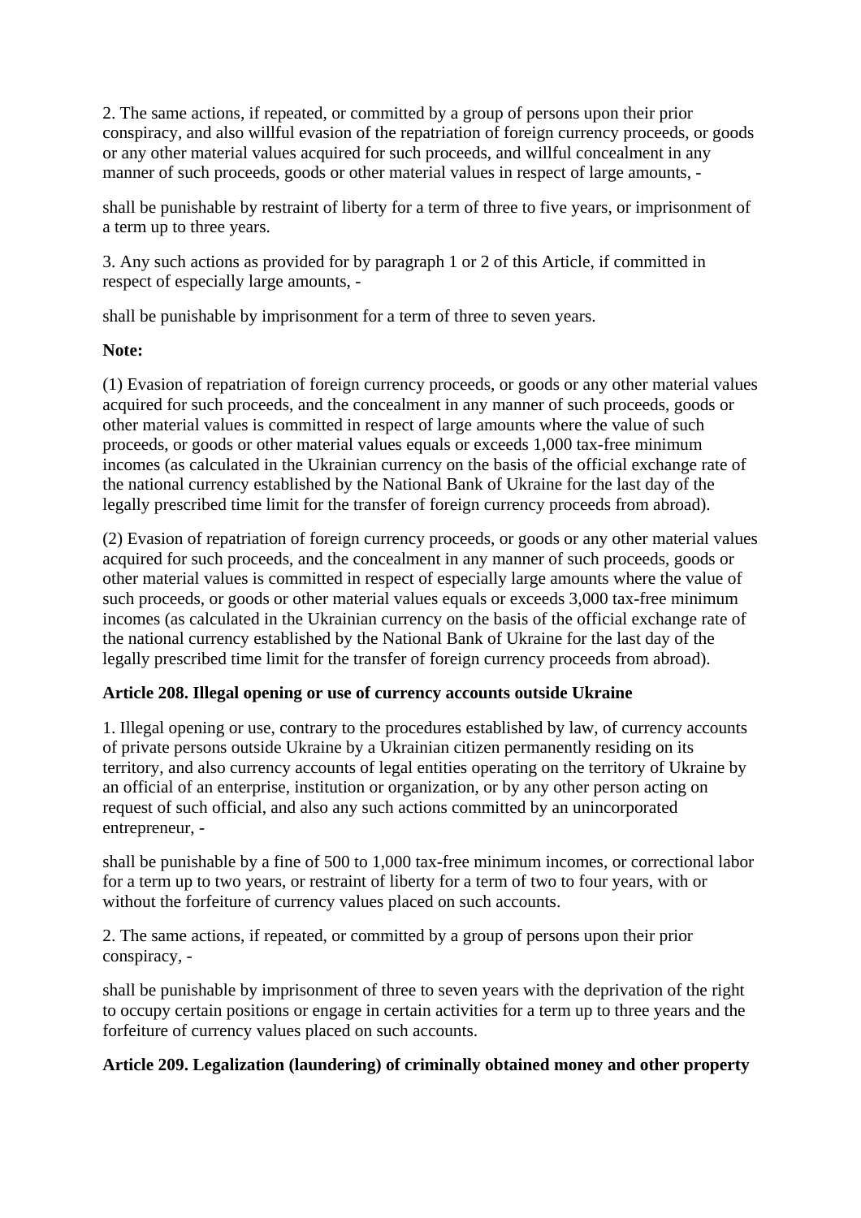2. The same actions, if repeated, or committed by a group of persons upon their prior conspiracy, and also willful evasion of the repatriation of foreign currency proceeds, or goods or any other material values acquired for such proceeds, and willful concealment in any manner of such proceeds, goods or other material values in respect of large amounts, -

shall be punishable by restraint of liberty for a term of three to five years, or imprisonment of a term up to three years.

3. Any such actions as provided for by paragraph 1 or 2 of this Article, if committed in respect of especially large amounts, -

shall be punishable by imprisonment for a term of three to seven years.

**Note:**

(1) Evasion of repatriation of foreign currency proceeds, or goods or any other material values acquired for such proceeds, and the concealment in any manner of such proceeds, goods or other material values is committed in respect of large amounts where the value of such proceeds, or goods or other material values equals or exceeds 1,000 tax-free minimum incomes (as calculated in the Ukrainian currency on the basis of the official exchange rate of the national currency established by the National Bank of Ukraine for the last day of the legally prescribed time limit for the transfer of foreign currency proceeds from abroad).

(2) Evasion of repatriation of foreign currency proceeds, or goods or any other material values acquired for such proceeds, and the concealment in any manner of such proceeds, goods or other material values is committed in respect of especially large amounts where the value of such proceeds, or goods or other material values equals or exceeds 3,000 tax-free minimum incomes (as calculated in the Ukrainian currency on the basis of the official exchange rate of the national currency established by the National Bank of Ukraine for the last day of the legally prescribed time limit for the transfer of foreign currency proceeds from abroad).

### Article 208. Illegal opening or use of currency accounts outside Ukraine

1. Illegal opening or use, contrary to the procedures established by law, of currency accounts of private persons outside Ukraine by a Ukrainian citizen permanently residing on its territory, and also currency accounts of legal entities operating on the territory of Ukraine by an official of an enterprise, institution or organization, or by any other person acting on request of such official, and also any such actions committed by an unincorporated entrepreneur, -

shall be punishable by a fine of 500 to 1,000 tax-free minimum incomes, or correctional labor for a term up to two years, or restraint of liberty for a term of two to four years, with or without the forfeiture of currency values placed on such accounts.

2. The same actions, if repeated, or committed by a group of persons upon their prior conspiracy, -

shall be punishable by imprisonment of three to seven years with the deprivation of the right to occupy certain positions or engage in certain activities for a term up to three years and the forfeiture of currency values placed on such accounts.

### Article 209. Legalization (laundering) of criminally obtained money and other property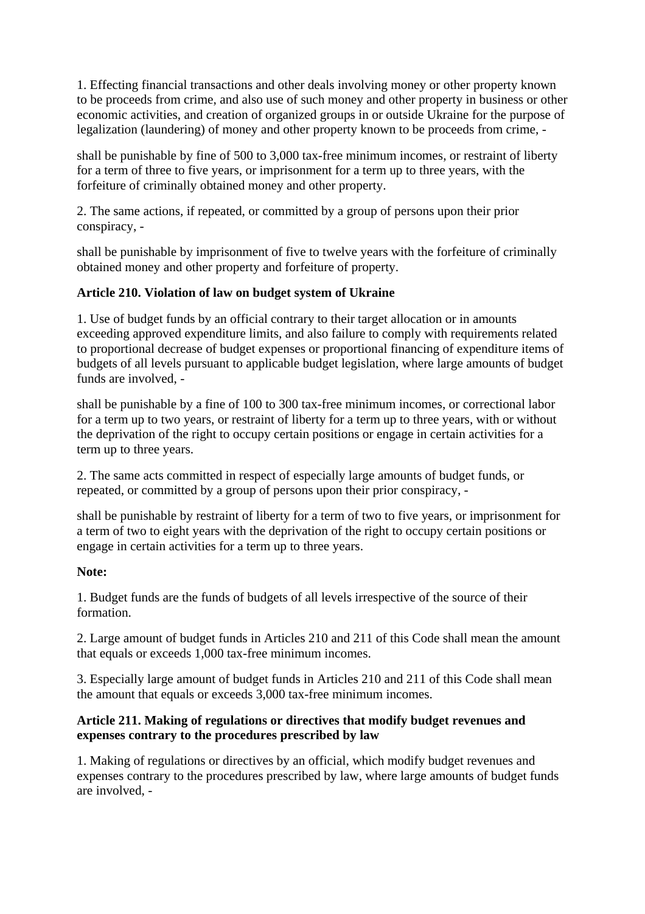1. Effecting financial transactions and other deals involving money or other property known to be proceeds from crime, and also use of such money and other property in business or other economic activities, and creation of organized groups in or outside Ukraine for the purpose of legalization (laundering) of money and other property known to be proceeds from crime, -

shall be punishable by fine of 500 to 3,000 tax-free minimum incomes, or restraint of liberty for a term of three to five years, or imprisonment for a term up to three years, with the forfeiture of criminally obtained money and other property.

2. The same actions, if repeated, or committed by a group of persons upon their prior conspiracy, -

shall be punishable by imprisonment of five to twelve years with the forfeiture of criminally obtained money and other property and forfeiture of property.

**Article 210. Violation of law on budget system of Ukraine**

1. Use of budget funds by an official contrary to their target allocation or in amounts exceeding approved expenditure limits, and also failure to comply with requirements related to proportional decrease of budget expenses or proportional financing of expenditure items of budgets of all levels pursuant to applicable budget legislation, where large amounts of budget funds are involved, -

shall be punishable by a fine of 100 to 300 tax-free minimum incomes, or correctional labor for a term up to two years, or restraint of liberty for a term up to three years, with or without the deprivation of the right to occupy certain positions or engage in certain activities for a term up to three years.

2. The same acts committed in respect of especially large amounts of budget funds, or repeated, or committed by a group of persons upon their prior conspiracy, -

shall be punishable by restraint of liberty for a term of two to five years, or imprisonment for a term of two to eight years with the deprivation of the right to occupy certain positions or engage in certain activities for a term up to three years.

**Note:**

1. Budget funds are the funds of budgets of all levels irrespective of the source of their formation.

2. Large amount of budget funds in Articles 210 and 211 of this Code shall mean the amount that equals or exceeds 1,000 tax-free minimum incomes.

3. Especially large amount of budget funds in Articles 210 and 211 of this Code shall mean the amount that equals or exceeds 3,000 tax-free minimum incomes.

**Article 211. Making of regulations or directives that modify budget revenues and expenses contrary to the procedures prescribed by law**

1. Making of regulations or directives by an official, which modify budget revenues and expenses contrary to the procedures prescribed by law, where large amounts of budget funds are involved, -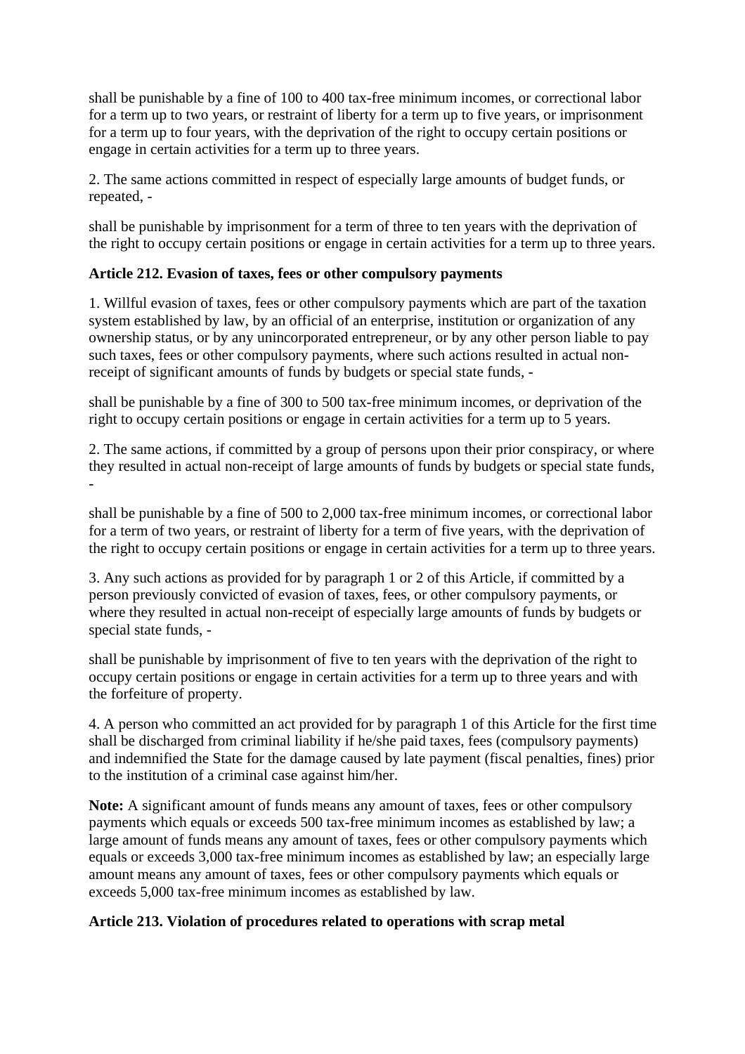shall be punishable by a fine of 100 to 400 tax-free minimum incomes, or correctional labor for a term up to two years, or restraint of liberty for a term up to five years, or imprisonment for a term up to four years, with the deprivation of the right to occupy certain positions or engage in certain activities for a term up to three years.

2. The same actions committed in respect of especially large amounts of budget funds, or repeated, -

shall be punishable by imprisonment for a term of three to ten years with the deprivation of the right to occupy certain positions or engage in certain activities for a term up to three years.

### Article 212. Evasion of taxes, fees or other compulsory payments

1. Willful evasion of taxes, fees or other compulsory payments which are part of the taxation system established by law, by an official of an enterprise, institution or organization of any ownership status, or by any unincorporated entrepreneur, or by any other person liable to pay such taxes, fees or other compulsory payments, where such actions resulted in actual non-receipt of significant amounts of funds by budgets or special state funds, -

shall be punishable by a fine of 300 to 500 tax-free minimum incomes, or deprivation of the right to occupy certain positions or engage in certain activities for a term up to 5 years.

2. The same actions, if committed by a group of persons upon their prior conspiracy, or where they resulted in actual non-receipt of large amounts of funds by budgets or special state funds, -

shall be punishable by a fine of 500 to 2,000 tax-free minimum incomes, or correctional labor for a term of two years, or restraint of liberty for a term of five years, with the deprivation of the right to occupy certain positions or engage in certain activities for a term up to three years.

3. Any such actions as provided for by paragraph 1 or 2 of this Article, if committed by a person previously convicted of evasion of taxes, fees, or other compulsory payments, or where they resulted in actual non-receipt of especially large amounts of funds by budgets or special state funds, -

shall be punishable by imprisonment of five to ten years with the deprivation of the right to occupy certain positions or engage in certain activities for a term up to three years and with the forfeiture of property.

4. A person who committed an act provided for by paragraph 1 of this Article for the first time shall be discharged from criminal liability if he/she paid taxes, fees (compulsory payments) and indemnified the State for the damage caused by late payment (fiscal penalties, fines) prior to the institution of a criminal case against him/her.

**Note:** A significant amount of funds means any amount of taxes, fees or other compulsory payments which equals or exceeds 500 tax-free minimum incomes as established by law; a large amount of funds means any amount of taxes, fees or other compulsory payments which equals or exceeds 3,000 tax-free minimum incomes as established by law; an especially large amount means any amount of taxes, fees or other compulsory payments which equals or exceeds 5,000 tax-free minimum incomes as established by law.

### Article 213. Violation of procedures related to operations with scrap metal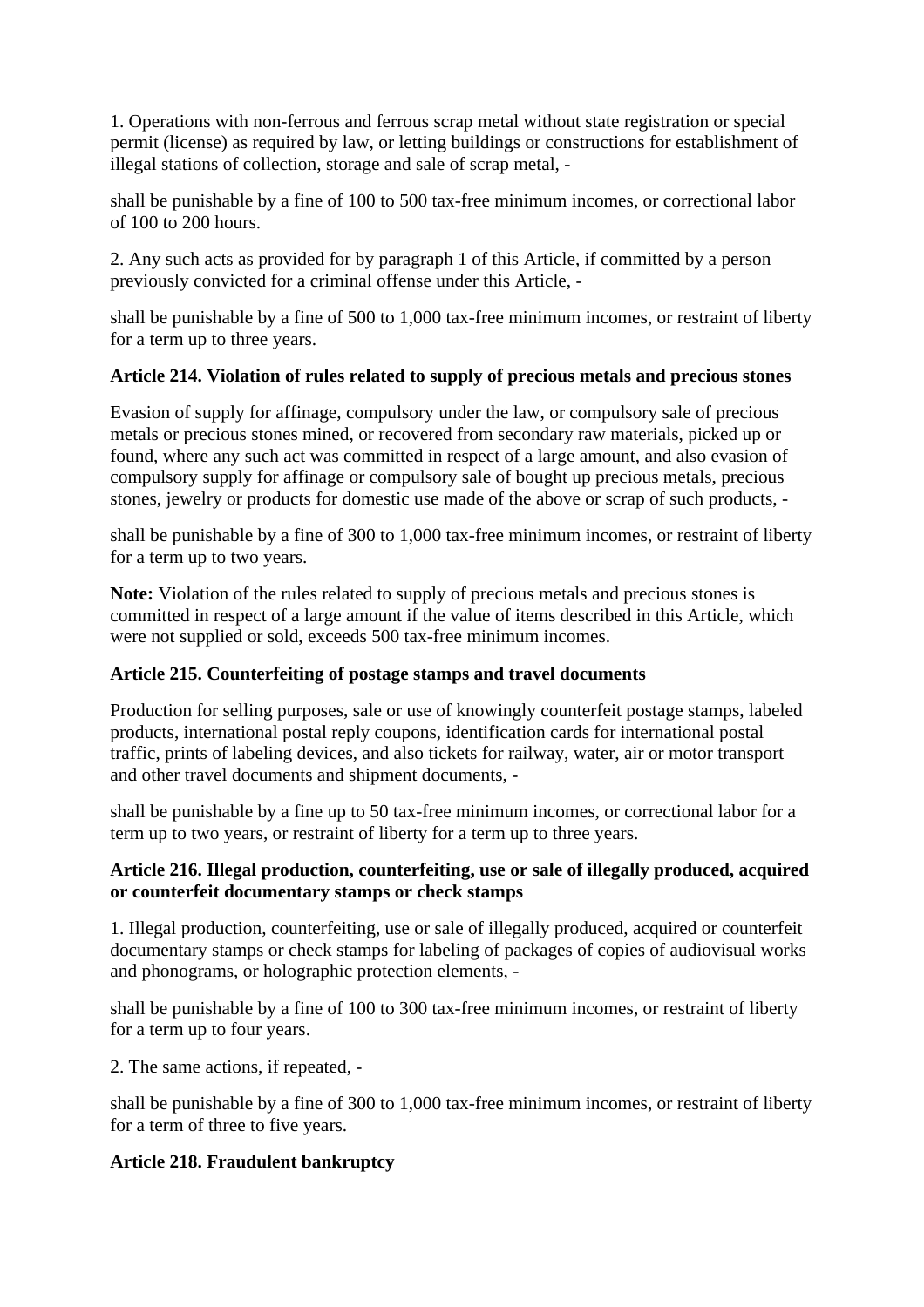1. Operations with non-ferrous and ferrous scrap metal without state registration or special permit (license) as required by law, or letting buildings or constructions for establishment of illegal stations of collection, storage and sale of scrap metal, -

shall be punishable by a fine of 100 to 500 tax-free minimum incomes, or correctional labor of 100 to 200 hours.

2. Any such acts as provided for by paragraph 1 of this Article, if committed by a person previously convicted for a criminal offense under this Article, -

shall be punishable by a fine of 500 to 1,000 tax-free minimum incomes, or restraint of liberty for a term up to three years.

**Article 214. Violation of rules related to supply of precious metals and precious stones**

Evasion of supply for affinage, compulsory under the law, or compulsory sale of precious metals or precious stones mined, or recovered from secondary raw materials, picked up or found, where any such act was committed in respect of a large amount, and also evasion of compulsory supply for affinage or compulsory sale of bought up precious metals, precious stones, jewelry or products for domestic use made of the above or scrap of such products, -

shall be punishable by a fine of 300 to 1,000 tax-free minimum incomes, or restraint of liberty for a term up to two years.

**Note:** Violation of the rules related to supply of precious metals and precious stones is committed in respect of a large amount if the value of items described in this Article, which were not supplied or sold, exceeds 500 tax-free minimum incomes.

**Article 215. Counterfeiting of postage stamps and travel documents**

Production for selling purposes, sale or use of knowingly counterfeit postage stamps, labeled products, international postal reply coupons, identification cards for international postal traffic, prints of labeling devices, and also tickets for railway, water, air or motor transport and other travel documents and shipment documents, -

shall be punishable by a fine up to 50 tax-free minimum incomes, or correctional labor for a term up to two years, or restraint of liberty for a term up to three years.

**Article 216. Illegal production, counterfeiting, use or sale of illegally produced, acquired or counterfeit documentary stamps or check stamps**

1. Illegal production, counterfeiting, use or sale of illegally produced, acquired or counterfeit documentary stamps or check stamps for labeling of packages of copies of audiovisual works and phonograms, or holographic protection elements, -

shall be punishable by a fine of 100 to 300 tax-free minimum incomes, or restraint of liberty for a term up to four years.

2. The same actions, if repeated, -

shall be punishable by a fine of 300 to 1,000 tax-free minimum incomes, or restraint of liberty for a term of three to five years.

**Article 218. Fraudulent bankruptcy**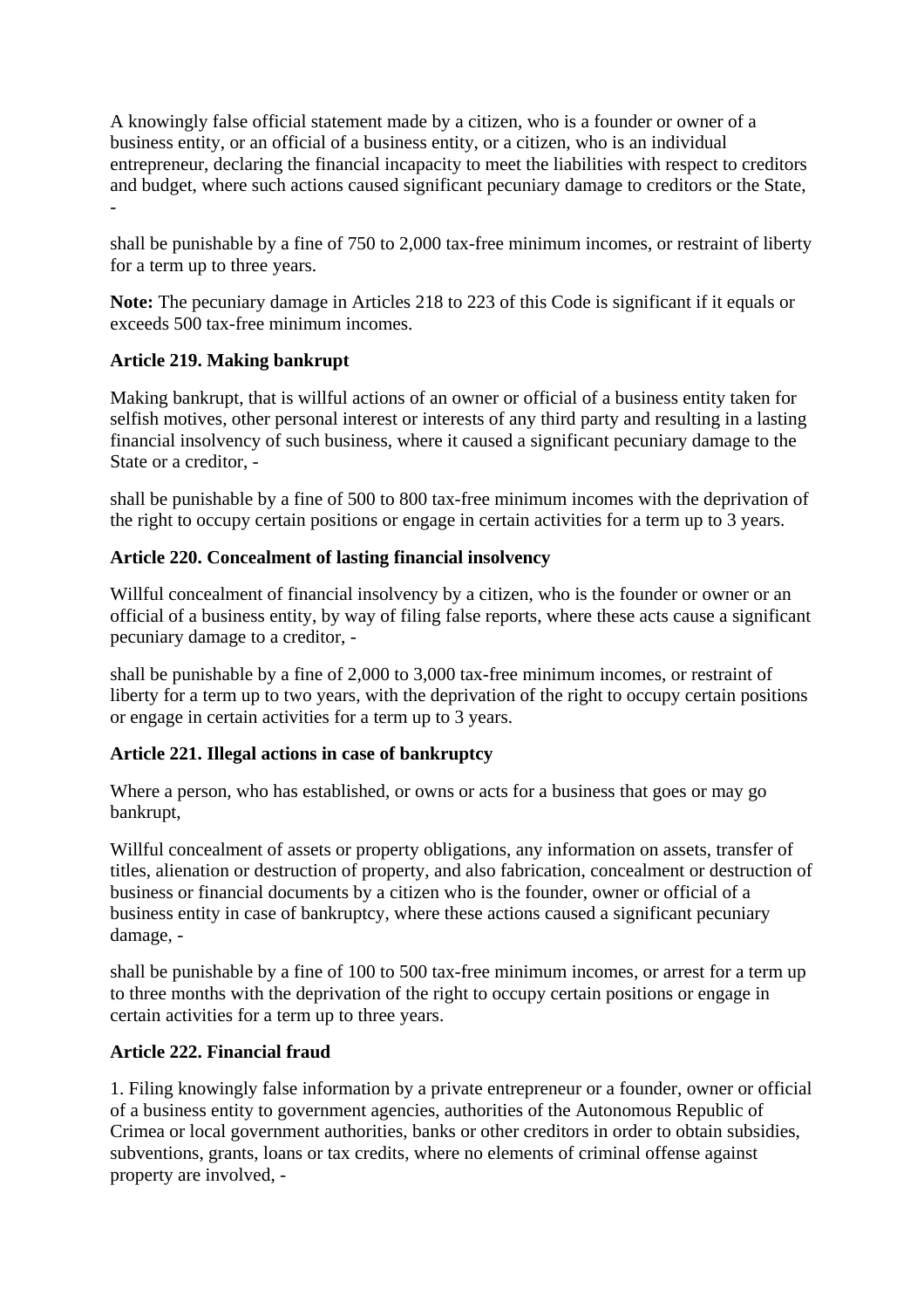A knowingly false official statement made by a citizen, who is a founder or owner of a business entity, or an official of a business entity, or a citizen, who is an individual entrepreneur, declaring the financial incapacity to meet the liabilities with respect to creditors and budget, where such actions caused significant pecuniary damage to creditors or the State, -

shall be punishable by a fine of 750 to 2,000 tax-free minimum incomes, or restraint of liberty for a term up to three years.

**Note:** The pecuniary damage in Articles 218 to 223 of this Code is significant if it equals or exceeds 500 tax-free minimum incomes.

**Article 219. Making bankrupt**

Making bankrupt, that is willful actions of an owner or official of a business entity taken for selfish motives, other personal interest or interests of any third party and resulting in a lasting financial insolvency of such business, where it caused a significant pecuniary damage to the State or a creditor, -

shall be punishable by a fine of 500 to 800 tax-free minimum incomes with the deprivation of the right to occupy certain positions or engage in certain activities for a term up to 3 years.

**Article 220. Concealment of lasting financial insolvency**

Willful concealment of financial insolvency by a citizen, who is the founder or owner or an official of a business entity, by way of filing false reports, where these acts cause a significant pecuniary damage to a creditor, -

shall be punishable by a fine of 2,000 to 3,000 tax-free minimum incomes, or restraint of liberty for a term up to two years, with the deprivation of the right to occupy certain positions or engage in certain activities for a term up to 3 years.

**Article 221. Illegal actions in case of bankruptcy**

Where a person, who has established, or owns or acts for a business that goes or may go bankrupt,

Willful concealment of assets or property obligations, any information on assets, transfer of titles, alienation or destruction of property, and also fabrication, concealment or destruction of business or financial documents by a citizen who is the founder, owner or official of a business entity in case of bankruptcy, where these actions caused a significant pecuniary damage, -

shall be punishable by a fine of 100 to 500 tax-free minimum incomes, or arrest for a term up to three months with the deprivation of the right to occupy certain positions or engage in certain activities for a term up to three years.

**Article 222. Financial fraud**

1. Filing knowingly false information by a private entrepreneur or a founder, owner or official of a business entity to government agencies, authorities of the Autonomous Republic of Crimea or local government authorities, banks or other creditors in order to obtain subsidies, subventions, grants, loans or tax credits, where no elements of criminal offense against property are involved, -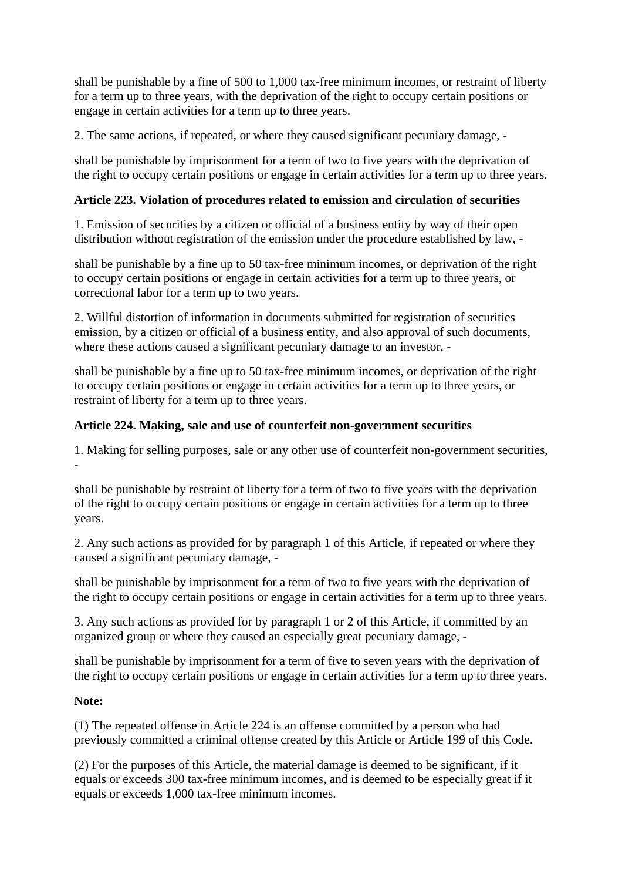shall be punishable by a fine of 500 to 1,000 tax-free minimum incomes, or restraint of liberty for a term up to three years, with the deprivation of the right to occupy certain positions or engage in certain activities for a term up to three years.

2. The same actions, if repeated, or where they caused significant pecuniary damage, -

shall be punishable by imprisonment for a term of two to five years with the deprivation of the right to occupy certain positions or engage in certain activities for a term up to three years.

**Article 223. Violation of procedures related to emission and circulation of securities**

1. Emission of securities by a citizen or official of a business entity by way of their open distribution without registration of the emission under the procedure established by law, -

shall be punishable by a fine up to 50 tax-free minimum incomes, or deprivation of the right to occupy certain positions or engage in certain activities for a term up to three years, or correctional labor for a term up to two years.

2. Willful distortion of information in documents submitted for registration of securities emission, by a citizen or official of a business entity, and also approval of such documents, where these actions caused a significant pecuniary damage to an investor, -

shall be punishable by a fine up to 50 tax-free minimum incomes, or deprivation of the right to occupy certain positions or engage in certain activities for a term up to three years, or restraint of liberty for a term up to three years.

**Article 224. Making, sale and use of counterfeit non-government securities**

1. Making for selling purposes, sale or any other use of counterfeit non-government securities, -

shall be punishable by restraint of liberty for a term of two to five years with the deprivation of the right to occupy certain positions or engage in certain activities for a term up to three years.

2. Any such actions as provided for by paragraph 1 of this Article, if repeated or where they caused a significant pecuniary damage, -

shall be punishable by imprisonment for a term of two to five years with the deprivation of the right to occupy certain positions or engage in certain activities for a term up to three years.

3. Any such actions as provided for by paragraph 1 or 2 of this Article, if committed by an organized group or where they caused an especially great pecuniary damage, -

shall be punishable by imprisonment for a term of five to seven years with the deprivation of the right to occupy certain positions or engage in certain activities for a term up to three years.

**Note:**

(1) The repeated offense in Article 224 is an offense committed by a person who had previously committed a criminal offense created by this Article or Article 199 of this Code.

(2) For the purposes of this Article, the material damage is deemed to be significant, if it equals or exceeds 300 tax-free minimum incomes, and is deemed to be especially great if it equals or exceeds 1,000 tax-free minimum incomes.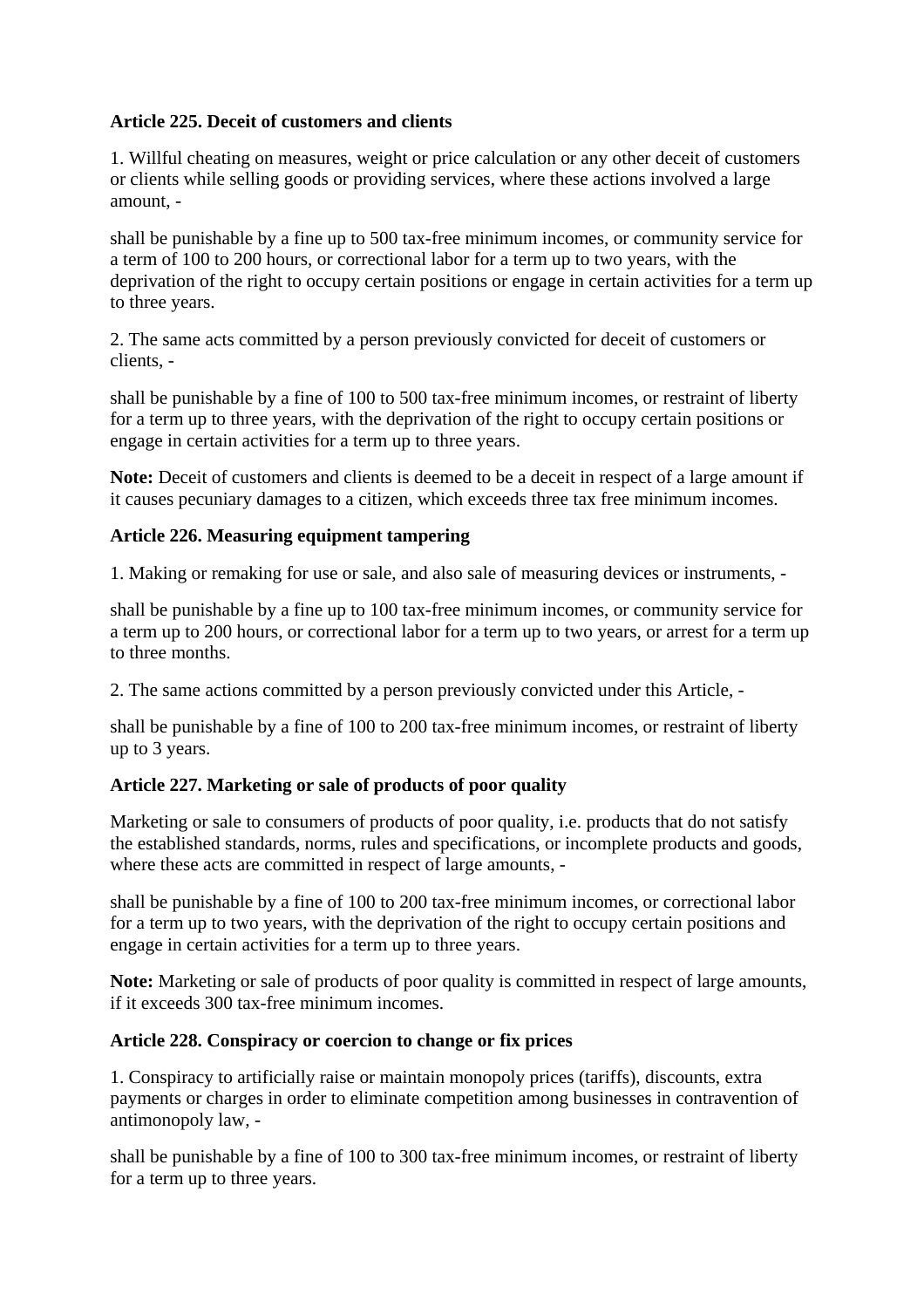**Article 225. Deceit of customers and clients**

1. Willful cheating on measures, weight or price calculation or any other deceit of customers or clients while selling goods or providing services, where these actions involved a large amount, -

shall be punishable by a fine up to 500 tax-free minimum incomes, or community service for a term of 100 to 200 hours, or correctional labor for a term up to two years, with the deprivation of the right to occupy certain positions or engage in certain activities for a term up to three years.

2. The same acts committed by a person previously convicted for deceit of customers or clients, -

shall be punishable by a fine of 100 to 500 tax-free minimum incomes, or restraint of liberty for a term up to three years, with the deprivation of the right to occupy certain positions or engage in certain activities for a term up to three years.

**Note:** Deceit of customers and clients is deemed to be a deceit in respect of a large amount if it causes pecuniary damages to a citizen, which exceeds three tax free minimum incomes.

**Article 226. Measuring equipment tampering**

1. Making or remaking for use or sale, and also sale of measuring devices or instruments, -

shall be punishable by a fine up to 100 tax-free minimum incomes, or community service for a term up to 200 hours, or correctional labor for a term up to two years, or arrest for a term up to three months.

2. The same actions committed by a person previously convicted under this Article, -

shall be punishable by a fine of 100 to 200 tax-free minimum incomes, or restraint of liberty up to 3 years.

**Article 227. Marketing or sale of products of poor quality**

Marketing or sale to consumers of products of poor quality, i.e. products that do not satisfy the established standards, norms, rules and specifications, or incomplete products and goods, where these acts are committed in respect of large amounts, -

shall be punishable by a fine of 100 to 200 tax-free minimum incomes, or correctional labor for a term up to two years, with the deprivation of the right to occupy certain positions and engage in certain activities for a term up to three years.

**Note:** Marketing or sale of products of poor quality is committed in respect of large amounts, if it exceeds 300 tax-free minimum incomes.

**Article 228. Conspiracy or coercion to change or fix prices**

1. Conspiracy to artificially raise or maintain monopoly prices (tariffs), discounts, extra payments or charges in order to eliminate competition among businesses in contravention of antimonopoly law, -

shall be punishable by a fine of 100 to 300 tax-free minimum incomes, or restraint of liberty for a term up to three years.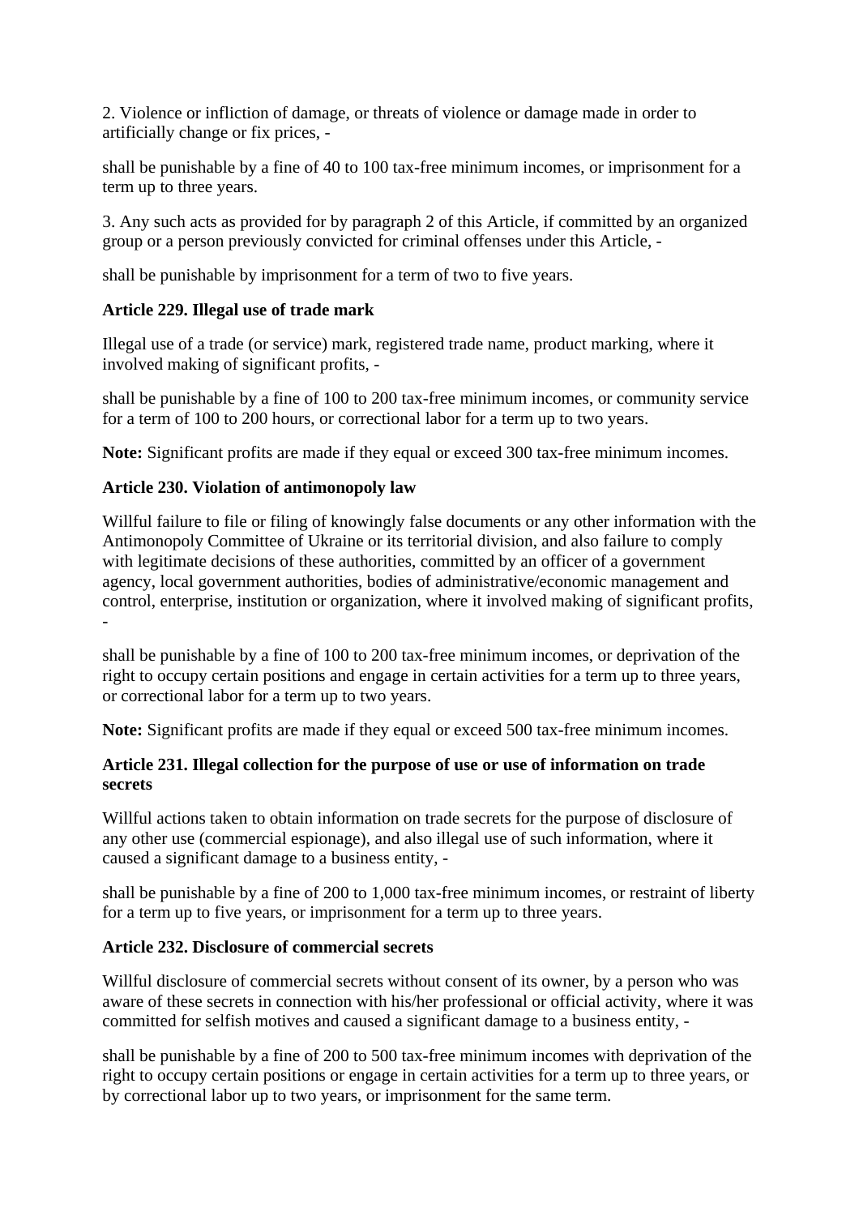2. Violence or infliction of damage, or threats of violence or damage made in order to artificially change or fix prices, -

shall be punishable by a fine of 40 to 100 tax-free minimum incomes, or imprisonment for a term up to three years.

3. Any such acts as provided for by paragraph 2 of this Article, if committed by an organized group or a person previously convicted for criminal offenses under this Article, -

shall be punishable by imprisonment for a term of two to five years.

**Article 229. Illegal use of trade mark**

Illegal use of a trade (or service) mark, registered trade name, product marking, where it involved making of significant profits, -

shall be punishable by a fine of 100 to 200 tax-free minimum incomes, or community service for a term of 100 to 200 hours, or correctional labor for a term up to two years.

**Note:** Significant profits are made if they equal or exceed 300 tax-free minimum incomes.

**Article 230. Violation of antimonopoly law**

Willful failure to file or filing of knowingly false documents or any other information with the Antimonopoly Committee of Ukraine or its territorial division, and also failure to comply with legitimate decisions of these authorities, committed by an officer of a government agency, local government authorities, bodies of administrative/economic management and control, enterprise, institution or organization, where it involved making of significant profits, -

shall be punishable by a fine of 100 to 200 tax-free minimum incomes, or deprivation of the right to occupy certain positions and engage in certain activities for a term up to three years, or correctional labor for a term up to two years.

**Note:** Significant profits are made if they equal or exceed 500 tax-free minimum incomes.

**Article 231. Illegal collection for the purpose of use or use of information on trade secrets**

Willful actions taken to obtain information on trade secrets for the purpose of disclosure of any other use (commercial espionage), and also illegal use of such information, where it caused a significant damage to a business entity, -

shall be punishable by a fine of 200 to 1,000 tax-free minimum incomes, or restraint of liberty for a term up to five years, or imprisonment for a term up to three years.

**Article 232. Disclosure of commercial secrets**

Willful disclosure of commercial secrets without consent of its owner, by a person who was aware of these secrets in connection with his/her professional or official activity, where it was committed for selfish motives and caused a significant damage to a business entity, -

shall be punishable by a fine of 200 to 500 tax-free minimum incomes with deprivation of the right to occupy certain positions or engage in certain activities for a term up to three years, or by correctional labor up to two years, or imprisonment for the same term.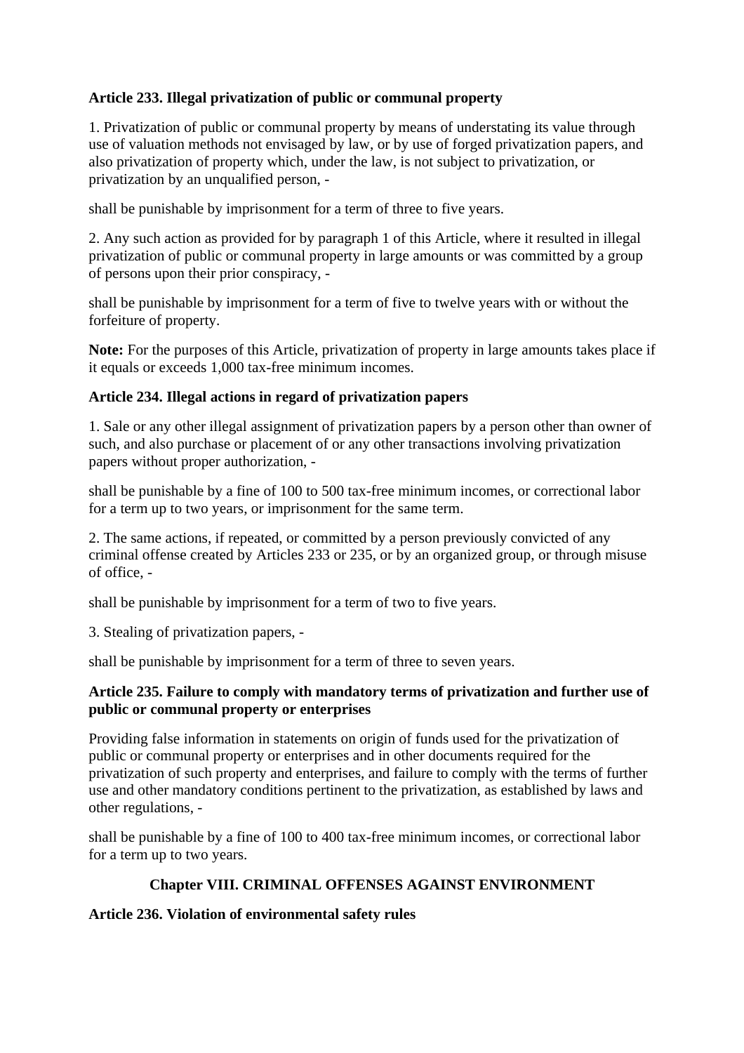**Article 233. Illegal privatization of public or communal property**

1. Privatization of public or communal property by means of understating its value through use of valuation methods not envisaged by law, or by use of forged privatization papers, and also privatization of property which, under the law, is not subject to privatization, or privatization by an unqualified person, -

shall be punishable by imprisonment for a term of three to five years.

2. Any such action as provided for by paragraph 1 of this Article, where it resulted in illegal privatization of public or communal property in large amounts or was committed by a group of persons upon their prior conspiracy, -

shall be punishable by imprisonment for a term of five to twelve years with or without the forfeiture of property.

**Note:** For the purposes of this Article, privatization of property in large amounts takes place if it equals or exceeds 1,000 tax-free minimum incomes.

**Article 234. Illegal actions in regard of privatization papers**

1. Sale or any other illegal assignment of privatization papers by a person other than owner of such, and also purchase or placement of or any other transactions involving privatization papers without proper authorization, -

shall be punishable by a fine of 100 to 500 tax-free minimum incomes, or correctional labor for a term up to two years, or imprisonment for the same term.

2. The same actions, if repeated, or committed by a person previously convicted of any criminal offense created by Articles 233 or 235, or by an organized group, or through misuse of office, -

shall be punishable by imprisonment for a term of two to five years.

3. Stealing of privatization papers, -

shall be punishable by imprisonment for a term of three to seven years.

**Article 235. Failure to comply with mandatory terms of privatization and further use of public or communal property or enterprises**

Providing false information in statements on origin of funds used for the privatization of public or communal property or enterprises and in other documents required for the privatization of such property and enterprises, and failure to comply with the terms of further use and other mandatory conditions pertinent to the privatization, as established by laws and other regulations, -

shall be punishable by a fine of 100 to 400 tax-free minimum incomes, or correctional labor for a term up to two years.

## Chapter VIII. CRIMINAL OFFENSES AGAINST ENVIRONMENT

**Article 236. Violation of environmental safety rules**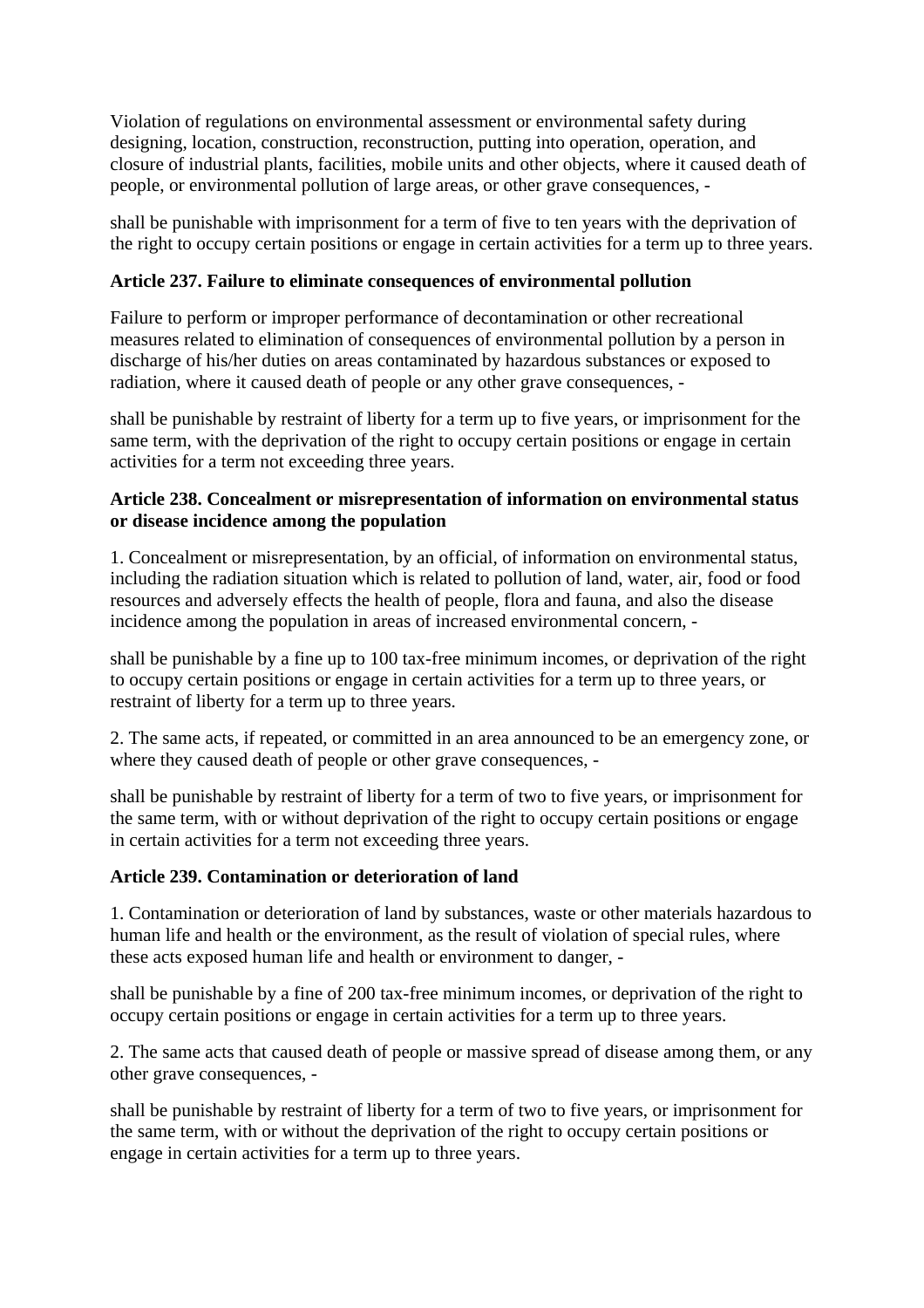Violation of regulations on environmental assessment or environmental safety during designing, location, construction, reconstruction, putting into operation, operation, and closure of industrial plants, facilities, mobile units and other objects, where it caused death of people, or environmental pollution of large areas, or other grave consequences, -

shall be punishable with imprisonment for a term of five to ten years with the deprivation of the right to occupy certain positions or engage in certain activities for a term up to three years.

#### Article 237. Failure to eliminate consequences of environmental pollution

Failure to perform or improper performance of decontamination or other recreational measures related to elimination of consequences of environmental pollution by a person in discharge of his/her duties on areas contaminated by hazardous substances or exposed to radiation, where it caused death of people or any other grave consequences, -

shall be punishable by restraint of liberty for a term up to five years, or imprisonment for the same term, with the deprivation of the right to occupy certain positions or engage in certain activities for a term not exceeding three years.

#### Article 238. Concealment or misrepresentation of information on environmental status or disease incidence among the population

1. Concealment or misrepresentation, by an official, of information on environmental status, including the radiation situation which is related to pollution of land, water, air, food or food resources and adversely effects the health of people, flora and fauna, and also the disease incidence among the population in areas of increased environmental concern, -

shall be punishable by a fine up to 100 tax-free minimum incomes, or deprivation of the right to occupy certain positions or engage in certain activities for a term up to three years, or restraint of liberty for a term up to three years.

2. The same acts, if repeated, or committed in an area announced to be an emergency zone, or where they caused death of people or other grave consequences, -

shall be punishable by restraint of liberty for a term of two to five years, or imprisonment for the same term, with or without deprivation of the right to occupy certain positions or engage in certain activities for a term not exceeding three years.

#### Article 239. Contamination or deterioration of land

1. Contamination or deterioration of land by substances, waste or other materials hazardous to human life and health or the environment, as the result of violation of special rules, where these acts exposed human life and health or environment to danger, -

shall be punishable by a fine of 200 tax-free minimum incomes, or deprivation of the right to occupy certain positions or engage in certain activities for a term up to three years.

2. The same acts that caused death of people or massive spread of disease among them, or any other grave consequences, -

shall be punishable by restraint of liberty for a term of two to five years, or imprisonment for the same term, with or without the deprivation of the right to occupy certain positions or engage in certain activities for a term up to three years.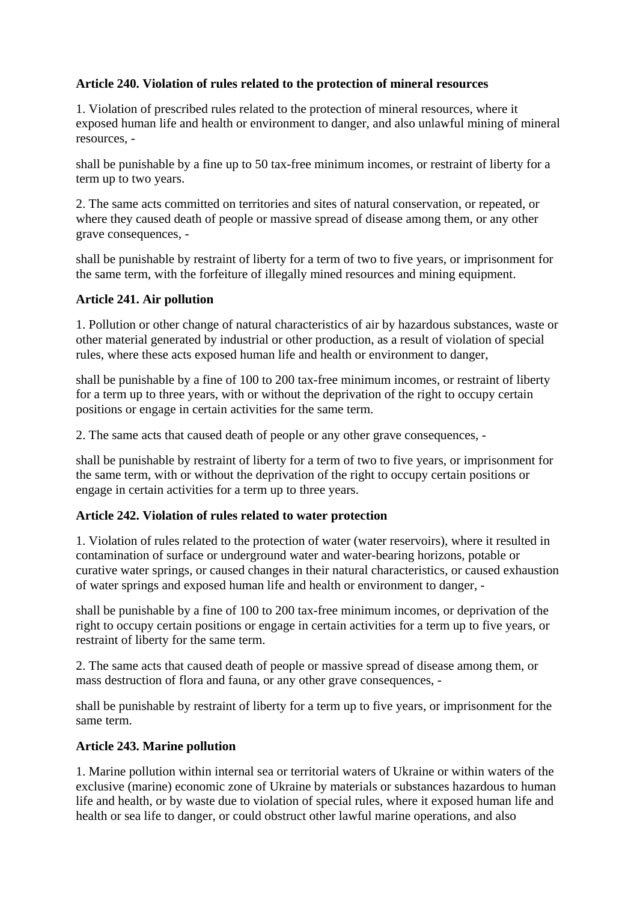**Article 240. Violation of rules related to the protection of mineral resources**

1. Violation of prescribed rules related to the protection of mineral resources, where it exposed human life and health or environment to danger, and also unlawful mining of mineral resources, -

shall be punishable by a fine up to 50 tax-free minimum incomes, or restraint of liberty for a term up to two years.

2. The same acts committed on territories and sites of natural conservation, or repeated, or where they caused death of people or massive spread of disease among them, or any other grave consequences, -

shall be punishable by restraint of liberty for a term of two to five years, or imprisonment for the same term, with the forfeiture of illegally mined resources and mining equipment.

**Article 241. Air pollution**

1. Pollution or other change of natural characteristics of air by hazardous substances, waste or other material generated by industrial or other production, as a result of violation of special rules, where these acts exposed human life and health or environment to danger,

shall be punishable by a fine of 100 to 200 tax-free minimum incomes, or restraint of liberty for a term up to three years, with or without the deprivation of the right to occupy certain positions or engage in certain activities for the same term.

2. The same acts that caused death of people or any other grave consequences, -

shall be punishable by restraint of liberty for a term of two to five years, or imprisonment for the same term, with or without the deprivation of the right to occupy certain positions or engage in certain activities for a term up to three years.

**Article 242. Violation of rules related to water protection**

1. Violation of rules related to the protection of water (water reservoirs), where it resulted in contamination of surface or underground water and water-bearing horizons, potable or curative water springs, or caused changes in their natural characteristics, or caused exhaustion of water springs and exposed human life and health or environment to danger, -

shall be punishable by a fine of 100 to 200 tax-free minimum incomes, or deprivation of the right to occupy certain positions or engage in certain activities for a term up to five years, or restraint of liberty for the same term.

2. The same acts that caused death of people or massive spread of disease among them, or mass destruction of flora and fauna, or any other grave consequences, -

shall be punishable by restraint of liberty for a term up to five years, or imprisonment for the same term.

**Article 243. Marine pollution**

1. Marine pollution within internal sea or territorial waters of Ukraine or within waters of the exclusive (marine) economic zone of Ukraine by materials or substances hazardous to human life and health, or by waste due to violation of special rules, where it exposed human life and health or sea life to danger, or could obstruct other lawful marine operations, and also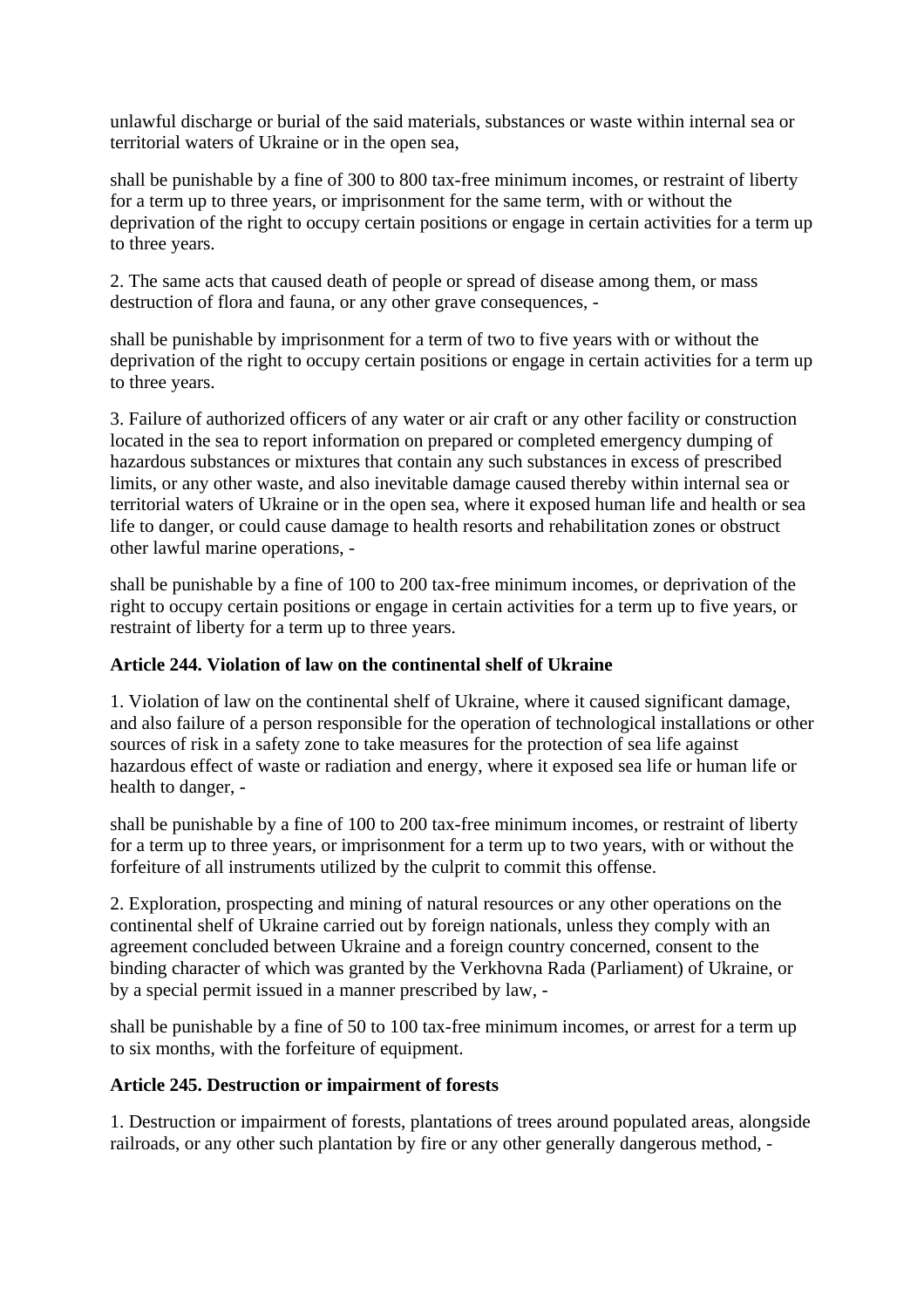unlawful discharge or burial of the said materials, substances or waste within internal sea or territorial waters of Ukraine or in the open sea,

shall be punishable by a fine of 300 to 800 tax-free minimum incomes, or restraint of liberty for a term up to three years, or imprisonment for the same term, with or without the deprivation of the right to occupy certain positions or engage in certain activities for a term up to three years.

2. The same acts that caused death of people or spread of disease among them, or mass destruction of flora and fauna, or any other grave consequences, -

shall be punishable by imprisonment for a term of two to five years with or without the deprivation of the right to occupy certain positions or engage in certain activities for a term up to three years.

3. Failure of authorized officers of any water or air craft or any other facility or construction located in the sea to report information on prepared or completed emergency dumping of hazardous substances or mixtures that contain any such substances in excess of prescribed limits, or any other waste, and also inevitable damage caused thereby within internal sea or territorial waters of Ukraine or in the open sea, where it exposed human life and health or sea life to danger, or could cause damage to health resorts and rehabilitation zones or obstruct other lawful marine operations, -

shall be punishable by a fine of 100 to 200 tax-free minimum incomes, or deprivation of the right to occupy certain positions or engage in certain activities for a term up to five years, or restraint of liberty for a term up to three years.

**Article 244. Violation of law on the continental shelf of Ukraine**

1. Violation of law on the continental shelf of Ukraine, where it caused significant damage, and also failure of a person responsible for the operation of technological installations or other sources of risk in a safety zone to take measures for the protection of sea life against hazardous effect of waste or radiation and energy, where it exposed sea life or human life or health to danger, -

shall be punishable by a fine of 100 to 200 tax-free minimum incomes, or restraint of liberty for a term up to three years, or imprisonment for a term up to two years, with or without the forfeiture of all instruments utilized by the culprit to commit this offense.

2. Exploration, prospecting and mining of natural resources or any other operations on the continental shelf of Ukraine carried out by foreign nationals, unless they comply with an agreement concluded between Ukraine and a foreign country concerned, consent to the binding character of which was granted by the Verkhovna Rada (Parliament) of Ukraine, or by a special permit issued in a manner prescribed by law, -

shall be punishable by a fine of 50 to 100 tax-free minimum incomes, or arrest for a term up to six months, with the forfeiture of equipment.

**Article 245. Destruction or impairment of forests**

1. Destruction or impairment of forests, plantations of trees around populated areas, alongside railroads, or any other such plantation by fire or any other generally dangerous method, -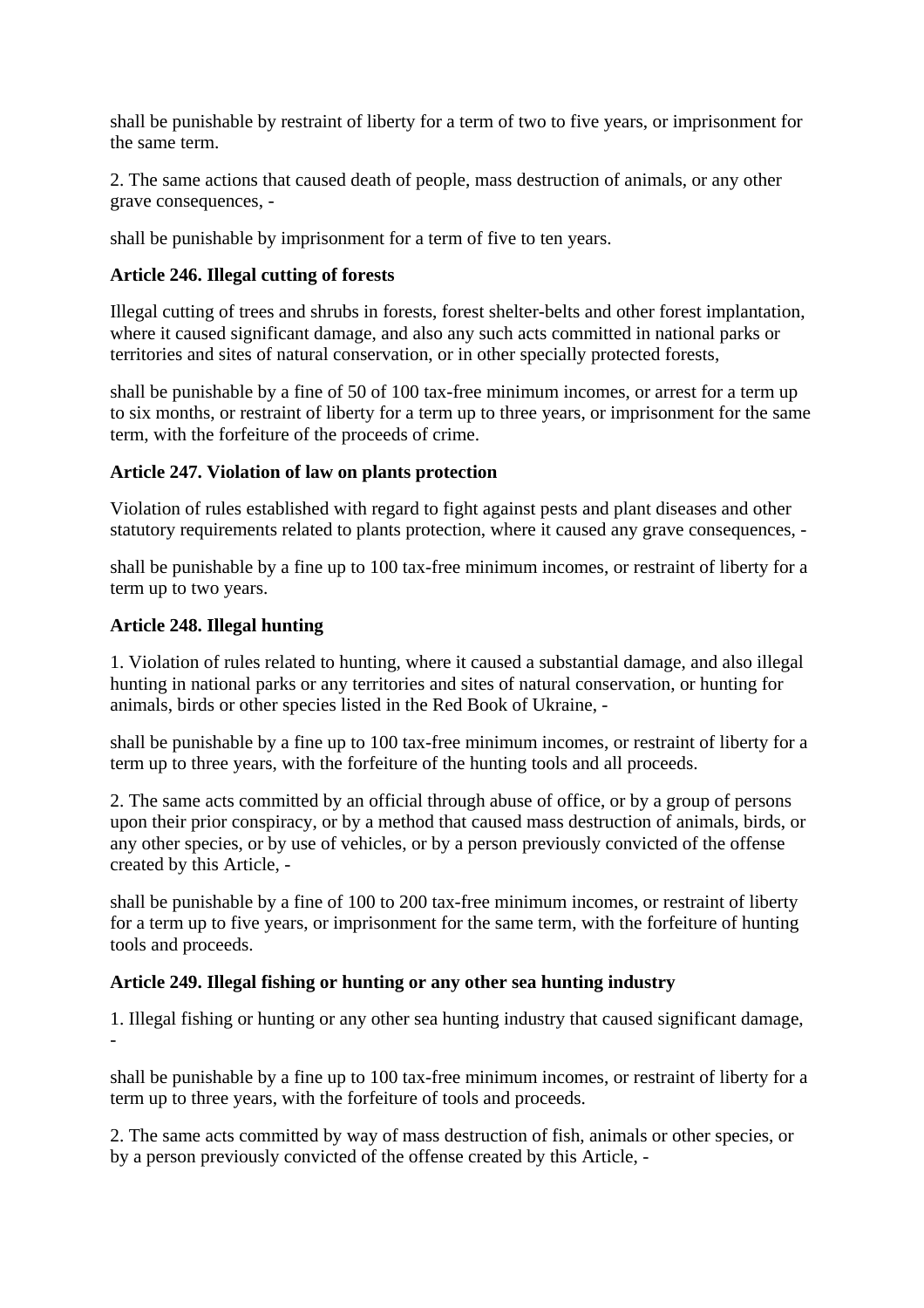shall be punishable by restraint of liberty for a term of two to five years, or imprisonment for the same term.

2. The same actions that caused death of people, mass destruction of animals, or any other grave consequences, -

shall be punishable by imprisonment for a term of five to ten years.

**Article 246. Illegal cutting of forests**

Illegal cutting of trees and shrubs in forests, forest shelter-belts and other forest implantation, where it caused significant damage, and also any such acts committed in national parks or territories and sites of natural conservation, or in other specially protected forests,

shall be punishable by a fine of 50 of 100 tax-free minimum incomes, or arrest for a term up to six months, or restraint of liberty for a term up to three years, or imprisonment for the same term, with the forfeiture of the proceeds of crime.

**Article 247. Violation of law on plants protection**

Violation of rules established with regard to fight against pests and plant diseases and other statutory requirements related to plants protection, where it caused any grave consequences, -

shall be punishable by a fine up to 100 tax-free minimum incomes, or restraint of liberty for a term up to two years.

**Article 248. Illegal hunting**

1. Violation of rules related to hunting, where it caused a substantial damage, and also illegal hunting in national parks or any territories and sites of natural conservation, or hunting for animals, birds or other species listed in the Red Book of Ukraine, -

shall be punishable by a fine up to 100 tax-free minimum incomes, or restraint of liberty for a term up to three years, with the forfeiture of the hunting tools and all proceeds.

2. The same acts committed by an official through abuse of office, or by a group of persons upon their prior conspiracy, or by a method that caused mass destruction of animals, birds, or any other species, or by use of vehicles, or by a person previously convicted of the offense created by this Article, -

shall be punishable by a fine of 100 to 200 tax-free minimum incomes, or restraint of liberty for a term up to five years, or imprisonment for the same term, with the forfeiture of hunting tools and proceeds.

**Article 249. Illegal fishing or hunting or any other sea hunting industry**

1. Illegal fishing or hunting or any other sea hunting industry that caused significant damage, -

shall be punishable by a fine up to 100 tax-free minimum incomes, or restraint of liberty for a term up to three years, with the forfeiture of tools and proceeds.

2. The same acts committed by way of mass destruction of fish, animals or other species, or by a person previously convicted of the offense created by this Article, -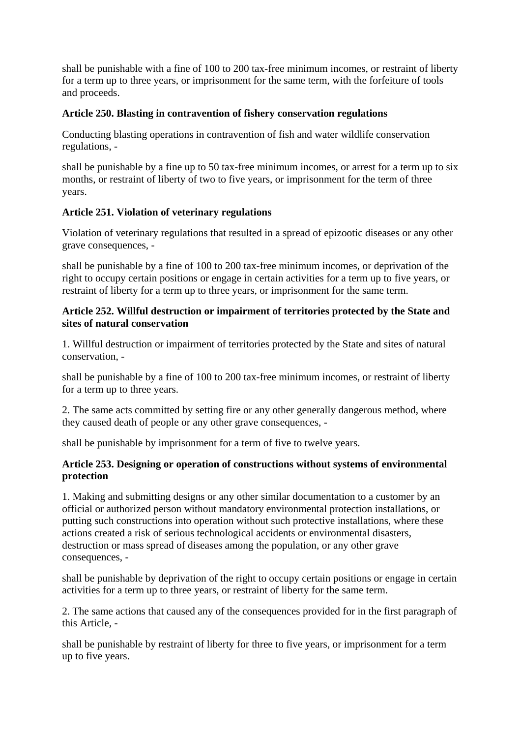shall be punishable with a fine of 100 to 200 tax-free minimum incomes, or restraint of liberty for a term up to three years, or imprisonment for the same term, with the forfeiture of tools and proceeds.

**Article 250. Blasting in contravention of fishery conservation regulations**

Conducting blasting operations in contravention of fish and water wildlife conservation regulations, -

shall be punishable by a fine up to 50 tax-free minimum incomes, or arrest for a term up to six months, or restraint of liberty of two to five years, or imprisonment for the term of three years.

**Article 251. Violation of veterinary regulations**

Violation of veterinary regulations that resulted in a spread of epizootic diseases or any other grave consequences, -

shall be punishable by a fine of 100 to 200 tax-free minimum incomes, or deprivation of the right to occupy certain positions or engage in certain activities for a term up to five years, or restraint of liberty for a term up to three years, or imprisonment for the same term.

**Article 252. Willful destruction or impairment of territories protected by the State and sites of natural conservation**

1. Willful destruction or impairment of territories protected by the State and sites of natural conservation, -

shall be punishable by a fine of 100 to 200 tax-free minimum incomes, or restraint of liberty for a term up to three years.

2. The same acts committed by setting fire or any other generally dangerous method, where they caused death of people or any other grave consequences, -

shall be punishable by imprisonment for a term of five to twelve years.

**Article 253. Designing or operation of constructions without systems of environmental protection**

1. Making and submitting designs or any other similar documentation to a customer by an official or authorized person without mandatory environmental protection installations, or putting such constructions into operation without such protective installations, where these actions created a risk of serious technological accidents or environmental disasters, destruction or mass spread of diseases among the population, or any other grave consequences, -

shall be punishable by deprivation of the right to occupy certain positions or engage in certain activities for a term up to three years, or restraint of liberty for the same term.

2. The same actions that caused any of the consequences provided for in the first paragraph of this Article, -

shall be punishable by restraint of liberty for three to five years, or imprisonment for a term up to five years.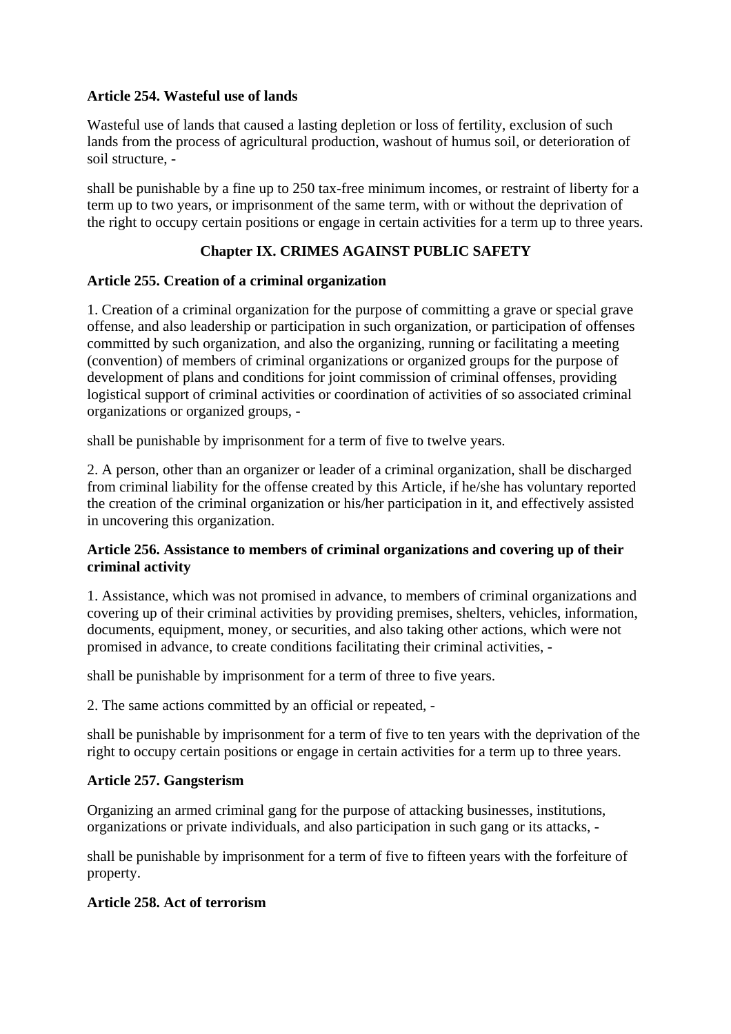**Article 254. Wasteful use of lands**

Wasteful use of lands that caused a lasting depletion or loss of fertility, exclusion of such lands from the process of agricultural production, washout of humus soil, or deterioration of soil structure, -

shall be punishable by a fine up to 250 tax-free minimum incomes, or restraint of liberty for a term up to two years, or imprisonment of the same term, with or without the deprivation of the right to occupy certain positions or engage in certain activities for a term up to three years.

## Chapter IX. CRIMES AGAINST PUBLIC SAFETY

**Article 255. Creation of a criminal organization**

1. Creation of a criminal organization for the purpose of committing a grave or special grave offense, and also leadership or participation in such organization, or participation of offenses committed by such organization, and also the organizing, running or facilitating a meeting (convention) of members of criminal organizations or organized groups for the purpose of development of plans and conditions for joint commission of criminal offenses, providing logistical support of criminal activities or coordination of activities of so associated criminal organizations or organized groups, -

shall be punishable by imprisonment for a term of five to twelve years.

2. A person, other than an organizer or leader of a criminal organization, shall be discharged from criminal liability for the offense created by this Article, if he/she has voluntary reported the creation of the criminal organization or his/her participation in it, and effectively assisted in uncovering this organization.

**Article 256. Assistance to members of criminal organizations and covering up of their criminal activity**

1. Assistance, which was not promised in advance, to members of criminal organizations and covering up of their criminal activities by providing premises, shelters, vehicles, information, documents, equipment, money, or securities, and also taking other actions, which were not promised in advance, to create conditions facilitating their criminal activities, -

shall be punishable by imprisonment for a term of three to five years.

2. The same actions committed by an official or repeated, -

shall be punishable by imprisonment for a term of five to ten years with the deprivation of the right to occupy certain positions or engage in certain activities for a term up to three years.

**Article 257. Gangsterism**

Organizing an armed criminal gang for the purpose of attacking businesses, institutions, organizations or private individuals, and also participation in such gang or its attacks, -

shall be punishable by imprisonment for a term of five to fifteen years with the forfeiture of property.

**Article 258. Act of terrorism**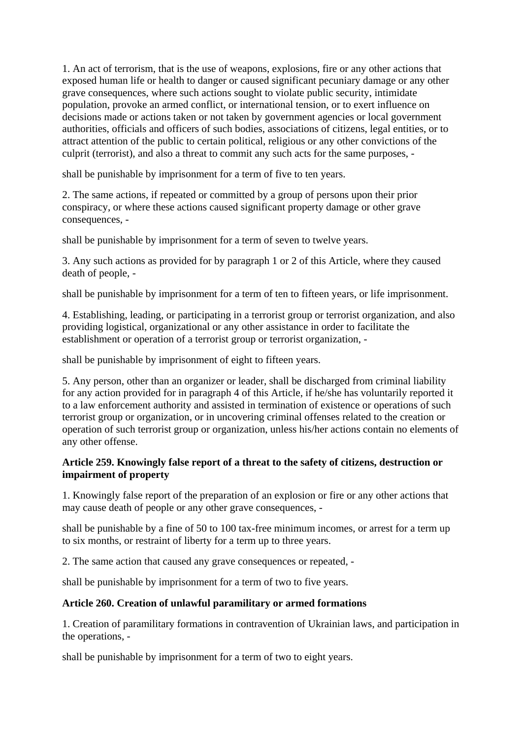1. An act of terrorism, that is the use of weapons, explosions, fire or any other actions that exposed human life or health to danger or caused significant pecuniary damage or any other grave consequences, where such actions sought to violate public security, intimidate population, provoke an armed conflict, or international tension, or to exert influence on decisions made or actions taken or not taken by government agencies or local government authorities, officials and officers of such bodies, associations of citizens, legal entities, or to attract attention of the public to certain political, religious or any other convictions of the culprit (terrorist), and also a threat to commit any such acts for the same purposes, -

shall be punishable by imprisonment for a term of five to ten years.

2. The same actions, if repeated or committed by a group of persons upon their prior conspiracy, or where these actions caused significant property damage or other grave consequences, -

shall be punishable by imprisonment for a term of seven to twelve years.

3. Any such actions as provided for by paragraph 1 or 2 of this Article, where they caused death of people, -

shall be punishable by imprisonment for a term of ten to fifteen years, or life imprisonment.

4. Establishing, leading, or participating in a terrorist group or terrorist organization, and also providing logistical, organizational or any other assistance in order to facilitate the establishment or operation of a terrorist group or terrorist organization, -

shall be punishable by imprisonment of eight to fifteen years.

5. Any person, other than an organizer or leader, shall be discharged from criminal liability for any action provided for in paragraph 4 of this Article, if he/she has voluntarily reported it to a law enforcement authority and assisted in termination of existence or operations of such terrorist group or organization, or in uncovering criminal offenses related to the creation or operation of such terrorist group or organization, unless his/her actions contain no elements of any other offense.

**Article 259. Knowingly false report of a threat to the safety of citizens, destruction or impairment of property**

1. Knowingly false report of the preparation of an explosion or fire or any other actions that may cause death of people or any other grave consequences, -

shall be punishable by a fine of 50 to 100 tax-free minimum incomes, or arrest for a term up to six months, or restraint of liberty for a term up to three years.

2. The same action that caused any grave consequences or repeated, -

shall be punishable by imprisonment for a term of two to five years.

**Article 260. Creation of unlawful paramilitary or armed formations**

1. Creation of paramilitary formations in contravention of Ukrainian laws, and participation in the operations, -

shall be punishable by imprisonment for a term of two to eight years.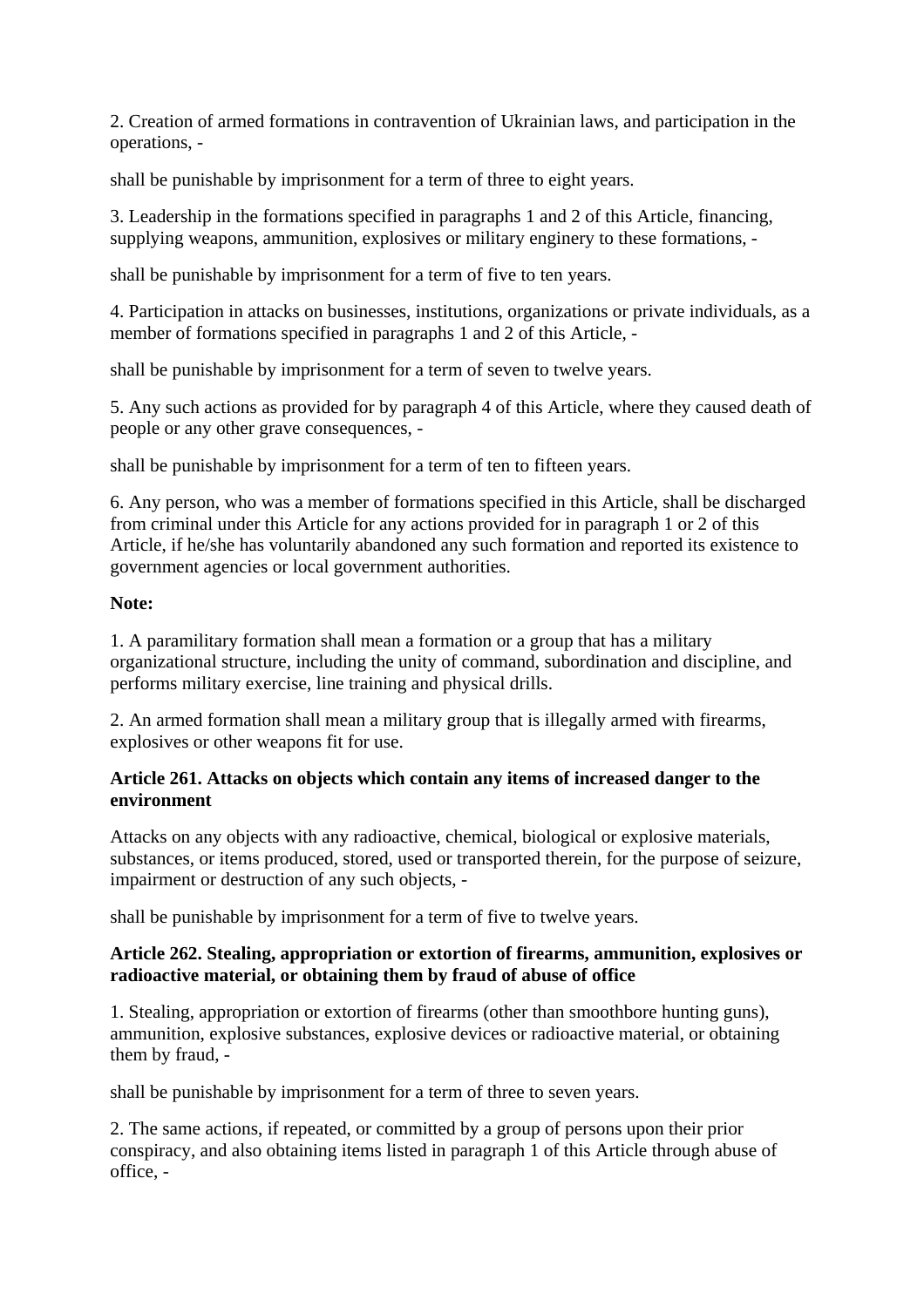2. Creation of armed formations in contravention of Ukrainian laws, and participation in the operations, -

shall be punishable by imprisonment for a term of three to eight years.

3. Leadership in the formations specified in paragraphs 1 and 2 of this Article, financing, supplying weapons, ammunition, explosives or military enginery to these formations, -

shall be punishable by imprisonment for a term of five to ten years.

4. Participation in attacks on businesses, institutions, organizations or private individuals, as a member of formations specified in paragraphs 1 and 2 of this Article, -

shall be punishable by imprisonment for a term of seven to twelve years.

5. Any such actions as provided for by paragraph 4 of this Article, where they caused death of people or any other grave consequences, -

shall be punishable by imprisonment for a term of ten to fifteen years.

6. Any person, who was a member of formations specified in this Article, shall be discharged from criminal under this Article for any actions provided for in paragraph 1 or 2 of this Article, if he/she has voluntarily abandoned any such formation and reported its existence to government agencies or local government authorities.

**Note:**

1. A paramilitary formation shall mean a formation or a group that has a military organizational structure, including the unity of command, subordination and discipline, and performs military exercise, line training and physical drills.

2. An armed formation shall mean a military group that is illegally armed with firearms, explosives or other weapons fit for use.

**Article 261. Attacks on objects which contain any items of increased danger to the environment**

Attacks on any objects with any radioactive, chemical, biological or explosive materials, substances, or items produced, stored, used or transported therein, for the purpose of seizure, impairment or destruction of any such objects, -

shall be punishable by imprisonment for a term of five to twelve years.

**Article 262. Stealing, appropriation or extortion of firearms, ammunition, explosives or radioactive material, or obtaining them by fraud of abuse of office**

1. Stealing, appropriation or extortion of firearms (other than smoothbore hunting guns), ammunition, explosive substances, explosive devices or radioactive material, or obtaining them by fraud, -

shall be punishable by imprisonment for a term of three to seven years.

2. The same actions, if repeated, or committed by a group of persons upon their prior conspiracy, and also obtaining items listed in paragraph 1 of this Article through abuse of office, -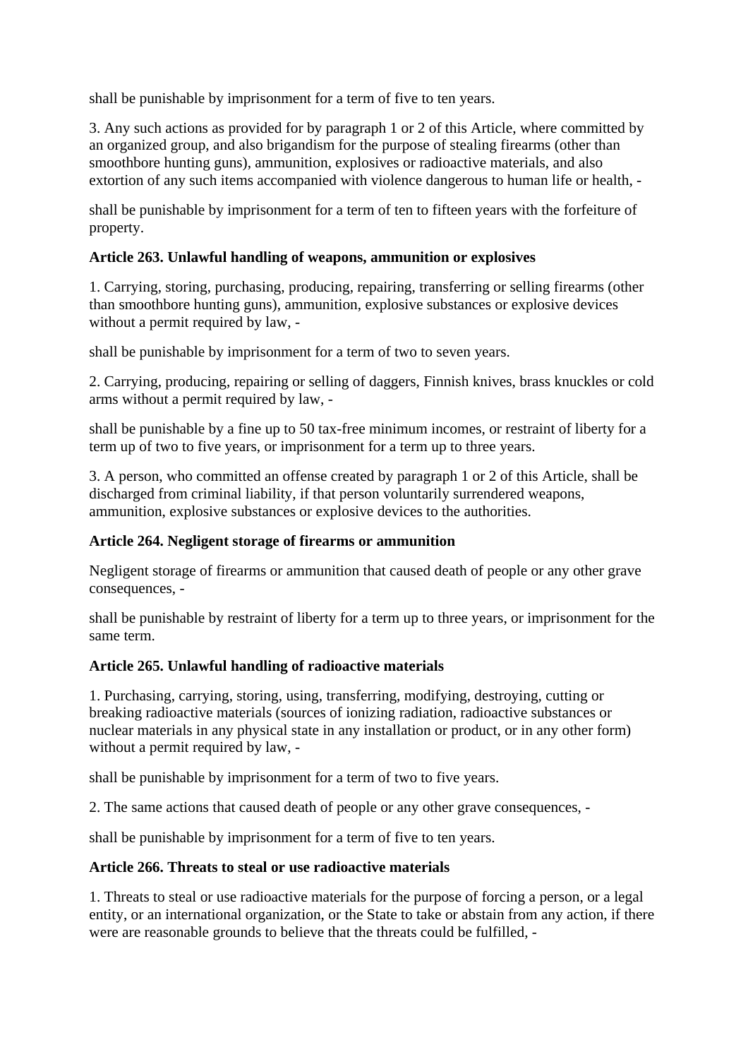shall be punishable by imprisonment for a term of five to ten years.

3. Any such actions as provided for by paragraph 1 or 2 of this Article, where committed by an organized group, and also brigandism for the purpose of stealing firearms (other than smoothbore hunting guns), ammunition, explosives or radioactive materials, and also extortion of any such items accompanied with violence dangerous to human life or health, -

shall be punishable by imprisonment for a term of ten to fifteen years with the forfeiture of property.

**Article 263. Unlawful handling of weapons, ammunition or explosives**

1. Carrying, storing, purchasing, producing, repairing, transferring or selling firearms (other than smoothbore hunting guns), ammunition, explosive substances or explosive devices without a permit required by law, -

shall be punishable by imprisonment for a term of two to seven years.

2. Carrying, producing, repairing or selling of daggers, Finnish knives, brass knuckles or cold arms without a permit required by law, -

shall be punishable by a fine up to 50 tax-free minimum incomes, or restraint of liberty for a term up of two to five years, or imprisonment for a term up to three years.

3. A person, who committed an offense created by paragraph 1 or 2 of this Article, shall be discharged from criminal liability, if that person voluntarily surrendered weapons, ammunition, explosive substances or explosive devices to the authorities.

**Article 264. Negligent storage of firearms or ammunition**

Negligent storage of firearms or ammunition that caused death of people or any other grave consequences, -

shall be punishable by restraint of liberty for a term up to three years, or imprisonment for the same term.

**Article 265. Unlawful handling of radioactive materials**

1. Purchasing, carrying, storing, using, transferring, modifying, destroying, cutting or breaking radioactive materials (sources of ionizing radiation, radioactive substances or nuclear materials in any physical state in any installation or product, or in any other form) without a permit required by law, -

shall be punishable by imprisonment for a term of two to five years.

2. The same actions that caused death of people or any other grave consequences, -

shall be punishable by imprisonment for a term of five to ten years.

**Article 266. Threats to steal or use radioactive materials**

1. Threats to steal or use radioactive materials for the purpose of forcing a person, or a legal entity, or an international organization, or the State to take or abstain from any action, if there were are reasonable grounds to believe that the threats could be fulfilled, -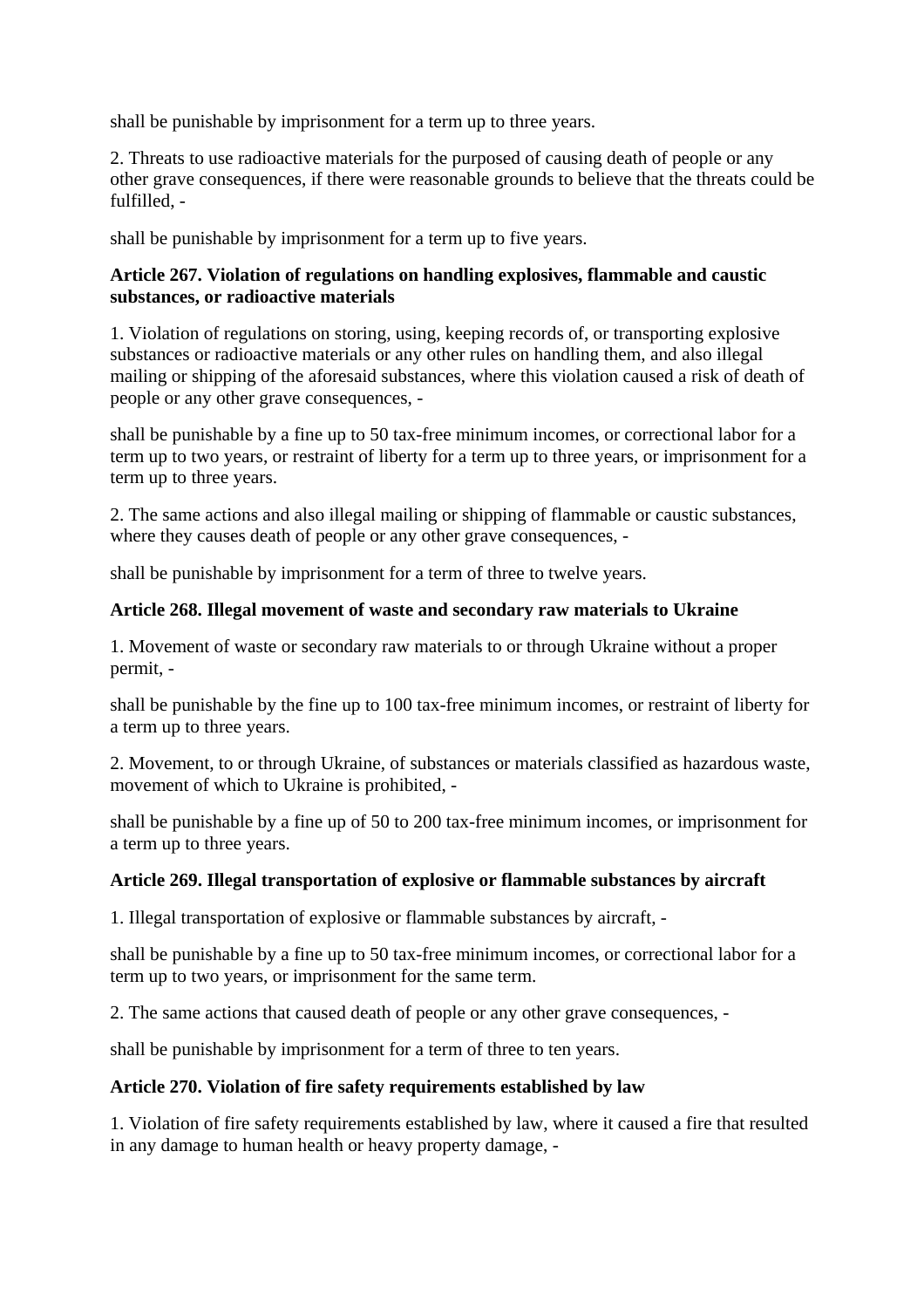shall be punishable by imprisonment for a term up to three years.

2. Threats to use radioactive materials for the purposed of causing death of people or any other grave consequences, if there were reasonable grounds to believe that the threats could be fulfilled, -

shall be punishable by imprisonment for a term up to five years.

**Article 267. Violation of regulations on handling explosives, flammable and caustic substances, or radioactive materials**

1. Violation of regulations on storing, using, keeping records of, or transporting explosive substances or radioactive materials or any other rules on handling them, and also illegal mailing or shipping of the aforesaid substances, where this violation caused a risk of death of people or any other grave consequences, -

shall be punishable by a fine up to 50 tax-free minimum incomes, or correctional labor for a term up to two years, or restraint of liberty for a term up to three years, or imprisonment for a term up to three years.

2. The same actions and also illegal mailing or shipping of flammable or caustic substances, where they causes death of people or any other grave consequences, -

shall be punishable by imprisonment for a term of three to twelve years.

**Article 268. Illegal movement of waste and secondary raw materials to Ukraine**

1. Movement of waste or secondary raw materials to or through Ukraine without a proper permit, -

shall be punishable by the fine up to 100 tax-free minimum incomes, or restraint of liberty for a term up to three years.

2. Movement, to or through Ukraine, of substances or materials classified as hazardous waste, movement of which to Ukraine is prohibited, -

shall be punishable by a fine up of 50 to 200 tax-free minimum incomes, or imprisonment for a term up to three years.

**Article 269. Illegal transportation of explosive or flammable substances by aircraft**

1. Illegal transportation of explosive or flammable substances by aircraft, -

shall be punishable by a fine up to 50 tax-free minimum incomes, or correctional labor for a term up to two years, or imprisonment for the same term.

2. The same actions that caused death of people or any other grave consequences, -

shall be punishable by imprisonment for a term of three to ten years.

**Article 270. Violation of fire safety requirements established by law**

1. Violation of fire safety requirements established by law, where it caused a fire that resulted in any damage to human health or heavy property damage, -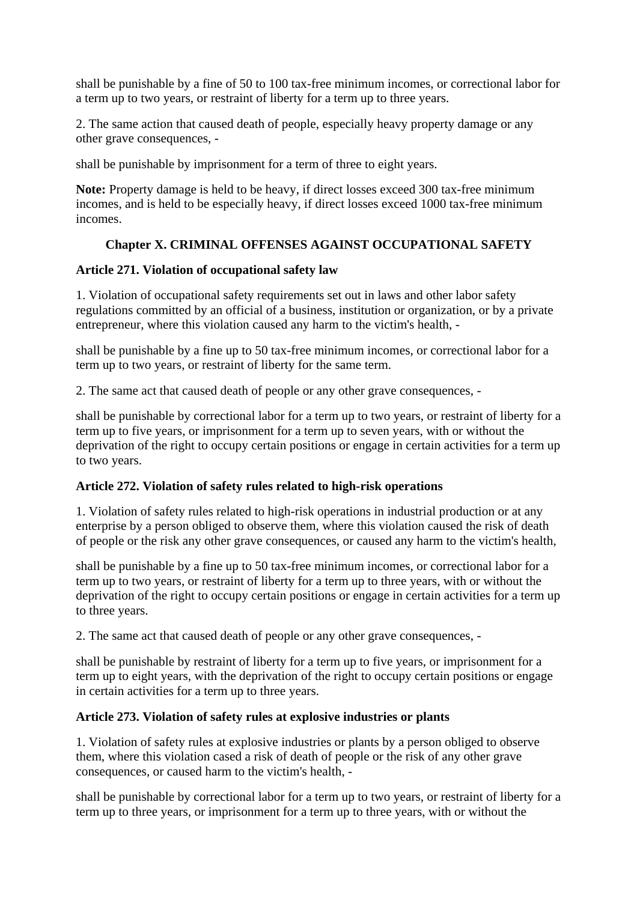shall be punishable by a fine of 50 to 100 tax-free minimum incomes, or correctional labor for a term up to two years, or restraint of liberty for a term up to three years.

2. The same action that caused death of people, especially heavy property damage or any other grave consequences, -

shall be punishable by imprisonment for a term of three to eight years.

**Note:** Property damage is held to be heavy, if direct losses exceed 300 tax-free minimum incomes, and is held to be especially heavy, if direct losses exceed 1000 tax-free minimum incomes.

## Chapter X. CRIMINAL OFFENSES AGAINST OCCUPATIONAL SAFETY

### Article 271. Violation of occupational safety law

1. Violation of occupational safety requirements set out in laws and other labor safety regulations committed by an official of a business, institution or organization, or by a private entrepreneur, where this violation caused any harm to the victim's health, -

shall be punishable by a fine up to 50 tax-free minimum incomes, or correctional labor for a term up to two years, or restraint of liberty for the same term.

2. The same act that caused death of people or any other grave consequences, -

shall be punishable by correctional labor for a term up to two years, or restraint of liberty for a term up to five years, or imprisonment for a term up to seven years, with or without the deprivation of the right to occupy certain positions or engage in certain activities for a term up to two years.

### Article 272. Violation of safety rules related to high-risk operations

1. Violation of safety rules related to high-risk operations in industrial production or at any enterprise by a person obliged to observe them, where this violation caused the risk of death of people or the risk any other grave consequences, or caused any harm to the victim's health,

shall be punishable by a fine up to 50 tax-free minimum incomes, or correctional labor for a term up to two years, or restraint of liberty for a term up to three years, with or without the deprivation of the right to occupy certain positions or engage in certain activities for a term up to three years.

2. The same act that caused death of people or any other grave consequences, -

shall be punishable by restraint of liberty for a term up to five years, or imprisonment for a term up to eight years, with the deprivation of the right to occupy certain positions or engage in certain activities for a term up to three years.

### Article 273. Violation of safety rules at explosive industries or plants

1. Violation of safety rules at explosive industries or plants by a person obliged to observe them, where this violation cased a risk of death of people or the risk of any other grave consequences, or caused harm to the victim's health, -

shall be punishable by correctional labor for a term up to two years, or restraint of liberty for a term up to three years, or imprisonment for a term up to three years, with or without the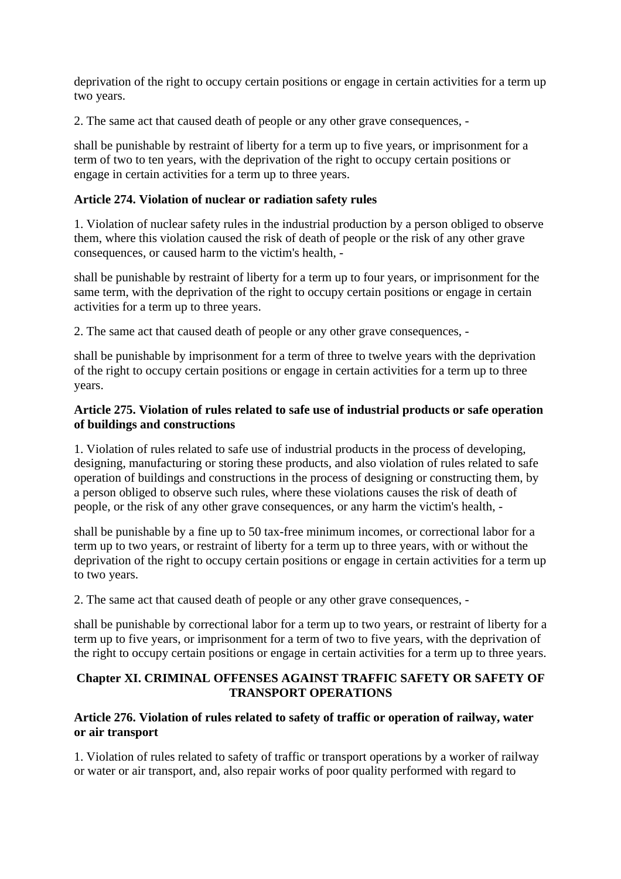deprivation of the right to occupy certain positions or engage in certain activities for a term up two years.

2. The same act that caused death of people or any other grave consequences, -

shall be punishable by restraint of liberty for a term up to five years, or imprisonment for a term of two to ten years, with the deprivation of the right to occupy certain positions or engage in certain activities for a term up to three years.

**Article 274. Violation of nuclear or radiation safety rules**

1. Violation of nuclear safety rules in the industrial production by a person obliged to observe them, where this violation caused the risk of death of people or the risk of any other grave consequences, or caused harm to the victim's health, -

shall be punishable by restraint of liberty for a term up to four years, or imprisonment for the same term, with the deprivation of the right to occupy certain positions or engage in certain activities for a term up to three years.

2. The same act that caused death of people or any other grave consequences, -

shall be punishable by imprisonment for a term of three to twelve years with the deprivation of the right to occupy certain positions or engage in certain activities for a term up to three years.

**Article 275. Violation of rules related to safe use of industrial products or safe operation of buildings and constructions**

1. Violation of rules related to safe use of industrial products in the process of developing, designing, manufacturing or storing these products, and also violation of rules related to safe operation of buildings and constructions in the process of designing or constructing them, by a person obliged to observe such rules, where these violations causes the risk of death of people, or the risk of any other grave consequences, or any harm the victim's health, -

shall be punishable by a fine up to 50 tax-free minimum incomes, or correctional labor for a term up to two years, or restraint of liberty for a term up to three years, with or without the deprivation of the right to occupy certain positions or engage in certain activities for a term up to two years.

2. The same act that caused death of people or any other grave consequences, -

shall be punishable by correctional labor for a term up to two years, or restraint of liberty for a term up to five years, or imprisonment for a term of two to five years, with the deprivation of the right to occupy certain positions or engage in certain activities for a term up to three years.

## Chapter XI. CRIMINAL OFFENSES AGAINST TRAFFIC SAFETY OR SAFETY OF TRANSPORT OPERATIONS

**Article 276. Violation of rules related to safety of traffic or operation of railway, water or air transport**

1. Violation of rules related to safety of traffic or transport operations by a worker of railway or water or air transport, and, also repair works of poor quality performed with regard to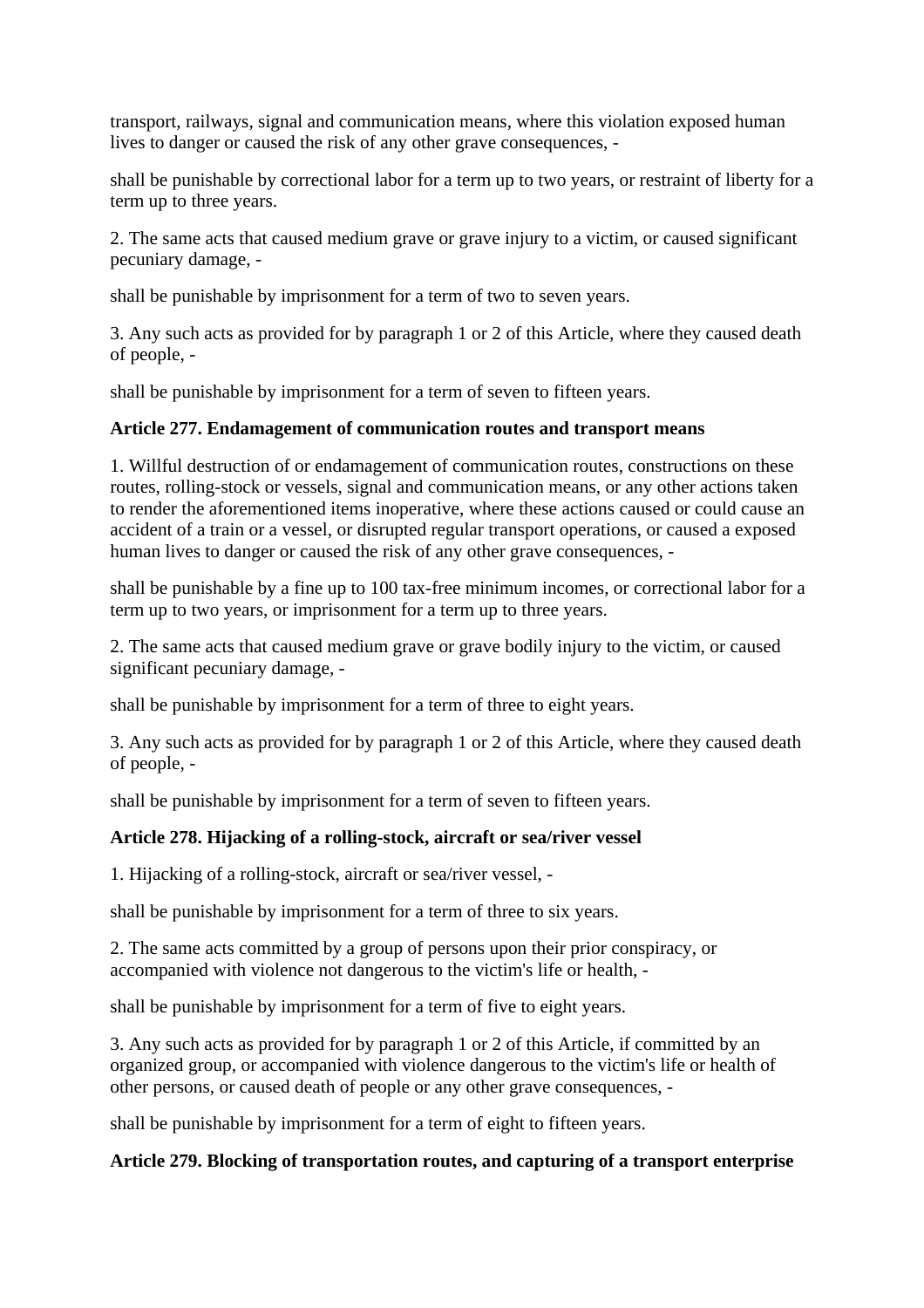transport, railways, signal and communication means, where this violation exposed human lives to danger or caused the risk of any other grave consequences, -

shall be punishable by correctional labor for a term up to two years, or restraint of liberty for a term up to three years.

2. The same acts that caused medium grave or grave injury to a victim, or caused significant pecuniary damage, -

shall be punishable by imprisonment for a term of two to seven years.

3. Any such acts as provided for by paragraph 1 or 2 of this Article, where they caused death of people, -

shall be punishable by imprisonment for a term of seven to fifteen years.

**Article 277. Endamagement of communication routes and transport means**

1. Willful destruction of or endamagement of communication routes, constructions on these routes, rolling-stock or vessels, signal and communication means, or any other actions taken to render the aforementioned items inoperative, where these actions caused or could cause an accident of a train or a vessel, or disrupted regular transport operations, or caused a exposed human lives to danger or caused the risk of any other grave consequences, -

shall be punishable by a fine up to 100 tax-free minimum incomes, or correctional labor for a term up to two years, or imprisonment for a term up to three years.

2. The same acts that caused medium grave or grave bodily injury to the victim, or caused significant pecuniary damage, -

shall be punishable by imprisonment for a term of three to eight years.

3. Any such acts as provided for by paragraph 1 or 2 of this Article, where they caused death of people, -

shall be punishable by imprisonment for a term of seven to fifteen years.

**Article 278. Hijacking of a rolling-stock, aircraft or sea/river vessel**

1. Hijacking of a rolling-stock, aircraft or sea/river vessel, -

shall be punishable by imprisonment for a term of three to six years.

2. The same acts committed by a group of persons upon their prior conspiracy, or accompanied with violence not dangerous to the victim's life or health, -

shall be punishable by imprisonment for a term of five to eight years.

3. Any such acts as provided for by paragraph 1 or 2 of this Article, if committed by an organized group, or accompanied with violence dangerous to the victim's life or health of other persons, or caused death of people or any other grave consequences, -

shall be punishable by imprisonment for a term of eight to fifteen years.

**Article 279. Blocking of transportation routes, and capturing of a transport enterprise**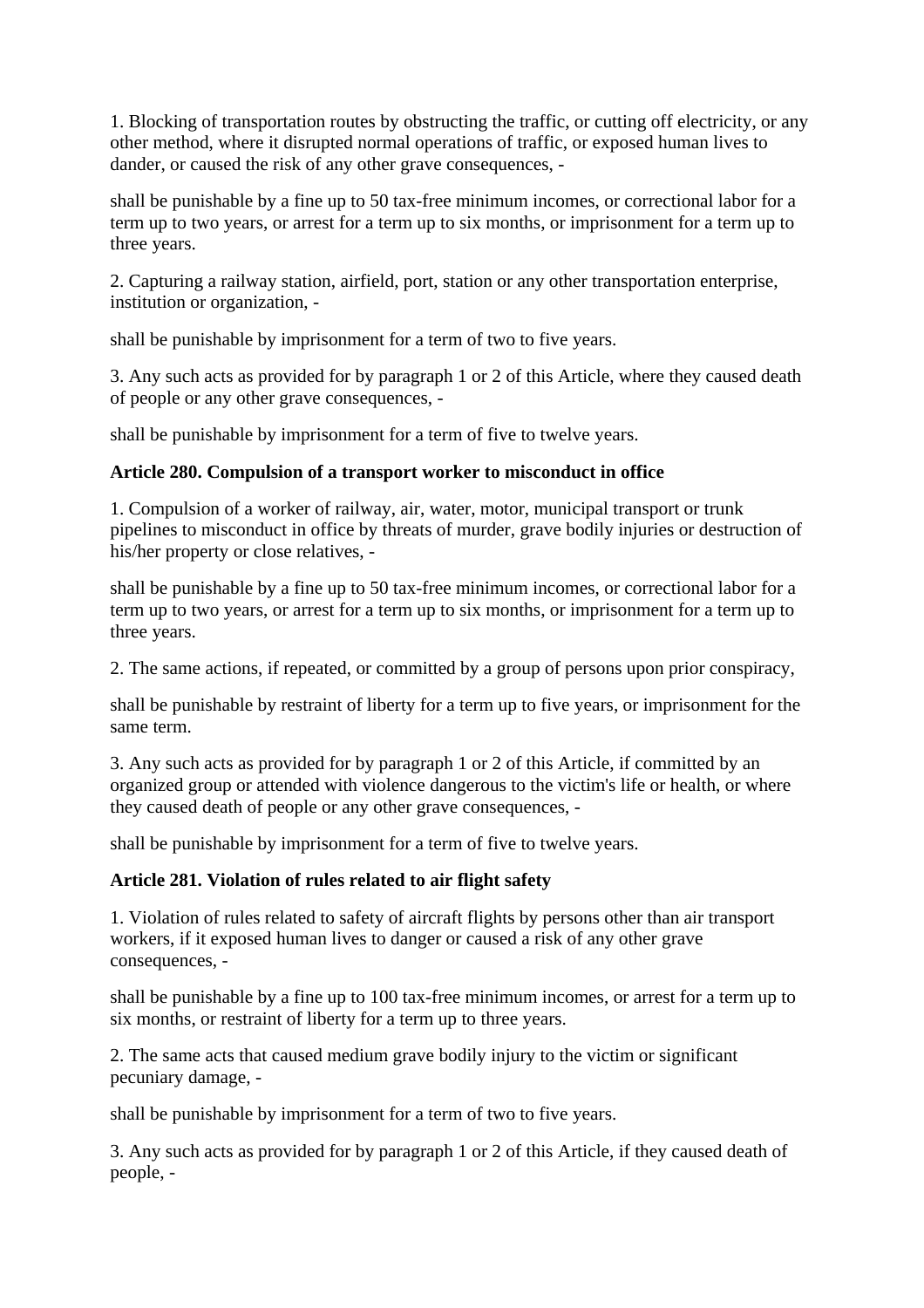1. Blocking of transportation routes by obstructing the traffic, or cutting off electricity, or any other method, where it disrupted normal operations of traffic, or exposed human lives to dander, or caused the risk of any other grave consequences, -

shall be punishable by a fine up to 50 tax-free minimum incomes, or correctional labor for a term up to two years, or arrest for a term up to six months, or imprisonment for a term up to three years.

2. Capturing a railway station, airfield, port, station or any other transportation enterprise, institution or organization, -

shall be punishable by imprisonment for a term of two to five years.

3. Any such acts as provided for by paragraph 1 or 2 of this Article, where they caused death of people or any other grave consequences, -

shall be punishable by imprisonment for a term of five to twelve years.

**Article 280. Compulsion of a transport worker to misconduct in office**

1. Compulsion of a worker of railway, air, water, motor, municipal transport or trunk pipelines to misconduct in office by threats of murder, grave bodily injuries or destruction of his/her property or close relatives, -

shall be punishable by a fine up to 50 tax-free minimum incomes, or correctional labor for a term up to two years, or arrest for a term up to six months, or imprisonment for a term up to three years.

2. The same actions, if repeated, or committed by a group of persons upon prior conspiracy,

shall be punishable by restraint of liberty for a term up to five years, or imprisonment for the same term.

3. Any such acts as provided for by paragraph 1 or 2 of this Article, if committed by an organized group or attended with violence dangerous to the victim's life or health, or where they caused death of people or any other grave consequences, -

shall be punishable by imprisonment for a term of five to twelve years.

**Article 281. Violation of rules related to air flight safety**

1. Violation of rules related to safety of aircraft flights by persons other than air transport workers, if it exposed human lives to danger or caused a risk of any other grave consequences, -

shall be punishable by a fine up to 100 tax-free minimum incomes, or arrest for a term up to six months, or restraint of liberty for a term up to three years.

2. The same acts that caused medium grave bodily injury to the victim or significant pecuniary damage, -

shall be punishable by imprisonment for a term of two to five years.

3. Any such acts as provided for by paragraph 1 or 2 of this Article, if they caused death of people, -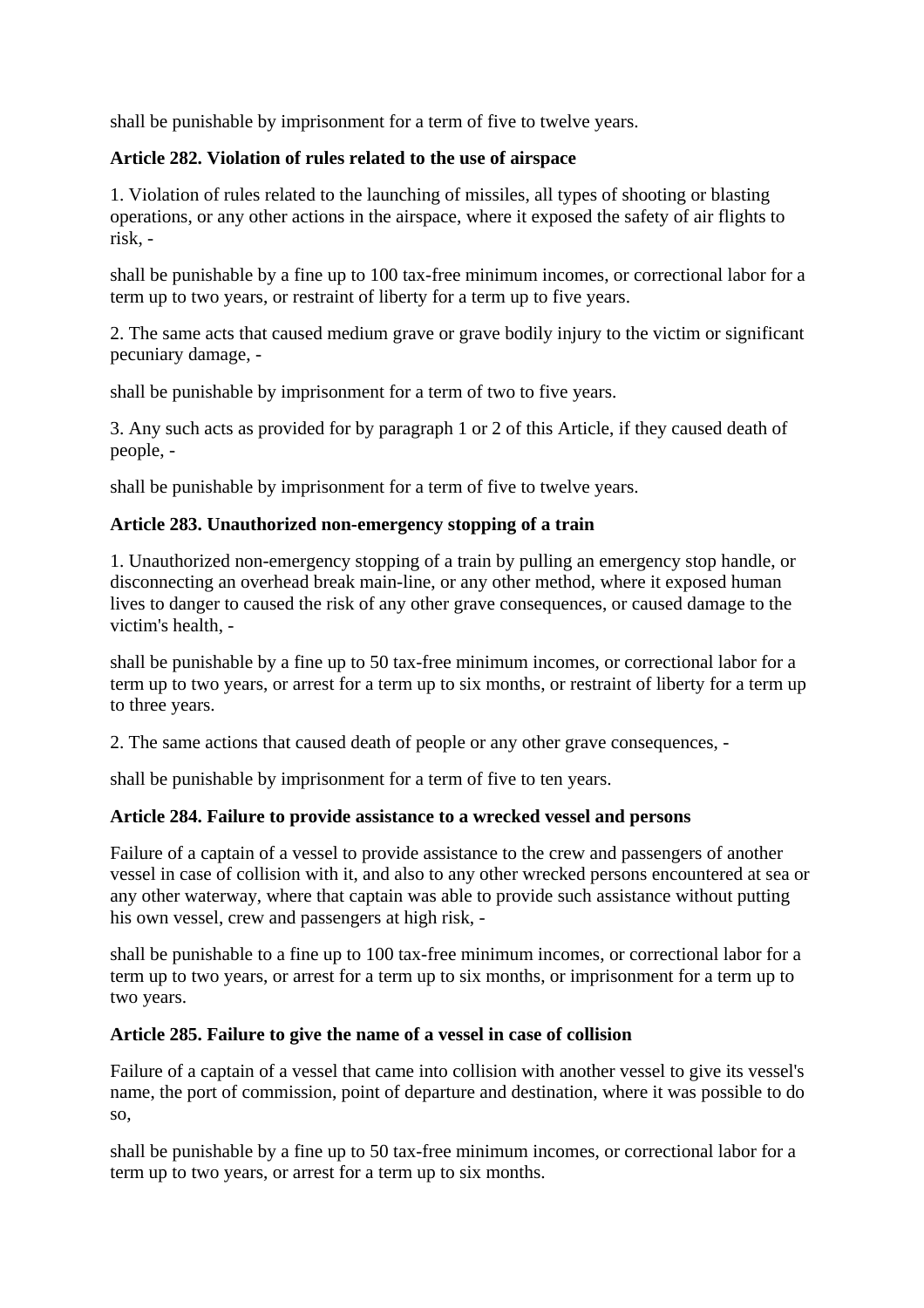shall be punishable by imprisonment for a term of five to twelve years.

**Article 282. Violation of rules related to the use of airspace**

1. Violation of rules related to the launching of missiles, all types of shooting or blasting operations, or any other actions in the airspace, where it exposed the safety of air flights to risk, -

shall be punishable by a fine up to 100 tax-free minimum incomes, or correctional labor for a term up to two years, or restraint of liberty for a term up to five years.

2. The same acts that caused medium grave or grave bodily injury to the victim or significant pecuniary damage, -

shall be punishable by imprisonment for a term of two to five years.

3. Any such acts as provided for by paragraph 1 or 2 of this Article, if they caused death of people, -

shall be punishable by imprisonment for a term of five to twelve years.

**Article 283. Unauthorized non-emergency stopping of a train**

1. Unauthorized non-emergency stopping of a train by pulling an emergency stop handle, or disconnecting an overhead break main-line, or any other method, where it exposed human lives to danger to caused the risk of any other grave consequences, or caused damage to the victim's health, -

shall be punishable by a fine up to 50 tax-free minimum incomes, or correctional labor for a term up to two years, or arrest for a term up to six months, or restraint of liberty for a term up to three years.

2. The same actions that caused death of people or any other grave consequences, -

shall be punishable by imprisonment for a term of five to ten years.

**Article 284. Failure to provide assistance to a wrecked vessel and persons**

Failure of a captain of a vessel to provide assistance to the crew and passengers of another vessel in case of collision with it, and also to any other wrecked persons encountered at sea or any other waterway, where that captain was able to provide such assistance without putting his own vessel, crew and passengers at high risk, -

shall be punishable to a fine up to 100 tax-free minimum incomes, or correctional labor for a term up to two years, or arrest for a term up to six months, or imprisonment for a term up to two years.

**Article 285. Failure to give the name of a vessel in case of collision**

Failure of a captain of a vessel that came into collision with another vessel to give its vessel's name, the port of commission, point of departure and destination, where it was possible to do so,

shall be punishable by a fine up to 50 tax-free minimum incomes, or correctional labor for a term up to two years, or arrest for a term up to six months.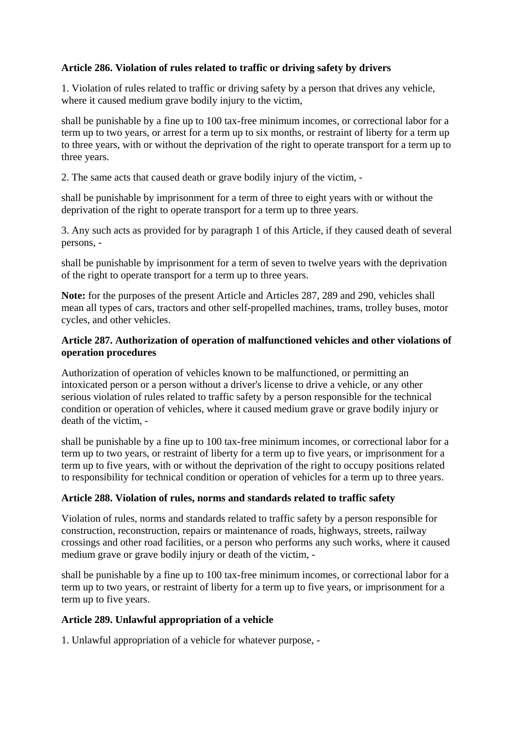**Article 286. Violation of rules related to traffic or driving safety by drivers**

1. Violation of rules related to traffic or driving safety by a person that drives any vehicle, where it caused medium grave bodily injury to the victim,

shall be punishable by a fine up to 100 tax-free minimum incomes, or correctional labor for a term up to two years, or arrest for a term up to six months, or restraint of liberty for a term up to three years, with or without the deprivation of the right to operate transport for a term up to three years.

2. The same acts that caused death or grave bodily injury of the victim, -

shall be punishable by imprisonment for a term of three to eight years with or without the deprivation of the right to operate transport for a term up to three years.

3. Any such acts as provided for by paragraph 1 of this Article, if they caused death of several persons, -

shall be punishable by imprisonment for a term of seven to twelve years with the deprivation of the right to operate transport for a term up to three years.

**Note:** for the purposes of the present Article and Articles 287, 289 and 290, vehicles shall mean all types of cars, tractors and other self-propelled machines, trams, trolley buses, motor cycles, and other vehicles.

**Article 287. Authorization of operation of malfunctioned vehicles and other violations of operation procedures**

Authorization of operation of vehicles known to be malfunctioned, or permitting an intoxicated person or a person without a driver's license to drive a vehicle, or any other serious violation of rules related to traffic safety by a person responsible for the technical condition or operation of vehicles, where it caused medium grave or grave bodily injury or death of the victim, -

shall be punishable by a fine up to 100 tax-free minimum incomes, or correctional labor for a term up to two years, or restraint of liberty for a term up to five years, or imprisonment for a term up to five years, with or without the deprivation of the right to occupy positions related to responsibility for technical condition or operation of vehicles for a term up to three years.

**Article 288. Violation of rules, norms and standards related to traffic safety**

Violation of rules, norms and standards related to traffic safety by a person responsible for construction, reconstruction, repairs or maintenance of roads, highways, streets, railway crossings and other road facilities, or a person who performs any such works, where it caused medium grave or grave bodily injury or death of the victim, -

shall be punishable by a fine up to 100 tax-free minimum incomes, or correctional labor for a term up to two years, or restraint of liberty for a term up to five years, or imprisonment for a term up to five years.

**Article 289. Unlawful appropriation of a vehicle**

1. Unlawful appropriation of a vehicle for whatever purpose, -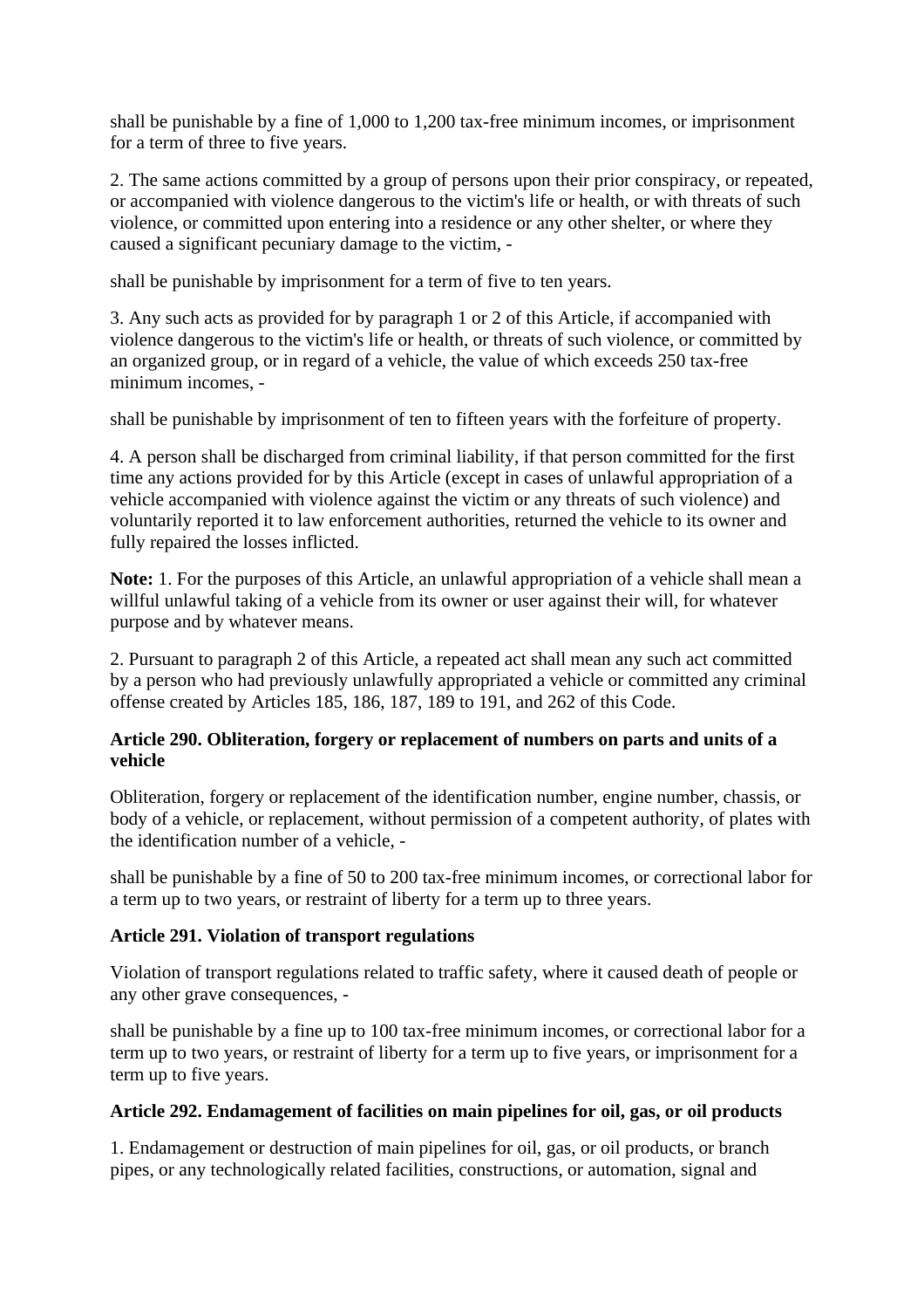shall be punishable by a fine of 1,000 to 1,200 tax-free minimum incomes, or imprisonment for a term of three to five years.

2. The same actions committed by a group of persons upon their prior conspiracy, or repeated, or accompanied with violence dangerous to the victim's life or health, or with threats of such violence, or committed upon entering into a residence or any other shelter, or where they caused a significant pecuniary damage to the victim, -

shall be punishable by imprisonment for a term of five to ten years.

3. Any such acts as provided for by paragraph 1 or 2 of this Article, if accompanied with violence dangerous to the victim's life or health, or threats of such violence, or committed by an organized group, or in regard of a vehicle, the value of which exceeds 250 tax-free minimum incomes, -

shall be punishable by imprisonment of ten to fifteen years with the forfeiture of property.

4. A person shall be discharged from criminal liability, if that person committed for the first time any actions provided for by this Article (except in cases of unlawful appropriation of a vehicle accompanied with violence against the victim or any threats of such violence) and voluntarily reported it to law enforcement authorities, returned the vehicle to its owner and fully repaired the losses inflicted.

**Note:** 1. For the purposes of this Article, an unlawful appropriation of a vehicle shall mean a willful unlawful taking of a vehicle from its owner or user against their will, for whatever purpose and by whatever means.

2. Pursuant to paragraph 2 of this Article, a repeated act shall mean any such act committed by a person who had previously unlawfully appropriated a vehicle or committed any criminal offense created by Articles 185, 186, 187, 189 to 191, and 262 of this Code.

**Article 290. Obliteration, forgery or replacement of numbers on parts and units of a vehicle**

Obliteration, forgery or replacement of the identification number, engine number, chassis, or body of a vehicle, or replacement, without permission of a competent authority, of plates with the identification number of a vehicle, -

shall be punishable by a fine of 50 to 200 tax-free minimum incomes, or correctional labor for a term up to two years, or restraint of liberty for a term up to three years.

**Article 291. Violation of transport regulations**

Violation of transport regulations related to traffic safety, where it caused death of people or any other grave consequences, -

shall be punishable by a fine up to 100 tax-free minimum incomes, or correctional labor for a term up to two years, or restraint of liberty for a term up to five years, or imprisonment for a term up to five years.

**Article 292. Endamagement of facilities on main pipelines for oil, gas, or oil products**

1. Endamagement or destruction of main pipelines for oil, gas, or oil products, or branch pipes, or any technologically related facilities, constructions, or automation, signal and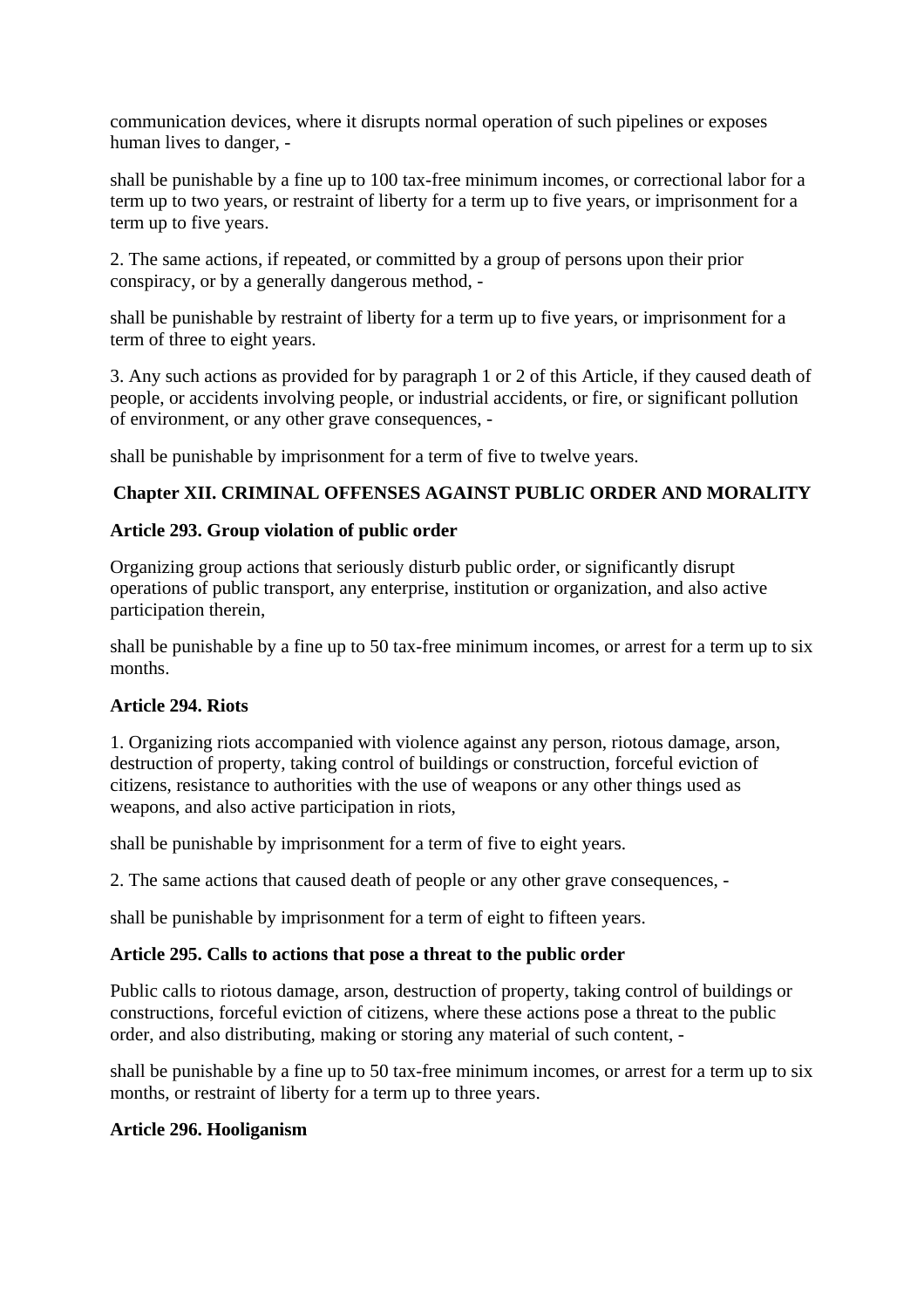communication devices, where it disrupts normal operation of such pipelines or exposes human lives to danger, -

shall be punishable by a fine up to 100 tax-free minimum incomes, or correctional labor for a term up to two years, or restraint of liberty for a term up to five years, or imprisonment for a term up to five years.

2. The same actions, if repeated, or committed by a group of persons upon their prior conspiracy, or by a generally dangerous method, -

shall be punishable by restraint of liberty for a term up to five years, or imprisonment for a term of three to eight years.

3. Any such actions as provided for by paragraph 1 or 2 of this Article, if they caused death of people, or accidents involving people, or industrial accidents, or fire, or significant pollution of environment, or any other grave consequences, -

shall be punishable by imprisonment for a term of five to twelve years.

## Chapter XII. CRIMINAL OFFENSES AGAINST PUBLIC ORDER AND MORALITY

### Article 293. Group violation of public order

Organizing group actions that seriously disturb public order, or significantly disrupt operations of public transport, any enterprise, institution or organization, and also active participation therein,

shall be punishable by a fine up to 50 tax-free minimum incomes, or arrest for a term up to six months.

### Article 294. Riots

1. Organizing riots accompanied with violence against any person, riotous damage, arson, destruction of property, taking control of buildings or construction, forceful eviction of citizens, resistance to authorities with the use of weapons or any other things used as weapons, and also active participation in riots,

shall be punishable by imprisonment for a term of five to eight years.

2. The same actions that caused death of people or any other grave consequences, -

shall be punishable by imprisonment for a term of eight to fifteen years.

### Article 295. Calls to actions that pose a threat to the public order

Public calls to riotous damage, arson, destruction of property, taking control of buildings or constructions, forceful eviction of citizens, where these actions pose a threat to the public order, and also distributing, making or storing any material of such content, -

shall be punishable by a fine up to 50 tax-free minimum incomes, or arrest for a term up to six months, or restraint of liberty for a term up to three years.

### Article 296. Hooliganism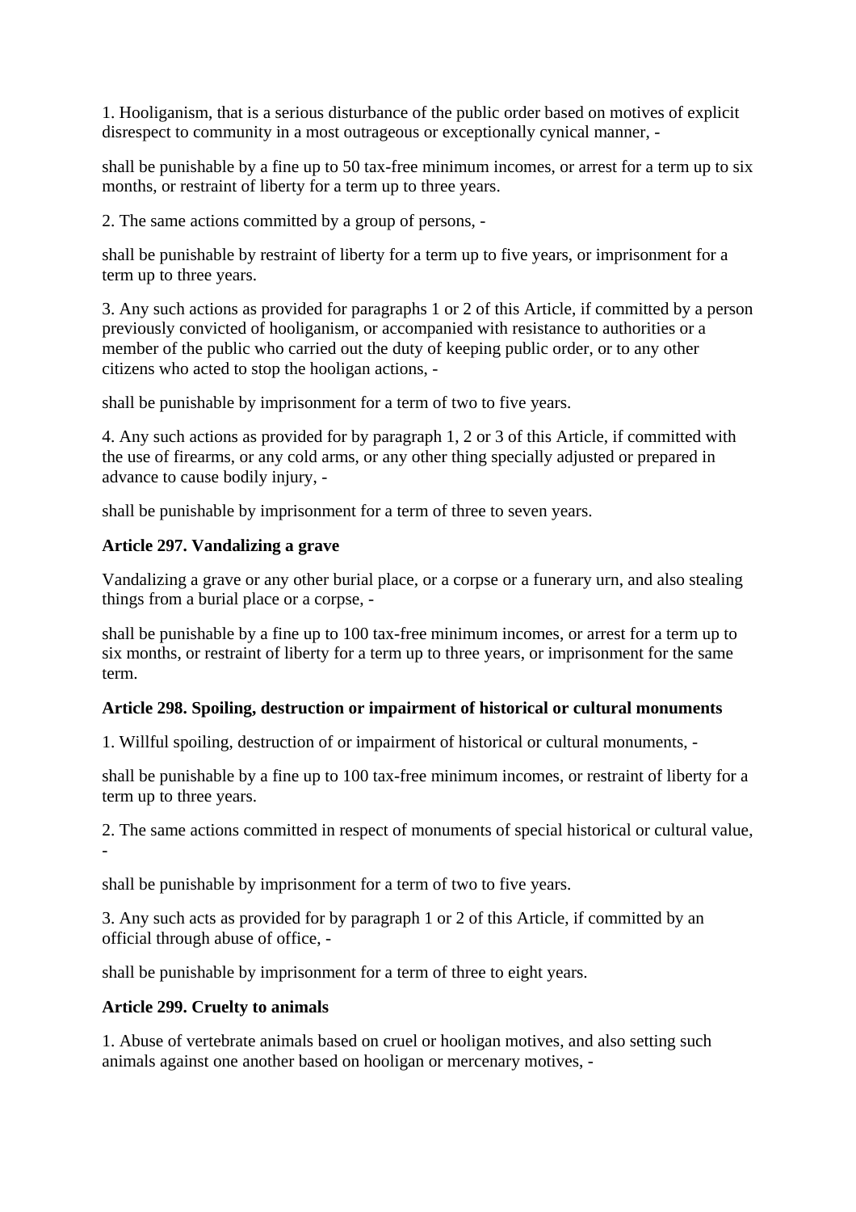1. Hooliganism, that is a serious disturbance of the public order based on motives of explicit disrespect to community in a most outrageous or exceptionally cynical manner, -

shall be punishable by a fine up to 50 tax-free minimum incomes, or arrest for a term up to six months, or restraint of liberty for a term up to three years.

2. The same actions committed by a group of persons, -

shall be punishable by restraint of liberty for a term up to five years, or imprisonment for a term up to three years.

3. Any such actions as provided for paragraphs 1 or 2 of this Article, if committed by a person previously convicted of hooliganism, or accompanied with resistance to authorities or a member of the public who carried out the duty of keeping public order, or to any other citizens who acted to stop the hooligan actions, -

shall be punishable by imprisonment for a term of two to five years.

4. Any such actions as provided for by paragraph 1, 2 or 3 of this Article, if committed with the use of firearms, or any cold arms, or any other thing specially adjusted or prepared in advance to cause bodily injury, -

shall be punishable by imprisonment for a term of three to seven years.

**Article 297. Vandalizing a grave**

Vandalizing a grave or any other burial place, or a corpse or a funerary urn, and also stealing things from a burial place or a corpse, -

shall be punishable by a fine up to 100 tax-free minimum incomes, or arrest for a term up to six months, or restraint of liberty for a term up to three years, or imprisonment for the same term.

**Article 298. Spoiling, destruction or impairment of historical or cultural monuments**

1. Willful spoiling, destruction of or impairment of historical or cultural monuments, -

shall be punishable by a fine up to 100 tax-free minimum incomes, or restraint of liberty for a term up to three years.

2. The same actions committed in respect of monuments of special historical or cultural value, -

shall be punishable by imprisonment for a term of two to five years.

3. Any such acts as provided for by paragraph 1 or 2 of this Article, if committed by an official through abuse of office, -

shall be punishable by imprisonment for a term of three to eight years.

**Article 299. Cruelty to animals**

1. Abuse of vertebrate animals based on cruel or hooligan motives, and also setting such animals against one another based on hooligan or mercenary motives, -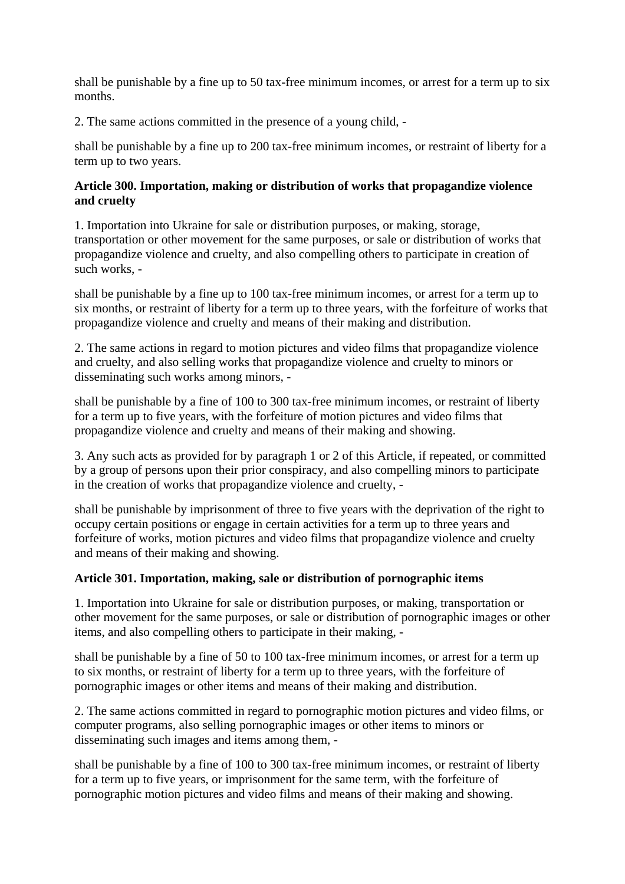shall be punishable by a fine up to 50 tax-free minimum incomes, or arrest for a term up to six months.

2. The same actions committed in the presence of a young child, -

shall be punishable by a fine up to 200 tax-free minimum incomes, or restraint of liberty for a term up to two years.

**Article 300. Importation, making or distribution of works that propagandize violence and cruelty**

1. Importation into Ukraine for sale or distribution purposes, or making, storage, transportation or other movement for the same purposes, or sale or distribution of works that propagandize violence and cruelty, and also compelling others to participate in creation of such works, -

shall be punishable by a fine up to 100 tax-free minimum incomes, or arrest for a term up to six months, or restraint of liberty for a term up to three years, with the forfeiture of works that propagandize violence and cruelty and means of their making and distribution.

2. The same actions in regard to motion pictures and video films that propagandize violence and cruelty, and also selling works that propagandize violence and cruelty to minors or disseminating such works among minors, -

shall be punishable by a fine of 100 to 300 tax-free minimum incomes, or restraint of liberty for a term up to five years, with the forfeiture of motion pictures and video films that propagandize violence and cruelty and means of their making and showing.

3. Any such acts as provided for by paragraph 1 or 2 of this Article, if repeated, or committed by a group of persons upon their prior conspiracy, and also compelling minors to participate in the creation of works that propagandize violence and cruelty, -

shall be punishable by imprisonment of three to five years with the deprivation of the right to occupy certain positions or engage in certain activities for a term up to three years and forfeiture of works, motion pictures and video films that propagandize violence and cruelty and means of their making and showing.

**Article 301. Importation, making, sale or distribution of pornographic items**

1. Importation into Ukraine for sale or distribution purposes, or making, transportation or other movement for the same purposes, or sale or distribution of pornographic images or other items, and also compelling others to participate in their making, -

shall be punishable by a fine of 50 to 100 tax-free minimum incomes, or arrest for a term up to six months, or restraint of liberty for a term up to three years, with the forfeiture of pornographic images or other items and means of their making and distribution.

2. The same actions committed in regard to pornographic motion pictures and video films, or computer programs, also selling pornographic images or other items to minors or disseminating such images and items among them, -

shall be punishable by a fine of 100 to 300 tax-free minimum incomes, or restraint of liberty for a term up to five years, or imprisonment for the same term, with the forfeiture of pornographic motion pictures and video films and means of their making and showing.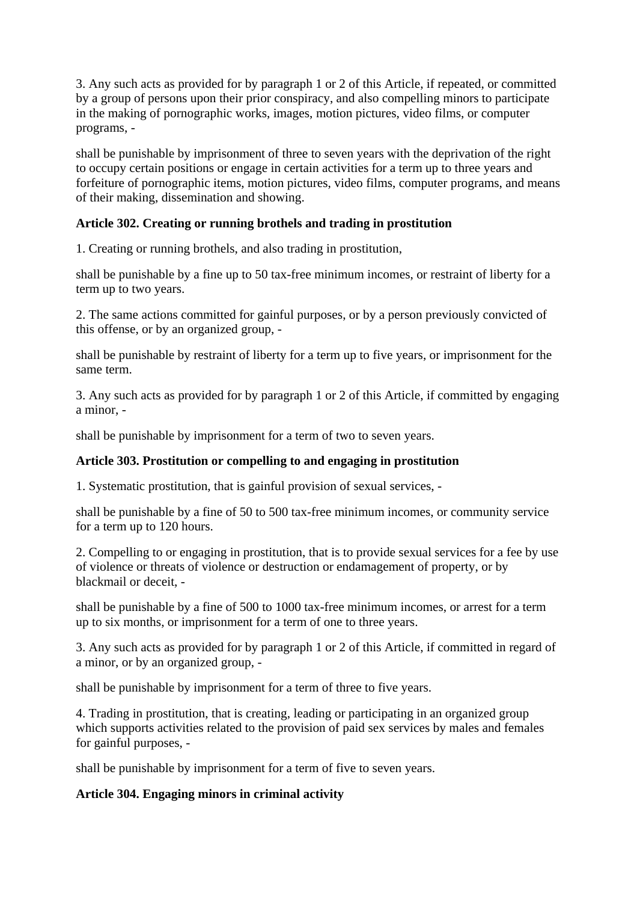3. Any such acts as provided for by paragraph 1 or 2 of this Article, if repeated, or committed by a group of persons upon their prior conspiracy, and also compelling minors to participate in the making of pornographic works, images, motion pictures, video films, or computer programs, -

shall be punishable by imprisonment of three to seven years with the deprivation of the right to occupy certain positions or engage in certain activities for a term up to three years and forfeiture of pornographic items, motion pictures, video films, computer programs, and means of their making, dissemination and showing.

**Article 302. Creating or running brothels and trading in prostitution**

1. Creating or running brothels, and also trading in prostitution,

shall be punishable by a fine up to 50 tax-free minimum incomes, or restraint of liberty for a term up to two years.

2. The same actions committed for gainful purposes, or by a person previously convicted of this offense, or by an organized group, -

shall be punishable by restraint of liberty for a term up to five years, or imprisonment for the same term.

3. Any such acts as provided for by paragraph 1 or 2 of this Article, if committed by engaging a minor, -

shall be punishable by imprisonment for a term of two to seven years.

**Article 303. Prostitution or compelling to and engaging in prostitution**

1. Systematic prostitution, that is gainful provision of sexual services, -

shall be punishable by a fine of 50 to 500 tax-free minimum incomes, or community service for a term up to 120 hours.

2. Compelling to or engaging in prostitution, that is to provide sexual services for a fee by use of violence or threats of violence or destruction or endamagement of property, or by blackmail or deceit, -

shall be punishable by a fine of 500 to 1000 tax-free minimum incomes, or arrest for a term up to six months, or imprisonment for a term of one to three years.

3. Any such acts as provided for by paragraph 1 or 2 of this Article, if committed in regard of a minor, or by an organized group, -

shall be punishable by imprisonment for a term of three to five years.

4. Trading in prostitution, that is creating, leading or participating in an organized group which supports activities related to the provision of paid sex services by males and females for gainful purposes, -

shall be punishable by imprisonment for a term of five to seven years.

**Article 304. Engaging minors in criminal activity**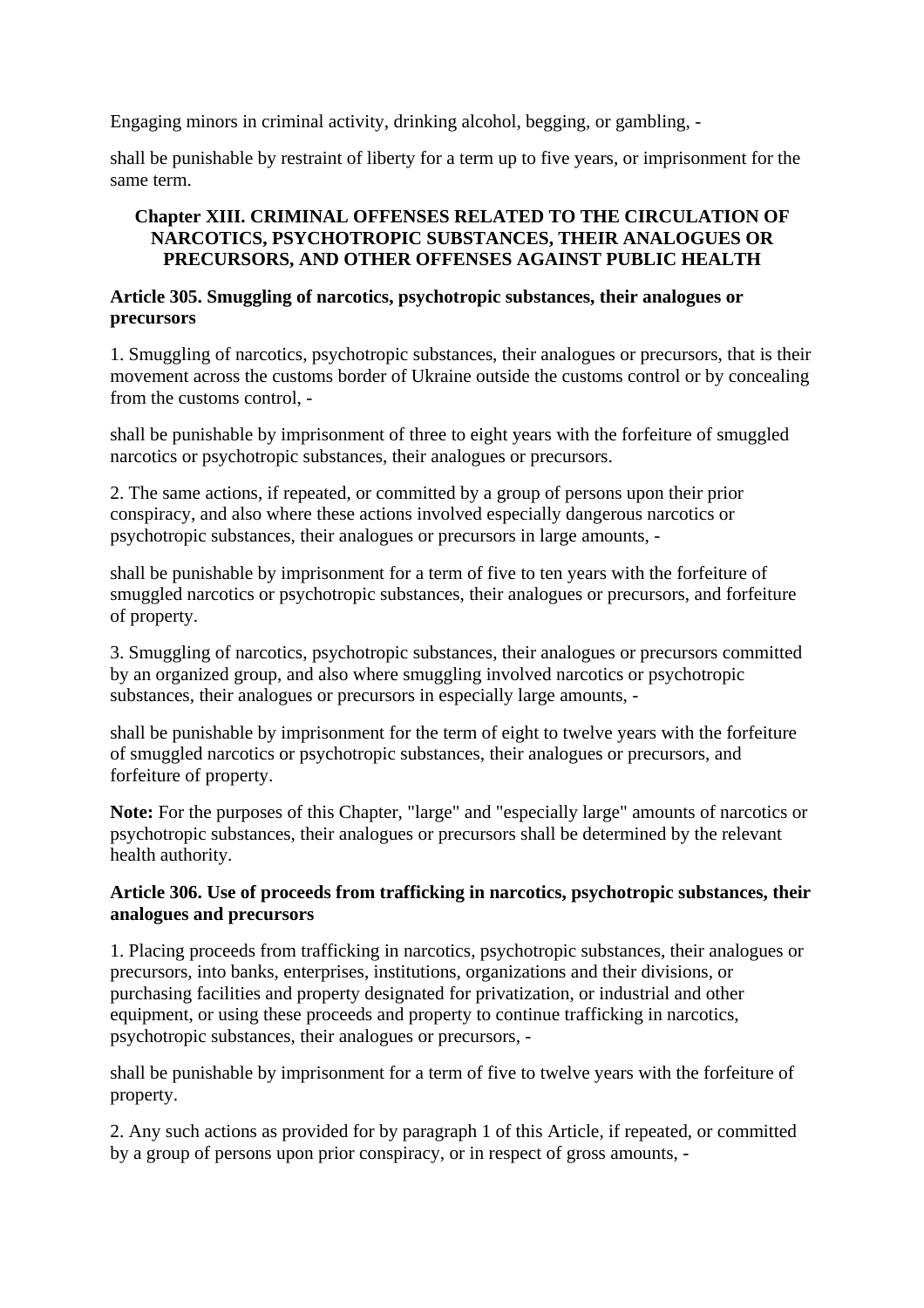Engaging minors in criminal activity, drinking alcohol, begging, or gambling, -

shall be punishable by restraint of liberty for a term up to five years, or imprisonment for the same term.

### Chapter XIII. CRIMINAL OFFENSES RELATED TO THE CIRCULATION OF NARCOTICS, PSYCHOTROPIC SUBSTANCES, THEIR ANALOGUES OR PRECURSORS, AND OTHER OFFENSES AGAINST PUBLIC HEALTH

#### Article 305. Smuggling of narcotics, psychotropic substances, their analogues or precursors

1. Smuggling of narcotics, psychotropic substances, their analogues or precursors, that is their movement across the customs border of Ukraine outside the customs control or by concealing from the customs control, -

shall be punishable by imprisonment of three to eight years with the forfeiture of smuggled narcotics or psychotropic substances, their analogues or precursors.

2. The same actions, if repeated, or committed by a group of persons upon their prior conspiracy, and also where these actions involved especially dangerous narcotics or psychotropic substances, their analogues or precursors in large amounts, -

shall be punishable by imprisonment for a term of five to ten years with the forfeiture of smuggled narcotics or psychotropic substances, their analogues or precursors, and forfeiture of property.

3. Smuggling of narcotics, psychotropic substances, their analogues or precursors committed by an organized group, and also where smuggling involved narcotics or psychotropic substances, their analogues or precursors in especially large amounts, -

shall be punishable by imprisonment for the term of eight to twelve years with the forfeiture of smuggled narcotics or psychotropic substances, their analogues or precursors, and forfeiture of property.

**Note:** For the purposes of this Chapter, "large" and "especially large" amounts of narcotics or psychotropic substances, their analogues or precursors shall be determined by the relevant health authority.

#### Article 306. Use of proceeds from trafficking in narcotics, psychotropic substances, their analogues and precursors

1. Placing proceeds from trafficking in narcotics, psychotropic substances, their analogues or precursors, into banks, enterprises, institutions, organizations and their divisions, or purchasing facilities and property designated for privatization, or industrial and other equipment, or using these proceeds and property to continue trafficking in narcotics, psychotropic substances, their analogues or precursors, -

shall be punishable by imprisonment for a term of five to twelve years with the forfeiture of property.

2. Any such actions as provided for by paragraph 1 of this Article, if repeated, or committed by a group of persons upon prior conspiracy, or in respect of gross amounts, -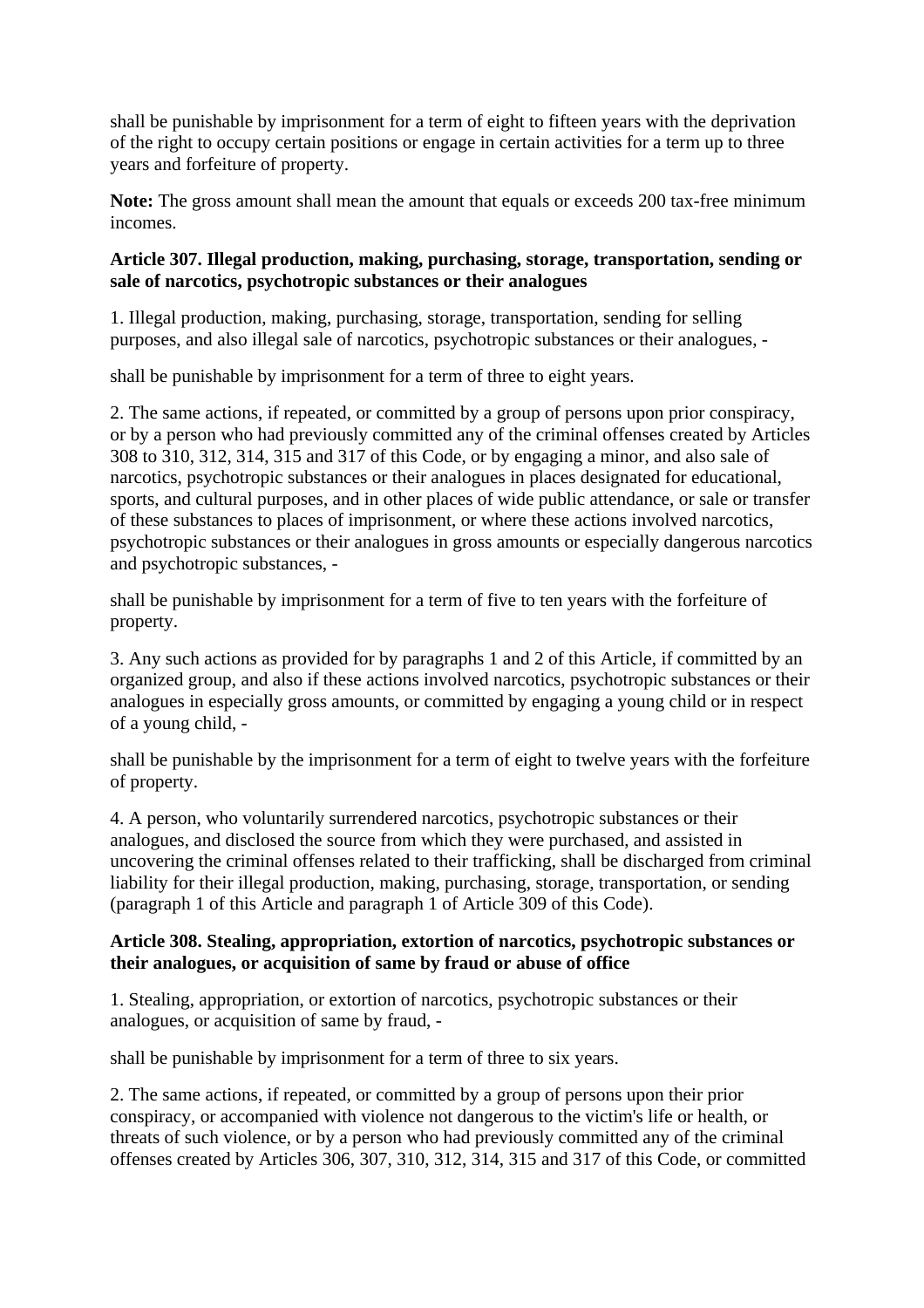shall be punishable by imprisonment for a term of eight to fifteen years with the deprivation of the right to occupy certain positions or engage in certain activities for a term up to three years and forfeiture of property.

**Note:** The gross amount shall mean the amount that equals or exceeds 200 tax-free minimum incomes.

**Article 307. Illegal production, making, purchasing, storage, transportation, sending or sale of narcotics, psychotropic substances or their analogues**

1. Illegal production, making, purchasing, storage, transportation, sending for selling purposes, and also illegal sale of narcotics, psychotropic substances or their analogues, -

shall be punishable by imprisonment for a term of three to eight years.

2. The same actions, if repeated, or committed by a group of persons upon prior conspiracy, or by a person who had previously committed any of the criminal offenses created by Articles 308 to 310, 312, 314, 315 and 317 of this Code, or by engaging a minor, and also sale of narcotics, psychotropic substances or their analogues in places designated for educational, sports, and cultural purposes, and in other places of wide public attendance, or sale or transfer of these substances to places of imprisonment, or where these actions involved narcotics, psychotropic substances or their analogues in gross amounts or especially dangerous narcotics and psychotropic substances, -

shall be punishable by imprisonment for a term of five to ten years with the forfeiture of property.

3. Any such actions as provided for by paragraphs 1 and 2 of this Article, if committed by an organized group, and also if these actions involved narcotics, psychotropic substances or their analogues in especially gross amounts, or committed by engaging a young child or in respect of a young child, -

shall be punishable by the imprisonment for a term of eight to twelve years with the forfeiture of property.

4. A person, who voluntarily surrendered narcotics, psychotropic substances or their analogues, and disclosed the source from which they were purchased, and assisted in uncovering the criminal offenses related to their trafficking, shall be discharged from criminal liability for their illegal production, making, purchasing, storage, transportation, or sending (paragraph 1 of this Article and paragraph 1 of Article 309 of this Code).

**Article 308. Stealing, appropriation, extortion of narcotics, psychotropic substances or their analogues, or acquisition of same by fraud or abuse of office**

1. Stealing, appropriation, or extortion of narcotics, psychotropic substances or their analogues, or acquisition of same by fraud, -

shall be punishable by imprisonment for a term of three to six years.

2. The same actions, if repeated, or committed by a group of persons upon their prior conspiracy, or accompanied with violence not dangerous to the victim's life or health, or threats of such violence, or by a person who had previously committed any of the criminal offenses created by Articles 306, 307, 310, 312, 314, 315 and 317 of this Code, or committed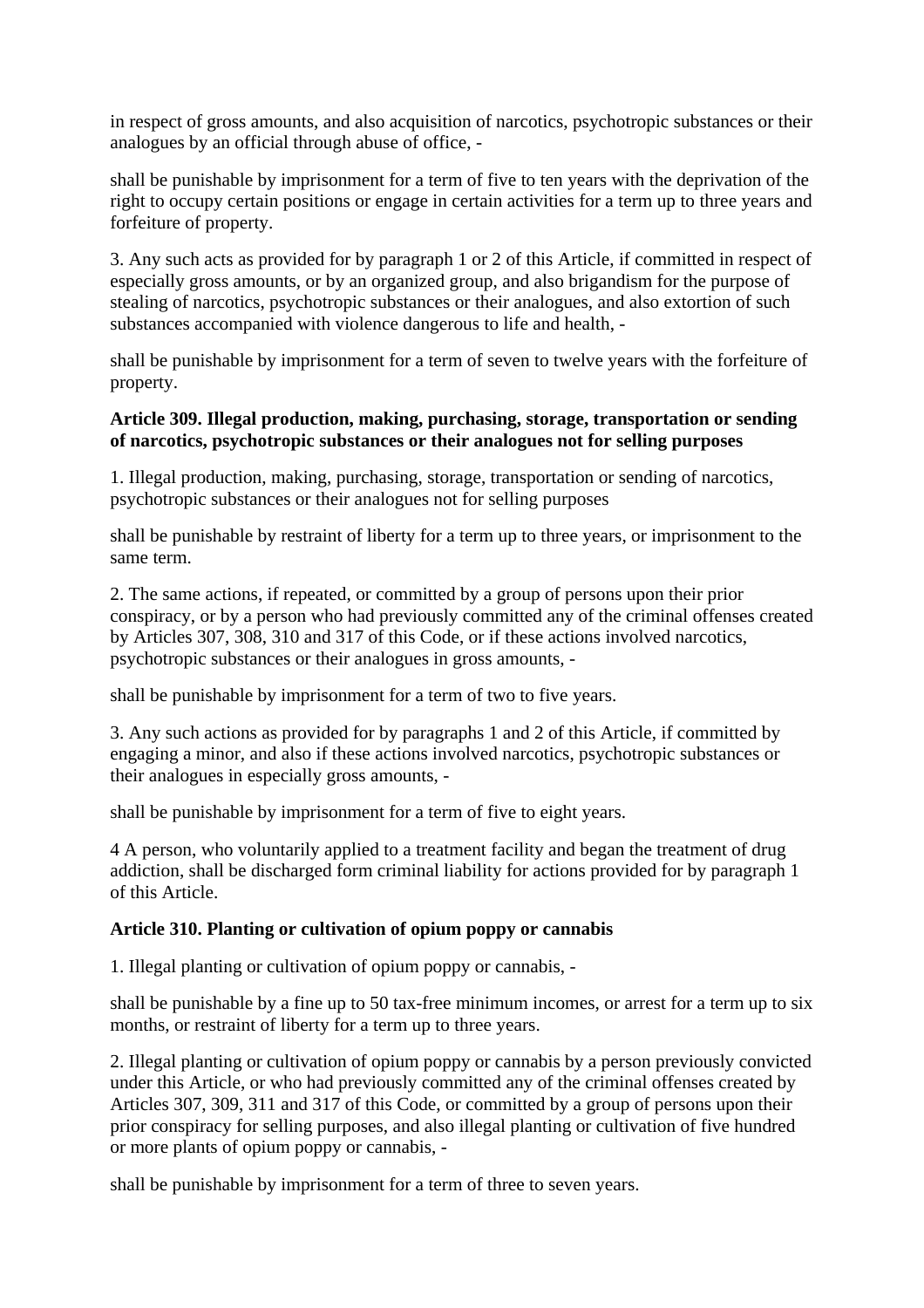in respect of gross amounts, and also acquisition of narcotics, psychotropic substances or their analogues by an official through abuse of office, -

shall be punishable by imprisonment for a term of five to ten years with the deprivation of the right to occupy certain positions or engage in certain activities for a term up to three years and forfeiture of property.

3. Any such acts as provided for by paragraph 1 or 2 of this Article, if committed in respect of especially gross amounts, or by an organized group, and also brigandism for the purpose of stealing of narcotics, psychotropic substances or their analogues, and also extortion of such substances accompanied with violence dangerous to life and health, -

shall be punishable by imprisonment for a term of seven to twelve years with the forfeiture of property.

**Article 309. Illegal production, making, purchasing, storage, transportation or sending of narcotics, psychotropic substances or their analogues not for selling purposes**

1. Illegal production, making, purchasing, storage, transportation or sending of narcotics, psychotropic substances or their analogues not for selling purposes

shall be punishable by restraint of liberty for a term up to three years, or imprisonment to the same term.

2. The same actions, if repeated, or committed by a group of persons upon their prior conspiracy, or by a person who had previously committed any of the criminal offenses created by Articles 307, 308, 310 and 317 of this Code, or if these actions involved narcotics, psychotropic substances or their analogues in gross amounts, -

shall be punishable by imprisonment for a term of two to five years.

3. Any such actions as provided for by paragraphs 1 and 2 of this Article, if committed by engaging a minor, and also if these actions involved narcotics, psychotropic substances or their analogues in especially gross amounts, -

shall be punishable by imprisonment for a term of five to eight years.

4 A person, who voluntarily applied to a treatment facility and began the treatment of drug addiction, shall be discharged form criminal liability for actions provided for by paragraph 1 of this Article.

**Article 310. Planting or cultivation of opium poppy or cannabis**

1. Illegal planting or cultivation of opium poppy or cannabis, -

shall be punishable by a fine up to 50 tax-free minimum incomes, or arrest for a term up to six months, or restraint of liberty for a term up to three years.

2. Illegal planting or cultivation of opium poppy or cannabis by a person previously convicted under this Article, or who had previously committed any of the criminal offenses created by Articles 307, 309, 311 and 317 of this Code, or committed by a group of persons upon their prior conspiracy for selling purposes, and also illegal planting or cultivation of five hundred or more plants of opium poppy or cannabis, -

shall be punishable by imprisonment for a term of three to seven years.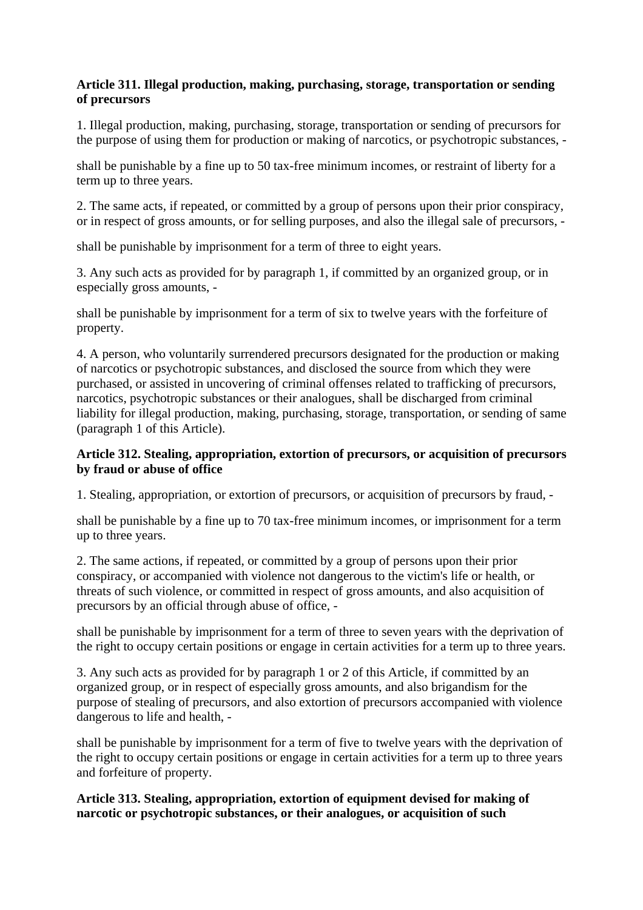**Article 311. Illegal production, making, purchasing, storage, transportation or sending of precursors**

1. Illegal production, making, purchasing, storage, transportation or sending of precursors for the purpose of using them for production or making of narcotics, or psychotropic substances, -

shall be punishable by a fine up to 50 tax-free minimum incomes, or restraint of liberty for a term up to three years.

2. The same acts, if repeated, or committed by a group of persons upon their prior conspiracy, or in respect of gross amounts, or for selling purposes, and also the illegal sale of precursors, -

shall be punishable by imprisonment for a term of three to eight years.

3. Any such acts as provided for by paragraph 1, if committed by an organized group, or in especially gross amounts, -

shall be punishable by imprisonment for a term of six to twelve years with the forfeiture of property.

4. A person, who voluntarily surrendered precursors designated for the production or making of narcotics or psychotropic substances, and disclosed the source from which they were purchased, or assisted in uncovering of criminal offenses related to trafficking of precursors, narcotics, psychotropic substances or their analogues, shall be discharged from criminal liability for illegal production, making, purchasing, storage, transportation, or sending of same (paragraph 1 of this Article).

**Article 312. Stealing, appropriation, extortion of precursors, or acquisition of precursors by fraud or abuse of office**

1. Stealing, appropriation, or extortion of precursors, or acquisition of precursors by fraud, -

shall be punishable by a fine up to 70 tax-free minimum incomes, or imprisonment for a term up to three years.

2. The same actions, if repeated, or committed by a group of persons upon their prior conspiracy, or accompanied with violence not dangerous to the victim's life or health, or threats of such violence, or committed in respect of gross amounts, and also acquisition of precursors by an official through abuse of office, -

shall be punishable by imprisonment for a term of three to seven years with the deprivation of the right to occupy certain positions or engage in certain activities for a term up to three years.

3. Any such acts as provided for by paragraph 1 or 2 of this Article, if committed by an organized group, or in respect of especially gross amounts, and also brigandism for the purpose of stealing of precursors, and also extortion of precursors accompanied with violence dangerous to life and health, -

shall be punishable by imprisonment for a term of five to twelve years with the deprivation of the right to occupy certain positions or engage in certain activities for a term up to three years and forfeiture of property.

**Article 313. Stealing, appropriation, extortion of equipment devised for making of narcotic or psychotropic substances, or their analogues, or acquisition of such**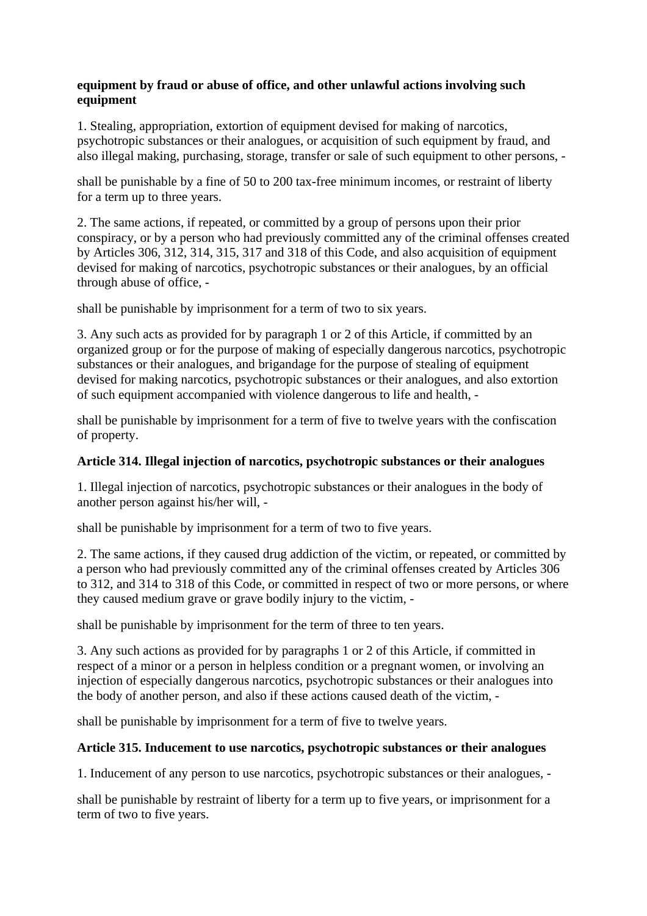**equipment by fraud or abuse of office, and other unlawful actions involving such equipment**

1. Stealing, appropriation, extortion of equipment devised for making of narcotics, psychotropic substances or their analogues, or acquisition of such equipment by fraud, and also illegal making, purchasing, storage, transfer or sale of such equipment to other persons, -

shall be punishable by a fine of 50 to 200 tax-free minimum incomes, or restraint of liberty for a term up to three years.

2. The same actions, if repeated, or committed by a group of persons upon their prior conspiracy, or by a person who had previously committed any of the criminal offenses created by Articles 306, 312, 314, 315, 317 and 318 of this Code, and also acquisition of equipment devised for making of narcotics, psychotropic substances or their analogues, by an official through abuse of office, -

shall be punishable by imprisonment for a term of two to six years.

3. Any such acts as provided for by paragraph 1 or 2 of this Article, if committed by an organized group or for the purpose of making of especially dangerous narcotics, psychotropic substances or their analogues, and brigandage for the purpose of stealing of equipment devised for making narcotics, psychotropic substances or their analogues, and also extortion of such equipment accompanied with violence dangerous to life and health, -

shall be punishable by imprisonment for a term of five to twelve years with the confiscation of property.

**Article 314. Illegal injection of narcotics, psychotropic substances or their analogues**

1. Illegal injection of narcotics, psychotropic substances or their analogues in the body of another person against his/her will, -

shall be punishable by imprisonment for a term of two to five years.

2. The same actions, if they caused drug addiction of the victim, or repeated, or committed by a person who had previously committed any of the criminal offenses created by Articles 306 to 312, and 314 to 318 of this Code, or committed in respect of two or more persons, or where they caused medium grave or grave bodily injury to the victim, -

shall be punishable by imprisonment for the term of three to ten years.

3. Any such actions as provided for by paragraphs 1 or 2 of this Article, if committed in respect of a minor or a person in helpless condition or a pregnant women, or involving an injection of especially dangerous narcotics, psychotropic substances or their analogues into the body of another person, and also if these actions caused death of the victim, -

shall be punishable by imprisonment for a term of five to twelve years.

**Article 315. Inducement to use narcotics, psychotropic substances or their analogues**

1. Inducement of any person to use narcotics, psychotropic substances or their analogues, -

shall be punishable by restraint of liberty for a term up to five years, or imprisonment for a term of two to five years.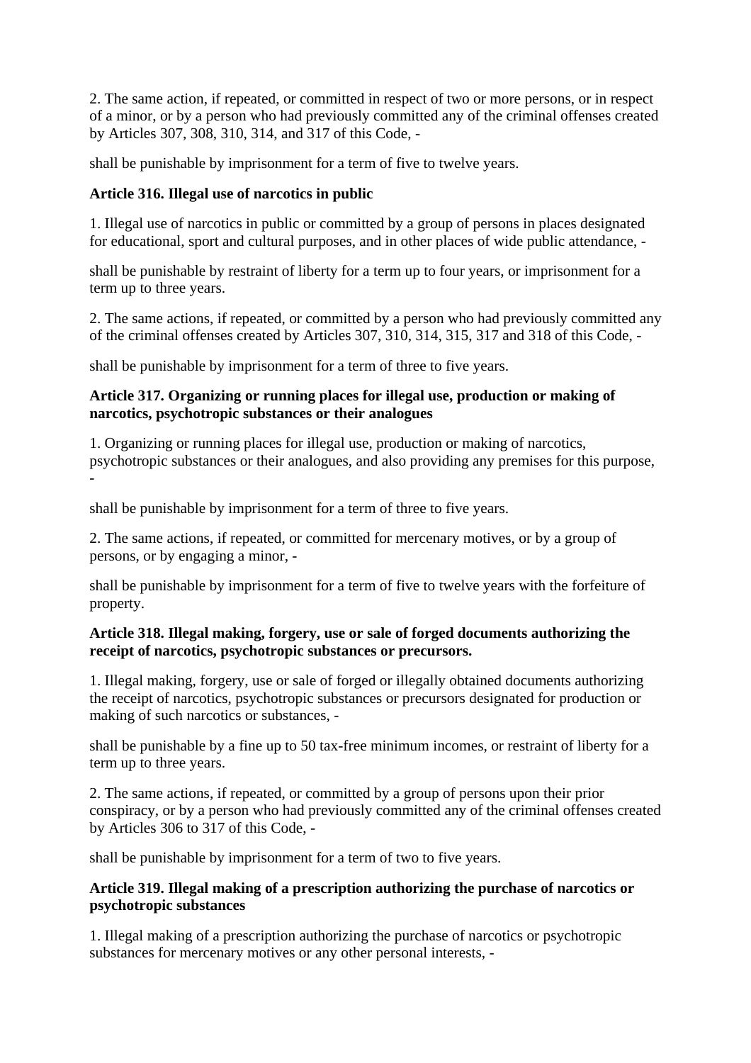2. The same action, if repeated, or committed in respect of two or more persons, or in respect of a minor, or by a person who had previously committed any of the criminal offenses created by Articles 307, 308, 310, 314, and 317 of this Code, -

shall be punishable by imprisonment for a term of five to twelve years.

**Article 316. Illegal use of narcotics in public**

1. Illegal use of narcotics in public or committed by a group of persons in places designated for educational, sport and cultural purposes, and in other places of wide public attendance, -

shall be punishable by restraint of liberty for a term up to four years, or imprisonment for a term up to three years.

2. The same actions, if repeated, or committed by a person who had previously committed any of the criminal offenses created by Articles 307, 310, 314, 315, 317 and 318 of this Code, -

shall be punishable by imprisonment for a term of three to five years.

**Article 317. Organizing or running places for illegal use, production or making of narcotics, psychotropic substances or their analogues**

1. Organizing or running places for illegal use, production or making of narcotics, psychotropic substances or their analogues, and also providing any premises for this purpose, -

shall be punishable by imprisonment for a term of three to five years.

2. The same actions, if repeated, or committed for mercenary motives, or by a group of persons, or by engaging a minor, -

shall be punishable by imprisonment for a term of five to twelve years with the forfeiture of property.

**Article 318. Illegal making, forgery, use or sale of forged documents authorizing the receipt of narcotics, psychotropic substances or precursors.**

1. Illegal making, forgery, use or sale of forged or illegally obtained documents authorizing the receipt of narcotics, psychotropic substances or precursors designated for production or making of such narcotics or substances, -

shall be punishable by a fine up to 50 tax-free minimum incomes, or restraint of liberty for a term up to three years.

2. The same actions, if repeated, or committed by a group of persons upon their prior conspiracy, or by a person who had previously committed any of the criminal offenses created by Articles 306 to 317 of this Code, -

shall be punishable by imprisonment for a term of two to five years.

**Article 319. Illegal making of a prescription authorizing the purchase of narcotics or psychotropic substances**

1. Illegal making of a prescription authorizing the purchase of narcotics or psychotropic substances for mercenary motives or any other personal interests, -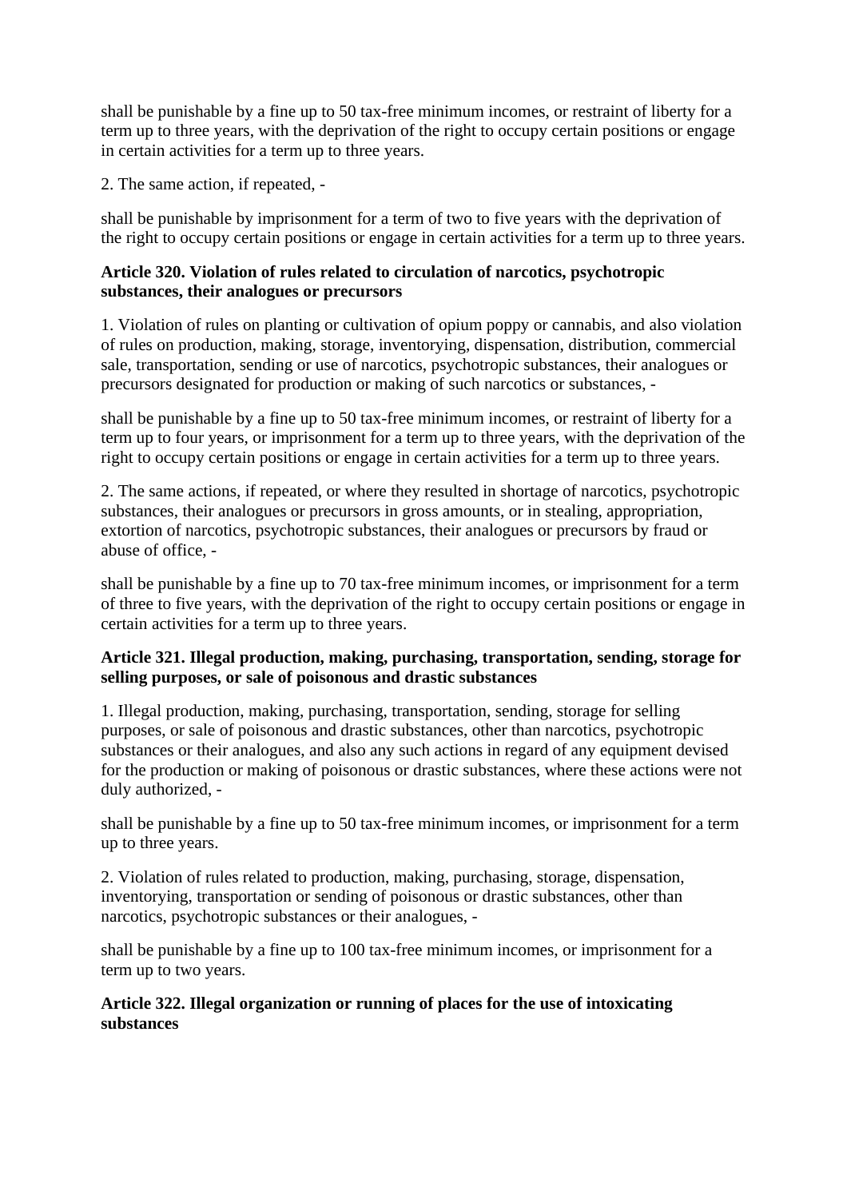shall be punishable by a fine up to 50 tax-free minimum incomes, or restraint of liberty for a term up to three years, with the deprivation of the right to occupy certain positions or engage in certain activities for a term up to three years.

2. The same action, if repeated, -

shall be punishable by imprisonment for a term of two to five years with the deprivation of the right to occupy certain positions or engage in certain activities for a term up to three years.

**Article 320. Violation of rules related to circulation of narcotics, psychotropic substances, their analogues or precursors**

1. Violation of rules on planting or cultivation of opium poppy or cannabis, and also violation of rules on production, making, storage, inventorying, dispensation, distribution, commercial sale, transportation, sending or use of narcotics, psychotropic substances, their analogues or precursors designated for production or making of such narcotics or substances, -

shall be punishable by a fine up to 50 tax-free minimum incomes, or restraint of liberty for a term up to four years, or imprisonment for a term up to three years, with the deprivation of the right to occupy certain positions or engage in certain activities for a term up to three years.

2. The same actions, if repeated, or where they resulted in shortage of narcotics, psychotropic substances, their analogues or precursors in gross amounts, or in stealing, appropriation, extortion of narcotics, psychotropic substances, their analogues or precursors by fraud or abuse of office, -

shall be punishable by a fine up to 70 tax-free minimum incomes, or imprisonment for a term of three to five years, with the deprivation of the right to occupy certain positions or engage in certain activities for a term up to three years.

**Article 321. Illegal production, making, purchasing, transportation, sending, storage for selling purposes, or sale of poisonous and drastic substances**

1. Illegal production, making, purchasing, transportation, sending, storage for selling purposes, or sale of poisonous and drastic substances, other than narcotics, psychotropic substances or their analogues, and also any such actions in regard of any equipment devised for the production or making of poisonous or drastic substances, where these actions were not duly authorized, -

shall be punishable by a fine up to 50 tax-free minimum incomes, or imprisonment for a term up to three years.

2. Violation of rules related to production, making, purchasing, storage, dispensation, inventorying, transportation or sending of poisonous or drastic substances, other than narcotics, psychotropic substances or their analogues, -

shall be punishable by a fine up to 100 tax-free minimum incomes, or imprisonment for a term up to two years.

**Article 322. Illegal organization or running of places for the use of intoxicating substances**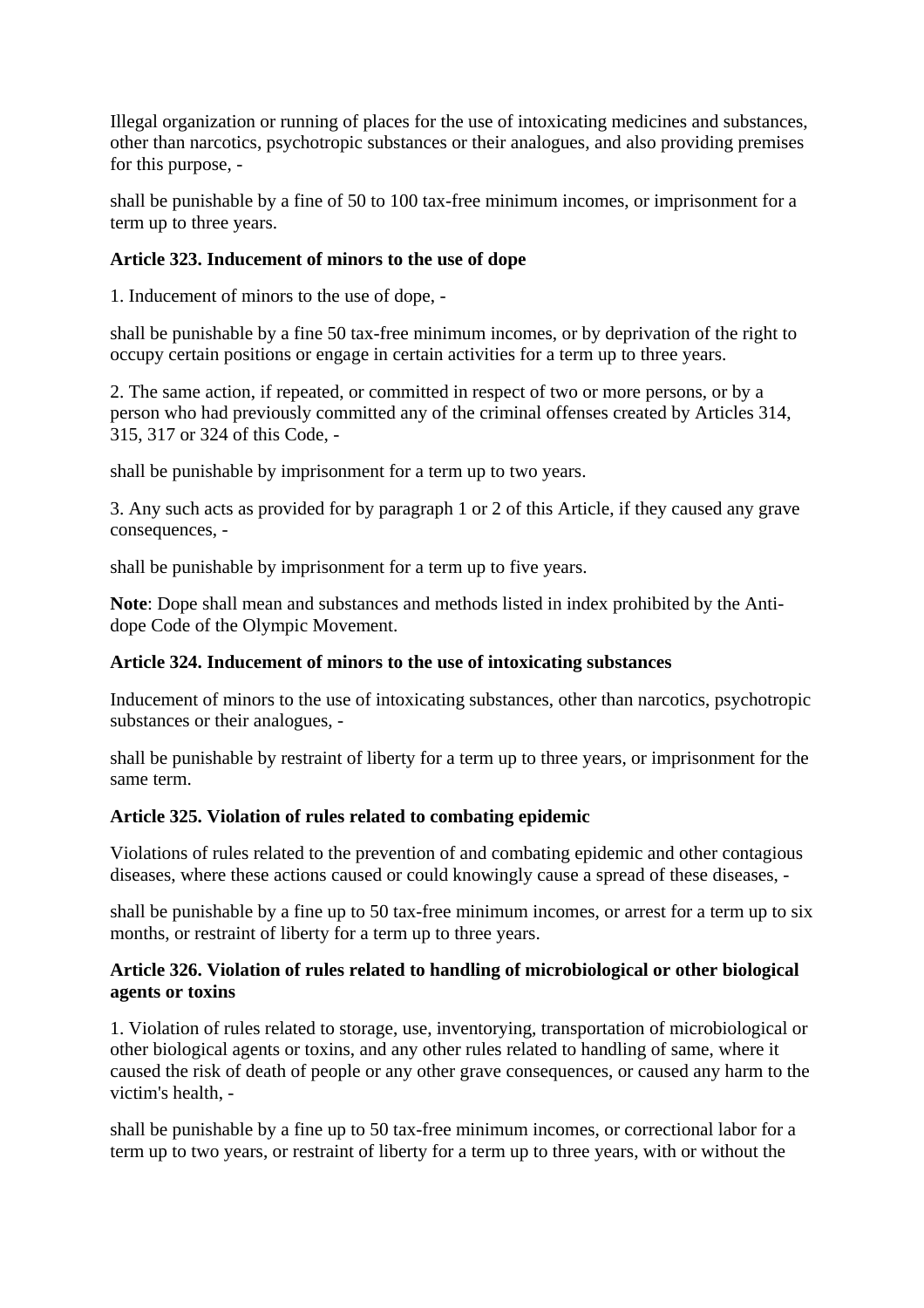Illegal organization or running of places for the use of intoxicating medicines and substances, other than narcotics, psychotropic substances or their analogues, and also providing premises for this purpose, -

shall be punishable by a fine of 50 to 100 tax-free minimum incomes, or imprisonment for a term up to three years.

**Article 323. Inducement of minors to the use of dope**

1. Inducement of minors to the use of dope, -

shall be punishable by a fine 50 tax-free minimum incomes, or by deprivation of the right to occupy certain positions or engage in certain activities for a term up to three years.

2. The same action, if repeated, or committed in respect of two or more persons, or by a person who had previously committed any of the criminal offenses created by Articles 314, 315, 317 or 324 of this Code, -

shall be punishable by imprisonment for a term up to two years.

3. Any such acts as provided for by paragraph 1 or 2 of this Article, if they caused any grave consequences, -

shall be punishable by imprisonment for a term up to five years.

**Note**: Dope shall mean and substances and methods listed in index prohibited by the Anti-dope Code of the Olympic Movement.

**Article 324. Inducement of minors to the use of intoxicating substances**

Inducement of minors to the use of intoxicating substances, other than narcotics, psychotropic substances or their analogues, -

shall be punishable by restraint of liberty for a term up to three years, or imprisonment for the same term.

**Article 325. Violation of rules related to combating epidemic**

Violations of rules related to the prevention of and combating epidemic and other contagious diseases, where these actions caused or could knowingly cause a spread of these diseases, -

shall be punishable by a fine up to 50 tax-free minimum incomes, or arrest for a term up to six months, or restraint of liberty for a term up to three years.

**Article 326. Violation of rules related to handling of microbiological or other biological agents or toxins**

1. Violation of rules related to storage, use, inventorying, transportation of microbiological or other biological agents or toxins, and any other rules related to handling of same, where it caused the risk of death of people or any other grave consequences, or caused any harm to the victim's health, -

shall be punishable by a fine up to 50 tax-free minimum incomes, or correctional labor for a term up to two years, or restraint of liberty for a term up to three years, with or without the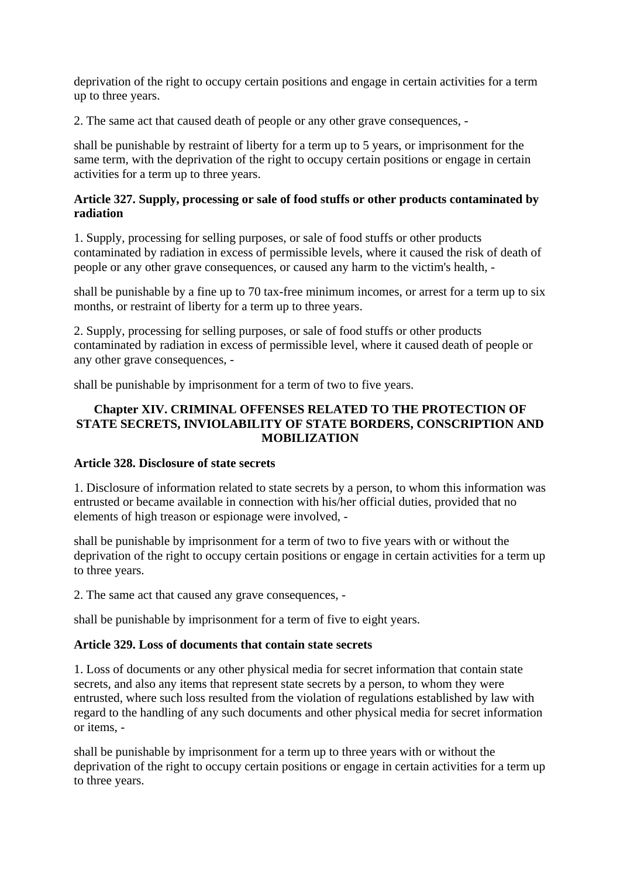deprivation of the right to occupy certain positions and engage in certain activities for a term up to three years.

2. The same act that caused death of people or any other grave consequences, -

shall be punishable by restraint of liberty for a term up to 5 years, or imprisonment for the same term, with the deprivation of the right to occupy certain positions or engage in certain activities for a term up to three years.

### Article 327. Supply, processing or sale of food stuffs or other products contaminated by radiation

1. Supply, processing for selling purposes, or sale of food stuffs or other products contaminated by radiation in excess of permissible levels, where it caused the risk of death of people or any other grave consequences, or caused any harm to the victim's health, -

shall be punishable by a fine up to 70 tax-free minimum incomes, or arrest for a term up to six months, or restraint of liberty for a term up to three years.

2. Supply, processing for selling purposes, or sale of food stuffs or other products contaminated by radiation in excess of permissible level, where it caused death of people or any other grave consequences, -

shall be punishable by imprisonment for a term of two to five years.

## Chapter XIV. CRIMINAL OFFENSES RELATED TO THE PROTECTION OF STATE SECRETS, INVIOLABILITY OF STATE BORDERS, CONSCRIPTION AND MOBILIZATION

### Article 328. Disclosure of state secrets

1. Disclosure of information related to state secrets by a person, to whom this information was entrusted or became available in connection with his/her official duties, provided that no elements of high treason or espionage were involved, -

shall be punishable by imprisonment for a term of two to five years with or without the deprivation of the right to occupy certain positions or engage in certain activities for a term up to three years.

2. The same act that caused any grave consequences, -

shall be punishable by imprisonment for a term of five to eight years.

### Article 329. Loss of documents that contain state secrets

1. Loss of documents or any other physical media for secret information that contain state secrets, and also any items that represent state secrets by a person, to whom they were entrusted, where such loss resulted from the violation of regulations established by law with regard to the handling of any such documents and other physical media for secret information or items, -

shall be punishable by imprisonment for a term up to three years with or without the deprivation of the right to occupy certain positions or engage in certain activities for a term up to three years.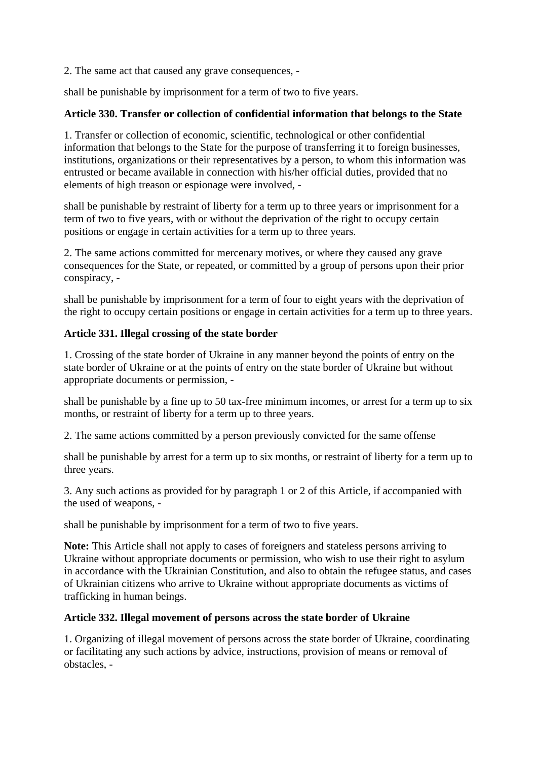2. The same act that caused any grave consequences, -

shall be punishable by imprisonment for a term of two to five years.

**Article 330. Transfer or collection of confidential information that belongs to the State**

1. Transfer or collection of economic, scientific, technological or other confidential information that belongs to the State for the purpose of transferring it to foreign businesses, institutions, organizations or their representatives by a person, to whom this information was entrusted or became available in connection with his/her official duties, provided that no elements of high treason or espionage were involved, -

shall be punishable by restraint of liberty for a term up to three years or imprisonment for a term of two to five years, with or without the deprivation of the right to occupy certain positions or engage in certain activities for a term up to three years.

2. The same actions committed for mercenary motives, or where they caused any grave consequences for the State, or repeated, or committed by a group of persons upon their prior conspiracy, -

shall be punishable by imprisonment for a term of four to eight years with the deprivation of the right to occupy certain positions or engage in certain activities for a term up to three years.

**Article 331. Illegal crossing of the state border**

1. Crossing of the state border of Ukraine in any manner beyond the points of entry on the state border of Ukraine or at the points of entry on the state border of Ukraine but without appropriate documents or permission, -

shall be punishable by a fine up to 50 tax-free minimum incomes, or arrest for a term up to six months, or restraint of liberty for a term up to three years.

2. The same actions committed by a person previously convicted for the same offense

shall be punishable by arrest for a term up to six months, or restraint of liberty for a term up to three years.

3. Any such actions as provided for by paragraph 1 or 2 of this Article, if accompanied with the used of weapons, -

shall be punishable by imprisonment for a term of two to five years.

**Note:** This Article shall not apply to cases of foreigners and stateless persons arriving to Ukraine without appropriate documents or permission, who wish to use their right to asylum in accordance with the Ukrainian Constitution, and also to obtain the refugee status, and cases of Ukrainian citizens who arrive to Ukraine without appropriate documents as victims of trafficking in human beings.

**Article 332. Illegal movement of persons across the state border of Ukraine**

1. Organizing of illegal movement of persons across the state border of Ukraine, coordinating or facilitating any such actions by advice, instructions, provision of means or removal of obstacles, -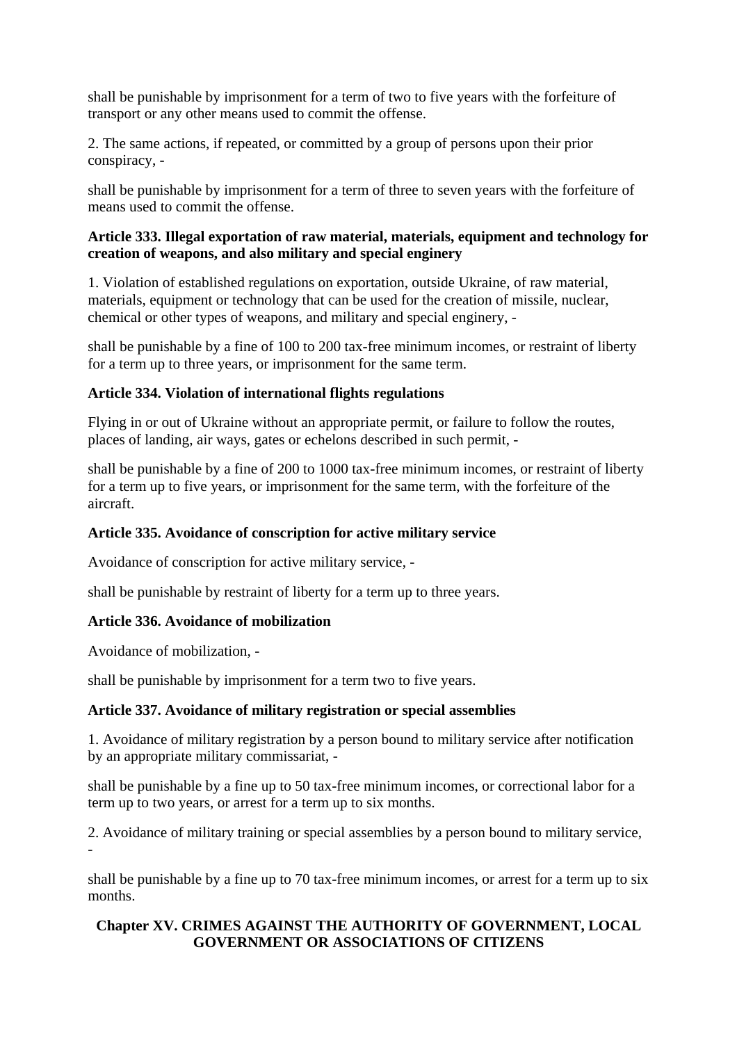shall be punishable by imprisonment for a term of two to five years with the forfeiture of transport or any other means used to commit the offense.

2. The same actions, if repeated, or committed by a group of persons upon their prior conspiracy, -

shall be punishable by imprisonment for a term of three to seven years with the forfeiture of means used to commit the offense.

**Article 333. Illegal exportation of raw material, materials, equipment and technology for creation of weapons, and also military and special enginery**

1. Violation of established regulations on exportation, outside Ukraine, of raw material, materials, equipment or technology that can be used for the creation of missile, nuclear, chemical or other types of weapons, and military and special enginery, -

shall be punishable by a fine of 100 to 200 tax-free minimum incomes, or restraint of liberty for a term up to three years, or imprisonment for the same term.

**Article 334. Violation of international flights regulations**

Flying in or out of Ukraine without an appropriate permit, or failure to follow the routes, places of landing, air ways, gates or echelons described in such permit, -

shall be punishable by a fine of 200 to 1000 tax-free minimum incomes, or restraint of liberty for a term up to five years, or imprisonment for the same term, with the forfeiture of the aircraft.

**Article 335. Avoidance of conscription for active military service**

Avoidance of conscription for active military service, -

shall be punishable by restraint of liberty for a term up to three years.

**Article 336. Avoidance of mobilization**

Avoidance of mobilization, -

shall be punishable by imprisonment for a term two to five years.

**Article 337. Avoidance of military registration or special assemblies**

1. Avoidance of military registration by a person bound to military service after notification by an appropriate military commissariat, -

shall be punishable by a fine up to 50 tax-free minimum incomes, or correctional labor for a term up to two years, or arrest for a term up to six months.

2. Avoidance of military training or special assemblies by a person bound to military service, -

shall be punishable by a fine up to 70 tax-free minimum incomes, or arrest for a term up to six months.

## Chapter XV. CRIMES AGAINST THE AUTHORITY OF GOVERNMENT, LOCAL GOVERNMENT OR ASSOCIATIONS OF CITIZENS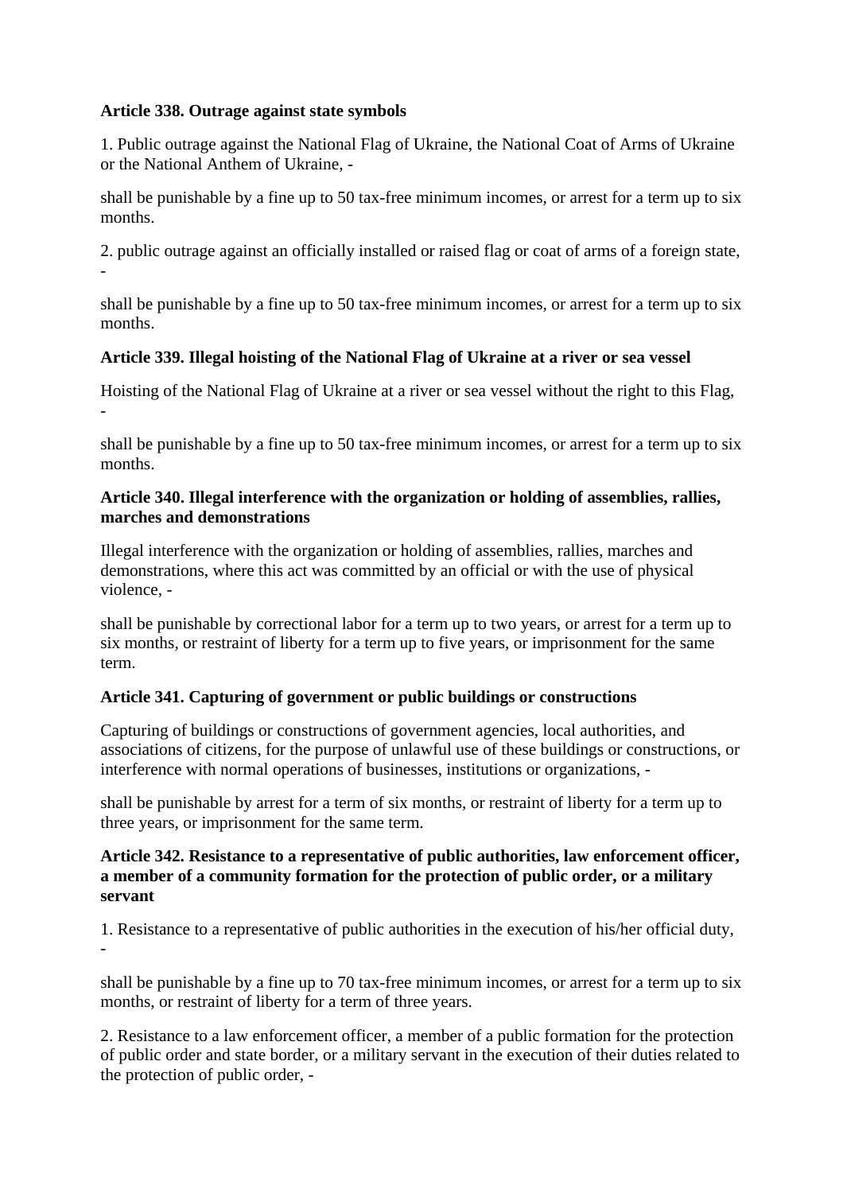**Article 338. Outrage against state symbols**

1. Public outrage against the National Flag of Ukraine, the National Coat of Arms of Ukraine or the National Anthem of Ukraine, -

shall be punishable by a fine up to 50 tax-free minimum incomes, or arrest for a term up to six months.

2. public outrage against an officially installed or raised flag or coat of arms of a foreign state, -

shall be punishable by a fine up to 50 tax-free minimum incomes, or arrest for a term up to six months.

**Article 339. Illegal hoisting of the National Flag of Ukraine at a river or sea vessel**

Hoisting of the National Flag of Ukraine at a river or sea vessel without the right to this Flag, -

shall be punishable by a fine up to 50 tax-free minimum incomes, or arrest for a term up to six months.

**Article 340. Illegal interference with the organization or holding of assemblies, rallies, marches and demonstrations**

Illegal interference with the organization or holding of assemblies, rallies, marches and demonstrations, where this act was committed by an official or with the use of physical violence, -

shall be punishable by correctional labor for a term up to two years, or arrest for a term up to six months, or restraint of liberty for a term up to five years, or imprisonment for the same term.

**Article 341. Capturing of government or public buildings or constructions**

Capturing of buildings or constructions of government agencies, local authorities, and associations of citizens, for the purpose of unlawful use of these buildings or constructions, or interference with normal operations of businesses, institutions or organizations, -

shall be punishable by arrest for a term of six months, or restraint of liberty for a term up to three years, or imprisonment for the same term.

**Article 342. Resistance to a representative of public authorities, law enforcement officer, a member of a community formation for the protection of public order, or a military servant**

1. Resistance to a representative of public authorities in the execution of his/her official duty, -

shall be punishable by a fine up to 70 tax-free minimum incomes, or arrest for a term up to six months, or restraint of liberty for a term of three years.

2. Resistance to a law enforcement officer, a member of a public formation for the protection of public order and state border, or a military servant in the execution of their duties related to the protection of public order, -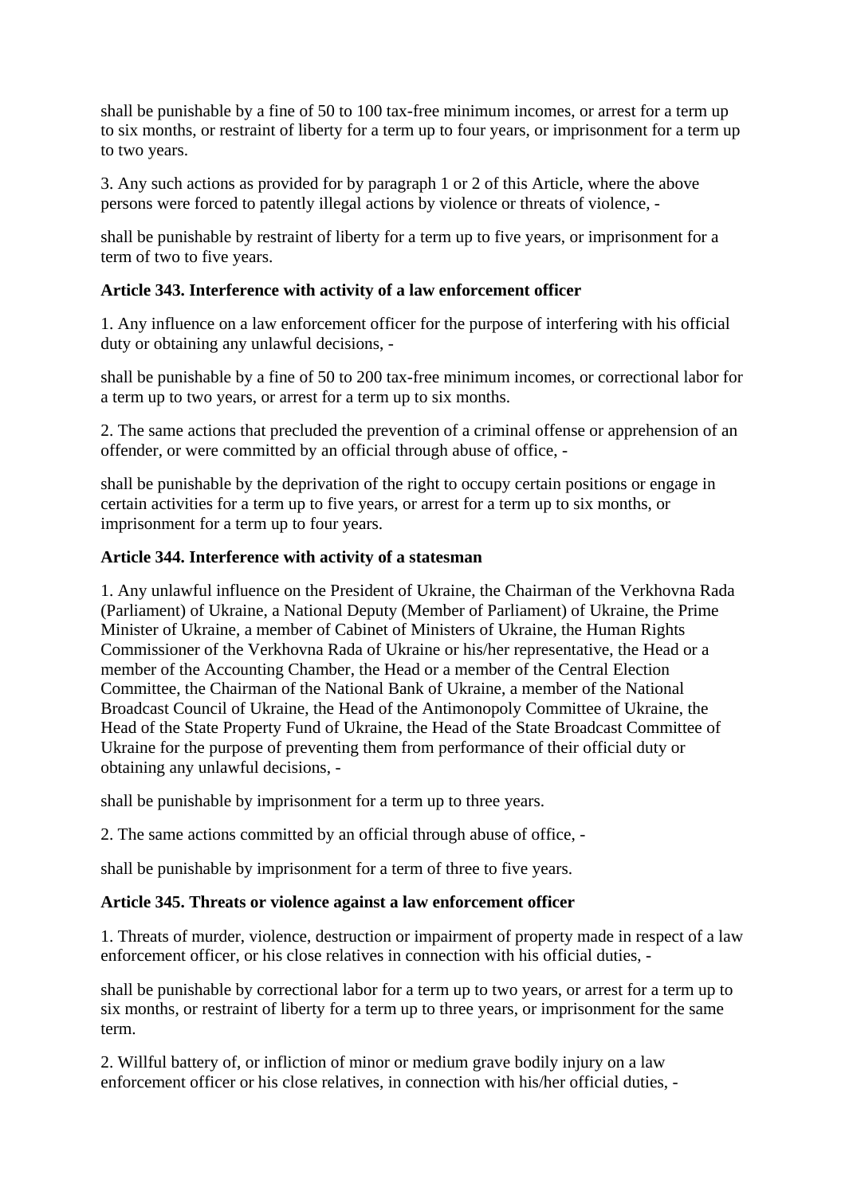shall be punishable by a fine of 50 to 100 tax-free minimum incomes, or arrest for a term up to six months, or restraint of liberty for a term up to four years, or imprisonment for a term up to two years.

3. Any such actions as provided for by paragraph 1 or 2 of this Article, where the above persons were forced to patently illegal actions by violence or threats of violence, -

shall be punishable by restraint of liberty for a term up to five years, or imprisonment for a term of two to five years.

**Article 343. Interference with activity of a law enforcement officer**

1. Any influence on a law enforcement officer for the purpose of interfering with his official duty or obtaining any unlawful decisions, -

shall be punishable by a fine of 50 to 200 tax-free minimum incomes, or correctional labor for a term up to two years, or arrest for a term up to six months.

2. The same actions that precluded the prevention of a criminal offense or apprehension of an offender, or were committed by an official through abuse of office, -

shall be punishable by the deprivation of the right to occupy certain positions or engage in certain activities for a term up to five years, or arrest for a term up to six months, or imprisonment for a term up to four years.

**Article 344. Interference with activity of a statesman**

1. Any unlawful influence on the President of Ukraine, the Chairman of the Verkhovna Rada (Parliament) of Ukraine, a National Deputy (Member of Parliament) of Ukraine, the Prime Minister of Ukraine, a member of Cabinet of Ministers of Ukraine, the Human Rights Commissioner of the Verkhovna Rada of Ukraine or his/her representative, the Head or a member of the Accounting Chamber, the Head or a member of the Central Election Committee, the Chairman of the National Bank of Ukraine, a member of the National Broadcast Council of Ukraine, the Head of the Antimonopoly Committee of Ukraine, the Head of the State Property Fund of Ukraine, the Head of the State Broadcast Committee of Ukraine for the purpose of preventing them from performance of their official duty or obtaining any unlawful decisions, -

shall be punishable by imprisonment for a term up to three years.

2. The same actions committed by an official through abuse of office, -

shall be punishable by imprisonment for a term of three to five years.

**Article 345. Threats or violence against a law enforcement officer**

1. Threats of murder, violence, destruction or impairment of property made in respect of a law enforcement officer, or his close relatives in connection with his official duties, -

shall be punishable by correctional labor for a term up to two years, or arrest for a term up to six months, or restraint of liberty for a term up to three years, or imprisonment for the same term.

2. Willful battery of, or infliction of minor or medium grave bodily injury on a law enforcement officer or his close relatives, in connection with his/her official duties, -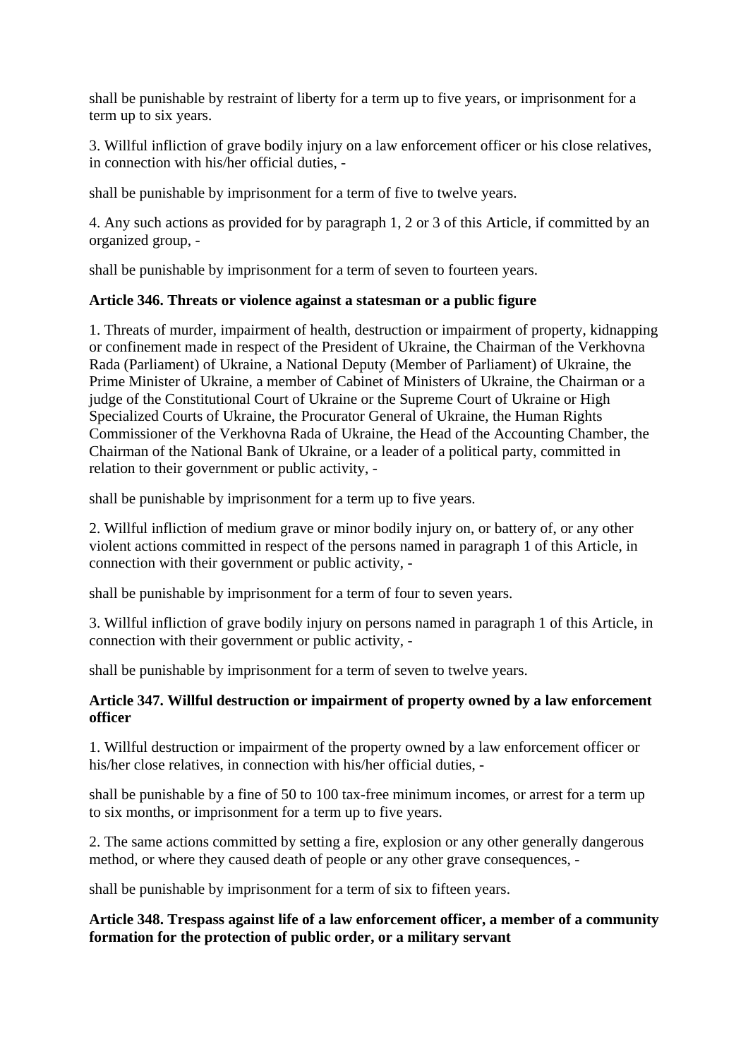shall be punishable by restraint of liberty for a term up to five years, or imprisonment for a term up to six years.

3. Willful infliction of grave bodily injury on a law enforcement officer or his close relatives, in connection with his/her official duties, -

shall be punishable by imprisonment for a term of five to twelve years.

4. Any such actions as provided for by paragraph 1, 2 or 3 of this Article, if committed by an organized group, -

shall be punishable by imprisonment for a term of seven to fourteen years.

**Article 346. Threats or violence against a statesman or a public figure**

1. Threats of murder, impairment of health, destruction or impairment of property, kidnapping or confinement made in respect of the President of Ukraine, the Chairman of the Verkhovna Rada (Parliament) of Ukraine, a National Deputy (Member of Parliament) of Ukraine, the Prime Minister of Ukraine, a member of Cabinet of Ministers of Ukraine, the Chairman or a judge of the Constitutional Court of Ukraine or the Supreme Court of Ukraine or High Specialized Courts of Ukraine, the Procurator General of Ukraine, the Human Rights Commissioner of the Verkhovna Rada of Ukraine, the Head of the Accounting Chamber, the Chairman of the National Bank of Ukraine, or a leader of a political party, committed in relation to their government or public activity, -

shall be punishable by imprisonment for a term up to five years.

2. Willful infliction of medium grave or minor bodily injury on, or battery of, or any other violent actions committed in respect of the persons named in paragraph 1 of this Article, in connection with their government or public activity, -

shall be punishable by imprisonment for a term of four to seven years.

3. Willful infliction of grave bodily injury on persons named in paragraph 1 of this Article, in connection with their government or public activity, -

shall be punishable by imprisonment for a term of seven to twelve years.

**Article 347. Willful destruction or impairment of property owned by a law enforcement officer**

1. Willful destruction or impairment of the property owned by a law enforcement officer or his/her close relatives, in connection with his/her official duties, -

shall be punishable by a fine of 50 to 100 tax-free minimum incomes, or arrest for a term up to six months, or imprisonment for a term up to five years.

2. The same actions committed by setting a fire, explosion or any other generally dangerous method, or where they caused death of people or any other grave consequences, -

shall be punishable by imprisonment for a term of six to fifteen years.

**Article 348. Trespass against life of a law enforcement officer, a member of a community formation for the protection of public order, or a military servant**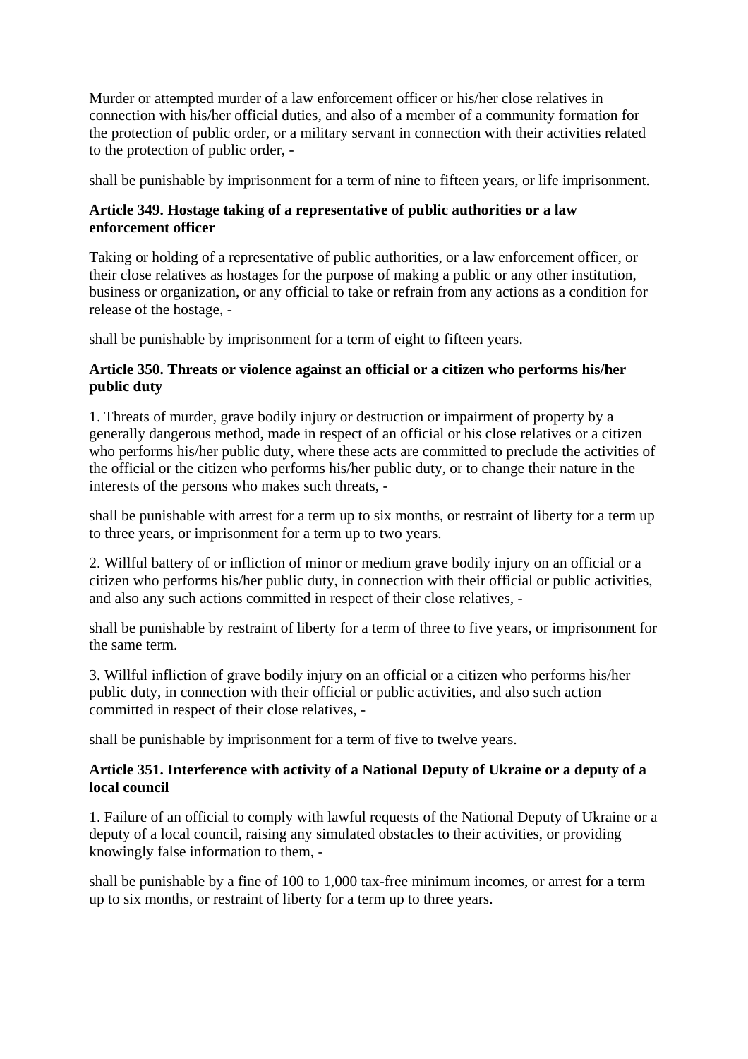Murder or attempted murder of a law enforcement officer or his/her close relatives in connection with his/her official duties, and also of a member of a community formation for the protection of public order, or a military servant in connection with their activities related to the protection of public order, -

shall be punishable by imprisonment for a term of nine to fifteen years, or life imprisonment.

### Article 349. Hostage taking of a representative of public authorities or a law enforcement officer

Taking or holding of a representative of public authorities, or a law enforcement officer, or their close relatives as hostages for the purpose of making a public or any other institution, business or organization, or any official to take or refrain from any actions as a condition for release of the hostage, -

shall be punishable by imprisonment for a term of eight to fifteen years.

### Article 350. Threats or violence against an official or a citizen who performs his/her public duty

1. Threats of murder, grave bodily injury or destruction or impairment of property by a generally dangerous method, made in respect of an official or his close relatives or a citizen who performs his/her public duty, where these acts are committed to preclude the activities of the official or the citizen who performs his/her public duty, or to change their nature in the interests of the persons who makes such threats, -

shall be punishable with arrest for a term up to six months, or restraint of liberty for a term up to three years, or imprisonment for a term up to two years.

2. Willful battery of or infliction of minor or medium grave bodily injury on an official or a citizen who performs his/her public duty, in connection with their official or public activities, and also any such actions committed in respect of their close relatives, -

shall be punishable by restraint of liberty for a term of three to five years, or imprisonment for the same term.

3. Willful infliction of grave bodily injury on an official or a citizen who performs his/her public duty, in connection with their official or public activities, and also such action committed in respect of their close relatives, -

shall be punishable by imprisonment for a term of five to twelve years.

### Article 351. Interference with activity of a National Deputy of Ukraine or a deputy of a local council

1. Failure of an official to comply with lawful requests of the National Deputy of Ukraine or a deputy of a local council, raising any simulated obstacles to their activities, or providing knowingly false information to them, -

shall be punishable by a fine of 100 to 1,000 tax-free minimum incomes, or arrest for a term up to six months, or restraint of liberty for a term up to three years.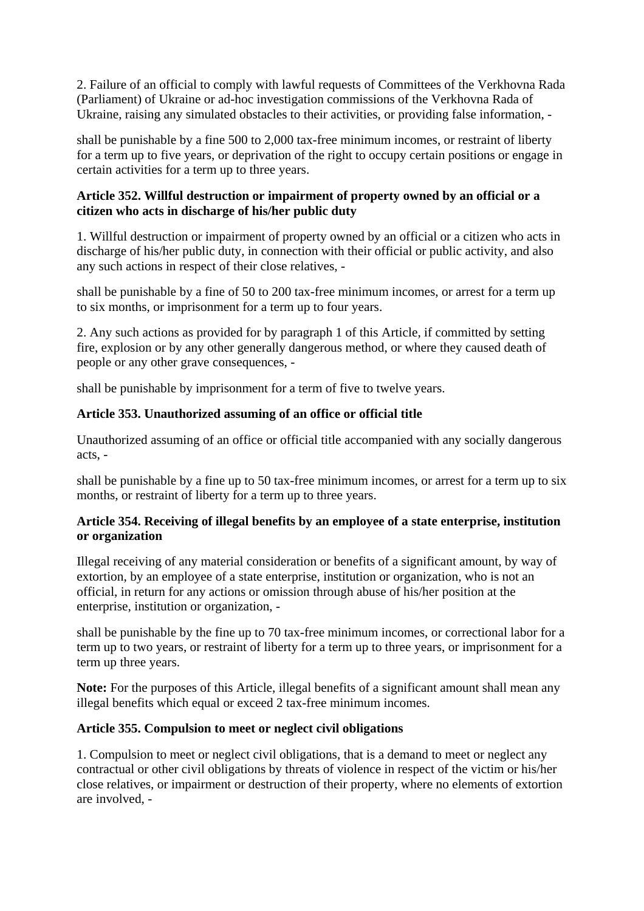2. Failure of an official to comply with lawful requests of Committees of the Verkhovna Rada (Parliament) of Ukraine or ad-hoc investigation commissions of the Verkhovna Rada of Ukraine, raising any simulated obstacles to their activities, or providing false information, -

shall be punishable by a fine 500 to 2,000 tax-free minimum incomes, or restraint of liberty for a term up to five years, or deprivation of the right to occupy certain positions or engage in certain activities for a term up to three years.

### Article 352. Willful destruction or impairment of property owned by an official or a citizen who acts in discharge of his/her public duty

1. Willful destruction or impairment of property owned by an official or a citizen who acts in discharge of his/her public duty, in connection with their official or public activity, and also any such actions in respect of their close relatives, -

shall be punishable by a fine of 50 to 200 tax-free minimum incomes, or arrest for a term up to six months, or imprisonment for a term up to four years.

2. Any such actions as provided for by paragraph 1 of this Article, if committed by setting fire, explosion or by any other generally dangerous method, or where they caused death of people or any other grave consequences, -

shall be punishable by imprisonment for a term of five to twelve years.

### Article 353. Unauthorized assuming of an office or official title

Unauthorized assuming of an office or official title accompanied with any socially dangerous acts, -

shall be punishable by a fine up to 50 tax-free minimum incomes, or arrest for a term up to six months, or restraint of liberty for a term up to three years.

### Article 354. Receiving of illegal benefits by an employee of a state enterprise, institution or organization

Illegal receiving of any material consideration or benefits of a significant amount, by way of extortion, by an employee of a state enterprise, institution or organization, who is not an official, in return for any actions or omission through abuse of his/her position at the enterprise, institution or organization, -

shall be punishable by the fine up to 70 tax-free minimum incomes, or correctional labor for a term up to two years, or restraint of liberty for a term up to three years, or imprisonment for a term up three years.

**Note:** For the purposes of this Article, illegal benefits of a significant amount shall mean any illegal benefits which equal or exceed 2 tax-free minimum incomes.

### Article 355. Compulsion to meet or neglect civil obligations

1. Compulsion to meet or neglect civil obligations, that is a demand to meet or neglect any contractual or other civil obligations by threats of violence in respect of the victim or his/her close relatives, or impairment or destruction of their property, where no elements of extortion are involved, -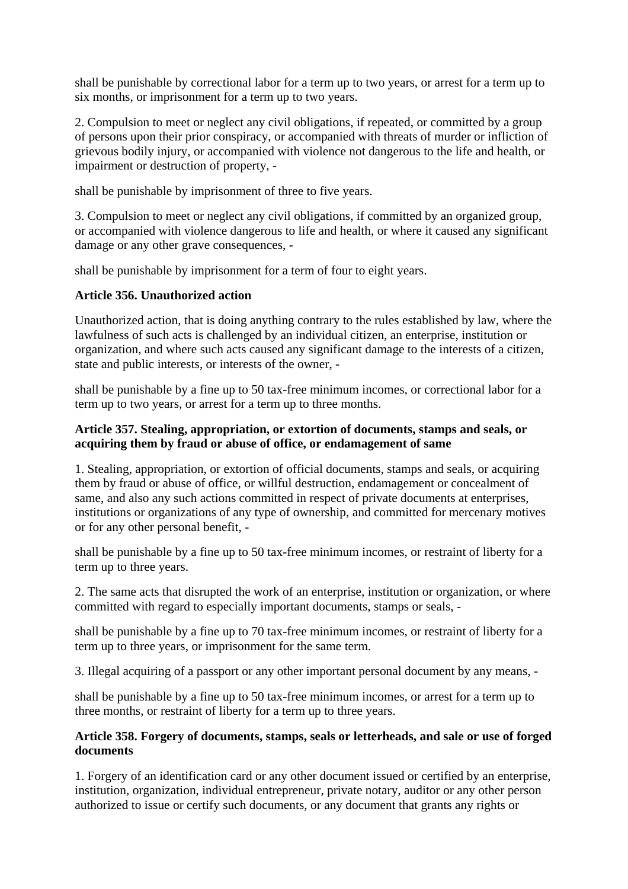shall be punishable by correctional labor for a term up to two years, or arrest for a term up to six months, or imprisonment for a term up to two years.

2. Compulsion to meet or neglect any civil obligations, if repeated, or committed by a group of persons upon their prior conspiracy, or accompanied with threats of murder or infliction of grievous bodily injury, or accompanied with violence not dangerous to the life and health, or impairment or destruction of property, -

shall be punishable by imprisonment of three to five years.

3. Compulsion to meet or neglect any civil obligations, if committed by an organized group, or accompanied with violence dangerous to life and health, or where it caused any significant damage or any other grave consequences, -

shall be punishable by imprisonment for a term of four to eight years.

**Article 356. Unauthorized action**

Unauthorized action, that is doing anything contrary to the rules established by law, where the lawfulness of such acts is challenged by an individual citizen, an enterprise, institution or organization, and where such acts caused any significant damage to the interests of a citizen, state and public interests, or interests of the owner, -

shall be punishable by a fine up to 50 tax-free minimum incomes, or correctional labor for a term up to two years, or arrest for a term up to three months.

**Article 357. Stealing, appropriation, or extortion of documents, stamps and seals, or acquiring them by fraud or abuse of office, or endamagement of same**

1. Stealing, appropriation, or extortion of official documents, stamps and seals, or acquiring them by fraud or abuse of office, or willful destruction, endamagement or concealment of same, and also any such actions committed in respect of private documents at enterprises, institutions or organizations of any type of ownership, and committed for mercenary motives or for any other personal benefit, -

shall be punishable by a fine up to 50 tax-free minimum incomes, or restraint of liberty for a term up to three years.

2. The same acts that disrupted the work of an enterprise, institution or organization, or where committed with regard to especially important documents, stamps or seals, -

shall be punishable by a fine up to 70 tax-free minimum incomes, or restraint of liberty for a term up to three years, or imprisonment for the same term.

3. Illegal acquiring of a passport or any other important personal document by any means, -

shall be punishable by a fine up to 50 tax-free minimum incomes, or arrest for a term up to three months, or restraint of liberty for a term up to three years.

**Article 358. Forgery of documents, stamps, seals or letterheads, and sale or use of forged documents**

1. Forgery of an identification card or any other document issued or certified by an enterprise, institution, organization, individual entrepreneur, private notary, auditor or any other person authorized to issue or certify such documents, or any document that grants any rights or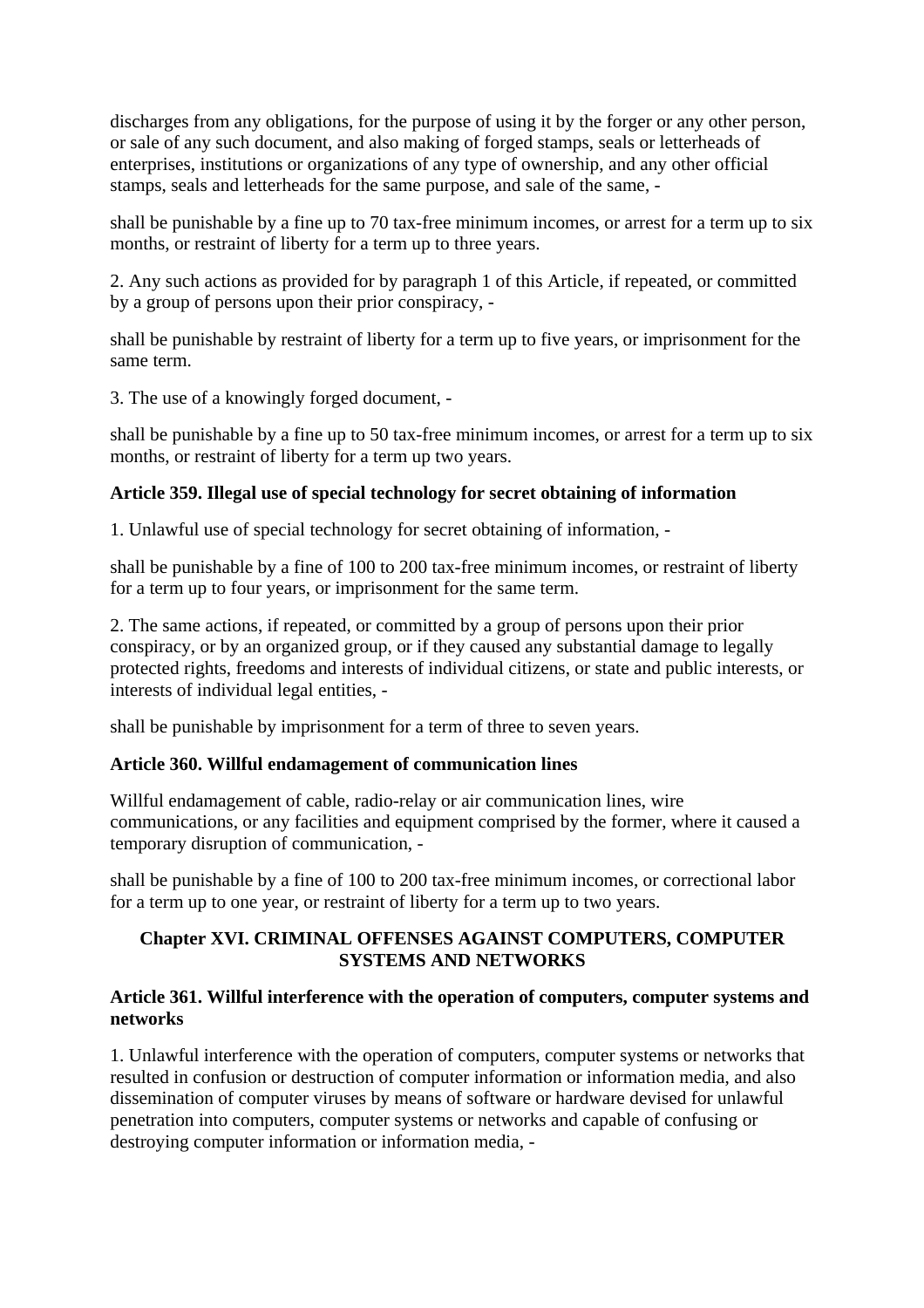discharges from any obligations, for the purpose of using it by the forger or any other person, or sale of any such document, and also making of forged stamps, seals or letterheads of enterprises, institutions or organizations of any type of ownership, and any other official stamps, seals and letterheads for the same purpose, and sale of the same, -

shall be punishable by a fine up to 70 tax-free minimum incomes, or arrest for a term up to six months, or restraint of liberty for a term up to three years.

2. Any such actions as provided for by paragraph 1 of this Article, if repeated, or committed by a group of persons upon their prior conspiracy, -

shall be punishable by restraint of liberty for a term up to five years, or imprisonment for the same term.

3. The use of a knowingly forged document, -

shall be punishable by a fine up to 50 tax-free minimum incomes, or arrest for a term up to six months, or restraint of liberty for a term up two years.

**Article 359. Illegal use of special technology for secret obtaining of information**

1. Unlawful use of special technology for secret obtaining of information, -

shall be punishable by a fine of 100 to 200 tax-free minimum incomes, or restraint of liberty for a term up to four years, or imprisonment for the same term.

2. The same actions, if repeated, or committed by a group of persons upon their prior conspiracy, or by an organized group, or if they caused any substantial damage to legally protected rights, freedoms and interests of individual citizens, or state and public interests, or interests of individual legal entities, -

shall be punishable by imprisonment for a term of three to seven years.

**Article 360. Willful endamagement of communication lines**

Willful endamagement of cable, radio-relay or air communication lines, wire communications, or any facilities and equipment comprised by the former, where it caused a temporary disruption of communication, -

shall be punishable by a fine of 100 to 200 tax-free minimum incomes, or correctional labor for a term up to one year, or restraint of liberty for a term up to two years.

## Chapter XVI. CRIMINAL OFFENSES AGAINST COMPUTERS, COMPUTER SYSTEMS AND NETWORKS

**Article 361. Willful interference with the operation of computers, computer systems and networks**

1. Unlawful interference with the operation of computers, computer systems or networks that resulted in confusion or destruction of computer information or information media, and also dissemination of computer viruses by means of software or hardware devised for unlawful penetration into computers, computer systems or networks and capable of confusing or destroying computer information or information media, -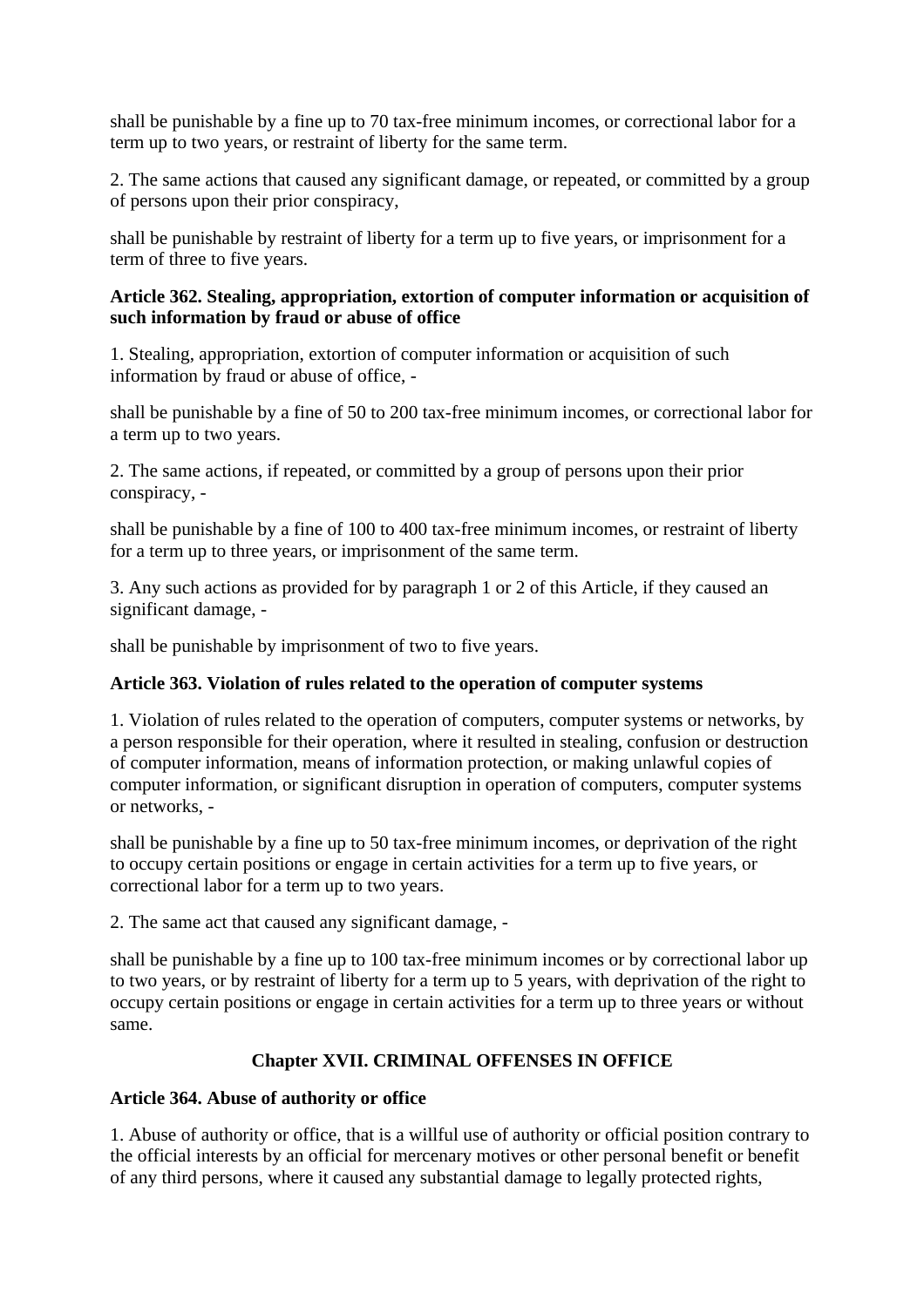shall be punishable by a fine up to 70 tax-free minimum incomes, or correctional labor for a term up to two years, or restraint of liberty for the same term.

2. The same actions that caused any significant damage, or repeated, or committed by a group of persons upon their prior conspiracy,

shall be punishable by restraint of liberty for a term up to five years, or imprisonment for a term of three to five years.

**Article 362. Stealing, appropriation, extortion of computer information or acquisition of such information by fraud or abuse of office**

1. Stealing, appropriation, extortion of computer information or acquisition of such information by fraud or abuse of office, -

shall be punishable by a fine of 50 to 200 tax-free minimum incomes, or correctional labor for a term up to two years.

2. The same actions, if repeated, or committed by a group of persons upon their prior conspiracy, -

shall be punishable by a fine of 100 to 400 tax-free minimum incomes, or restraint of liberty for a term up to three years, or imprisonment of the same term.

3. Any such actions as provided for by paragraph 1 or 2 of this Article, if they caused an significant damage, -

shall be punishable by imprisonment of two to five years.

**Article 363. Violation of rules related to the operation of computer systems**

1. Violation of rules related to the operation of computers, computer systems or networks, by a person responsible for their operation, where it resulted in stealing, confusion or destruction of computer information, means of information protection, or making unlawful copies of computer information, or significant disruption in operation of computers, computer systems or networks, -

shall be punishable by a fine up to 50 tax-free minimum incomes, or deprivation of the right to occupy certain positions or engage in certain activities for a term up to five years, or correctional labor for a term up to two years.

2. The same act that caused any significant damage, -

shall be punishable by a fine up to 100 tax-free minimum incomes or by correctional labor up to two years, or by restraint of liberty for a term up to 5 years, with deprivation of the right to occupy certain positions or engage in certain activities for a term up to three years or without same.

## Chapter XVII. CRIMINAL OFFENSES IN OFFICE

**Article 364. Abuse of authority or office**

1. Abuse of authority or office, that is a willful use of authority or official position contrary to the official interests by an official for mercenary motives or other personal benefit or benefit of any third persons, where it caused any substantial damage to legally protected rights,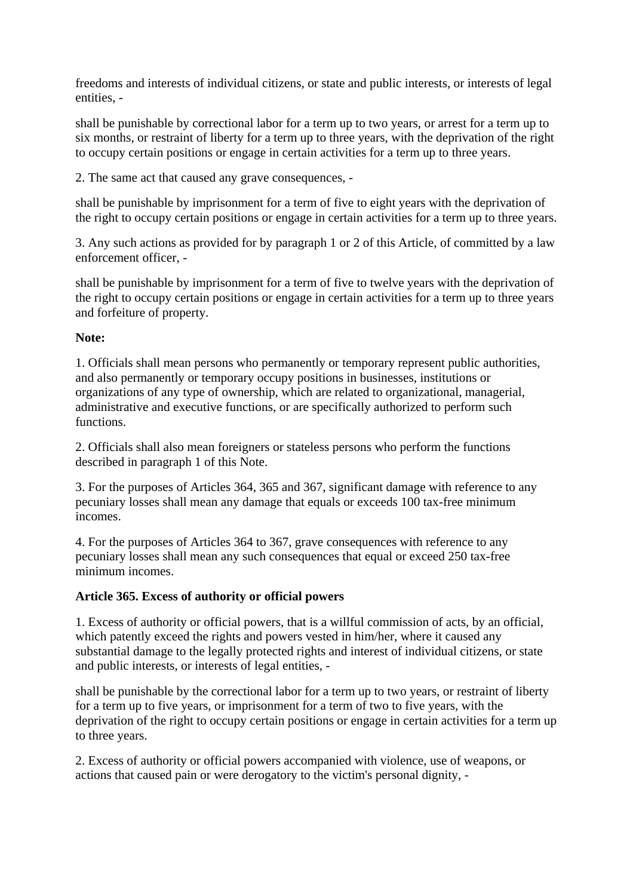freedoms and interests of individual citizens, or state and public interests, or interests of legal entities, -

shall be punishable by correctional labor for a term up to two years, or arrest for a term up to six months, or restraint of liberty for a term up to three years, with the deprivation of the right to occupy certain positions or engage in certain activities for a term up to three years.

2. The same act that caused any grave consequences, -

shall be punishable by imprisonment for a term of five to eight years with the deprivation of the right to occupy certain positions or engage in certain activities for a term up to three years.

3. Any such actions as provided for by paragraph 1 or 2 of this Article, of committed by a law enforcement officer, -

shall be punishable by imprisonment for a term of five to twelve years with the deprivation of the right to occupy certain positions or engage in certain activities for a term up to three years and forfeiture of property.

**Note:**

1. Officials shall mean persons who permanently or temporary represent public authorities, and also permanently or temporary occupy positions in businesses, institutions or organizations of any type of ownership, which are related to organizational, managerial, administrative and executive functions, or are specifically authorized to perform such functions.

2. Officials shall also mean foreigners or stateless persons who perform the functions described in paragraph 1 of this Note.

3. For the purposes of Articles 364, 365 and 367, significant damage with reference to any pecuniary losses shall mean any damage that equals or exceeds 100 tax-free minimum incomes.

4. For the purposes of Articles 364 to 367, grave consequences with reference to any pecuniary losses shall mean any such consequences that equal or exceed 250 tax-free minimum incomes.

**Article 365. Excess of authority or official powers**

1. Excess of authority or official powers, that is a willful commission of acts, by an official, which patently exceed the rights and powers vested in him/her, where it caused any substantial damage to the legally protected rights and interest of individual citizens, or state and public interests, or interests of legal entities, -

shall be punishable by the correctional labor for a term up to two years, or restraint of liberty for a term up to five years, or imprisonment for a term of two to five years, with the deprivation of the right to occupy certain positions or engage in certain activities for a term up to three years.

2. Excess of authority or official powers accompanied with violence, use of weapons, or actions that caused pain or were derogatory to the victim's personal dignity, -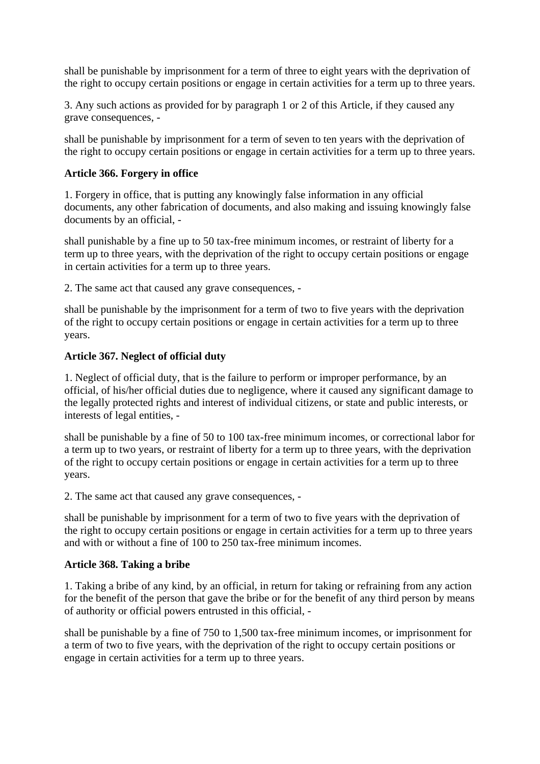shall be punishable by imprisonment for a term of three to eight years with the deprivation of the right to occupy certain positions or engage in certain activities for a term up to three years.

3. Any such actions as provided for by paragraph 1 or 2 of this Article, if they caused any grave consequences, -

shall be punishable by imprisonment for a term of seven to ten years with the deprivation of the right to occupy certain positions or engage in certain activities for a term up to three years.

**Article 366. Forgery in office**

1. Forgery in office, that is putting any knowingly false information in any official documents, any other fabrication of documents, and also making and issuing knowingly false documents by an official, -

shall punishable by a fine up to 50 tax-free minimum incomes, or restraint of liberty for a term up to three years, with the deprivation of the right to occupy certain positions or engage in certain activities for a term up to three years.

2. The same act that caused any grave consequences, -

shall be punishable by the imprisonment for a term of two to five years with the deprivation of the right to occupy certain positions or engage in certain activities for a term up to three years.

**Article 367. Neglect of official duty**

1. Neglect of official duty, that is the failure to perform or improper performance, by an official, of his/her official duties due to negligence, where it caused any significant damage to the legally protected rights and interest of individual citizens, or state and public interests, or interests of legal entities, -

shall be punishable by a fine of 50 to 100 tax-free minimum incomes, or correctional labor for a term up to two years, or restraint of liberty for a term up to three years, with the deprivation of the right to occupy certain positions or engage in certain activities for a term up to three years.

2. The same act that caused any grave consequences, -

shall be punishable by imprisonment for a term of two to five years with the deprivation of the right to occupy certain positions or engage in certain activities for a term up to three years and with or without a fine of 100 to 250 tax-free minimum incomes.

**Article 368. Taking a bribe**

1. Taking a bribe of any kind, by an official, in return for taking or refraining from any action for the benefit of the person that gave the bribe or for the benefit of any third person by means of authority or official powers entrusted in this official, -

shall be punishable by a fine of 750 to 1,500 tax-free minimum incomes, or imprisonment for a term of two to five years, with the deprivation of the right to occupy certain positions or engage in certain activities for a term up to three years.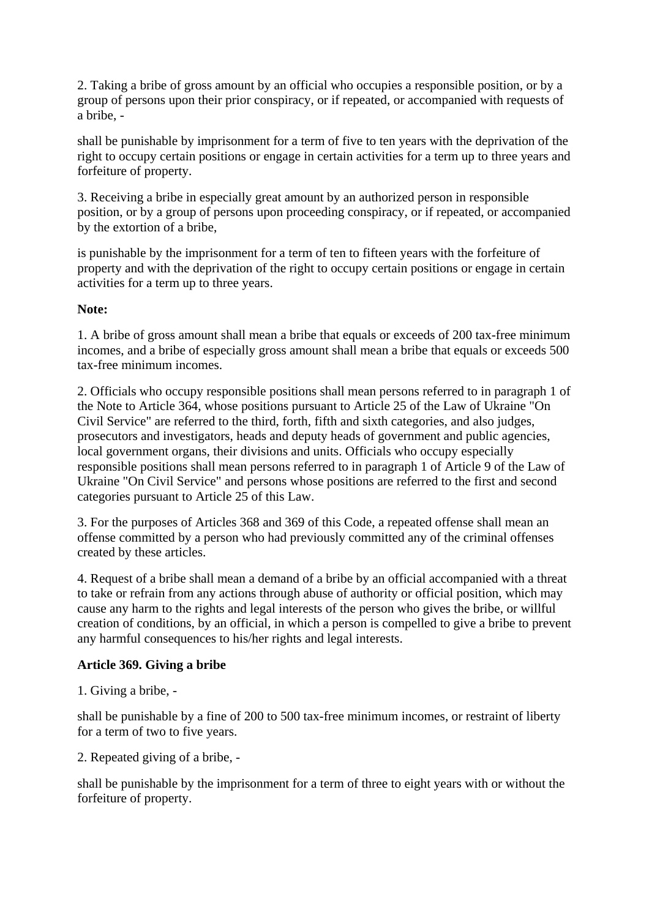2. Taking a bribe of gross amount by an official who occupies a responsible position, or by a group of persons upon their prior conspiracy, or if repeated, or accompanied with requests of a bribe, -

shall be punishable by imprisonment for a term of five to ten years with the deprivation of the right to occupy certain positions or engage in certain activities for a term up to three years and forfeiture of property.

3. Receiving a bribe in especially great amount by an authorized person in responsible position, or by a group of persons upon proceeding conspiracy, or if repeated, or accompanied by the extortion of a bribe,

is punishable by the imprisonment for a term of ten to fifteen years with the forfeiture of property and with the deprivation of the right to occupy certain positions or engage in certain activities for a term up to three years.

**Note:**

1. A bribe of gross amount shall mean a bribe that equals or exceeds of 200 tax-free minimum incomes, and a bribe of especially gross amount shall mean a bribe that equals or exceeds 500 tax-free minimum incomes.

2. Officials who occupy responsible positions shall mean persons referred to in paragraph 1 of the Note to Article 364, whose positions pursuant to Article 25 of the Law of Ukraine "On Civil Service" are referred to the third, forth, fifth and sixth categories, and also judges, prosecutors and investigators, heads and deputy heads of government and public agencies, local government organs, their divisions and units. Officials who occupy especially responsible positions shall mean persons referred to in paragraph 1 of Article 9 of the Law of Ukraine "On Civil Service" and persons whose positions are referred to the first and second categories pursuant to Article 25 of this Law.

3. For the purposes of Articles 368 and 369 of this Code, a repeated offense shall mean an offense committed by a person who had previously committed any of the criminal offenses created by these articles.

4. Request of a bribe shall mean a demand of a bribe by an official accompanied with a threat to take or refrain from any actions through abuse of authority or official position, which may cause any harm to the rights and legal interests of the person who gives the bribe, or willful creation of conditions, by an official, in which a person is compelled to give a bribe to prevent any harmful consequences to his/her rights and legal interests.

**Article 369. Giving a bribe**

1. Giving a bribe, -

shall be punishable by a fine of 200 to 500 tax-free minimum incomes, or restraint of liberty for a term of two to five years.

2. Repeated giving of a bribe, -

shall be punishable by the imprisonment for a term of three to eight years with or without the forfeiture of property.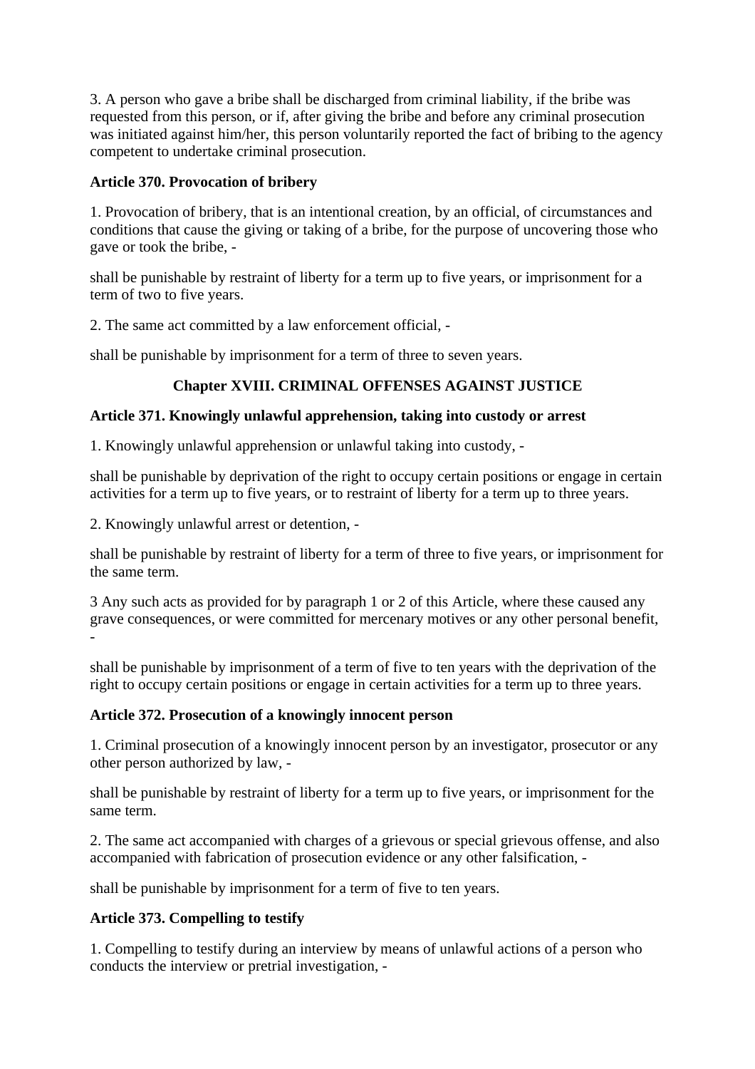3. A person who gave a bribe shall be discharged from criminal liability, if the bribe was requested from this person, or if, after giving the bribe and before any criminal prosecution was initiated against him/her, this person voluntarily reported the fact of bribing to the agency competent to undertake criminal prosecution.

**Article 370. Provocation of bribery**

1. Provocation of bribery, that is an intentional creation, by an official, of circumstances and conditions that cause the giving or taking of a bribe, for the purpose of uncovering those who gave or took the bribe, -

shall be punishable by restraint of liberty for a term up to five years, or imprisonment for a term of two to five years.

2. The same act committed by a law enforcement official, -

shall be punishable by imprisonment for a term of three to seven years.

## Chapter XVIII. CRIMINAL OFFENSES AGAINST JUSTICE

**Article 371. Knowingly unlawful apprehension, taking into custody or arrest**

1. Knowingly unlawful apprehension or unlawful taking into custody, -

shall be punishable by deprivation of the right to occupy certain positions or engage in certain activities for a term up to five years, or to restraint of liberty for a term up to three years.

2. Knowingly unlawful arrest or detention, -

shall be punishable by restraint of liberty for a term of three to five years, or imprisonment for the same term.

3 Any such acts as provided for by paragraph 1 or 2 of this Article, where these caused any grave consequences, or were committed for mercenary motives or any other personal benefit, -

shall be punishable by imprisonment of a term of five to ten years with the deprivation of the right to occupy certain positions or engage in certain activities for a term up to three years.

**Article 372. Prosecution of a knowingly innocent person**

1. Criminal prosecution of a knowingly innocent person by an investigator, prosecutor or any other person authorized by law, -

shall be punishable by restraint of liberty for a term up to five years, or imprisonment for the same term.

2. The same act accompanied with charges of a grievous or special grievous offense, and also accompanied with fabrication of prosecution evidence or any other falsification, -

shall be punishable by imprisonment for a term of five to ten years.

**Article 373. Compelling to testify**

1. Compelling to testify during an interview by means of unlawful actions of a person who conducts the interview or pretrial investigation, -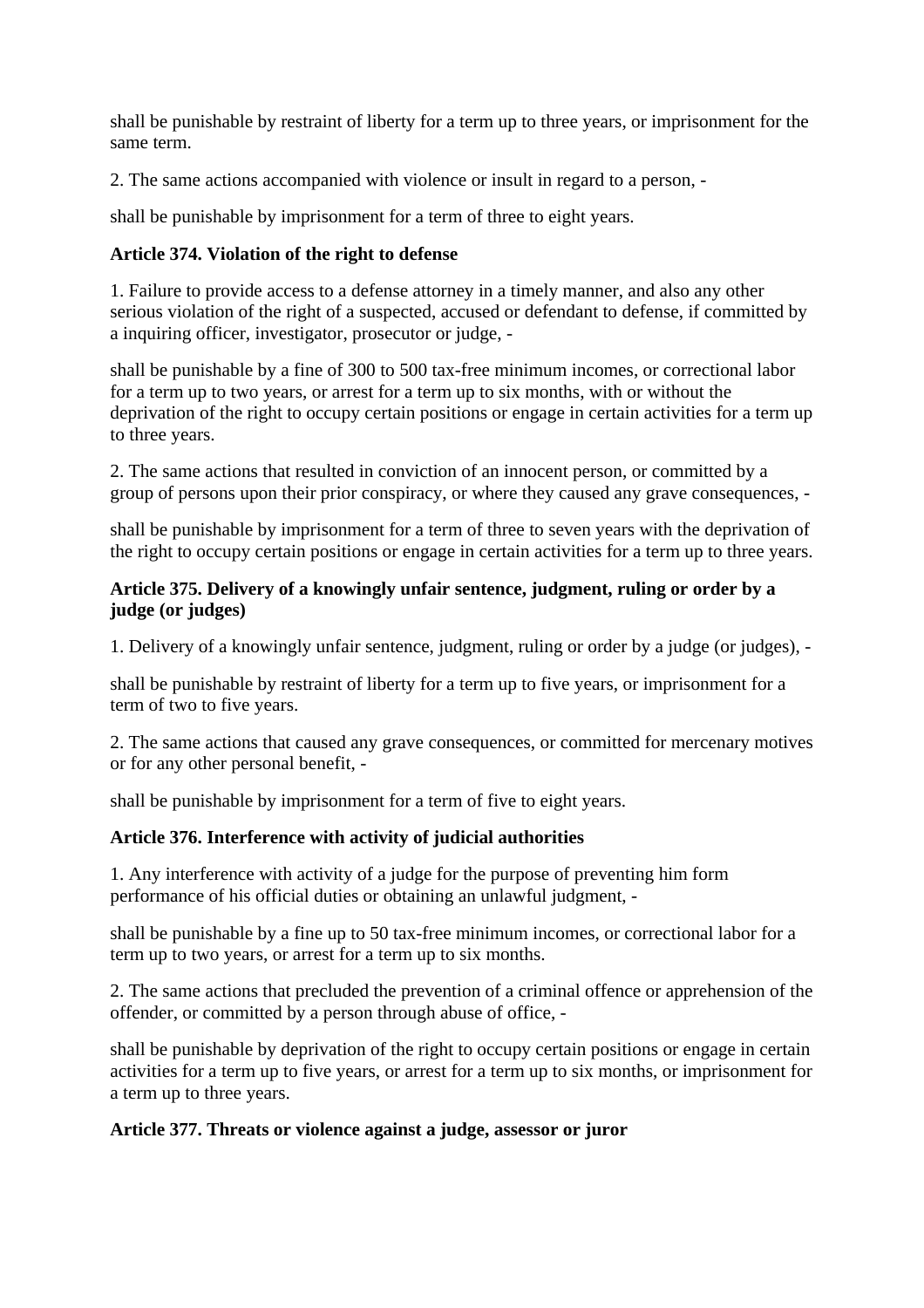shall be punishable by restraint of liberty for a term up to three years, or imprisonment for the same term.

2. The same actions accompanied with violence or insult in regard to a person, -

shall be punishable by imprisonment for a term of three to eight years.

**Article 374. Violation of the right to defense**

1. Failure to provide access to a defense attorney in a timely manner, and also any other serious violation of the right of a suspected, accused or defendant to defense, if committed by a inquiring officer, investigator, prosecutor or judge, -

shall be punishable by a fine of 300 to 500 tax-free minimum incomes, or correctional labor for a term up to two years, or arrest for a term up to six months, with or without the deprivation of the right to occupy certain positions or engage in certain activities for a term up to three years.

2. The same actions that resulted in conviction of an innocent person, or committed by a group of persons upon their prior conspiracy, or where they caused any grave consequences, -

shall be punishable by imprisonment for a term of three to seven years with the deprivation of the right to occupy certain positions or engage in certain activities for a term up to three years.

**Article 375. Delivery of a knowingly unfair sentence, judgment, ruling or order by a judge (or judges)**

1. Delivery of a knowingly unfair sentence, judgment, ruling or order by a judge (or judges), -

shall be punishable by restraint of liberty for a term up to five years, or imprisonment for a term of two to five years.

2. The same actions that caused any grave consequences, or committed for mercenary motives or for any other personal benefit, -

shall be punishable by imprisonment for a term of five to eight years.

**Article 376. Interference with activity of judicial authorities**

1. Any interference with activity of a judge for the purpose of preventing him form performance of his official duties or obtaining an unlawful judgment, -

shall be punishable by a fine up to 50 tax-free minimum incomes, or correctional labor for a term up to two years, or arrest for a term up to six months.

2. The same actions that precluded the prevention of a criminal offence or apprehension of the offender, or committed by a person through abuse of office, -

shall be punishable by deprivation of the right to occupy certain positions or engage in certain activities for a term up to five years, or arrest for a term up to six months, or imprisonment for a term up to three years.

**Article 377. Threats or violence against a judge, assessor or juror**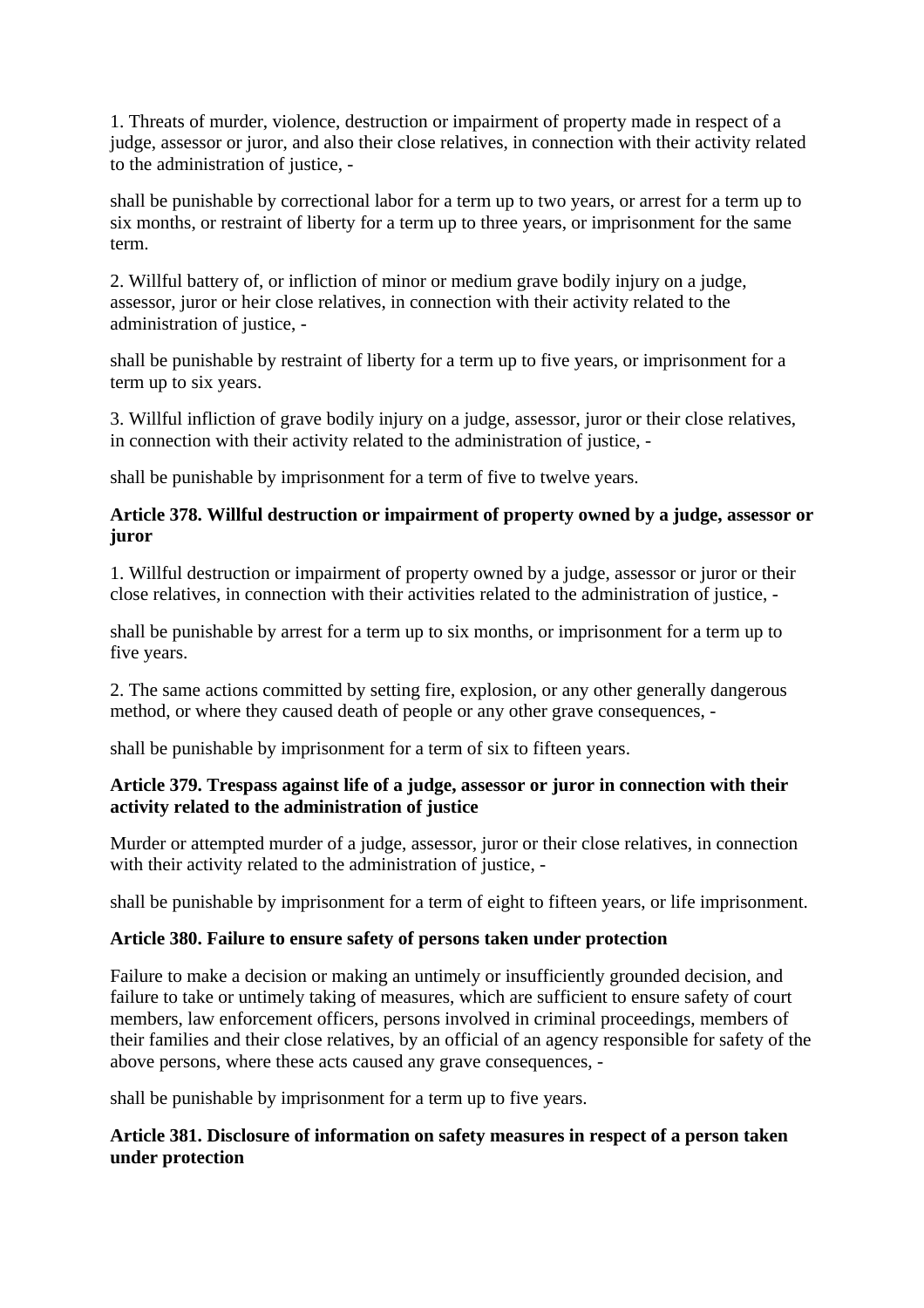1. Threats of murder, violence, destruction or impairment of property made in respect of a judge, assessor or juror, and also their close relatives, in connection with their activity related to the administration of justice, -

shall be punishable by correctional labor for a term up to two years, or arrest for a term up to six months, or restraint of liberty for a term up to three years, or imprisonment for the same term.

2. Willful battery of, or infliction of minor or medium grave bodily injury on a judge, assessor, juror or heir close relatives, in connection with their activity related to the administration of justice, -

shall be punishable by restraint of liberty for a term up to five years, or imprisonment for a term up to six years.

3. Willful infliction of grave bodily injury on a judge, assessor, juror or their close relatives, in connection with their activity related to the administration of justice, -

shall be punishable by imprisonment for a term of five to twelve years.

**Article 378. Willful destruction or impairment of property owned by a judge, assessor or juror**

1. Willful destruction or impairment of property owned by a judge, assessor or juror or their close relatives, in connection with their activities related to the administration of justice, -

shall be punishable by arrest for a term up to six months, or imprisonment for a term up to five years.

2. The same actions committed by setting fire, explosion, or any other generally dangerous method, or where they caused death of people or any other grave consequences, -

shall be punishable by imprisonment for a term of six to fifteen years.

**Article 379. Trespass against life of a judge, assessor or juror in connection with their activity related to the administration of justice**

Murder or attempted murder of a judge, assessor, juror or their close relatives, in connection with their activity related to the administration of justice, -

shall be punishable by imprisonment for a term of eight to fifteen years, or life imprisonment.

**Article 380. Failure to ensure safety of persons taken under protection**

Failure to make a decision or making an untimely or insufficiently grounded decision, and failure to take or untimely taking of measures, which are sufficient to ensure safety of court members, law enforcement officers, persons involved in criminal proceedings, members of their families and their close relatives, by an official of an agency responsible for safety of the above persons, where these acts caused any grave consequences, -

shall be punishable by imprisonment for a term up to five years.

**Article 381. Disclosure of information on safety measures in respect of a person taken under protection**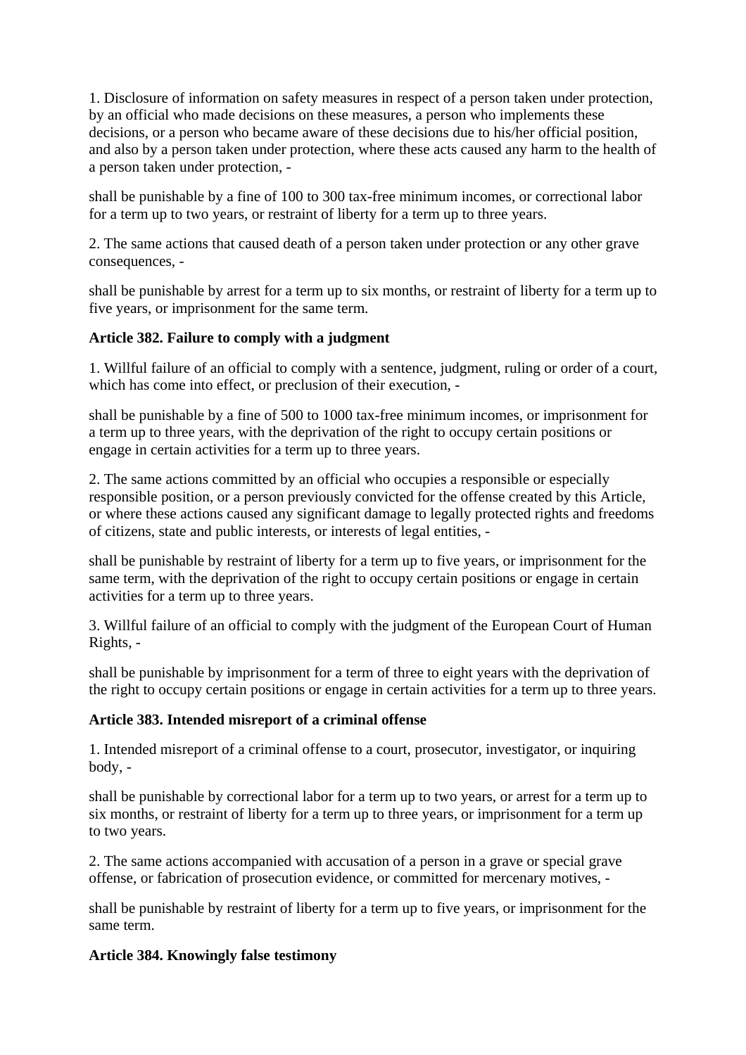1. Disclosure of information on safety measures in respect of a person taken under protection, by an official who made decisions on these measures, a person who implements these decisions, or a person who became aware of these decisions due to his/her official position, and also by a person taken under protection, where these acts caused any harm to the health of a person taken under protection, -

shall be punishable by a fine of 100 to 300 tax-free minimum incomes, or correctional labor for a term up to two years, or restraint of liberty for a term up to three years.

2. The same actions that caused death of a person taken under protection or any other grave consequences, -

shall be punishable by arrest for a term up to six months, or restraint of liberty for a term up to five years, or imprisonment for the same term.

**Article 382. Failure to comply with a judgment**

1. Willful failure of an official to comply with a sentence, judgment, ruling or order of a court, which has come into effect, or preclusion of their execution, -

shall be punishable by a fine of 500 to 1000 tax-free minimum incomes, or imprisonment for a term up to three years, with the deprivation of the right to occupy certain positions or engage in certain activities for a term up to three years.

2. The same actions committed by an official who occupies a responsible or especially responsible position, or a person previously convicted for the offense created by this Article, or where these actions caused any significant damage to legally protected rights and freedoms of citizens, state and public interests, or interests of legal entities, -

shall be punishable by restraint of liberty for a term up to five years, or imprisonment for the same term, with the deprivation of the right to occupy certain positions or engage in certain activities for a term up to three years.

3. Willful failure of an official to comply with the judgment of the European Court of Human Rights, -

shall be punishable by imprisonment for a term of three to eight years with the deprivation of the right to occupy certain positions or engage in certain activities for a term up to three years.

**Article 383. Intended misreport of a criminal offense**

1. Intended misreport of a criminal offense to a court, prosecutor, investigator, or inquiring body, -

shall be punishable by correctional labor for a term up to two years, or arrest for a term up to six months, or restraint of liberty for a term up to three years, or imprisonment for a term up to two years.

2. The same actions accompanied with accusation of a person in a grave or special grave offense, or fabrication of prosecution evidence, or committed for mercenary motives, -

shall be punishable by restraint of liberty for a term up to five years, or imprisonment for the same term.

**Article 384. Knowingly false testimony**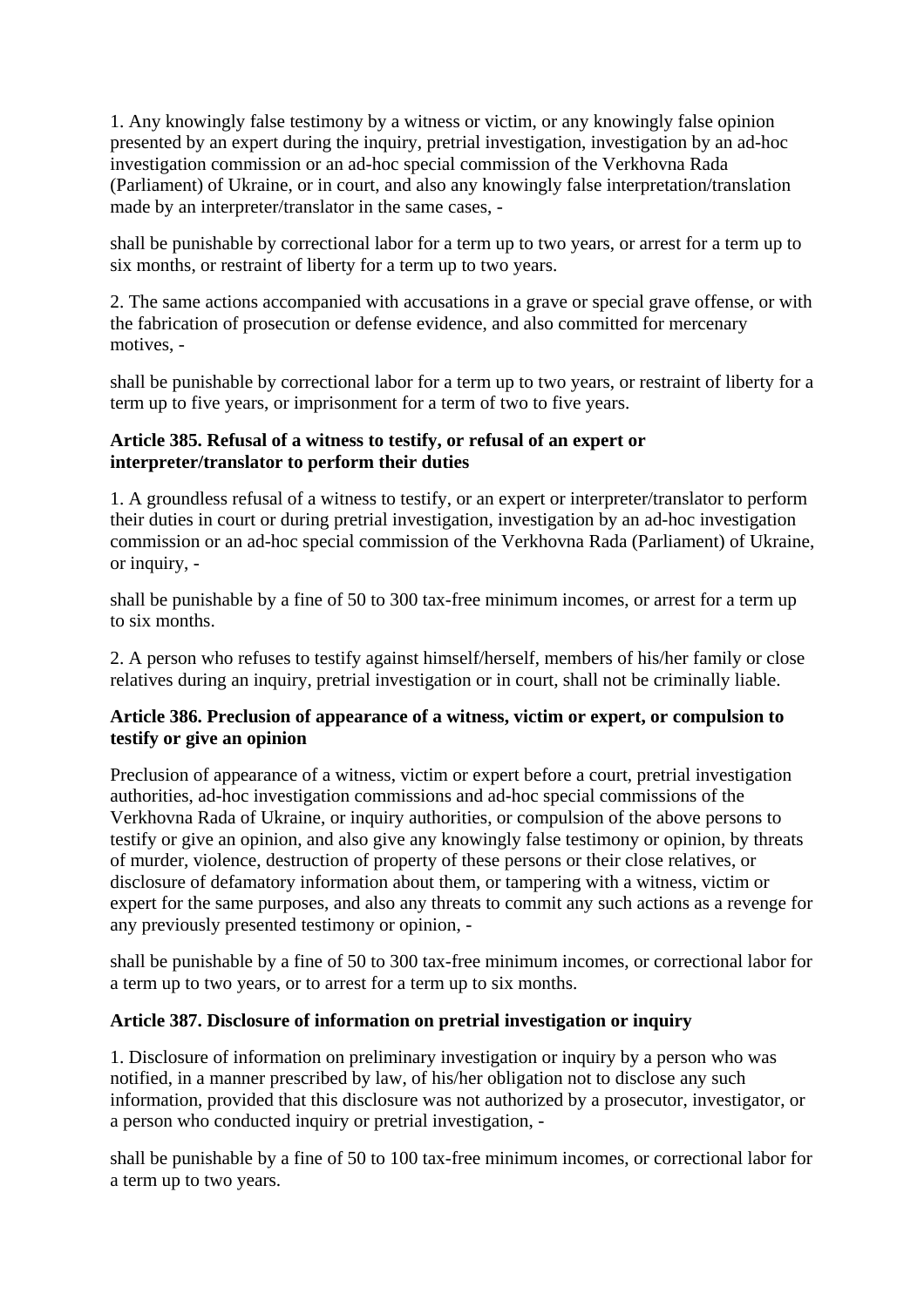1. Any knowingly false testimony by a witness or victim, or any knowingly false opinion presented by an expert during the inquiry, pretrial investigation, investigation by an ad-hoc investigation commission or an ad-hoc special commission of the Verkhovna Rada (Parliament) of Ukraine, or in court, and also any knowingly false interpretation/translation made by an interpreter/translator in the same cases, -

shall be punishable by correctional labor for a term up to two years, or arrest for a term up to six months, or restraint of liberty for a term up to two years.

2. The same actions accompanied with accusations in a grave or special grave offense, or with the fabrication of prosecution or defense evidence, and also committed for mercenary motives, -

shall be punishable by correctional labor for a term up to two years, or restraint of liberty for a term up to five years, or imprisonment for a term of two to five years.

### Article 385. Refusal of a witness to testify, or refusal of an expert or interpreter/translator to perform their duties

1. A groundless refusal of a witness to testify, or an expert or interpreter/translator to perform their duties in court or during pretrial investigation, investigation by an ad-hoc investigation commission or an ad-hoc special commission of the Verkhovna Rada (Parliament) of Ukraine, or inquiry, -

shall be punishable by a fine of 50 to 300 tax-free minimum incomes, or arrest for a term up to six months.

2. A person who refuses to testify against himself/herself, members of his/her family or close relatives during an inquiry, pretrial investigation or in court, shall not be criminally liable.

### Article 386. Preclusion of appearance of a witness, victim or expert, or compulsion to testify or give an opinion

Preclusion of appearance of a witness, victim or expert before a court, pretrial investigation authorities, ad-hoc investigation commissions and ad-hoc special commissions of the Verkhovna Rada of Ukraine, or inquiry authorities, or compulsion of the above persons to testify or give an opinion, and also give any knowingly false testimony or opinion, by threats of murder, violence, destruction of property of these persons or their close relatives, or disclosure of defamatory information about them, or tampering with a witness, victim or expert for the same purposes, and also any threats to commit any such actions as a revenge for any previously presented testimony or opinion, -

shall be punishable by a fine of 50 to 300 tax-free minimum incomes, or correctional labor for a term up to two years, or to arrest for a term up to six months.

### Article 387. Disclosure of information on pretrial investigation or inquiry

1. Disclosure of information on preliminary investigation or inquiry by a person who was notified, in a manner prescribed by law, of his/her obligation not to disclose any such information, provided that this disclosure was not authorized by a prosecutor, investigator, or a person who conducted inquiry or pretrial investigation, -

shall be punishable by a fine of 50 to 100 tax-free minimum incomes, or correctional labor for a term up to two years.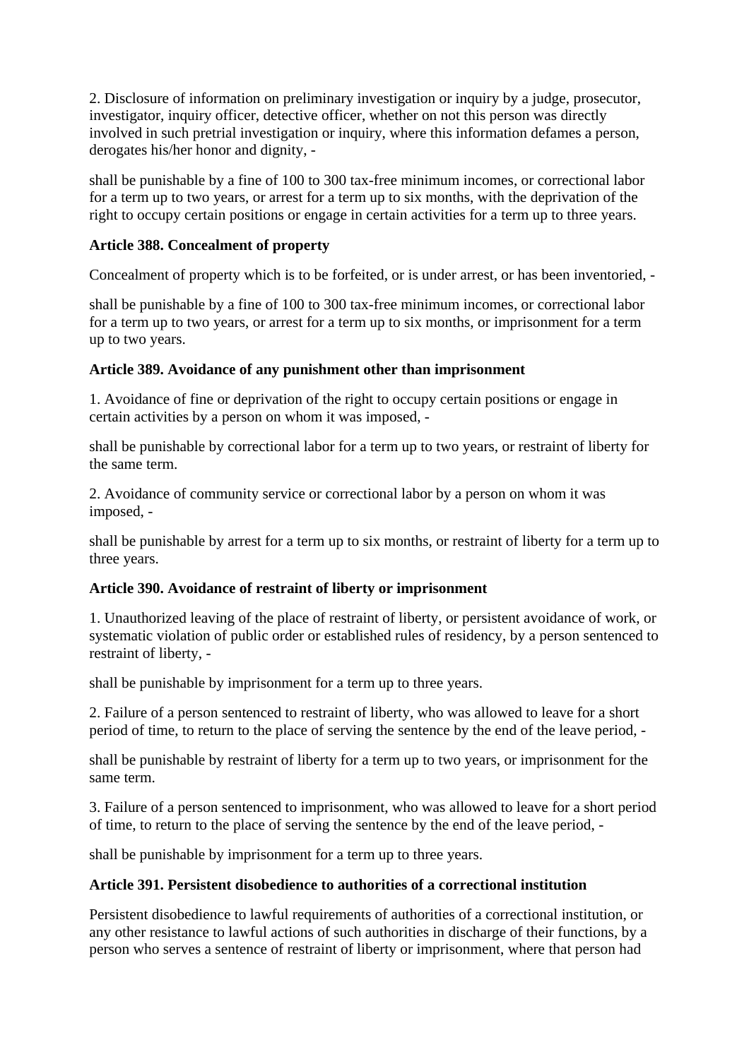2. Disclosure of information on preliminary investigation or inquiry by a judge, prosecutor, investigator, inquiry officer, detective officer, whether on not this person was directly involved in such pretrial investigation or inquiry, where this information defames a person, derogates his/her honor and dignity, -

shall be punishable by a fine of 100 to 300 tax-free minimum incomes, or correctional labor for a term up to two years, or arrest for a term up to six months, with the deprivation of the right to occupy certain positions or engage in certain activities for a term up to three years.

**Article 388. Concealment of property**

Concealment of property which is to be forfeited, or is under arrest, or has been inventoried, -

shall be punishable by a fine of 100 to 300 tax-free minimum incomes, or correctional labor for a term up to two years, or arrest for a term up to six months, or imprisonment for a term up to two years.

**Article 389. Avoidance of any punishment other than imprisonment**

1. Avoidance of fine or deprivation of the right to occupy certain positions or engage in certain activities by a person on whom it was imposed, -

shall be punishable by correctional labor for a term up to two years, or restraint of liberty for the same term.

2. Avoidance of community service or correctional labor by a person on whom it was imposed, -

shall be punishable by arrest for a term up to six months, or restraint of liberty for a term up to three years.

**Article 390. Avoidance of restraint of liberty or imprisonment**

1. Unauthorized leaving of the place of restraint of liberty, or persistent avoidance of work, or systematic violation of public order or established rules of residency, by a person sentenced to restraint of liberty, -

shall be punishable by imprisonment for a term up to three years.

2. Failure of a person sentenced to restraint of liberty, who was allowed to leave for a short period of time, to return to the place of serving the sentence by the end of the leave period, -

shall be punishable by restraint of liberty for a term up to two years, or imprisonment for the same term.

3. Failure of a person sentenced to imprisonment, who was allowed to leave for a short period of time, to return to the place of serving the sentence by the end of the leave period, -

shall be punishable by imprisonment for a term up to three years.

**Article 391. Persistent disobedience to authorities of a correctional institution**

Persistent disobedience to lawful requirements of authorities of a correctional institution, or any other resistance to lawful actions of such authorities in discharge of their functions, by a person who serves a sentence of restraint of liberty or imprisonment, where that person had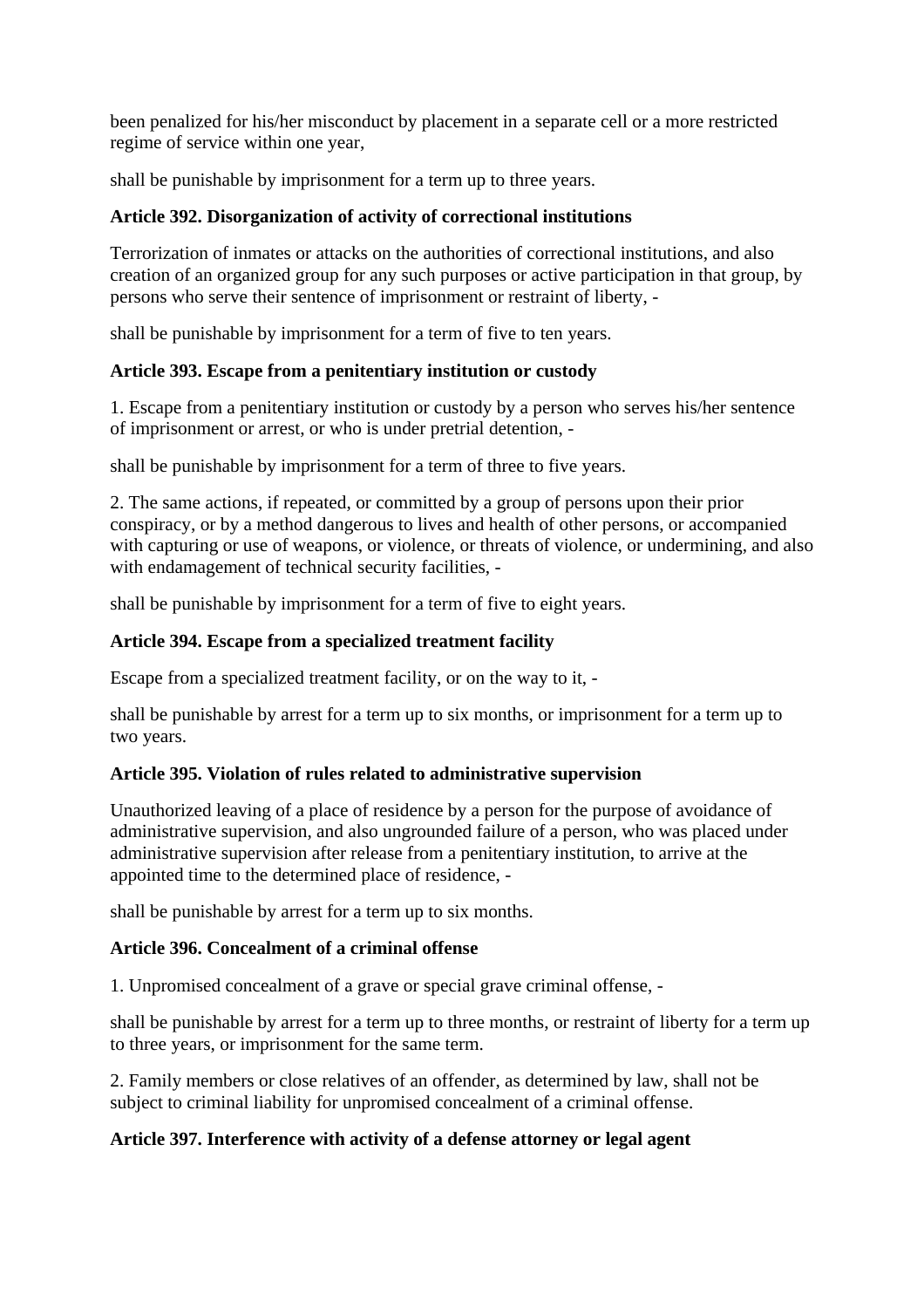been penalized for his/her misconduct by placement in a separate cell or a more restricted regime of service within one year,

shall be punishable by imprisonment for a term up to three years.

**Article 392. Disorganization of activity of correctional institutions**

Terrorization of inmates or attacks on the authorities of correctional institutions, and also creation of an organized group for any such purposes or active participation in that group, by persons who serve their sentence of imprisonment or restraint of liberty, -

shall be punishable by imprisonment for a term of five to ten years.

**Article 393. Escape from a penitentiary institution or custody**

1. Escape from a penitentiary institution or custody by a person who serves his/her sentence of imprisonment or arrest, or who is under pretrial detention, -

shall be punishable by imprisonment for a term of three to five years.

2. The same actions, if repeated, or committed by a group of persons upon their prior conspiracy, or by a method dangerous to lives and health of other persons, or accompanied with capturing or use of weapons, or violence, or threats of violence, or undermining, and also with endamagement of technical security facilities, -

shall be punishable by imprisonment for a term of five to eight years.

**Article 394. Escape from a specialized treatment facility**

Escape from a specialized treatment facility, or on the way to it, -

shall be punishable by arrest for a term up to six months, or imprisonment for a term up to two years.

**Article 395. Violation of rules related to administrative supervision**

Unauthorized leaving of a place of residence by a person for the purpose of avoidance of administrative supervision, and also ungrounded failure of a person, who was placed under administrative supervision after release from a penitentiary institution, to arrive at the appointed time to the determined place of residence, -

shall be punishable by arrest for a term up to six months.

**Article 396. Concealment of a criminal offense**

1. Unpromised concealment of a grave or special grave criminal offense, -

shall be punishable by arrest for a term up to three months, or restraint of liberty for a term up to three years, or imprisonment for the same term.

2. Family members or close relatives of an offender, as determined by law, shall not be subject to criminal liability for unpromised concealment of a criminal offense.

**Article 397. Interference with activity of a defense attorney or legal agent**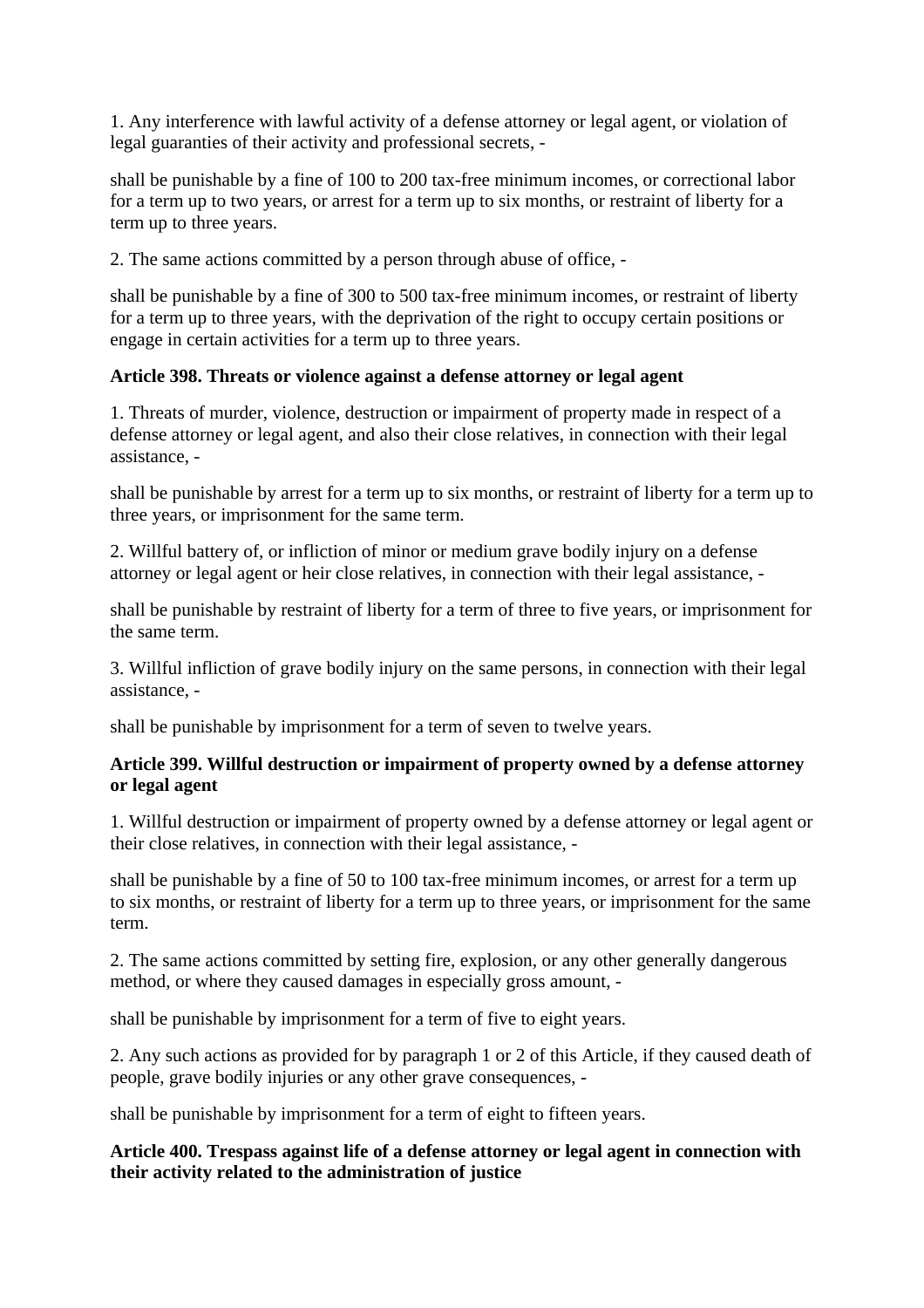1. Any interference with lawful activity of a defense attorney or legal agent, or violation of legal guaranties of their activity and professional secrets, -

shall be punishable by a fine of 100 to 200 tax-free minimum incomes, or correctional labor for a term up to two years, or arrest for a term up to six months, or restraint of liberty for a term up to three years.

2. The same actions committed by a person through abuse of office, -

shall be punishable by a fine of 300 to 500 tax-free minimum incomes, or restraint of liberty for a term up to three years, with the deprivation of the right to occupy certain positions or engage in certain activities for a term up to three years.

**Article 398. Threats or violence against a defense attorney or legal agent**

1. Threats of murder, violence, destruction or impairment of property made in respect of a defense attorney or legal agent, and also their close relatives, in connection with their legal assistance, -

shall be punishable by arrest for a term up to six months, or restraint of liberty for a term up to three years, or imprisonment for the same term.

2. Willful battery of, or infliction of minor or medium grave bodily injury on a defense attorney or legal agent or heir close relatives, in connection with their legal assistance, -

shall be punishable by restraint of liberty for a term of three to five years, or imprisonment for the same term.

3. Willful infliction of grave bodily injury on the same persons, in connection with their legal assistance, -

shall be punishable by imprisonment for a term of seven to twelve years.

**Article 399. Willful destruction or impairment of property owned by a defense attorney or legal agent**

1. Willful destruction or impairment of property owned by a defense attorney or legal agent or their close relatives, in connection with their legal assistance, -

shall be punishable by a fine of 50 to 100 tax-free minimum incomes, or arrest for a term up to six months, or restraint of liberty for a term up to three years, or imprisonment for the same term.

2. The same actions committed by setting fire, explosion, or any other generally dangerous method, or where they caused damages in especially gross amount, -

shall be punishable by imprisonment for a term of five to eight years.

2. Any such actions as provided for by paragraph 1 or 2 of this Article, if they caused death of people, grave bodily injuries or any other grave consequences, -

shall be punishable by imprisonment for a term of eight to fifteen years.

**Article 400. Trespass against life of a defense attorney or legal agent in connection with their activity related to the administration of justice**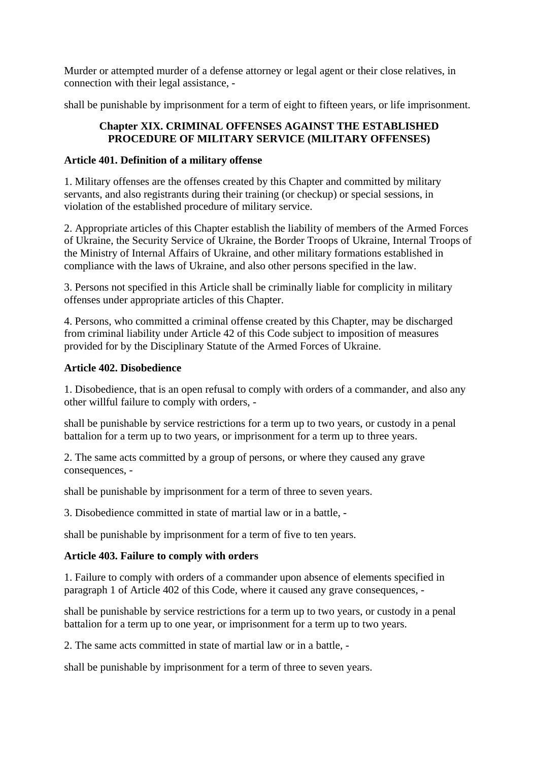Murder or attempted murder of a defense attorney or legal agent or their close relatives, in connection with their legal assistance, -

shall be punishable by imprisonment for a term of eight to fifteen years, or life imprisonment.

## Chapter XIX. CRIMINAL OFFENSES AGAINST THE ESTABLISHED PROCEDURE OF MILITARY SERVICE (MILITARY OFFENSES)

### Article 401. Definition of a military offense

1. Military offenses are the offenses created by this Chapter and committed by military servants, and also registrants during their training (or checkup) or special sessions, in violation of the established procedure of military service.

2. Appropriate articles of this Chapter establish the liability of members of the Armed Forces of Ukraine, the Security Service of Ukraine, the Border Troops of Ukraine, Internal Troops of the Ministry of Internal Affairs of Ukraine, and other military formations established in compliance with the laws of Ukraine, and also other persons specified in the law.

3. Persons not specified in this Article shall be criminally liable for complicity in military offenses under appropriate articles of this Chapter.

4. Persons, who committed a criminal offense created by this Chapter, may be discharged from criminal liability under Article 42 of this Code subject to imposition of measures provided for by the Disciplinary Statute of the Armed Forces of Ukraine.

### Article 402. Disobedience

1. Disobedience, that is an open refusal to comply with orders of a commander, and also any other willful failure to comply with orders, -

shall be punishable by service restrictions for a term up to two years, or custody in a penal battalion for a term up to two years, or imprisonment for a term up to three years.

2. The same acts committed by a group of persons, or where they caused any grave consequences, -

shall be punishable by imprisonment for a term of three to seven years.

3. Disobedience committed in state of martial law or in a battle, -

shall be punishable by imprisonment for a term of five to ten years.

### Article 403. Failure to comply with orders

1. Failure to comply with orders of a commander upon absence of elements specified in paragraph 1 of Article 402 of this Code, where it caused any grave consequences, -

shall be punishable by service restrictions for a term up to two years, or custody in a penal battalion for a term up to one year, or imprisonment for a term up to two years.

2. The same acts committed in state of martial law or in a battle, -

shall be punishable by imprisonment for a term of three to seven years.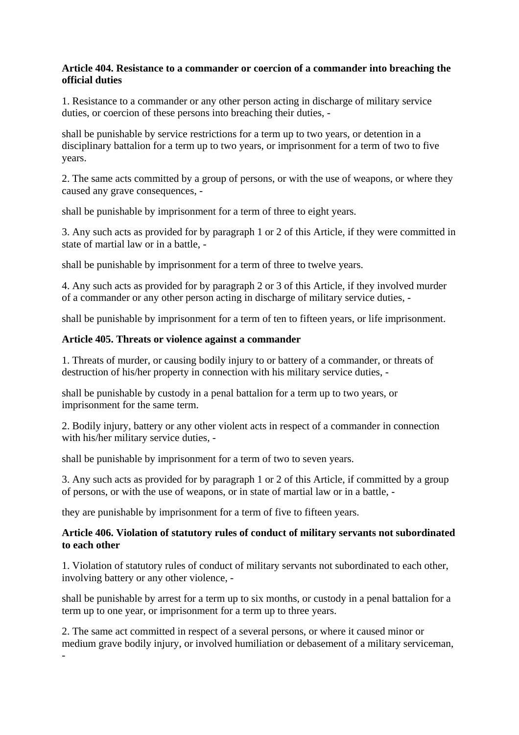**Article 404. Resistance to a commander or coercion of a commander into breaching the official duties**

1. Resistance to a commander or any other person acting in discharge of military service duties, or coercion of these persons into breaching their duties, -

shall be punishable by service restrictions for a term up to two years, or detention in a disciplinary battalion for a term up to two years, or imprisonment for a term of two to five years.

2. The same acts committed by a group of persons, or with the use of weapons, or where they caused any grave consequences, -

shall be punishable by imprisonment for a term of three to eight years.

3. Any such acts as provided for by paragraph 1 or 2 of this Article, if they were committed in state of martial law or in a battle, -

shall be punishable by imprisonment for a term of three to twelve years.

4. Any such acts as provided for by paragraph 2 or 3 of this Article, if they involved murder of a commander or any other person acting in discharge of military service duties, -

shall be punishable by imprisonment for a term of ten to fifteen years, or life imprisonment.

**Article 405. Threats or violence against a commander**

1. Threats of murder, or causing bodily injury to or battery of a commander, or threats of destruction of his/her property in connection with his military service duties, -

shall be punishable by custody in a penal battalion for a term up to two years, or imprisonment for the same term.

2. Bodily injury, battery or any other violent acts in respect of a commander in connection with his/her military service duties, -

shall be punishable by imprisonment for a term of two to seven years.

3. Any such acts as provided for by paragraph 1 or 2 of this Article, if committed by a group of persons, or with the use of weapons, or in state of martial law or in a battle, -

they are punishable by imprisonment for a term of five to fifteen years.

**Article 406. Violation of statutory rules of conduct of military servants not subordinated to each other**

1. Violation of statutory rules of conduct of military servants not subordinated to each other, involving battery or any other violence, -

shall be punishable by arrest for a term up to six months, or custody in a penal battalion for a term up to one year, or imprisonment for a term up to three years.

2. The same act committed in respect of a several persons, or where it caused minor or medium grave bodily injury, or involved humiliation or debasement of a military serviceman, -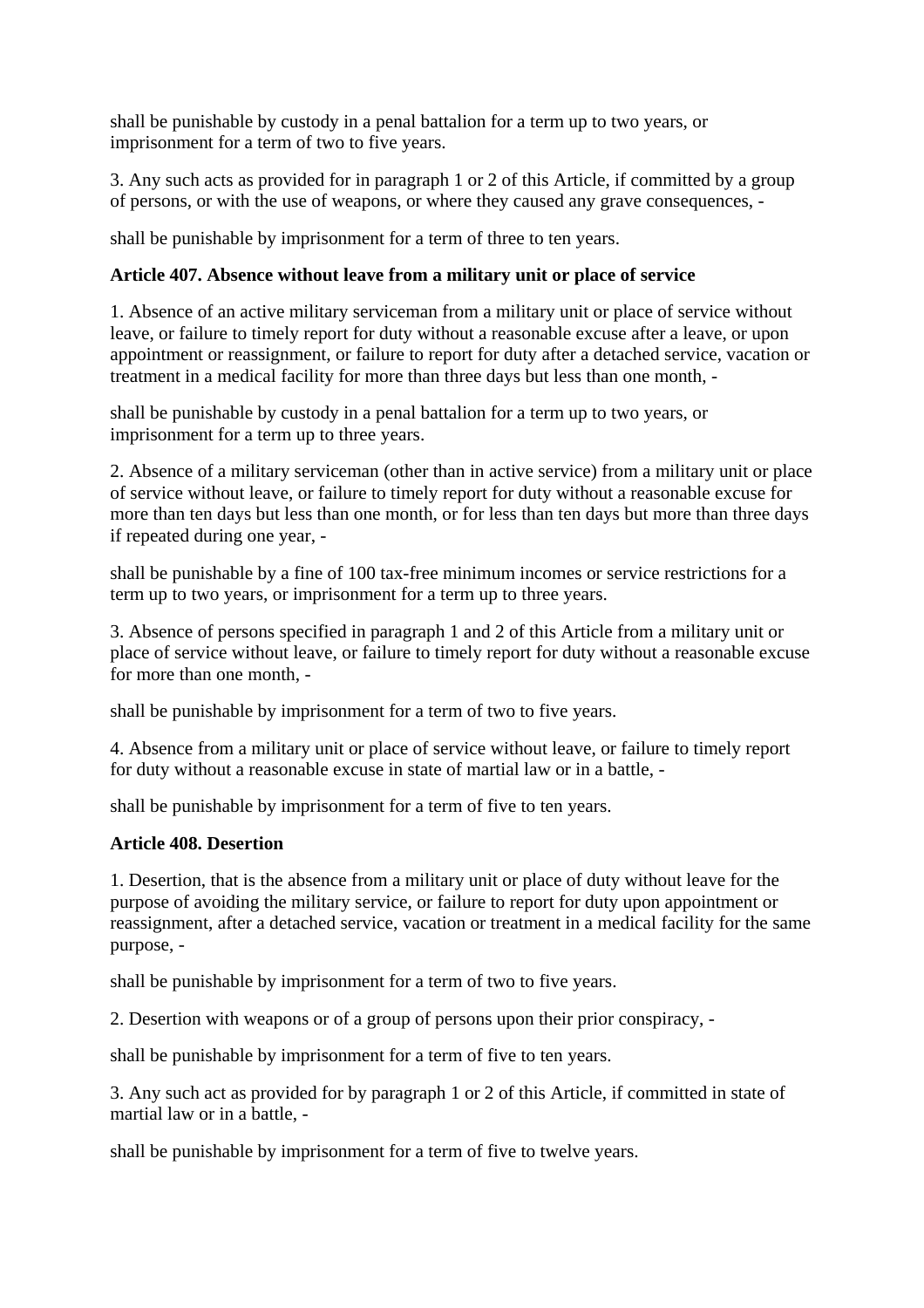shall be punishable by custody in a penal battalion for a term up to two years, or imprisonment for a term of two to five years.

3. Any such acts as provided for in paragraph 1 or 2 of this Article, if committed by a group of persons, or with the use of weapons, or where they caused any grave consequences, -

shall be punishable by imprisonment for a term of three to ten years.

**Article 407. Absence without leave from a military unit or place of service**

1. Absence of an active military serviceman from a military unit or place of service without leave, or failure to timely report for duty without a reasonable excuse after a leave, or upon appointment or reassignment, or failure to report for duty after a detached service, vacation or treatment in a medical facility for more than three days but less than one month, -

shall be punishable by custody in a penal battalion for a term up to two years, or imprisonment for a term up to three years.

2. Absence of a military serviceman (other than in active service) from a military unit or place of service without leave, or failure to timely report for duty without a reasonable excuse for more than ten days but less than one month, or for less than ten days but more than three days if repeated during one year, -

shall be punishable by a fine of 100 tax-free minimum incomes or service restrictions for a term up to two years, or imprisonment for a term up to three years.

3. Absence of persons specified in paragraph 1 and 2 of this Article from a military unit or place of service without leave, or failure to timely report for duty without a reasonable excuse for more than one month, -

shall be punishable by imprisonment for a term of two to five years.

4. Absence from a military unit or place of service without leave, or failure to timely report for duty without a reasonable excuse in state of martial law or in a battle, -

shall be punishable by imprisonment for a term of five to ten years.

**Article 408. Desertion**

1. Desertion, that is the absence from a military unit or place of duty without leave for the purpose of avoiding the military service, or failure to report for duty upon appointment or reassignment, after a detached service, vacation or treatment in a medical facility for the same purpose, -

shall be punishable by imprisonment for a term of two to five years.

2. Desertion with weapons or of a group of persons upon their prior conspiracy, -

shall be punishable by imprisonment for a term of five to ten years.

3. Any such act as provided for by paragraph 1 or 2 of this Article, if committed in state of martial law or in a battle, -

shall be punishable by imprisonment for a term of five to twelve years.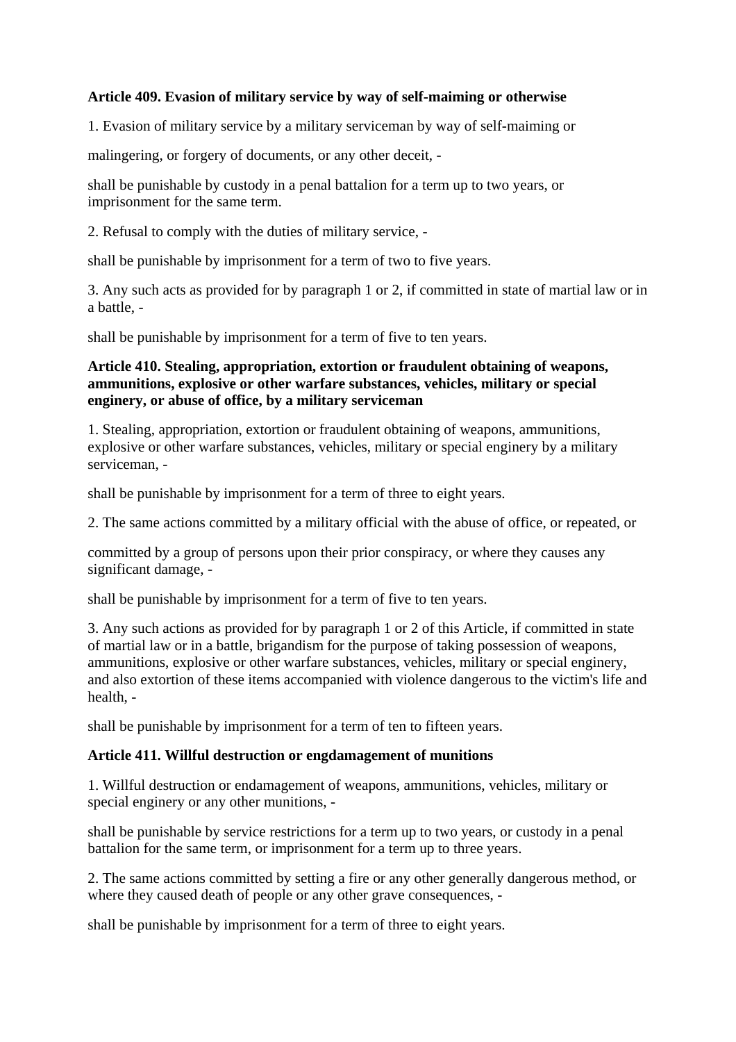**Article 409. Evasion of military service by way of self-maiming or otherwise**

1. Evasion of military service by a military serviceman by way of self-maiming or

malingering, or forgery of documents, or any other deceit, -

shall be punishable by custody in a penal battalion for a term up to two years, or imprisonment for the same term.

2. Refusal to comply with the duties of military service, -

shall be punishable by imprisonment for a term of two to five years.

3. Any such acts as provided for by paragraph 1 or 2, if committed in state of martial law or in a battle, -

shall be punishable by imprisonment for a term of five to ten years.

**Article 410. Stealing, appropriation, extortion or fraudulent obtaining of weapons, ammunitions, explosive or other warfare substances, vehicles, military or special enginery, or abuse of office, by a military serviceman**

1. Stealing, appropriation, extortion or fraudulent obtaining of weapons, ammunitions, explosive or other warfare substances, vehicles, military or special enginery by a military serviceman, -

shall be punishable by imprisonment for a term of three to eight years.

2. The same actions committed by a military official with the abuse of office, or repeated, or

committed by a group of persons upon their prior conspiracy, or where they causes any significant damage, -

shall be punishable by imprisonment for a term of five to ten years.

3. Any such actions as provided for by paragraph 1 or 2 of this Article, if committed in state of martial law or in a battle, brigandism for the purpose of taking possession of weapons, ammunitions, explosive or other warfare substances, vehicles, military or special enginery, and also extortion of these items accompanied with violence dangerous to the victim's life and health, -

shall be punishable by imprisonment for a term of ten to fifteen years.

**Article 411. Willful destruction or engdamagement of munitions**

1. Willful destruction or endamagement of weapons, ammunitions, vehicles, military or special enginery or any other munitions, -

shall be punishable by service restrictions for a term up to two years, or custody in a penal battalion for the same term, or imprisonment for a term up to three years.

2. The same actions committed by setting a fire or any other generally dangerous method, or where they caused death of people or any other grave consequences, -

shall be punishable by imprisonment for a term of three to eight years.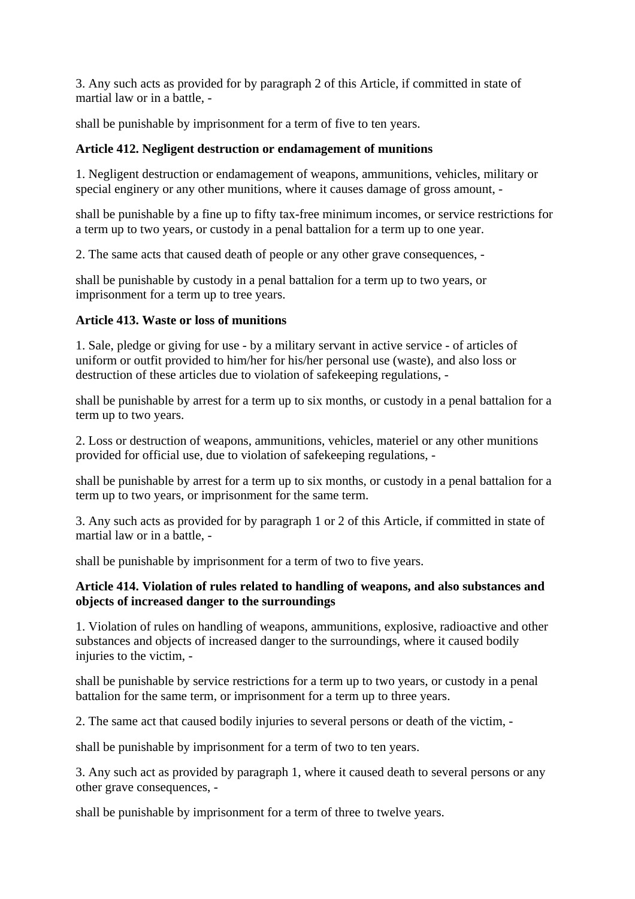3. Any such acts as provided for by paragraph 2 of this Article, if committed in state of martial law or in a battle, -

shall be punishable by imprisonment for a term of five to ten years.

**Article 412. Negligent destruction or endamagement of munitions**

1. Negligent destruction or endamagement of weapons, ammunitions, vehicles, military or special enginery or any other munitions, where it causes damage of gross amount, -

shall be punishable by a fine up to fifty tax-free minimum incomes, or service restrictions for a term up to two years, or custody in a penal battalion for a term up to one year.

2. The same acts that caused death of people or any other grave consequences, -

shall be punishable by custody in a penal battalion for a term up to two years, or imprisonment for a term up to tree years.

**Article 413. Waste or loss of munitions**

1. Sale, pledge or giving for use - by a military servant in active service - of articles of uniform or outfit provided to him/her for his/her personal use (waste), and also loss or destruction of these articles due to violation of safekeeping regulations, -

shall be punishable by arrest for a term up to six months, or custody in a penal battalion for a term up to two years.

2. Loss or destruction of weapons, ammunitions, vehicles, materiel or any other munitions provided for official use, due to violation of safekeeping regulations, -

shall be punishable by arrest for a term up to six months, or custody in a penal battalion for a term up to two years, or imprisonment for the same term.

3. Any such acts as provided for by paragraph 1 or 2 of this Article, if committed in state of martial law or in a battle, -

shall be punishable by imprisonment for a term of two to five years.

**Article 414. Violation of rules related to handling of weapons, and also substances and objects of increased danger to the surroundings**

1. Violation of rules on handling of weapons, ammunitions, explosive, radioactive and other substances and objects of increased danger to the surroundings, where it caused bodily injuries to the victim, -

shall be punishable by service restrictions for a term up to two years, or custody in a penal battalion for the same term, or imprisonment for a term up to three years.

2. The same act that caused bodily injuries to several persons or death of the victim, -

shall be punishable by imprisonment for a term of two to ten years.

3. Any such act as provided by paragraph 1, where it caused death to several persons or any other grave consequences, -

shall be punishable by imprisonment for a term of three to twelve years.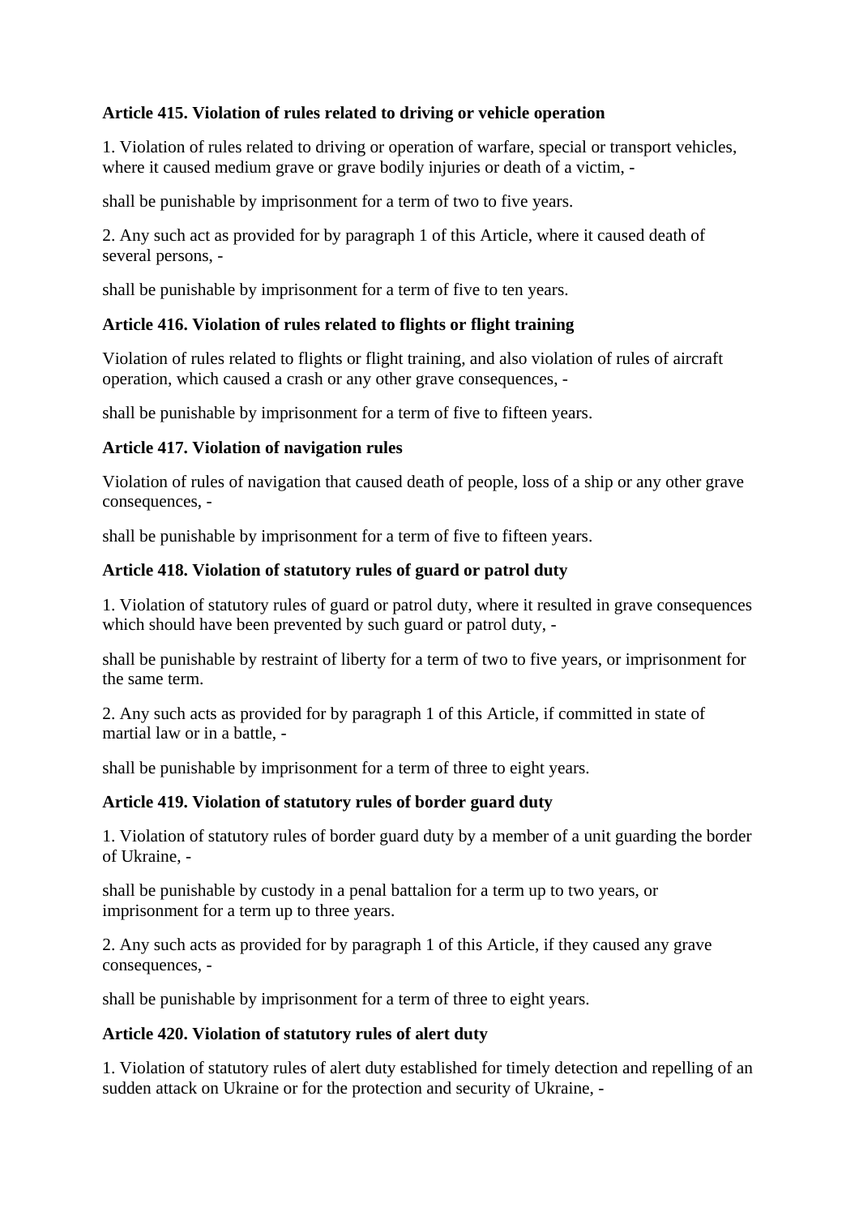**Article 415. Violation of rules related to driving or vehicle operation**

1. Violation of rules related to driving or operation of warfare, special or transport vehicles, where it caused medium grave or grave bodily injuries or death of a victim, -

shall be punishable by imprisonment for a term of two to five years.

2. Any such act as provided for by paragraph 1 of this Article, where it caused death of several persons, -

shall be punishable by imprisonment for a term of five to ten years.

**Article 416. Violation of rules related to flights or flight training**

Violation of rules related to flights or flight training, and also violation of rules of aircraft operation, which caused a crash or any other grave consequences, -

shall be punishable by imprisonment for a term of five to fifteen years.

**Article 417. Violation of navigation rules**

Violation of rules of navigation that caused death of people, loss of a ship or any other grave consequences, -

shall be punishable by imprisonment for a term of five to fifteen years.

**Article 418. Violation of statutory rules of guard or patrol duty**

1. Violation of statutory rules of guard or patrol duty, where it resulted in grave consequences which should have been prevented by such guard or patrol duty, -

shall be punishable by restraint of liberty for a term of two to five years, or imprisonment for the same term.

2. Any such acts as provided for by paragraph 1 of this Article, if committed in state of martial law or in a battle, -

shall be punishable by imprisonment for a term of three to eight years.

**Article 419. Violation of statutory rules of border guard duty**

1. Violation of statutory rules of border guard duty by a member of a unit guarding the border of Ukraine, -

shall be punishable by custody in a penal battalion for a term up to two years, or imprisonment for a term up to three years.

2. Any such acts as provided for by paragraph 1 of this Article, if they caused any grave consequences, -

shall be punishable by imprisonment for a term of three to eight years.

**Article 420. Violation of statutory rules of alert duty**

1. Violation of statutory rules of alert duty established for timely detection and repelling of an sudden attack on Ukraine or for the protection and security of Ukraine, -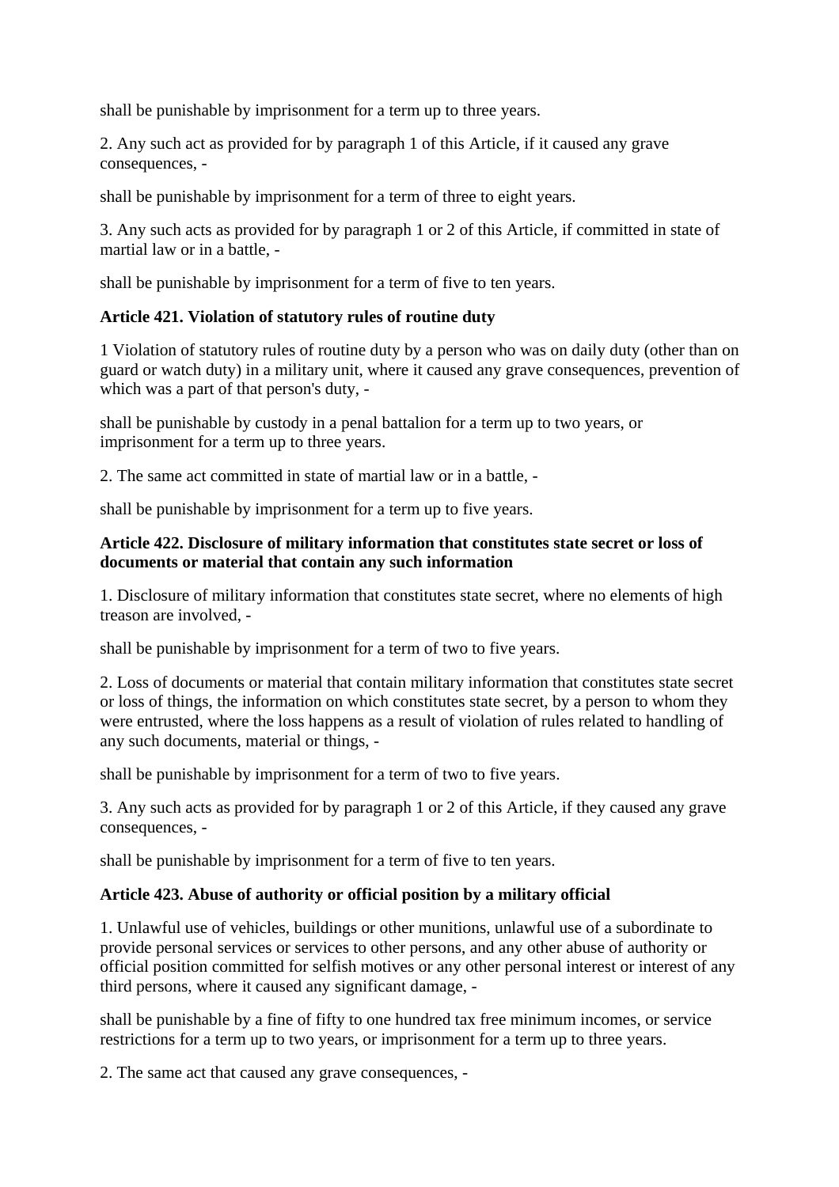shall be punishable by imprisonment for a term up to three years.

2. Any such act as provided for by paragraph 1 of this Article, if it caused any grave consequences, -

shall be punishable by imprisonment for a term of three to eight years.

3. Any such acts as provided for by paragraph 1 or 2 of this Article, if committed in state of martial law or in a battle, -

shall be punishable by imprisonment for a term of five to ten years.

**Article 421. Violation of statutory rules of routine duty**

1 Violation of statutory rules of routine duty by a person who was on daily duty (other than on guard or watch duty) in a military unit, where it caused any grave consequences, prevention of which was a part of that person's duty, -

shall be punishable by custody in a penal battalion for a term up to two years, or imprisonment for a term up to three years.

2. The same act committed in state of martial law or in a battle, -

shall be punishable by imprisonment for a term up to five years.

**Article 422. Disclosure of military information that constitutes state secret or loss of documents or material that contain any such information**

1. Disclosure of military information that constitutes state secret, where no elements of high treason are involved, -

shall be punishable by imprisonment for a term of two to five years.

2. Loss of documents or material that contain military information that constitutes state secret or loss of things, the information on which constitutes state secret, by a person to whom they were entrusted, where the loss happens as a result of violation of rules related to handling of any such documents, material or things, -

shall be punishable by imprisonment for a term of two to five years.

3. Any such acts as provided for by paragraph 1 or 2 of this Article, if they caused any grave consequences, -

shall be punishable by imprisonment for a term of five to ten years.

**Article 423. Abuse of authority or official position by a military official**

1. Unlawful use of vehicles, buildings or other munitions, unlawful use of a subordinate to provide personal services or services to other persons, and any other abuse of authority or official position committed for selfish motives or any other personal interest or interest of any third persons, where it caused any significant damage, -

shall be punishable by a fine of fifty to one hundred tax free minimum incomes, or service restrictions for a term up to two years, or imprisonment for a term up to three years.

2. The same act that caused any grave consequences, -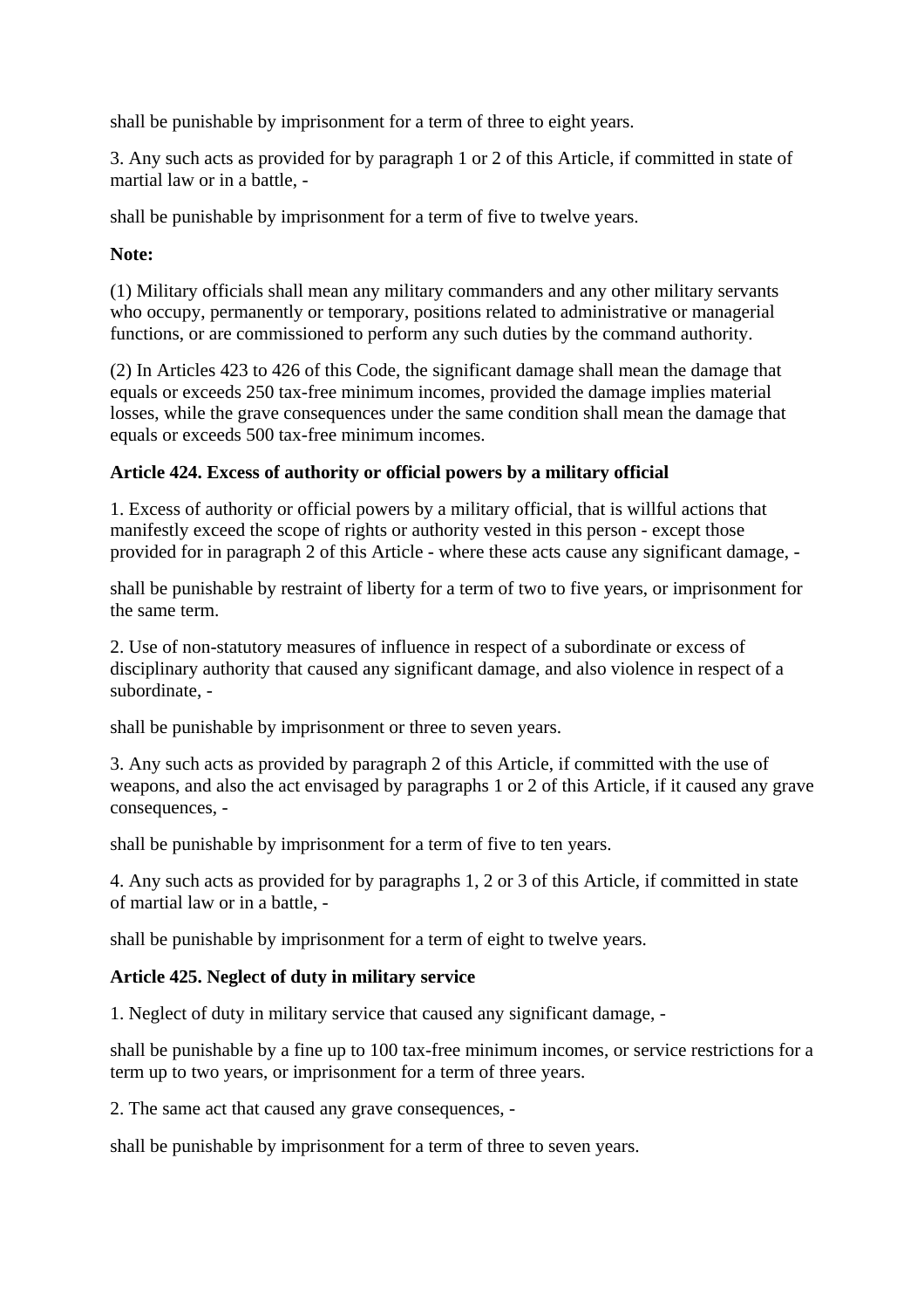shall be punishable by imprisonment for a term of three to eight years.

3. Any such acts as provided for by paragraph 1 or 2 of this Article, if committed in state of martial law or in a battle, -

shall be punishable by imprisonment for a term of five to twelve years.

**Note:**

(1) Military officials shall mean any military commanders and any other military servants who occupy, permanently or temporary, positions related to administrative or managerial functions, or are commissioned to perform any such duties by the command authority.

(2) In Articles 423 to 426 of this Code, the significant damage shall mean the damage that equals or exceeds 250 tax-free minimum incomes, provided the damage implies material losses, while the grave consequences under the same condition shall mean the damage that equals or exceeds 500 tax-free minimum incomes.

**Article 424. Excess of authority or official powers by a military official**

1. Excess of authority or official powers by a military official, that is willful actions that manifestly exceed the scope of rights or authority vested in this person - except those provided for in paragraph 2 of this Article - where these acts cause any significant damage, -

shall be punishable by restraint of liberty for a term of two to five years, or imprisonment for the same term.

2. Use of non-statutory measures of influence in respect of a subordinate or excess of disciplinary authority that caused any significant damage, and also violence in respect of a subordinate, -

shall be punishable by imprisonment or three to seven years.

3. Any such acts as provided by paragraph 2 of this Article, if committed with the use of weapons, and also the act envisaged by paragraphs 1 or 2 of this Article, if it caused any grave consequences, -

shall be punishable by imprisonment for a term of five to ten years.

4. Any such acts as provided for by paragraphs 1, 2 or 3 of this Article, if committed in state of martial law or in a battle, -

shall be punishable by imprisonment for a term of eight to twelve years.

**Article 425. Neglect of duty in military service**

1. Neglect of duty in military service that caused any significant damage, -

shall be punishable by a fine up to 100 tax-free minimum incomes, or service restrictions for a term up to two years, or imprisonment for a term of three years.

2. The same act that caused any grave consequences, -

shall be punishable by imprisonment for a term of three to seven years.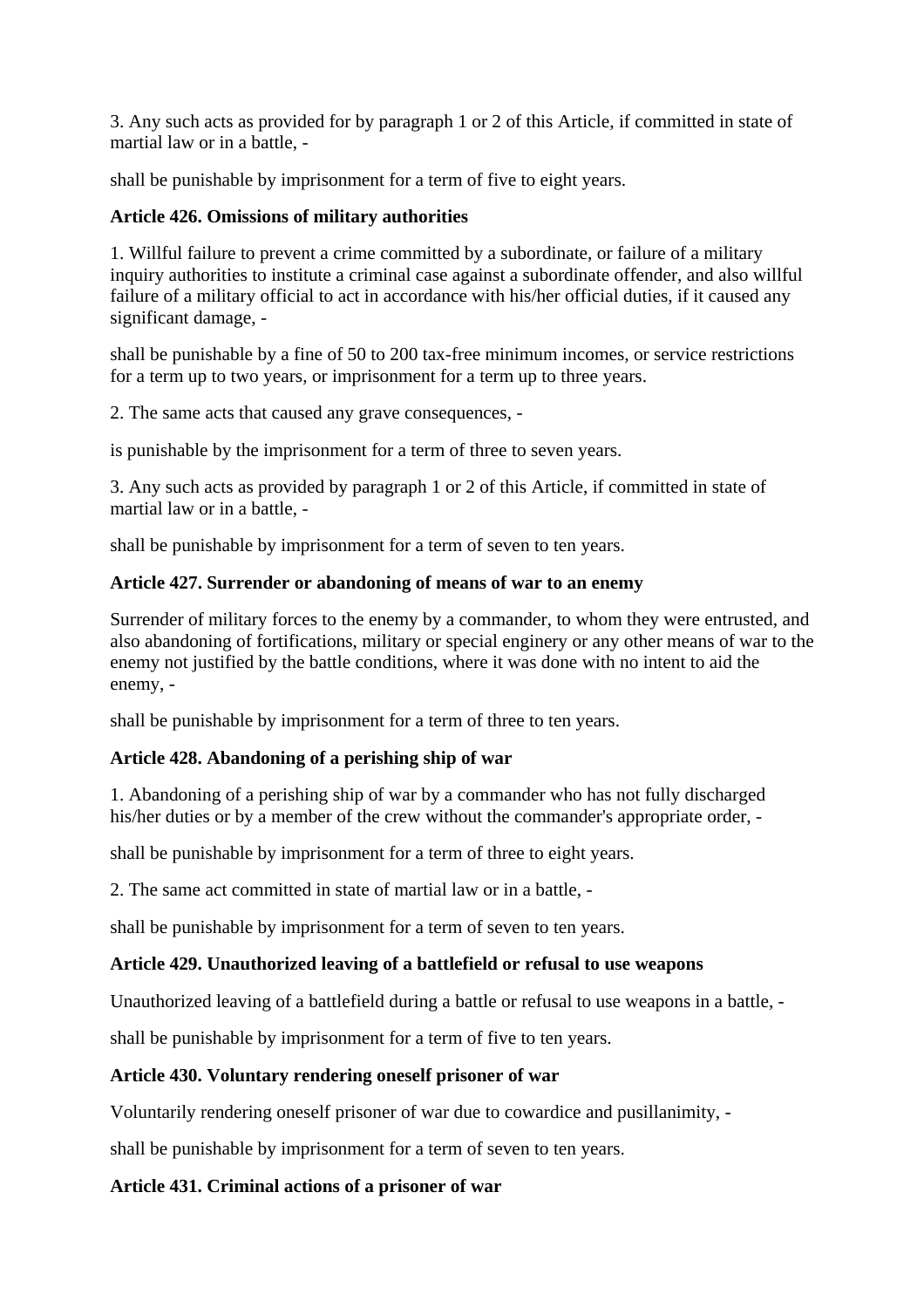3. Any such acts as provided for by paragraph 1 or 2 of this Article, if committed in state of martial law or in a battle, -

shall be punishable by imprisonment for a term of five to eight years.

**Article 426. Omissions of military authorities**

1. Willful failure to prevent a crime committed by a subordinate, or failure of a military inquiry authorities to institute a criminal case against a subordinate offender, and also willful failure of a military official to act in accordance with his/her official duties, if it caused any significant damage, -

shall be punishable by a fine of 50 to 200 tax-free minimum incomes, or service restrictions for a term up to two years, or imprisonment for a term up to three years.

2. The same acts that caused any grave consequences, -

is punishable by the imprisonment for a term of three to seven years.

3. Any such acts as provided by paragraph 1 or 2 of this Article, if committed in state of martial law or in a battle, -

shall be punishable by imprisonment for a term of seven to ten years.

**Article 427. Surrender or abandoning of means of war to an enemy**

Surrender of military forces to the enemy by a commander, to whom they were entrusted, and also abandoning of fortifications, military or special enginery or any other means of war to the enemy not justified by the battle conditions, where it was done with no intent to aid the enemy, -

shall be punishable by imprisonment for a term of three to ten years.

**Article 428. Abandoning of a perishing ship of war**

1. Abandoning of a perishing ship of war by a commander who has not fully discharged his/her duties or by a member of the crew without the commander's appropriate order, -

shall be punishable by imprisonment for a term of three to eight years.

2. The same act committed in state of martial law or in a battle, -

shall be punishable by imprisonment for a term of seven to ten years.

**Article 429. Unauthorized leaving of a battlefield or refusal to use weapons**

Unauthorized leaving of a battlefield during a battle or refusal to use weapons in a battle, -

shall be punishable by imprisonment for a term of five to ten years.

**Article 430. Voluntary rendering oneself prisoner of war**

Voluntarily rendering oneself prisoner of war due to cowardice and pusillanimity, -

shall be punishable by imprisonment for a term of seven to ten years.

**Article 431. Criminal actions of a prisoner of war**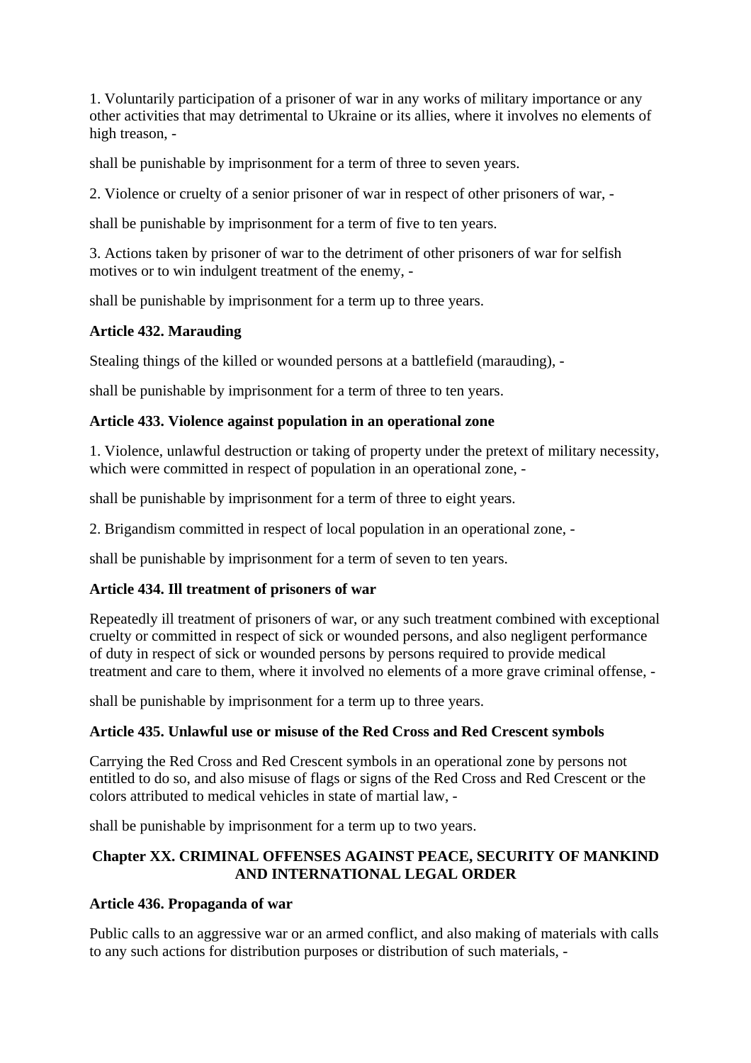1. Voluntarily participation of a prisoner of war in any works of military importance or any other activities that may detrimental to Ukraine or its allies, where it involves no elements of high treason, -

shall be punishable by imprisonment for a term of three to seven years.

2. Violence or cruelty of a senior prisoner of war in respect of other prisoners of war, -

shall be punishable by imprisonment for a term of five to ten years.

3. Actions taken by prisoner of war to the detriment of other prisoners of war for selfish motives or to win indulgent treatment of the enemy, -

shall be punishable by imprisonment for a term up to three years.

**Article 432. Marauding**

Stealing things of the killed or wounded persons at a battlefield (marauding), -

shall be punishable by imprisonment for a term of three to ten years.

**Article 433. Violence against population in an operational zone**

1. Violence, unlawful destruction or taking of property under the pretext of military necessity, which were committed in respect of population in an operational zone, -

shall be punishable by imprisonment for a term of three to eight years.

2. Brigandism committed in respect of local population in an operational zone, -

shall be punishable by imprisonment for a term of seven to ten years.

**Article 434. Ill treatment of prisoners of war**

Repeatedly ill treatment of prisoners of war, or any such treatment combined with exceptional cruelty or committed in respect of sick or wounded persons, and also negligent performance of duty in respect of sick or wounded persons by persons required to provide medical treatment and care to them, where it involved no elements of a more grave criminal offense, -

shall be punishable by imprisonment for a term up to three years.

**Article 435. Unlawful use or misuse of the Red Cross and Red Crescent symbols**

Carrying the Red Cross and Red Crescent symbols in an operational zone by persons not entitled to do so, and also misuse of flags or signs of the Red Cross and Red Crescent or the colors attributed to medical vehicles in state of martial law, -

shall be punishable by imprisonment for a term up to two years.

## Chapter XX. CRIMINAL OFFENSES AGAINST PEACE, SECURITY OF MANKIND AND INTERNATIONAL LEGAL ORDER

**Article 436. Propaganda of war**

Public calls to an aggressive war or an armed conflict, and also making of materials with calls to any such actions for distribution purposes or distribution of such materials, -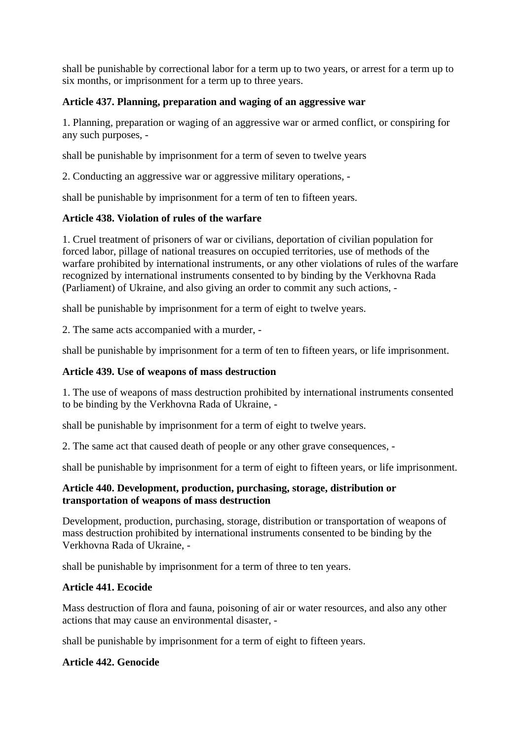shall be punishable by correctional labor for a term up to two years, or arrest for a term up to six months, or imprisonment for a term up to three years.

**Article 437. Planning, preparation and waging of an aggressive war**

1. Planning, preparation or waging of an aggressive war or armed conflict, or conspiring for any such purposes, -

shall be punishable by imprisonment for a term of seven to twelve years

2. Conducting an aggressive war or aggressive military operations, -

shall be punishable by imprisonment for a term of ten to fifteen years.

**Article 438. Violation of rules of the warfare**

1. Cruel treatment of prisoners of war or civilians, deportation of civilian population for forced labor, pillage of national treasures on occupied territories, use of methods of the warfare prohibited by international instruments, or any other violations of rules of the warfare recognized by international instruments consented to by binding by the Verkhovna Rada (Parliament) of Ukraine, and also giving an order to commit any such actions, -

shall be punishable by imprisonment for a term of eight to twelve years.

2. The same acts accompanied with a murder, -

shall be punishable by imprisonment for a term of ten to fifteen years, or life imprisonment.

**Article 439. Use of weapons of mass destruction**

1. The use of weapons of mass destruction prohibited by international instruments consented to be binding by the Verkhovna Rada of Ukraine, -

shall be punishable by imprisonment for a term of eight to twelve years.

2. The same act that caused death of people or any other grave consequences, -

shall be punishable by imprisonment for a term of eight to fifteen years, or life imprisonment.

**Article 440. Development, production, purchasing, storage, distribution or transportation of weapons of mass destruction**

Development, production, purchasing, storage, distribution or transportation of weapons of mass destruction prohibited by international instruments consented to be binding by the Verkhovna Rada of Ukraine, -

shall be punishable by imprisonment for a term of three to ten years.

**Article 441. Ecocide**

Mass destruction of flora and fauna, poisoning of air or water resources, and also any other actions that may cause an environmental disaster, -

shall be punishable by imprisonment for a term of eight to fifteen years.

**Article 442. Genocide**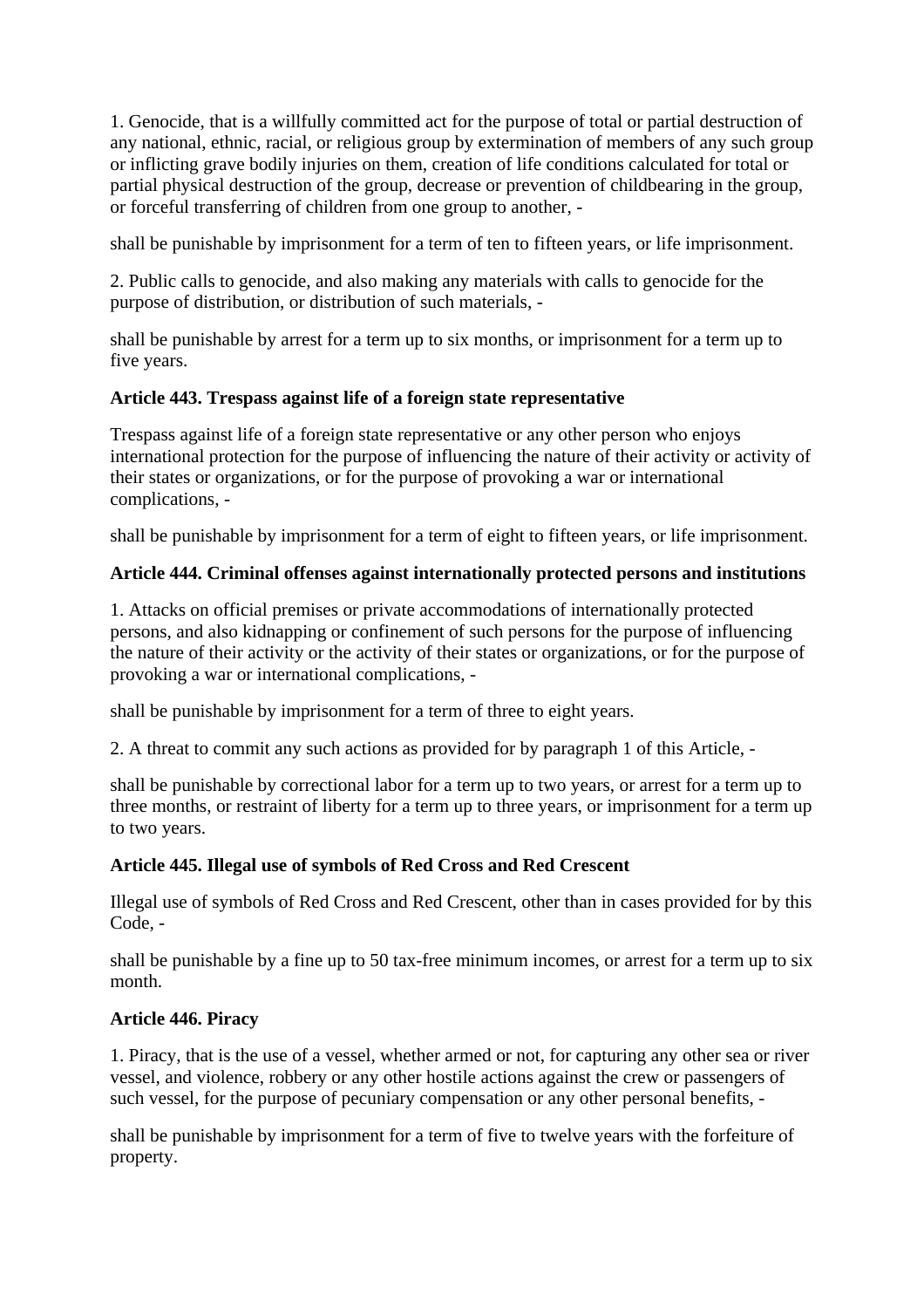1. Genocide, that is a willfully committed act for the purpose of total or partial destruction of any national, ethnic, racial, or religious group by extermination of members of any such group or inflicting grave bodily injuries on them, creation of life conditions calculated for total or partial physical destruction of the group, decrease or prevention of childbearing in the group, or forceful transferring of children from one group to another, -

shall be punishable by imprisonment for a term of ten to fifteen years, or life imprisonment.

2. Public calls to genocide, and also making any materials with calls to genocide for the purpose of distribution, or distribution of such materials, -

shall be punishable by arrest for a term up to six months, or imprisonment for a term up to five years.

**Article 443. Trespass against life of a foreign state representative**

Trespass against life of a foreign state representative or any other person who enjoys international protection for the purpose of influencing the nature of their activity or activity of their states or organizations, or for the purpose of provoking a war or international complications, -

shall be punishable by imprisonment for a term of eight to fifteen years, or life imprisonment.

**Article 444. Criminal offenses against internationally protected persons and institutions**

1. Attacks on official premises or private accommodations of internationally protected persons, and also kidnapping or confinement of such persons for the purpose of influencing the nature of their activity or the activity of their states or organizations, or for the purpose of provoking a war or international complications, -

shall be punishable by imprisonment for a term of three to eight years.

2. A threat to commit any such actions as provided for by paragraph 1 of this Article, -

shall be punishable by correctional labor for a term up to two years, or arrest for a term up to three months, or restraint of liberty for a term up to three years, or imprisonment for a term up to two years.

**Article 445. Illegal use of symbols of Red Cross and Red Crescent**

Illegal use of symbols of Red Cross and Red Crescent, other than in cases provided for by this Code, -

shall be punishable by a fine up to 50 tax-free minimum incomes, or arrest for a term up to six month.

**Article 446. Piracy**

1. Piracy, that is the use of a vessel, whether armed or not, for capturing any other sea or river vessel, and violence, robbery or any other hostile actions against the crew or passengers of such vessel, for the purpose of pecuniary compensation or any other personal benefits, -

shall be punishable by imprisonment for a term of five to twelve years with the forfeiture of property.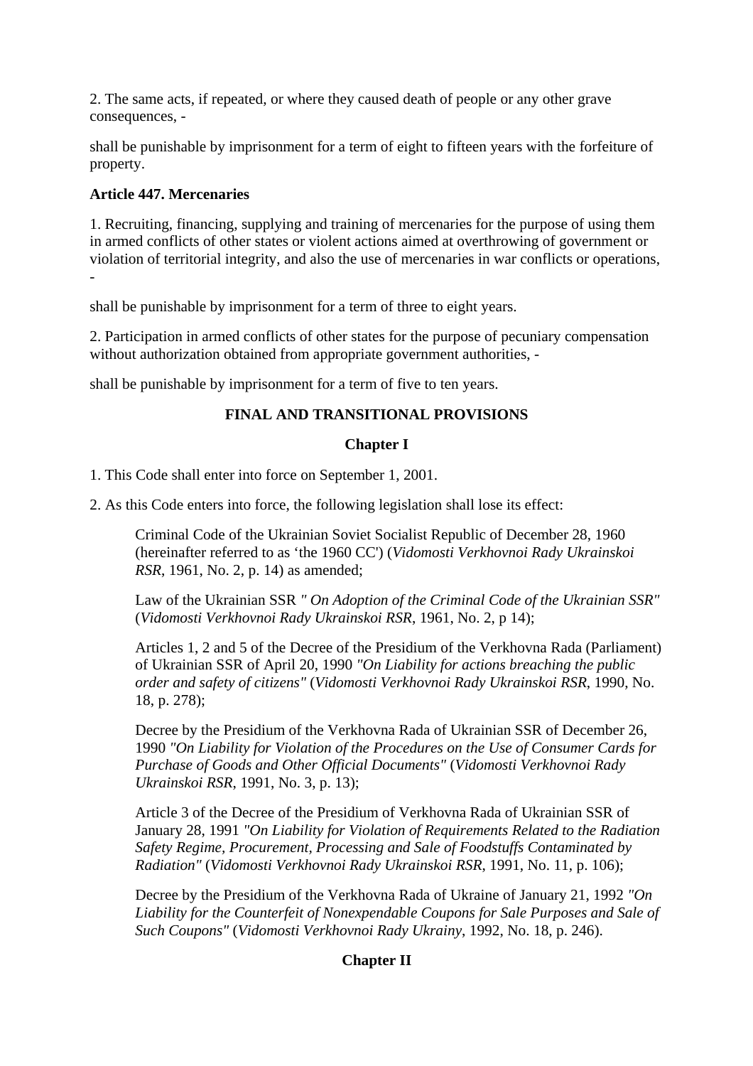2. The same acts, if repeated, or where they caused death of people or any other grave consequences, -

shall be punishable by imprisonment for a term of eight to fifteen years with the forfeiture of property.

**Article 447. Mercenaries**

1. Recruiting, financing, supplying and training of mercenaries for the purpose of using them in armed conflicts of other states or violent actions aimed at overthrowing of government or violation of territorial integrity, and also the use of mercenaries in war conflicts or operations, -

shall be punishable by imprisonment for a term of three to eight years.

2. Participation in armed conflicts of other states for the purpose of pecuniary compensation without authorization obtained from appropriate government authorities, -

shall be punishable by imprisonment for a term of five to ten years.

## FINAL AND TRANSITIONAL PROVISIONS

### Chapter I

1. This Code shall enter into force on September 1, 2001.

2. As this Code enters into force, the following legislation shall lose its effect:

> Criminal Code of the Ukrainian Soviet Socialist Republic of December 28, 1960 (hereinafter referred to as 'the 1960 CC') (*Vidomosti Verkhovnoi Rady Ukrainskoi RSR*, 1961, No. 2, p. 14) as amended;
>
> Law of the Ukrainian SSR *" On Adoption of the Criminal Code of the Ukrainian SSR"* (*Vidomosti Verkhovnoi Rady Ukrainskoi RSR*, 1961, No. 2, p 14);
>
> Articles 1, 2 and 5 of the Decree of the Presidium of the Verkhovna Rada (Parliament) of Ukrainian SSR of April 20, 1990 *"On Liability for actions breaching the public order and safety of citizens"* (*Vidomosti Verkhovnoi Rady Ukrainskoi RSR*, 1990, No. 18, p. 278);
>
> Decree by the Presidium of the Verkhovna Rada of Ukrainian SSR of December 26, 1990 *"On Liability for Violation of the Procedures on the Use of Consumer Cards for Purchase of Goods and Other Official Documents"* (*Vidomosti Verkhovnoi Rady Ukrainskoi RSR*, 1991, No. 3, p. 13);
>
> Article 3 of the Decree of the Presidium of Verkhovna Rada of Ukrainian SSR of January 28, 1991 *"On Liability for Violation of Requirements Related to the Radiation Safety Regime, Procurement, Processing and Sale of Foodstuffs Contaminated by Radiation"* (*Vidomosti Verkhovnoi Rady Ukrainskoi RSR*, 1991, No. 11, p. 106);
>
> Decree by the Presidium of the Verkhovna Rada of Ukraine of January 21, 1992 *"On Liability for the Counterfeit of Nonexpendable Coupons for Sale Purposes and Sale of Such Coupons"* (*Vidomosti Verkhovnoi Rady Ukrainy*, 1992, No. 18, p. 246).

### Chapter II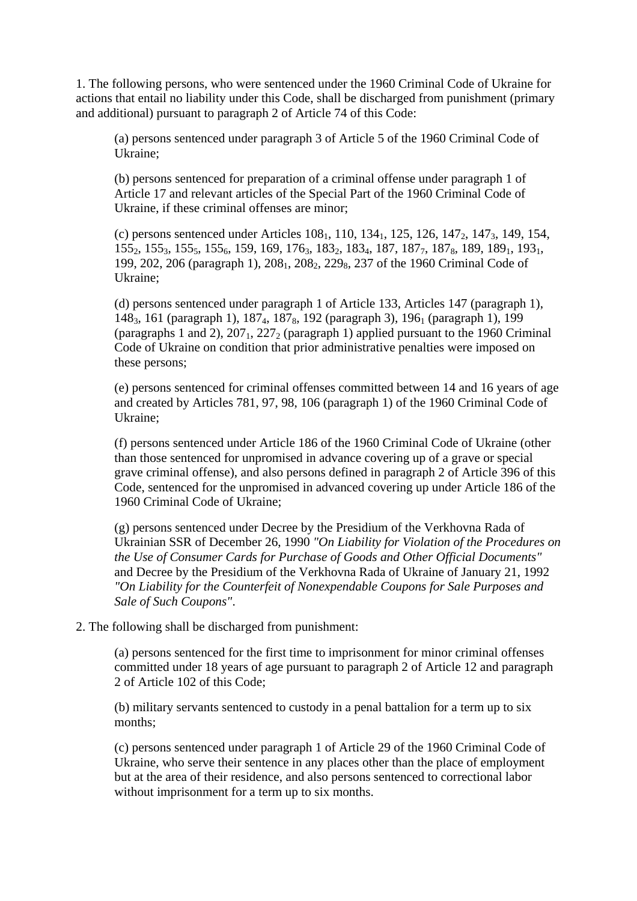1. The following persons, who were sentenced under the 1960 Criminal Code of Ukraine for actions that entail no liability under this Code, shall be discharged from punishment (primary and additional) pursuant to paragraph 2 of Article 74 of this Code:

(a) persons sentenced under paragraph 3 of Article 5 of the 1960 Criminal Code of Ukraine;

(b) persons sentenced for preparation of a criminal offense under paragraph 1 of Article 17 and relevant articles of the Special Part of the 1960 Criminal Code of Ukraine, if these criminal offenses are minor;

(c) persons sentenced under Articles $108_1$, 110, $134_1$, 125, 126, $147_2$, $147_3$, 149, 154, $155_2$, $155_3$, $155_5$, $155_6$, 159, 169, $176_3$, $183_2$, $183_4$, 187, $187_7$, $187_8$, 189, $189_1$, $193_1$, 199, 202, 206 (paragraph 1), $208_1$, $208_2$, $229_8$, 237 of the 1960 Criminal Code of Ukraine;

(d) persons sentenced under paragraph 1 of Article 133, Articles 147 (paragraph 1), $148_3$, 161 (paragraph 1), $187_4$, $187_8$, 192 (paragraph 3), $196_1$ (paragraph 1), 199 (paragraphs 1 and 2), $207_1$, $227_2$ (paragraph 1) applied pursuant to the 1960 Criminal Code of Ukraine on condition that prior administrative penalties were imposed on these persons;

(e) persons sentenced for criminal offenses committed between 14 and 16 years of age and created by Articles 781, 97, 98, 106 (paragraph 1) of the 1960 Criminal Code of Ukraine;

(f) persons sentenced under Article 186 of the 1960 Criminal Code of Ukraine (other than those sentenced for unpromised in advance covering up of a grave or special grave criminal offense), and also persons defined in paragraph 2 of Article 396 of this Code, sentenced for the unpromised in advanced covering up under Article 186 of the 1960 Criminal Code of Ukraine;

(g) persons sentenced under Decree by the Presidium of the Verkhovna Rada of Ukrainian SSR of December 26, 1990 *"On Liability for Violation of the Procedures on the Use of Consumer Cards for Purchase of Goods and Other Official Documents"* and Decree by the Presidium of the Verkhovna Rada of Ukraine of January 21, 1992 *"On Liability for the Counterfeit of Nonexpendable Coupons for Sale Purposes and Sale of Such Coupons"*.

2. The following shall be discharged from punishment:

(a) persons sentenced for the first time to imprisonment for minor criminal offenses committed under 18 years of age pursuant to paragraph 2 of Article 12 and paragraph 2 of Article 102 of this Code;

(b) military servants sentenced to custody in a penal battalion for a term up to six months;

(c) persons sentenced under paragraph 1 of Article 29 of the 1960 Criminal Code of Ukraine, who serve their sentence in any places other than the place of employment but at the area of their residence, and also persons sentenced to correctional labor without imprisonment for a term up to six months.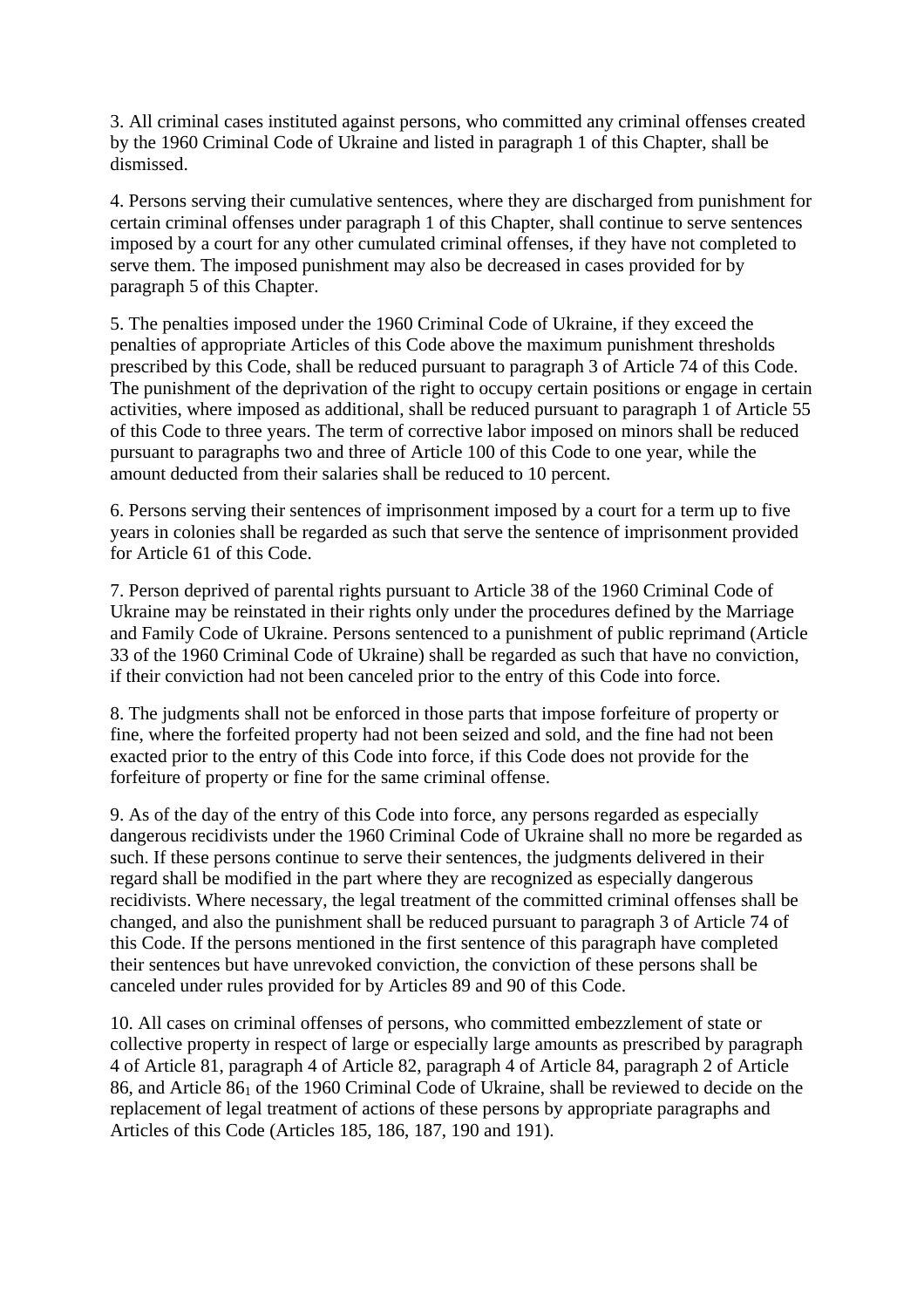3. All criminal cases instituted against persons, who committed any criminal offenses created by the 1960 Criminal Code of Ukraine and listed in paragraph 1 of this Chapter, shall be dismissed.

4. Persons serving their cumulative sentences, where they are discharged from punishment for certain criminal offenses under paragraph 1 of this Chapter, shall continue to serve sentences imposed by a court for any other cumulated criminal offenses, if they have not completed to serve them. The imposed punishment may also be decreased in cases provided for by paragraph 5 of this Chapter.

5. The penalties imposed under the 1960 Criminal Code of Ukraine, if they exceed the penalties of appropriate Articles of this Code above the maximum punishment thresholds prescribed by this Code, shall be reduced pursuant to paragraph 3 of Article 74 of this Code. The punishment of the deprivation of the right to occupy certain positions or engage in certain activities, where imposed as additional, shall be reduced pursuant to paragraph 1 of Article 55 of this Code to three years. The term of corrective labor imposed on minors shall be reduced pursuant to paragraphs two and three of Article 100 of this Code to one year, while the amount deducted from their salaries shall be reduced to 10 percent.

6. Persons serving their sentences of imprisonment imposed by a court for a term up to five years in colonies shall be regarded as such that serve the sentence of imprisonment provided for Article 61 of this Code.

7. Person deprived of parental rights pursuant to Article 38 of the 1960 Criminal Code of Ukraine may be reinstated in their rights only under the procedures defined by the Marriage and Family Code of Ukraine. Persons sentenced to a punishment of public reprimand (Article 33 of the 1960 Criminal Code of Ukraine) shall be regarded as such that have no conviction, if their conviction had not been canceled prior to the entry of this Code into force.

8. The judgments shall not be enforced in those parts that impose forfeiture of property or fine, where the forfeited property had not been seized and sold, and the fine had not been exacted prior to the entry of this Code into force, if this Code does not provide for the forfeiture of property or fine for the same criminal offense.

9. As of the day of the entry of this Code into force, any persons regarded as especially dangerous recidivists under the 1960 Criminal Code of Ukraine shall no more be regarded as such. If these persons continue to serve their sentences, the judgments delivered in their regard shall be modified in the part where they are recognized as especially dangerous recidivists. Where necessary, the legal treatment of the committed criminal offenses shall be changed, and also the punishment shall be reduced pursuant to paragraph 3 of Article 74 of this Code. If the persons mentioned in the first sentence of this paragraph have completed their sentences but have unrevoked conviction, the conviction of these persons shall be canceled under rules provided for by Articles 89 and 90 of this Code.

10. All cases on criminal offenses of persons, who committed embezzlement of state or collective property in respect of large or especially large amounts as prescribed by paragraph 4 of Article 81, paragraph 4 of Article 82, paragraph 4 of Article 84, paragraph 2 of Article 86, and Article $86_1$ of the 1960 Criminal Code of Ukraine, shall be reviewed to decide on the replacement of legal treatment of actions of these persons by appropriate paragraphs and Articles of this Code (Articles 185, 186, 187, 190 and 191).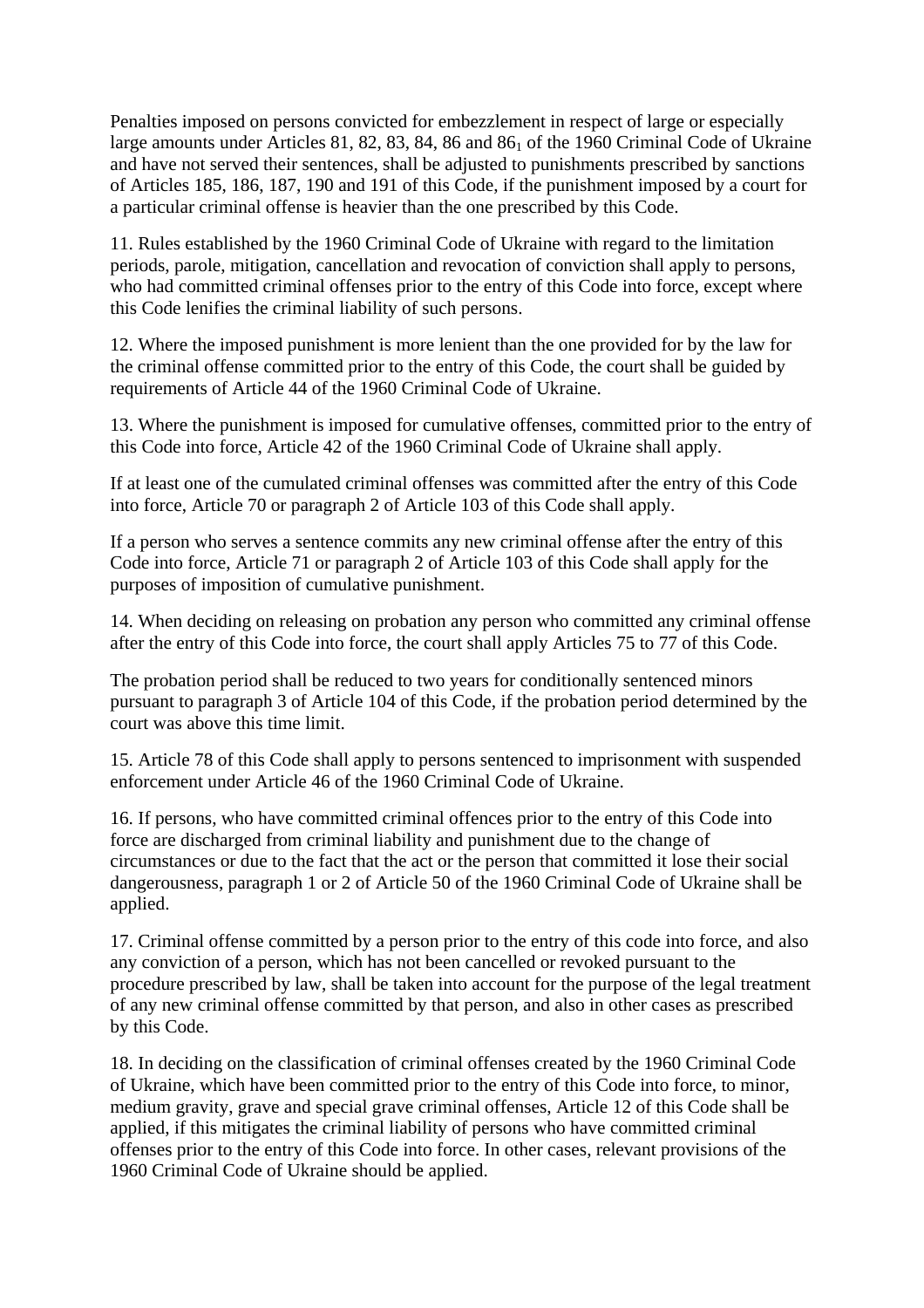Penalties imposed on persons convicted for embezzlement in respect of large or especially large amounts under Articles 81, 82, 83, 84, 86 and $86_1$ of the 1960 Criminal Code of Ukraine and have not served their sentences, shall be adjusted to punishments prescribed by sanctions of Articles 185, 186, 187, 190 and 191 of this Code, if the punishment imposed by a court for a particular criminal offense is heavier than the one prescribed by this Code.

11. Rules established by the 1960 Criminal Code of Ukraine with regard to the limitation periods, parole, mitigation, cancellation and revocation of conviction shall apply to persons, who had committed criminal offenses prior to the entry of this Code into force, except where this Code lenifies the criminal liability of such persons.

12. Where the imposed punishment is more lenient than the one provided for by the law for the criminal offense committed prior to the entry of this Code, the court shall be guided by requirements of Article 44 of the 1960 Criminal Code of Ukraine.

13. Where the punishment is imposed for cumulative offenses, committed prior to the entry of this Code into force, Article 42 of the 1960 Criminal Code of Ukraine shall apply.

If at least one of the cumulated criminal offenses was committed after the entry of this Code into force, Article 70 or paragraph 2 of Article 103 of this Code shall apply.

If a person who serves a sentence commits any new criminal offense after the entry of this Code into force, Article 71 or paragraph 2 of Article 103 of this Code shall apply for the purposes of imposition of cumulative punishment.

14. When deciding on releasing on probation any person who committed any criminal offense after the entry of this Code into force, the court shall apply Articles 75 to 77 of this Code.

The probation period shall be reduced to two years for conditionally sentenced minors pursuant to paragraph 3 of Article 104 of this Code, if the probation period determined by the court was above this time limit.

15. Article 78 of this Code shall apply to persons sentenced to imprisonment with suspended enforcement under Article 46 of the 1960 Criminal Code of Ukraine.

16. If persons, who have committed criminal offences prior to the entry of this Code into force are discharged from criminal liability and punishment due to the change of circumstances or due to the fact that the act or the person that committed it lose their social dangerousness, paragraph 1 or 2 of Article 50 of the 1960 Criminal Code of Ukraine shall be applied.

17. Criminal offense committed by a person prior to the entry of this code into force, and also any conviction of a person, which has not been cancelled or revoked pursuant to the procedure prescribed by law, shall be taken into account for the purpose of the legal treatment of any new criminal offense committed by that person, and also in other cases as prescribed by this Code.

18. In deciding on the classification of criminal offenses created by the 1960 Criminal Code of Ukraine, which have been committed prior to the entry of this Code into force, to minor, medium gravity, grave and special grave criminal offenses, Article 12 of this Code shall be applied, if this mitigates the criminal liability of persons who have committed criminal offenses prior to the entry of this Code into force. In other cases, relevant provisions of the 1960 Criminal Code of Ukraine should be applied.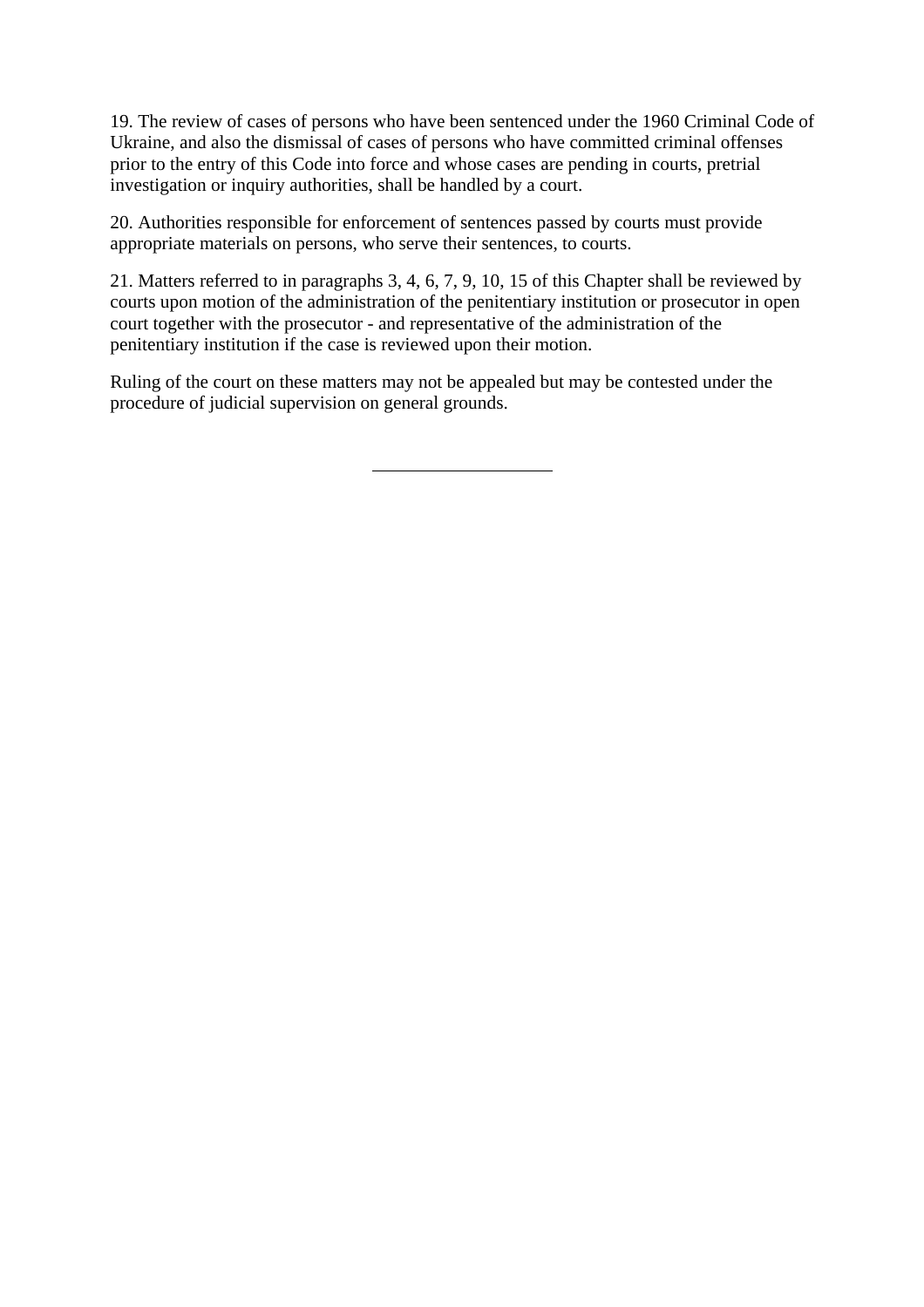19. The review of cases of persons who have been sentenced under the 1960 Criminal Code of Ukraine, and also the dismissal of cases of persons who have committed criminal offenses prior to the entry of this Code into force and whose cases are pending in courts, pretrial investigation or inquiry authorities, shall be handled by a court.

20. Authorities responsible for enforcement of sentences passed by courts must provide appropriate materials on persons, who serve their sentences, to courts.

21. Matters referred to in paragraphs 3, 4, 6, 7, 9, 10, 15 of this Chapter shall be reviewed by courts upon motion of the administration of the penitentiary institution or prosecutor in open court together with the prosecutor - and representative of the administration of the penitentiary institution if the case is reviewed upon their motion.

Ruling of the court on these matters may not be appealed but may be contested under the procedure of judicial supervision on general grounds.

---